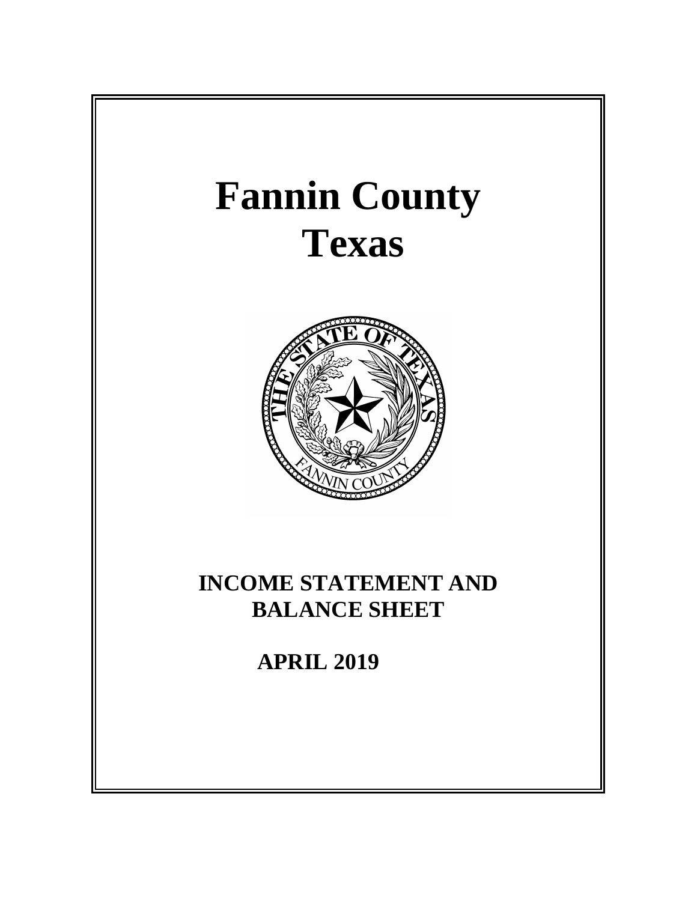# Fannin County
# Texas

## INCOME STATEMENT AND BALANCE SHEET

## APRIL 2019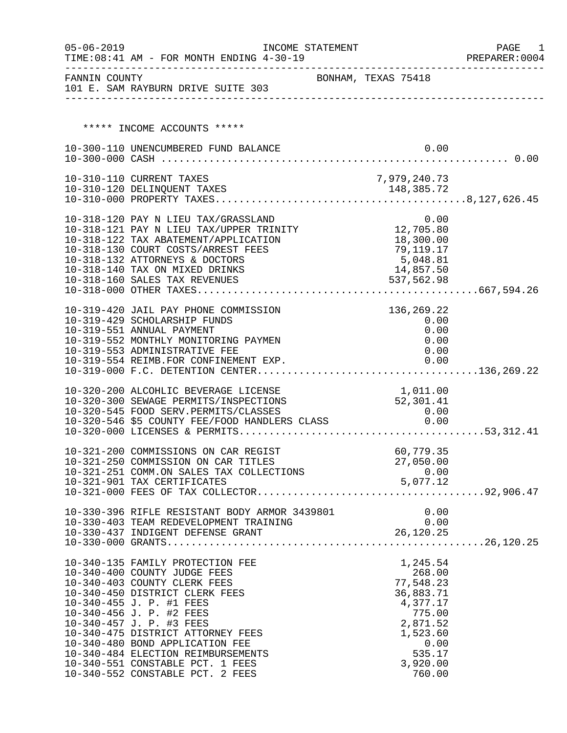05-06-2019 INCOME STATEMENT PAGE 1
TIME:08:41 AM - FOR MONTH ENDING 4-30-19 PREPARER:0004

FANNIN COUNTY BONHAM, TEXAS 75418
101 E. SAM RAYBURN DRIVE SUITE 303

***** INCOME ACCOUNTS *****

| Account | Description | Amount | Total |
|---|---|---|---|
| 10-300-110 | UNENCUMBERED FUND BALANCE | 0.00 | |
| 10-300-000 | CASH | | 0.00 |
| 10-310-110 | CURRENT TAXES | 7,979,240.73 | |
| 10-310-120 | DELINQUENT TAXES | 148,385.72 | |
| 10-310-000 | PROPERTY TAXES | | 8,127,626.45 |
| 10-318-120 | PAY N LIEU TAX/GRASSLAND | 0.00 | |
| 10-318-121 | PAY N LIEU TAX/UPPER TRINITY | 12,705.80 | |
| 10-318-122 | TAX ABATEMENT/APPLICATION | 18,300.00 | |
| 10-318-130 | COURT COSTS/ARREST FEES | 79,119.17 | |
| 10-318-132 | ATTORNEYS & DOCTORS | 5,048.81 | |
| 10-318-140 | TAX ON MIXED DRINKS | 14,857.50 | |
| 10-318-160 | SALES TAX REVENUES | 537,562.98 | |
| 10-318-000 | OTHER TAXES | | 667,594.26 |
| 10-319-420 | JAIL PAY PHONE COMMISSION | 136,269.22 | |
| 10-319-429 | SCHOLARSHIP FUNDS | 0.00 | |
| 10-319-551 | ANNUAL PAYMENT | 0.00 | |
| 10-319-552 | MONTHLY MONITORING PAYMEN | 0.00 | |
| 10-319-553 | ADMINISTRATIVE FEE | 0.00 | |
| 10-319-554 | REIMB.FOR CONFINEMENT EXP. | 0.00 | |
| 10-319-000 | F.C. DETENTION CENTER | | 136,269.22 |
| 10-320-200 | ALCOHLIC BEVERAGE LICENSE | 1,011.00 | |
| 10-320-300 | SEWAGE PERMITS/INSPECTIONS | 52,301.41 | |
| 10-320-545 | FOOD SERV.PERMITS/CLASSES | 0.00 | |
| 10-320-546 | $5 COUNTY FEE/FOOD HANDLERS CLASS | 0.00 | |
| 10-320-000 | LICENSES & PERMITS | | 53,312.41 |
| 10-321-200 | COMMISSIONS ON CAR REGIST | 60,779.35 | |
| 10-321-250 | COMMISSION ON CAR TITLES | 27,050.00 | |
| 10-321-251 | COMM.ON SALES TAX COLLECTIONS | 0.00 | |
| 10-321-901 | TAX CERTIFICATES | 5,077.12 | |
| 10-321-000 | FEES OF TAX COLLECTOR | | 92,906.47 |
| 10-330-396 | RIFLE RESISTANT BODY ARMOR 3439801 | 0.00 | |
| 10-330-403 | TEAM REDEVELOPMENT TRAINING | 0.00 | |
| 10-330-437 | INDIGENT DEFENSE GRANT | 26,120.25 | |
| 10-330-000 | GRANTS | | 26,120.25 |
| 10-340-135 | FAMILY PROTECTION FEE | 1,245.54 | |
| 10-340-400 | COUNTY JUDGE FEES | 268.00 | |
| 10-340-403 | COUNTY CLERK FEES | 77,548.23 | |
| 10-340-450 | DISTRICT CLERK FEES | 36,883.71 | |
| 10-340-455 | J. P. #1 FEES | 4,377.17 | |
| 10-340-456 | J. P. #2 FEES | 775.00 | |
| 10-340-457 | J. P. #3 FEES | 2,871.52 | |
| 10-340-475 | DISTRICT ATTORNEY FEES | 1,523.60 | |
| 10-340-480 | BOND APPLICATION FEE | 0.00 | |
| 10-340-484 | ELECTION REIMBURSEMENTS | 535.17 | |
| 10-340-551 | CONSTABLE PCT. 1 FEES | 3,920.00 | |
| 10-340-552 | CONSTABLE PCT. 2 FEES | 760.00 | |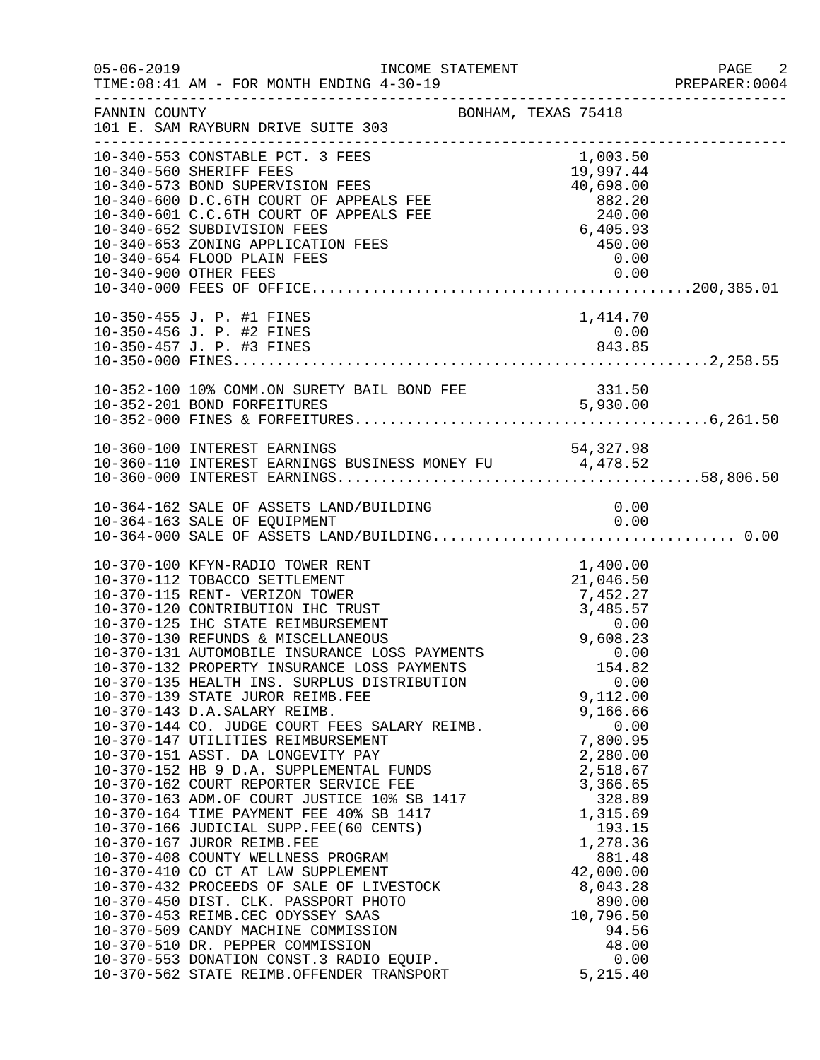FANNIN COUNTY　　　　　　　　　　BONHAM, TEXAS 75418
101 E. SAM RAYBURN DRIVE SUITE 303

| Account | Description | Amount | Total |
|---|---|---|---|
| 10-340-553 | CONSTABLE PCT. 3 FEES | 1,003.50 | |
| 10-340-560 | SHERIFF FEES | 19,997.44 | |
| 10-340-573 | BOND SUPERVISION FEES | 40,698.00 | |
| 10-340-600 | D.C.6TH COURT OF APPEALS FEE | 882.20 | |
| 10-340-601 | C.C.6TH COURT OF APPEALS FEE | 240.00 | |
| 10-340-652 | SUBDIVISION FEES | 6,405.93 | |
| 10-340-653 | ZONING APPLICATION FEES | 450.00 | |
| 10-340-654 | FLOOD PLAIN FEES | 0.00 | |
| 10-340-900 | OTHER FEES | 0.00 | |
| 10-340-000 | FEES OF OFFICE | | 200,385.01 |
| 10-350-455 | J. P. #1 FINES | 1,414.70 | |
| 10-350-456 | J. P. #2 FINES | 0.00 | |
| 10-350-457 | J. P. #3 FINES | 843.85 | |
| 10-350-000 | FINES | | 2,258.55 |
| 10-352-100 | 10% COMM.ON SURETY BAIL BOND FEE | 331.50 | |
| 10-352-201 | BOND FORFEITURES | 5,930.00 | |
| 10-352-000 | FINES & FORFEITURES | | 6,261.50 |
| 10-360-100 | INTEREST EARNINGS | 54,327.98 | |
| 10-360-110 | INTEREST EARNINGS BUSINESS MONEY FU | 4,478.52 | |
| 10-360-000 | INTEREST EARNINGS | | 58,806.50 |
| 10-364-162 | SALE OF ASSETS LAND/BUILDING | 0.00 | |
| 10-364-163 | SALE OF EQUIPMENT | 0.00 | |
| 10-364-000 | SALE OF ASSETS LAND/BUILDING | | 0.00 |
| 10-370-100 | KFYN-RADIO TOWER RENT | 1,400.00 | |
| 10-370-112 | TOBACCO SETTLEMENT | 21,046.50 | |
| 10-370-115 | RENT- VERIZON TOWER | 7,452.27 | |
| 10-370-120 | CONTRIBUTION IHC TRUST | 3,485.57 | |
| 10-370-125 | IHC STATE REIMBURSEMENT | 0.00 | |
| 10-370-130 | REFUNDS & MISCELLANEOUS | 9,608.23 | |
| 10-370-131 | AUTOMOBILE INSURANCE LOSS PAYMENTS | 0.00 | |
| 10-370-132 | PROPERTY INSURANCE LOSS PAYMENTS | 154.82 | |
| 10-370-135 | HEALTH INS. SURPLUS DISTRIBUTION | 0.00 | |
| 10-370-139 | STATE JUROR REIMB.FEE | 9,112.00 | |
| 10-370-143 | D.A.SALARY REIMB. | 9,166.66 | |
| 10-370-144 | CO. JUDGE COURT FEES SALARY REIMB. | 0.00 | |
| 10-370-147 | UTILITIES REIMBURSEMENT | 7,800.95 | |
| 10-370-151 | ASST. DA LONGEVITY PAY | 2,280.00 | |
| 10-370-152 | HB 9 D.A. SUPPLEMENTAL FUNDS | 2,518.67 | |
| 10-370-162 | COURT REPORTER SERVICE FEE | 3,366.65 | |
| 10-370-163 | ADM.OF COURT JUSTICE 10% SB 1417 | 328.89 | |
| 10-370-164 | TIME PAYMENT FEE 40% SB 1417 | 1,315.69 | |
| 10-370-166 | JUDICIAL SUPP.FEE(60 CENTS) | 193.15 | |
| 10-370-167 | JUROR REIMB.FEE | 1,278.36 | |
| 10-370-408 | COUNTY WELLNESS PROGRAM | 881.48 | |
| 10-370-410 | CO CT AT LAW SUPPLEMENT | 42,000.00 | |
| 10-370-432 | PROCEEDS OF SALE OF LIVESTOCK | 8,043.28 | |
| 10-370-450 | DIST. CLK. PASSPORT PHOTO | 890.00 | |
| 10-370-453 | REIMB.CEC ODYSSEY SAAS | 10,796.50 | |
| 10-370-509 | CANDY MACHINE COMMISSION | 94.56 | |
| 10-370-510 | DR. PEPPER COMMISSION | 48.00 | |
| 10-370-553 | DONATION CONST.3 RADIO EQUIP. | 0.00 | |
| 10-370-562 | STATE REIMB.OFFENDER TRANSPORT | 5,215.40 | |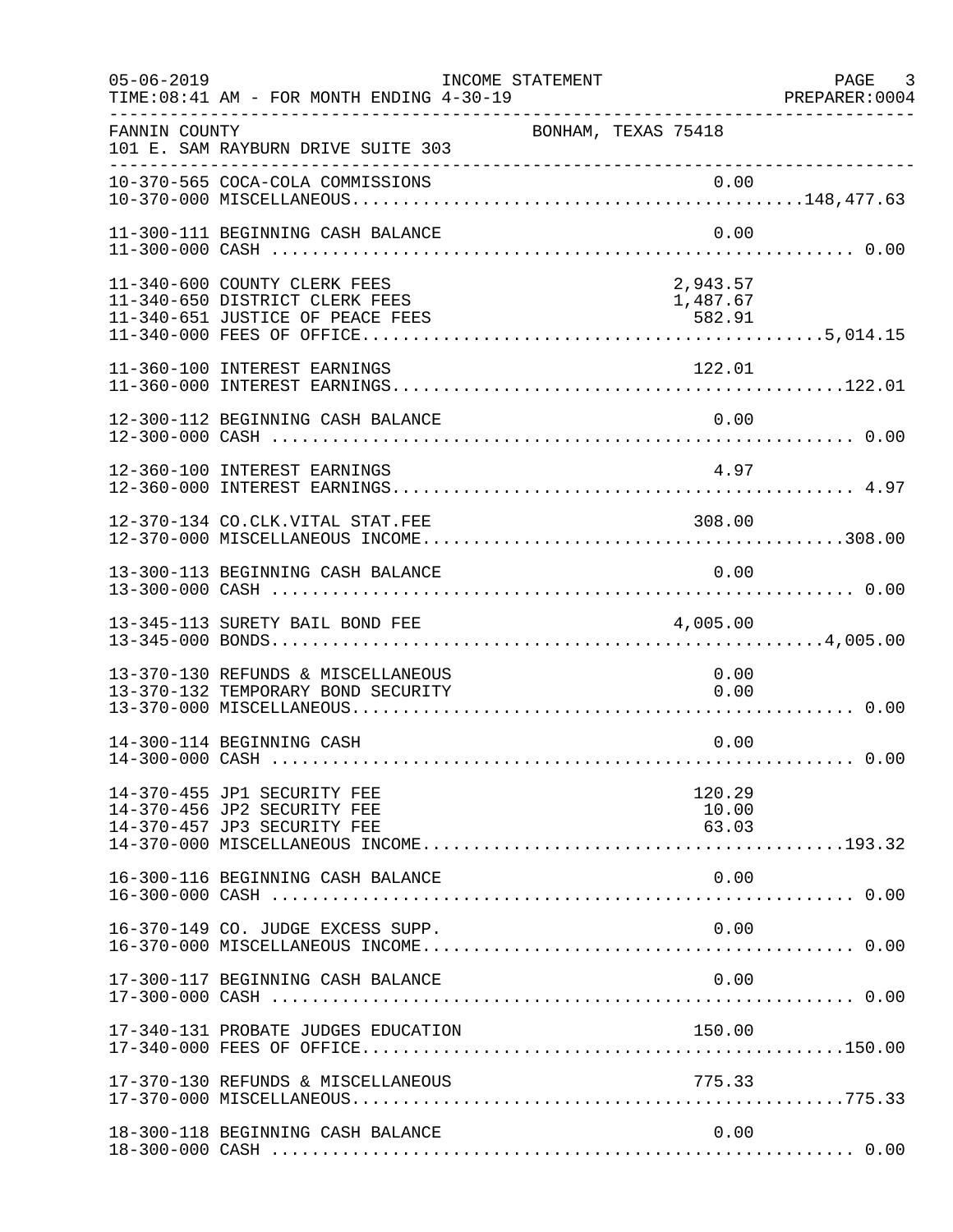INCOME STATEMENT

TIME:08:41 AM - FOR MONTH ENDING 4-30-19

FANNIN COUNTY — BONHAM, TEXAS 75418
101 E. SAM RAYBURN DRIVE SUITE 303

| Account | Description | Amount | Total |
|---|---|---|---|
| 10-370-565 | COCA-COLA COMMISSIONS | 0.00 | |
| 10-370-000 | MISCELLANEOUS | | 148,477.63 |
| 11-300-111 | BEGINNING CASH BALANCE | 0.00 | |
| 11-300-000 | CASH | | 0.00 |
| 11-340-600 | COUNTY CLERK FEES | 2,943.57 | |
| 11-340-650 | DISTRICT CLERK FEES | 1,487.67 | |
| 11-340-651 | JUSTICE OF PEACE FEES | 582.91 | |
| 11-340-000 | FEES OF OFFICE | | 5,014.15 |
| 11-360-100 | INTEREST EARNINGS | 122.01 | |
| 11-360-000 | INTEREST EARNINGS | | 122.01 |
| 12-300-112 | BEGINNING CASH BALANCE | 0.00 | |
| 12-300-000 | CASH | | 0.00 |
| 12-360-100 | INTEREST EARNINGS | 4.97 | |
| 12-360-000 | INTEREST EARNINGS | | 4.97 |
| 12-370-134 | CO.CLK.VITAL STAT.FEE | 308.00 | |
| 12-370-000 | MISCELLANEOUS INCOME | | 308.00 |
| 13-300-113 | BEGINNING CASH BALANCE | 0.00 | |
| 13-300-000 | CASH | | 0.00 |
| 13-345-113 | SURETY BAIL BOND FEE | 4,005.00 | |
| 13-345-000 | BONDS | | 4,005.00 |
| 13-370-130 | REFUNDS & MISCELLANEOUS | 0.00 | |
| 13-370-132 | TEMPORARY BOND SECURITY | 0.00 | |
| 13-370-000 | MISCELLANEOUS | | 0.00 |
| 14-300-114 | BEGINNING CASH | 0.00 | |
| 14-300-000 | CASH | | 0.00 |
| 14-370-455 | JP1 SECURITY FEE | 120.29 | |
| 14-370-456 | JP2 SECURITY FEE | 10.00 | |
| 14-370-457 | JP3 SECURITY FEE | 63.03 | |
| 14-370-000 | MISCELLANEOUS INCOME | | 193.32 |
| 16-300-116 | BEGINNING CASH BALANCE | 0.00 | |
| 16-300-000 | CASH | | 0.00 |
| 16-370-149 | CO. JUDGE EXCESS SUPP. | 0.00 | |
| 16-370-000 | MISCELLANEOUS INCOME | | 0.00 |
| 17-300-117 | BEGINNING CASH BALANCE | 0.00 | |
| 17-300-000 | CASH | | 0.00 |
| 17-340-131 | PROBATE JUDGES EDUCATION | 150.00 | |
| 17-340-000 | FEES OF OFFICE | | 150.00 |
| 17-370-130 | REFUNDS & MISCELLANEOUS | 775.33 | |
| 17-370-000 | MISCELLANEOUS | | 775.33 |
| 18-300-118 | BEGINNING CASH BALANCE | 0.00 | |
| 18-300-000 | CASH | | 0.00 |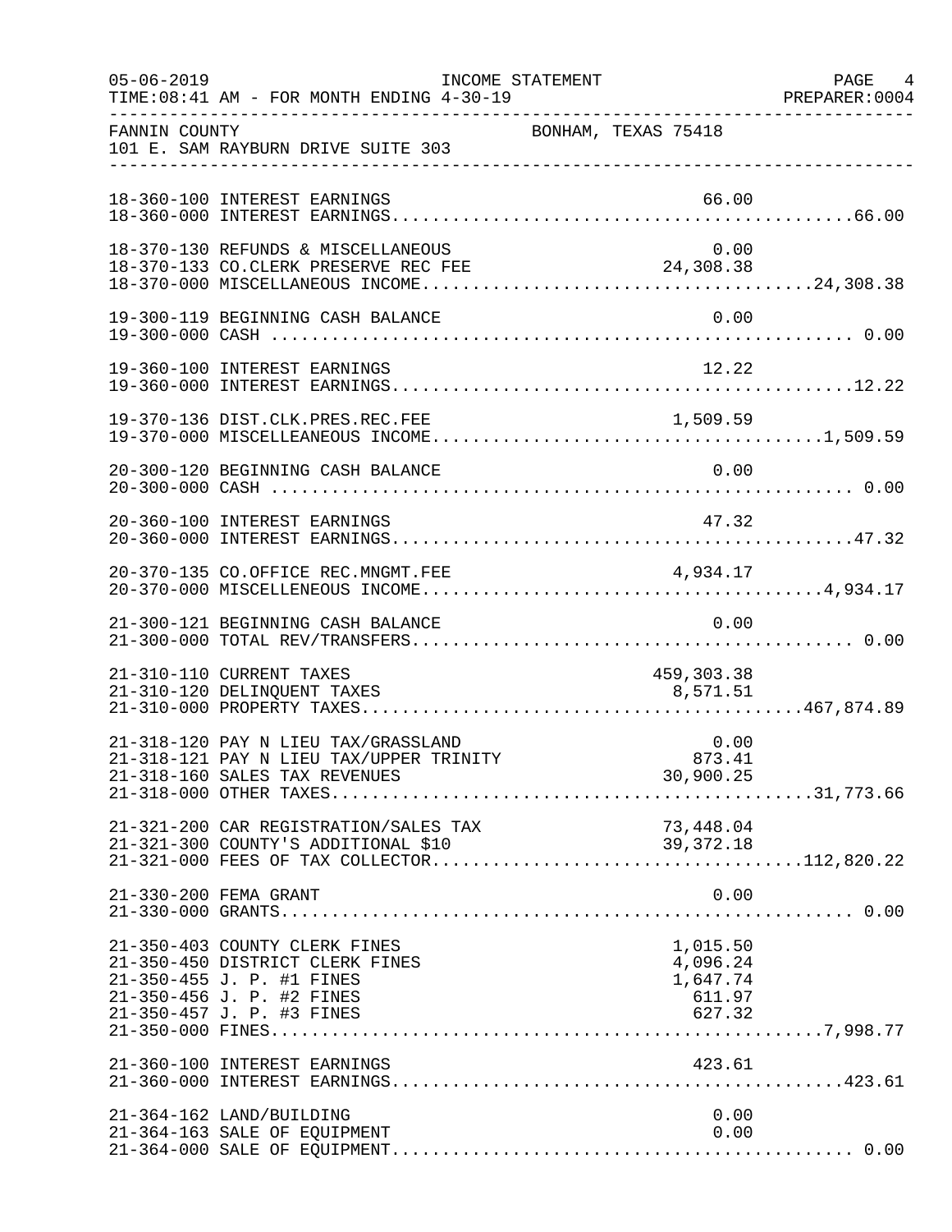FANNIN COUNTY — BONHAM, TEXAS 75418
101 E. SAM RAYBURN DRIVE SUITE 303

INCOME STATEMENT — TIME:08:41 AM - FOR MONTH ENDING 4-30-19

| Account | Description | Amount | Total |
|---|---|---|---|
| 18-360-100 | INTEREST EARNINGS | 66.00 | |
| 18-360-000 | INTEREST EARNINGS | | 66.00 |
| 18-370-130 | REFUNDS & MISCELLANEOUS | 0.00 | |
| 18-370-133 | CO.CLERK PRESERVE REC FEE | 24,308.38 | |
| 18-370-000 | MISCELLANEOUS INCOME | | 24,308.38 |
| 19-300-119 | BEGINNING CASH BALANCE | 0.00 | |
| 19-300-000 | CASH | | 0.00 |
| 19-360-100 | INTEREST EARNINGS | 12.22 | |
| 19-360-000 | INTEREST EARNINGS | | 12.22 |
| 19-370-136 | DIST.CLK.PRES.REC.FEE | 1,509.59 | |
| 19-370-000 | MISCELLEANEOUS INCOME | | 1,509.59 |
| 20-300-120 | BEGINNING CASH BALANCE | 0.00 | |
| 20-300-000 | CASH | | 0.00 |
| 20-360-100 | INTEREST EARNINGS | 47.32 | |
| 20-360-000 | INTEREST EARNINGS | | 47.32 |
| 20-370-135 | CO.OFFICE REC.MNGMT.FEE | 4,934.17 | |
| 20-370-000 | MISCELLENEOUS INCOME | | 4,934.17 |
| 21-300-121 | BEGINNING CASH BALANCE | 0.00 | |
| 21-300-000 | TOTAL REV/TRANSFERS | | 0.00 |
| 21-310-110 | CURRENT TAXES | 459,303.38 | |
| 21-310-120 | DELINQUENT TAXES | 8,571.51 | |
| 21-310-000 | PROPERTY TAXES | | 467,874.89 |
| 21-318-120 | PAY N LIEU TAX/GRASSLAND | 0.00 | |
| 21-318-121 | PAY N LIEU TAX/UPPER TRINITY | 873.41 | |
| 21-318-160 | SALES TAX REVENUES | 30,900.25 | |
| 21-318-000 | OTHER TAXES | | 31,773.66 |
| 21-321-200 | CAR REGISTRATION/SALES TAX | 73,448.04 | |
| 21-321-300 | COUNTY'S ADDITIONAL $10 | 39,372.18 | |
| 21-321-000 | FEES OF TAX COLLECTOR | | 112,820.22 |
| 21-330-200 | FEMA GRANT | 0.00 | |
| 21-330-000 | GRANTS | | 0.00 |
| 21-350-403 | COUNTY CLERK FINES | 1,015.50 | |
| 21-350-450 | DISTRICT CLERK FINES | 4,096.24 | |
| 21-350-455 | J. P. #1 FINES | 1,647.74 | |
| 21-350-456 | J. P. #2 FINES | 611.97 | |
| 21-350-457 | J. P. #3 FINES | 627.32 | |
| 21-350-000 | FINES | | 7,998.77 |
| 21-360-100 | INTEREST EARNINGS | 423.61 | |
| 21-360-000 | INTEREST EARNINGS | | 423.61 |
| 21-364-162 | LAND/BUILDING | 0.00 | |
| 21-364-163 | SALE OF EQUIPMENT | 0.00 | |
| 21-364-000 | SALE OF EQUIPMENT | | 0.00 |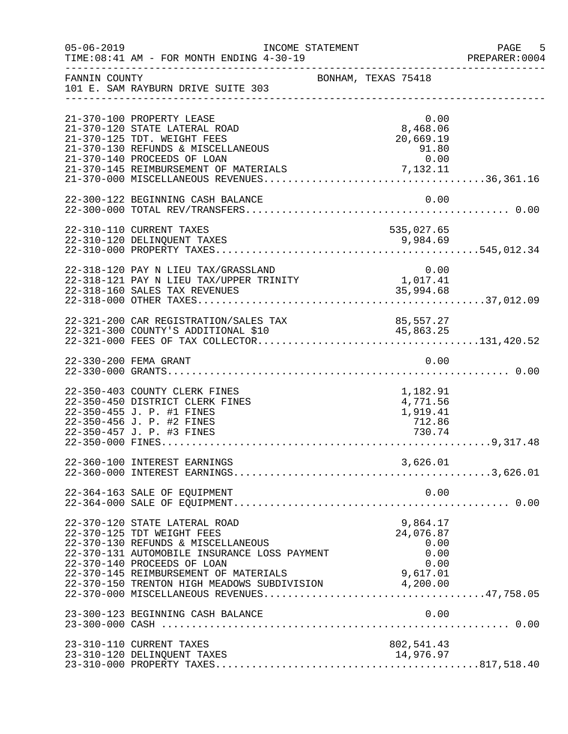FANNIN COUNTY — BONHAM, TEXAS 75418
101 E. SAM RAYBURN DRIVE SUITE 303

INCOME STATEMENT — FOR MONTH ENDING 4-30-19

| Account | Description | Amount | Total |
|---|---|---|---|
| 21-370-100 | PROPERTY LEASE | 0.00 | |
| 21-370-120 | STATE LATERAL ROAD | 8,468.06 | |
| 21-370-125 | TDT. WEIGHT FEES | 20,669.19 | |
| 21-370-130 | REFUNDS & MISCELLANEOUS | 91.80 | |
| 21-370-140 | PROCEEDS OF LOAN | 0.00 | |
| 21-370-145 | REIMBURSEMENT OF MATERIALS | 7,132.11 | |
| 21-370-000 | MISCELLANEOUS REVENUES | | 36,361.16 |
| 22-300-122 | BEGINNING CASH BALANCE | 0.00 | |
| 22-300-000 | TOTAL REV/TRANSFERS | | 0.00 |
| 22-310-110 | CURRENT TAXES | 535,027.65 | |
| 22-310-120 | DELINQUENT TAXES | 9,984.69 | |
| 22-310-000 | PROPERTY TAXES | | 545,012.34 |
| 22-318-120 | PAY N LIEU TAX/GRASSLAND | 0.00 | |
| 22-318-121 | PAY N LIEU TAX/UPPER TRINITY | 1,017.41 | |
| 22-318-160 | SALES TAX REVENUES | 35,994.68 | |
| 22-318-000 | OTHER TAXES | | 37,012.09 |
| 22-321-200 | CAR REGISTRATION/SALES TAX | 85,557.27 | |
| 22-321-300 | COUNTY'S ADDITIONAL $10 | 45,863.25 | |
| 22-321-000 | FEES OF TAX COLLECTOR | | 131,420.52 |
| 22-330-200 | FEMA GRANT | 0.00 | |
| 22-330-000 | GRANTS | | 0.00 |
| 22-350-403 | COUNTY CLERK FINES | 1,182.91 | |
| 22-350-450 | DISTRICT CLERK FINES | 4,771.56 | |
| 22-350-455 | J. P. #1 FINES | 1,919.41 | |
| 22-350-456 | J. P. #2 FINES | 712.86 | |
| 22-350-457 | J. P. #3 FINES | 730.74 | |
| 22-350-000 | FINES | | 9,317.48 |
| 22-360-100 | INTEREST EARNINGS | 3,626.01 | |
| 22-360-000 | INTEREST EARNINGS | | 3,626.01 |
| 22-364-163 | SALE OF EQUIPMENT | 0.00 | |
| 22-364-000 | SALE OF EQUIPMENT | | 0.00 |
| 22-370-120 | STATE LATERAL ROAD | 9,864.17 | |
| 22-370-125 | TDT WEIGHT FEES | 24,076.87 | |
| 22-370-130 | REFUNDS & MISCELLANEOUS | 0.00 | |
| 22-370-131 | AUTOMOBILE INSURANCE LOSS PAYMENT | 0.00 | |
| 22-370-140 | PROCEEDS OF LOAN | 0.00 | |
| 22-370-145 | REIMBURSEMENT OF MATERIALS | 9,617.01 | |
| 22-370-150 | TRENTON HIGH MEADOWS SUBDIVISION | 4,200.00 | |
| 22-370-000 | MISCELLANEOUS REVENUES | | 47,758.05 |
| 23-300-123 | BEGINNING CASH BALANCE | 0.00 | |
| 23-300-000 | CASH | | 0.00 |
| 23-310-110 | CURRENT TAXES | 802,541.43 | |
| 23-310-120 | DELINQUENT TAXES | 14,976.97 | |
| 23-310-000 | PROPERTY TAXES | | 817,518.40 |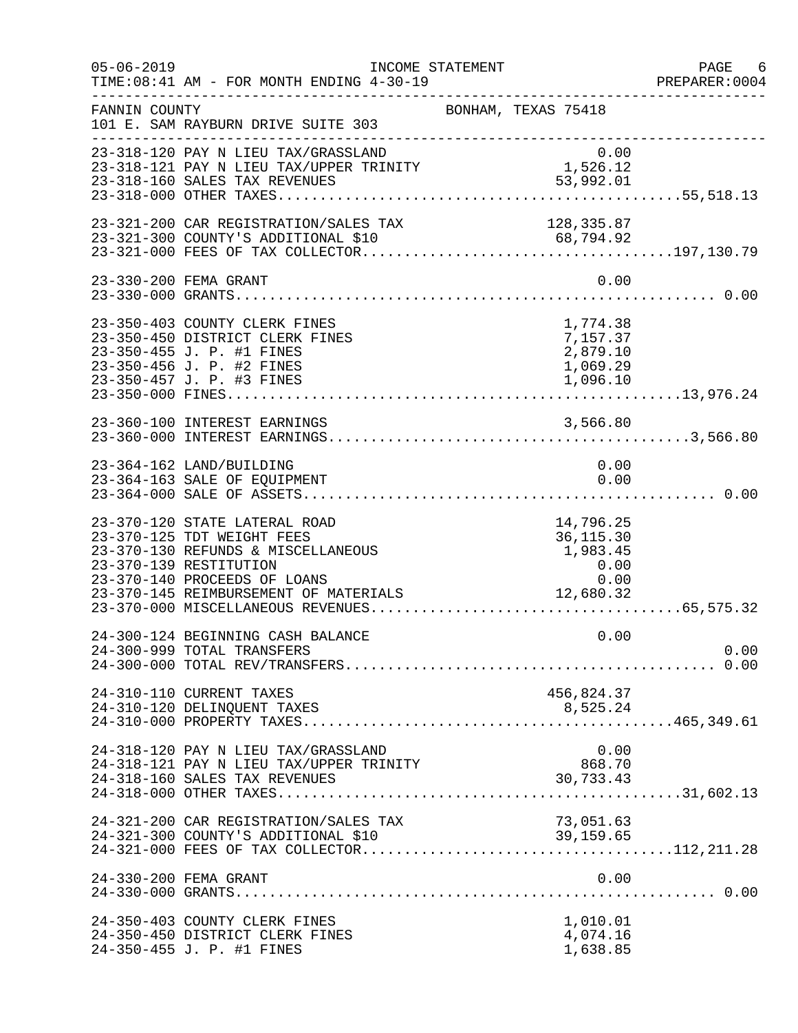05-06-2019 INCOME STATEMENT PAGE 6
TIME:08:41 AM - FOR MONTH ENDING 4-30-19 PREPARER:0004

FANNIN COUNTY BONHAM, TEXAS 75418
101 E. SAM RAYBURN DRIVE SUITE 303

| Account | Description | Amount | Total |
|---|---|---|---|
| 23-318-120 | PAY N LIEU TAX/GRASSLAND | 0.00 | |
| 23-318-121 | PAY N LIEU TAX/UPPER TRINITY | 1,526.12 | |
| 23-318-160 | SALES TAX REVENUES | 53,992.01 | |
| 23-318-000 | OTHER TAXES | | 55,518.13 |
| 23-321-200 | CAR REGISTRATION/SALES TAX | 128,335.87 | |
| 23-321-300 | COUNTY'S ADDITIONAL $10 | 68,794.92 | |
| 23-321-000 | FEES OF TAX COLLECTOR | | 197,130.79 |
| 23-330-200 | FEMA GRANT | 0.00 | |
| 23-330-000 | GRANTS | | 0.00 |
| 23-350-403 | COUNTY CLERK FINES | 1,774.38 | |
| 23-350-450 | DISTRICT CLERK FINES | 7,157.37 | |
| 23-350-455 | J. P. #1 FINES | 2,879.10 | |
| 23-350-456 | J. P. #2 FINES | 1,069.29 | |
| 23-350-457 | J. P. #3 FINES | 1,096.10 | |
| 23-350-000 | FINES | | 13,976.24 |
| 23-360-100 | INTEREST EARNINGS | 3,566.80 | |
| 23-360-000 | INTEREST EARNINGS | | 3,566.80 |
| 23-364-162 | LAND/BUILDING | 0.00 | |
| 23-364-163 | SALE OF EQUIPMENT | 0.00 | |
| 23-364-000 | SALE OF ASSETS | | 0.00 |
| 23-370-120 | STATE LATERAL ROAD | 14,796.25 | |
| 23-370-125 | TDT WEIGHT FEES | 36,115.30 | |
| 23-370-130 | REFUNDS & MISCELLANEOUS | 1,983.45 | |
| 23-370-139 | RESTITUTION | 0.00 | |
| 23-370-140 | PROCEEDS OF LOANS | 0.00 | |
| 23-370-145 | REIMBURSEMENT OF MATERIALS | 12,680.32 | |
| 23-370-000 | MISCELLANEOUS REVENUES | | 65,575.32 |
| 24-300-124 | BEGINNING CASH BALANCE | 0.00 | |
| 24-300-999 | TOTAL TRANSFERS | | 0.00 |
| 24-300-000 | TOTAL REV/TRANSFERS | | 0.00 |
| 24-310-110 | CURRENT TAXES | 456,824.37 | |
| 24-310-120 | DELINQUENT TAXES | 8,525.24 | |
| 24-310-000 | PROPERTY TAXES | | 465,349.61 |
| 24-318-120 | PAY N LIEU TAX/GRASSLAND | 0.00 | |
| 24-318-121 | PAY N LIEU TAX/UPPER TRINITY | 868.70 | |
| 24-318-160 | SALES TAX REVENUES | 30,733.43 | |
| 24-318-000 | OTHER TAXES | | 31,602.13 |
| 24-321-200 | CAR REGISTRATION/SALES TAX | 73,051.63 | |
| 24-321-300 | COUNTY'S ADDITIONAL $10 | 39,159.65 | |
| 24-321-000 | FEES OF TAX COLLECTOR | | 112,211.28 |
| 24-330-200 | FEMA GRANT | 0.00 | |
| 24-330-000 | GRANTS | | 0.00 |
| 24-350-403 | COUNTY CLERK FINES | 1,010.01 | |
| 24-350-450 | DISTRICT CLERK FINES | 4,074.16 | |
| 24-350-455 | J. P. #1 FINES | 1,638.85 | |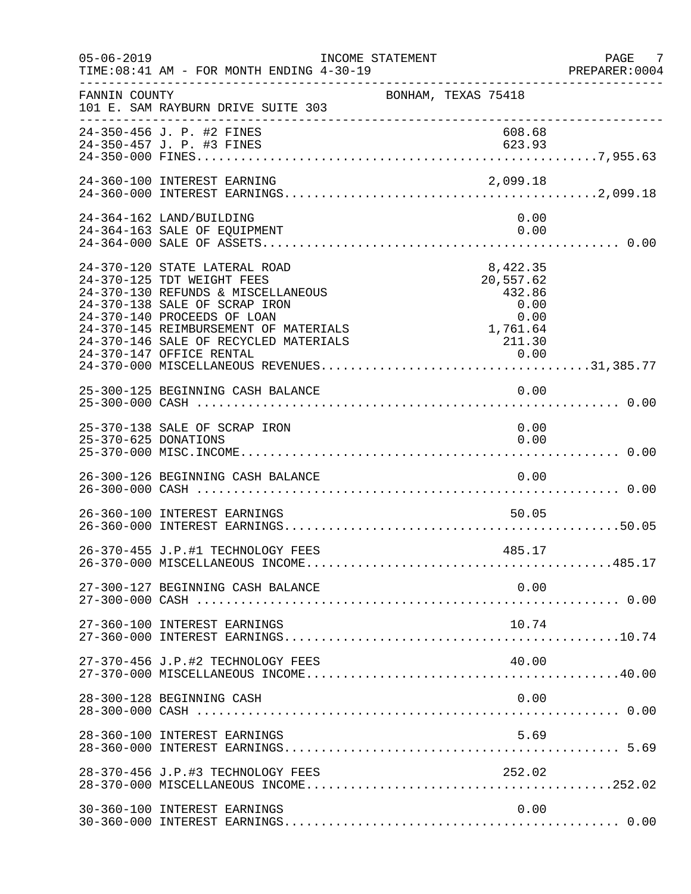05-06-2019 INCOME STATEMENT
TIME:08:41 AM - FOR MONTH ENDING 4-30-19 PREPARER:0004

FANNIN COUNTY BONHAM, TEXAS 75418
101 E. SAM RAYBURN DRIVE SUITE 303

| Account | Description | Amount | Total |
|---|---|---|---|
| 24-350-456 | J. P. #2 FINES | 608.68 | |
| 24-350-457 | J. P. #3 FINES | 623.93 | |
| 24-350-000 | FINES | | 7,955.63 |
| 24-360-100 | INTEREST EARNING | 2,099.18 | |
| 24-360-000 | INTEREST EARNINGS | | 2,099.18 |
| 24-364-162 | LAND/BUILDING | 0.00 | |
| 24-364-163 | SALE OF EQUIPMENT | 0.00 | |
| 24-364-000 | SALE OF ASSETS | | 0.00 |
| 24-370-120 | STATE LATERAL ROAD | 8,422.35 | |
| 24-370-125 | TDT WEIGHT FEES | 20,557.62 | |
| 24-370-130 | REFUNDS & MISCELLANEOUS | 432.86 | |
| 24-370-138 | SALE OF SCRAP IRON | 0.00 | |
| 24-370-140 | PROCEEDS OF LOAN | 0.00 | |
| 24-370-145 | REIMBURSEMENT OF MATERIALS | 1,761.64 | |
| 24-370-146 | SALE OF RECYCLED MATERIALS | 211.30 | |
| 24-370-147 | OFFICE RENTAL | 0.00 | |
| 24-370-000 | MISCELLANEOUS REVENUES | | 31,385.77 |
| 25-300-125 | BEGINNING CASH BALANCE | 0.00 | |
| 25-300-000 | CASH | | 0.00 |
| 25-370-138 | SALE OF SCRAP IRON | 0.00 | |
| 25-370-625 | DONATIONS | 0.00 | |
| 25-370-000 | MISC.INCOME | | 0.00 |
| 26-300-126 | BEGINNING CASH BALANCE | 0.00 | |
| 26-300-000 | CASH | | 0.00 |
| 26-360-100 | INTEREST EARNINGS | 50.05 | |
| 26-360-000 | INTEREST EARNINGS | | 50.05 |
| 26-370-455 | J.P.#1 TECHNOLOGY FEES | 485.17 | |
| 26-370-000 | MISCELLANEOUS INCOME | | 485.17 |
| 27-300-127 | BEGINNING CASH BALANCE | 0.00 | |
| 27-300-000 | CASH | | 0.00 |
| 27-360-100 | INTEREST EARNINGS | 10.74 | |
| 27-360-000 | INTEREST EARNINGS | | 10.74 |
| 27-370-456 | J.P.#2 TECHNOLOGY FEES | 40.00 | |
| 27-370-000 | MISCELLANEOUS INCOME | | 40.00 |
| 28-300-128 | BEGINNING CASH | 0.00 | |
| 28-300-000 | CASH | | 0.00 |
| 28-360-100 | INTEREST EARNINGS | 5.69 | |
| 28-360-000 | INTEREST EARNINGS | | 5.69 |
| 28-370-456 | J.P.#3 TECHNOLOGY FEES | 252.02 | |
| 28-370-000 | MISCELLANEOUS INCOME | | 252.02 |
| 30-360-100 | INTEREST EARNINGS | 0.00 | |
| 30-360-000 | INTEREST EARNINGS | | 0.00 |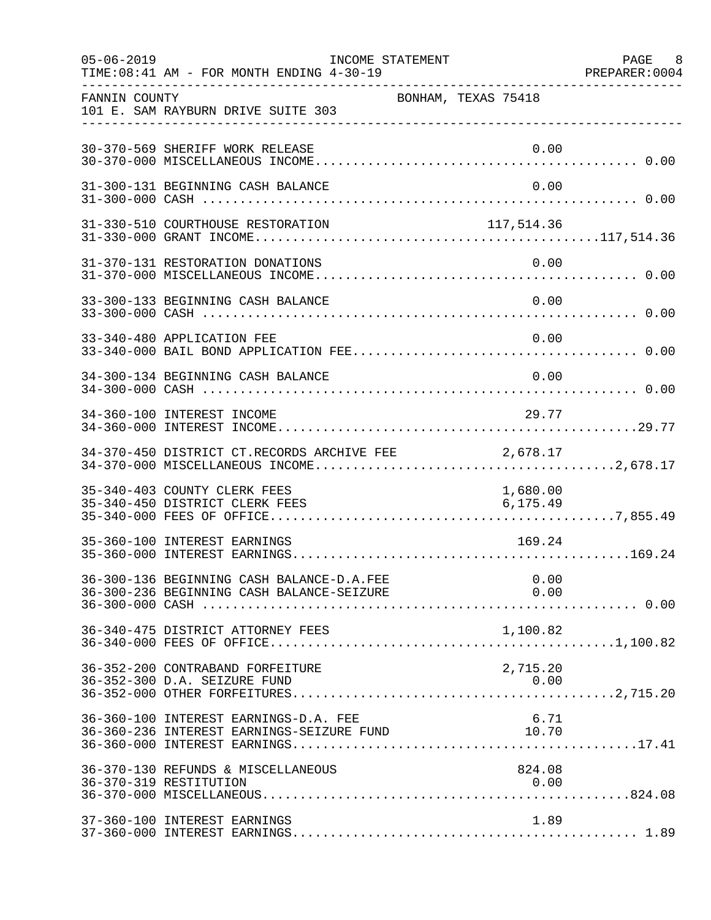FANNIN COUNTY — BONHAM, TEXAS 75418
101 E. SAM RAYBURN DRIVE SUITE 303

INCOME STATEMENT — TIME: 08:41 AM - FOR MONTH ENDING 4-30-19

| Account | Description | Amount | Total |
|---|---|---|---|
| 30-370-569 | SHERIFF WORK RELEASE | 0.00 | |
| 30-370-000 | MISCELLANEOUS INCOME | | 0.00 |
| 31-300-131 | BEGINNING CASH BALANCE | 0.00 | |
| 31-300-000 | CASH | | 0.00 |
| 31-330-510 | COURTHOUSE RESTORATION | 117,514.36 | |
| 31-330-000 | GRANT INCOME | | 117,514.36 |
| 31-370-131 | RESTORATION DONATIONS | 0.00 | |
| 31-370-000 | MISCELLANEOUS INCOME | | 0.00 |
| 33-300-133 | BEGINNING CASH BALANCE | 0.00 | |
| 33-300-000 | CASH | | 0.00 |
| 33-340-480 | APPLICATION FEE | 0.00 | |
| 33-340-000 | BAIL BOND APPLICATION FEE | | 0.00 |
| 34-300-134 | BEGINNING CASH BALANCE | 0.00 | |
| 34-300-000 | CASH | | 0.00 |
| 34-360-100 | INTEREST INCOME | 29.77 | |
| 34-360-000 | INTEREST INCOME | | 29.77 |
| 34-370-450 | DISTRICT CT.RECORDS ARCHIVE FEE | 2,678.17 | |
| 34-370-000 | MISCELLANEOUS INCOME | | 2,678.17 |
| 35-340-403 | COUNTY CLERK FEES | 1,680.00 | |
| 35-340-450 | DISTRICT CLERK FEES | 6,175.49 | |
| 35-340-000 | FEES OF OFFICE | | 7,855.49 |
| 35-360-100 | INTEREST EARNINGS | 169.24 | |
| 35-360-000 | INTEREST EARNINGS | | 169.24 |
| 36-300-136 | BEGINNING CASH BALANCE-D.A.FEE | 0.00 | |
| 36-300-236 | BEGINNING CASH BALANCE-SEIZURE | 0.00 | |
| 36-300-000 | CASH | | 0.00 |
| 36-340-475 | DISTRICT ATTORNEY FEES | 1,100.82 | |
| 36-340-000 | FEES OF OFFICE | | 1,100.82 |
| 36-352-200 | CONTRABAND FORFEITURE | 2,715.20 | |
| 36-352-300 | D.A. SEIZURE FUND | 0.00 | |
| 36-352-000 | OTHER FORFEITURES | | 2,715.20 |
| 36-360-100 | INTEREST EARNINGS-D.A. FEE | 6.71 | |
| 36-360-236 | INTEREST EARNINGS-SEIZURE FUND | 10.70 | |
| 36-360-000 | INTEREST EARNINGS | | 17.41 |
| 36-370-130 | REFUNDS & MISCELLANEOUS | 824.08 | |
| 36-370-319 | RESTITUTION | 0.00 | |
| 36-370-000 | MISCELLANEOUS | | 824.08 |
| 37-360-100 | INTEREST EARNINGS | 1.89 | |
| 37-360-000 | INTEREST EARNINGS | | 1.89 |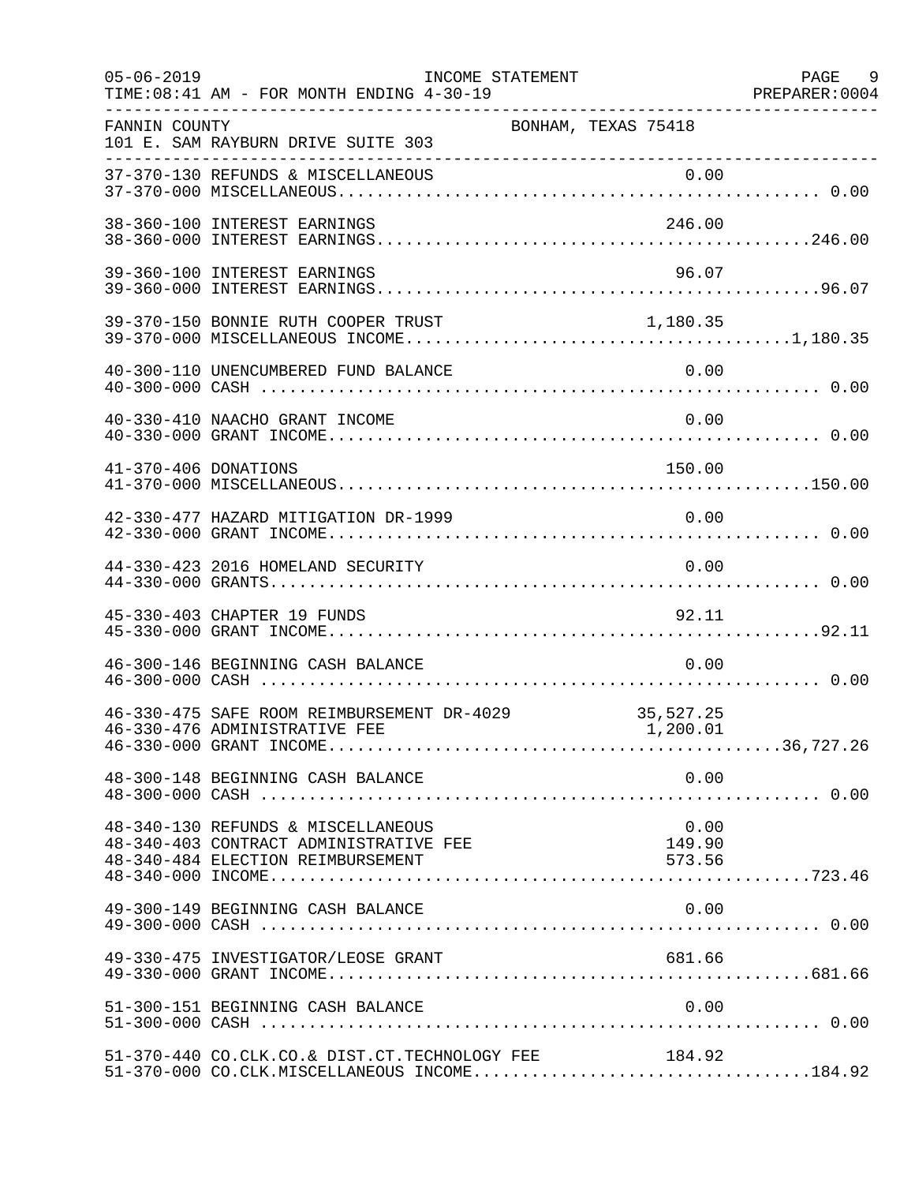05-06-2019 INCOME STATEMENT
TIME:08:41 AM - FOR MONTH ENDING 4-30-19

FANNIN COUNTY BONHAM, TEXAS 75418
101 E. SAM RAYBURN DRIVE SUITE 303

| Account | Description | Amount | Total |
|---|---|---|---|
| 37-370-130 | REFUNDS & MISCELLANEOUS | 0.00 | |
| 37-370-000 | MISCELLANEOUS | | 0.00 |
| 38-360-100 | INTEREST EARNINGS | 246.00 | |
| 38-360-000 | INTEREST EARNINGS | | 246.00 |
| 39-360-100 | INTEREST EARNINGS | 96.07 | |
| 39-360-000 | INTEREST EARNINGS | | 96.07 |
| 39-370-150 | BONNIE RUTH COOPER TRUST | 1,180.35 | |
| 39-370-000 | MISCELLANEOUS INCOME | | 1,180.35 |
| 40-300-110 | UNENCUMBERED FUND BALANCE | 0.00 | |
| 40-300-000 | CASH | | 0.00 |
| 40-330-410 | NAACHO GRANT INCOME | 0.00 | |
| 40-330-000 | GRANT INCOME | | 0.00 |
| 41-370-406 | DONATIONS | 150.00 | |
| 41-370-000 | MISCELLANEOUS | | 150.00 |
| 42-330-477 | HAZARD MITIGATION DR-1999 | 0.00 | |
| 42-330-000 | GRANT INCOME | | 0.00 |
| 44-330-423 | 2016 HOMELAND SECURITY | 0.00 | |
| 44-330-000 | GRANTS | | 0.00 |
| 45-330-403 | CHAPTER 19 FUNDS | 92.11 | |
| 45-330-000 | GRANT INCOME | | 92.11 |
| 46-300-146 | BEGINNING CASH BALANCE | 0.00 | |
| 46-300-000 | CASH | | 0.00 |
| 46-330-475 | SAFE ROOM REIMBURSEMENT DR-4029 | 35,527.25 | |
| 46-330-476 | ADMINISTRATIVE FEE | 1,200.01 | |
| 46-330-000 | GRANT INCOME | | 36,727.26 |
| 48-300-148 | BEGINNING CASH BALANCE | 0.00 | |
| 48-300-000 | CASH | | 0.00 |
| 48-340-130 | REFUNDS & MISCELLANEOUS | 0.00 | |
| 48-340-403 | CONTRACT ADMINISTRATIVE FEE | 149.90 | |
| 48-340-484 | ELECTION REIMBURSEMENT | 573.56 | |
| 48-340-000 | INCOME | | 723.46 |
| 49-300-149 | BEGINNING CASH BALANCE | 0.00 | |
| 49-300-000 | CASH | | 0.00 |
| 49-330-475 | INVESTIGATOR/LEOSE GRANT | 681.66 | |
| 49-330-000 | GRANT INCOME | | 681.66 |
| 51-300-151 | BEGINNING CASH BALANCE | 0.00 | |
| 51-300-000 | CASH | | 0.00 |
| 51-370-440 | CO.CLK.CO.& DIST.CT.TECHNOLOGY FEE | 184.92 | |
| 51-370-000 | CO.CLK.MISCELLANEOUS INCOME | | 184.92 |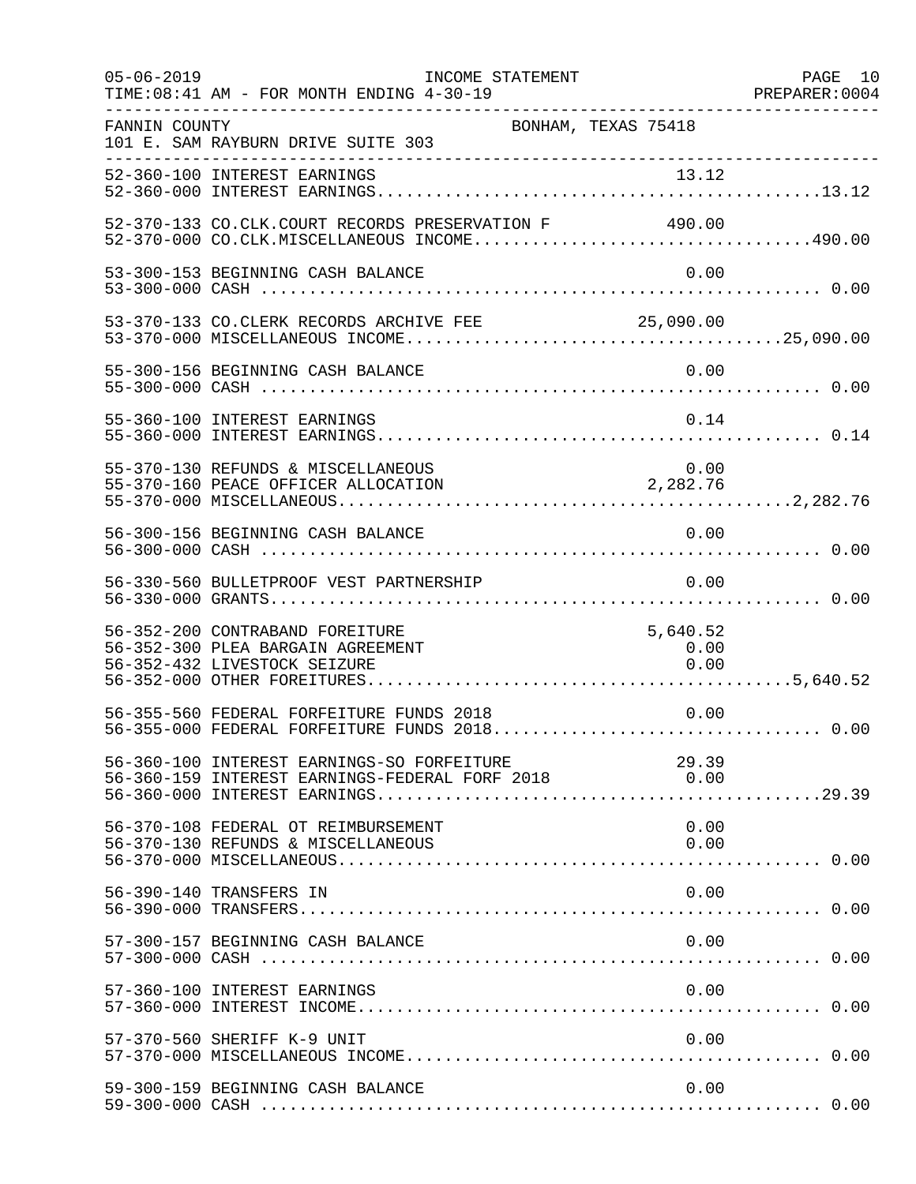FANNIN COUNTY BONHAM, TEXAS 75418
101 E. SAM RAYBURN DRIVE SUITE 303

| Account | Description | Amount | Total |
|---|---|---|---|
| 52-360-100 | INTEREST EARNINGS | 13.12 | |
| 52-360-000 | INTEREST EARNINGS | | 13.12 |
| 52-370-133 | CO.CLK.COURT RECORDS PRESERVATION F | 490.00 | |
| 52-370-000 | CO.CLK.MISCELLANEOUS INCOME | | 490.00 |
| 53-300-153 | BEGINNING CASH BALANCE | 0.00 | |
| 53-300-000 | CASH | | 0.00 |
| 53-370-133 | CO.CLERK RECORDS ARCHIVE FEE | 25,090.00 | |
| 53-370-000 | MISCELLANEOUS INCOME | | 25,090.00 |
| 55-300-156 | BEGINNING CASH BALANCE | 0.00 | |
| 55-300-000 | CASH | | 0.00 |
| 55-360-100 | INTEREST EARNINGS | 0.14 | |
| 55-360-000 | INTEREST EARNINGS | | 0.14 |
| 55-370-130 | REFUNDS & MISCELLANEOUS | 0.00 | |
| 55-370-160 | PEACE OFFICER ALLOCATION | 2,282.76 | |
| 55-370-000 | MISCELLANEOUS | | 2,282.76 |
| 56-300-156 | BEGINNING CASH BALANCE | 0.00 | |
| 56-300-000 | CASH | | 0.00 |
| 56-330-560 | BULLETPROOF VEST PARTNERSHIP | 0.00 | |
| 56-330-000 | GRANTS | | 0.00 |
| 56-352-200 | CONTRABAND FOREITURE | 5,640.52 | |
| 56-352-300 | PLEA BARGAIN AGREEMENT | 0.00 | |
| 56-352-432 | LIVESTOCK SEIZURE | 0.00 | |
| 56-352-000 | OTHER FOREITURES | | 5,640.52 |
| 56-355-560 | FEDERAL FORFEITURE FUNDS 2018 | 0.00 | |
| 56-355-000 | FEDERAL FORFEITURE FUNDS 2018 | | 0.00 |
| 56-360-100 | INTEREST EARNINGS-SO FORFEITURE | 29.39 | |
| 56-360-159 | INTEREST EARNINGS-FEDERAL FORF 2018 | 0.00 | |
| 56-360-000 | INTEREST EARNINGS | | 29.39 |
| 56-370-108 | FEDERAL OT REIMBURSEMENT | 0.00 | |
| 56-370-130 | REFUNDS & MISCELLANEOUS | 0.00 | |
| 56-370-000 | MISCELLANEOUS | | 0.00 |
| 56-390-140 | TRANSFERS IN | 0.00 | |
| 56-390-000 | TRANSFERS | | 0.00 |
| 57-300-157 | BEGINNING CASH BALANCE | 0.00 | |
| 57-300-000 | CASH | | 0.00 |
| 57-360-100 | INTEREST EARNINGS | 0.00 | |
| 57-360-000 | INTEREST INCOME | | 0.00 |
| 57-370-560 | SHERIFF K-9 UNIT | 0.00 | |
| 57-370-000 | MISCELLANEOUS INCOME | | 0.00 |
| 59-300-159 | BEGINNING CASH BALANCE | 0.00 | |
| 59-300-000 | CASH | | 0.00 |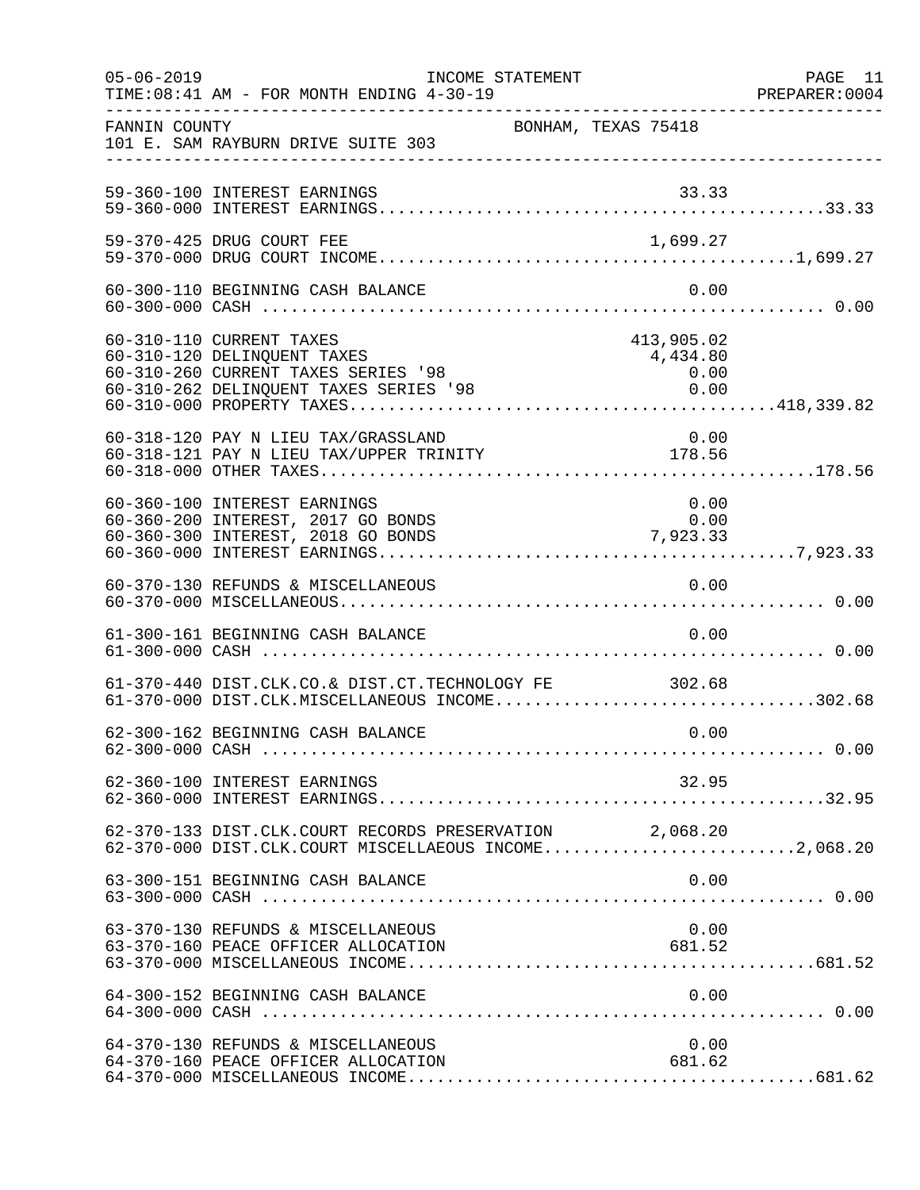FANNIN COUNTY BONHAM, TEXAS 75418
101 E. SAM RAYBURN DRIVE SUITE 303

INCOME STATEMENT
FOR MONTH ENDING 4-30-19

| Account | Description | Amount | Total |
|---|---|---|---|
| 59-360-100 | INTEREST EARNINGS | 33.33 | |
| 59-360-000 | INTEREST EARNINGS | | 33.33 |
| 59-370-425 | DRUG COURT FEE | 1,699.27 | |
| 59-370-000 | DRUG COURT INCOME | | 1,699.27 |
| 60-300-110 | BEGINNING CASH BALANCE | 0.00 | |
| 60-300-000 | CASH | | 0.00 |
| 60-310-110 | CURRENT TAXES | 413,905.02 | |
| 60-310-120 | DELINQUENT TAXES | 4,434.80 | |
| 60-310-260 | CURRENT TAXES SERIES '98 | 0.00 | |
| 60-310-262 | DELINQUENT TAXES SERIES '98 | 0.00 | |
| 60-310-000 | PROPERTY TAXES | | 418,339.82 |
| 60-318-120 | PAY N LIEU TAX/GRASSLAND | 0.00 | |
| 60-318-121 | PAY N LIEU TAX/UPPER TRINITY | 178.56 | |
| 60-318-000 | OTHER TAXES | | 178.56 |
| 60-360-100 | INTEREST EARNINGS | 0.00 | |
| 60-360-200 | INTEREST, 2017 GO BONDS | 0.00 | |
| 60-360-300 | INTEREST, 2018 GO BONDS | 7,923.33 | |
| 60-360-000 | INTEREST EARNINGS | | 7,923.33 |
| 60-370-130 | REFUNDS & MISCELLANEOUS | 0.00 | |
| 60-370-000 | MISCELLANEOUS | | 0.00 |
| 61-300-161 | BEGINNING CASH BALANCE | 0.00 | |
| 61-300-000 | CASH | | 0.00 |
| 61-370-440 | DIST.CLK.CO.& DIST.CT.TECHNOLOGY FE | 302.68 | |
| 61-370-000 | DIST.CLK.MISCELLANEOUS INCOME | | 302.68 |
| 62-300-162 | BEGINNING CASH BALANCE | 0.00 | |
| 62-300-000 | CASH | | 0.00 |
| 62-360-100 | INTEREST EARNINGS | 32.95 | |
| 62-360-000 | INTEREST EARNINGS | | 32.95 |
| 62-370-133 | DIST.CLK.COURT RECORDS PRESERVATION | 2,068.20 | |
| 62-370-000 | DIST.CLK.COURT MISCELLAEOUS INCOME | | 2,068.20 |
| 63-300-151 | BEGINNING CASH BALANCE | 0.00 | |
| 63-300-000 | CASH | | 0.00 |
| 63-370-130 | REFUNDS & MISCELLANEOUS | 0.00 | |
| 63-370-160 | PEACE OFFICER ALLOCATION | 681.52 | |
| 63-370-000 | MISCELLANEOUS INCOME | | 681.52 |
| 64-300-152 | BEGINNING CASH BALANCE | 0.00 | |
| 64-300-000 | CASH | | 0.00 |
| 64-370-130 | REFUNDS & MISCELLANEOUS | 0.00 | |
| 64-370-160 | PEACE OFFICER ALLOCATION | 681.62 | |
| 64-370-000 | MISCELLANEOUS INCOME | | 681.62 |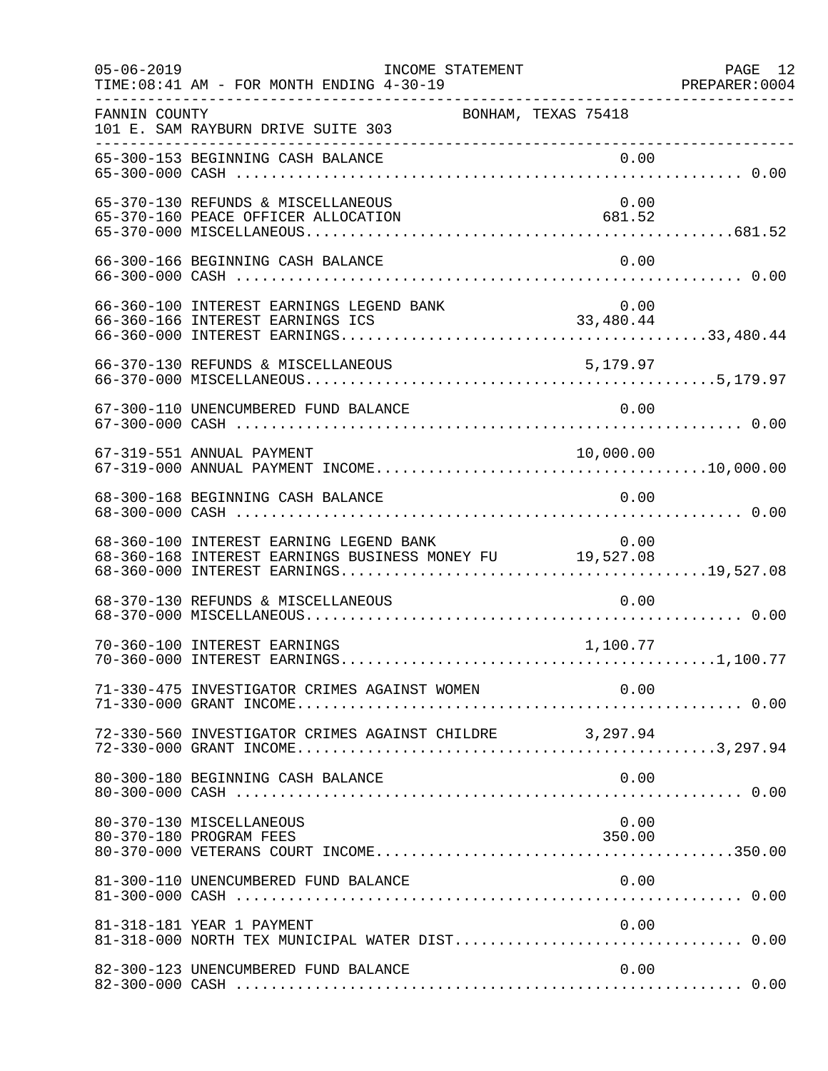FANNIN COUNTY — BONHAM, TEXAS 75418
101 E. SAM RAYBURN DRIVE SUITE 303

INCOME STATEMENT — FOR MONTH ENDING 4-30-19

| Account | Description | Amount | Total |
|---|---|---|---|
| 65-300-153 | BEGINNING CASH BALANCE | 0.00 | |
| 65-300-000 | CASH | | 0.00 |
| 65-370-130 | REFUNDS & MISCELLANEOUS | 0.00 | |
| 65-370-160 | PEACE OFFICER ALLOCATION | 681.52 | |
| 65-370-000 | MISCELLANEOUS | | 681.52 |
| 66-300-166 | BEGINNING CASH BALANCE | 0.00 | |
| 66-300-000 | CASH | | 0.00 |
| 66-360-100 | INTEREST EARNINGS LEGEND BANK | 0.00 | |
| 66-360-166 | INTEREST EARNINGS ICS | 33,480.44 | |
| 66-360-000 | INTEREST EARNINGS | | 33,480.44 |
| 66-370-130 | REFUNDS & MISCELLANEOUS | 5,179.97 | |
| 66-370-000 | MISCELLANEOUS | | 5,179.97 |
| 67-300-110 | UNENCUMBERED FUND BALANCE | 0.00 | |
| 67-300-000 | CASH | | 0.00 |
| 67-319-551 | ANNUAL PAYMENT | 10,000.00 | |
| 67-319-000 | ANNUAL PAYMENT INCOME | | 10,000.00 |
| 68-300-168 | BEGINNING CASH BALANCE | 0.00 | |
| 68-300-000 | CASH | | 0.00 |
| 68-360-100 | INTEREST EARNING LEGEND BANK | 0.00 | |
| 68-360-168 | INTEREST EARNINGS BUSINESS MONEY FU | 19,527.08 | |
| 68-360-000 | INTEREST EARNINGS | | 19,527.08 |
| 68-370-130 | REFUNDS & MISCELLANEOUS | 0.00 | |
| 68-370-000 | MISCELLANEOUS | | 0.00 |
| 70-360-100 | INTEREST EARNINGS | 1,100.77 | |
| 70-360-000 | INTEREST EARNINGS | | 1,100.77 |
| 71-330-475 | INVESTIGATOR CRIMES AGAINST WOMEN | 0.00 | |
| 71-330-000 | GRANT INCOME | | 0.00 |
| 72-330-560 | INVESTIGATOR CRIMES AGAINST CHILDRE | 3,297.94 | |
| 72-330-000 | GRANT INCOME | | 3,297.94 |
| 80-300-180 | BEGINNING CASH BALANCE | 0.00 | |
| 80-300-000 | CASH | | 0.00 |
| 80-370-130 | MISCELLANEOUS | 0.00 | |
| 80-370-180 | PROGRAM FEES | 350.00 | |
| 80-370-000 | VETERANS COURT INCOME | | 350.00 |
| 81-300-110 | UNENCUMBERED FUND BALANCE | 0.00 | |
| 81-300-000 | CASH | | 0.00 |
| 81-318-181 | YEAR 1 PAYMENT | 0.00 | |
| 81-318-000 | NORTH TEX MUNICIPAL WATER DIST | | 0.00 |
| 82-300-123 | UNENCUMBERED FUND BALANCE | 0.00 | |
| 82-300-000 | CASH | | 0.00 |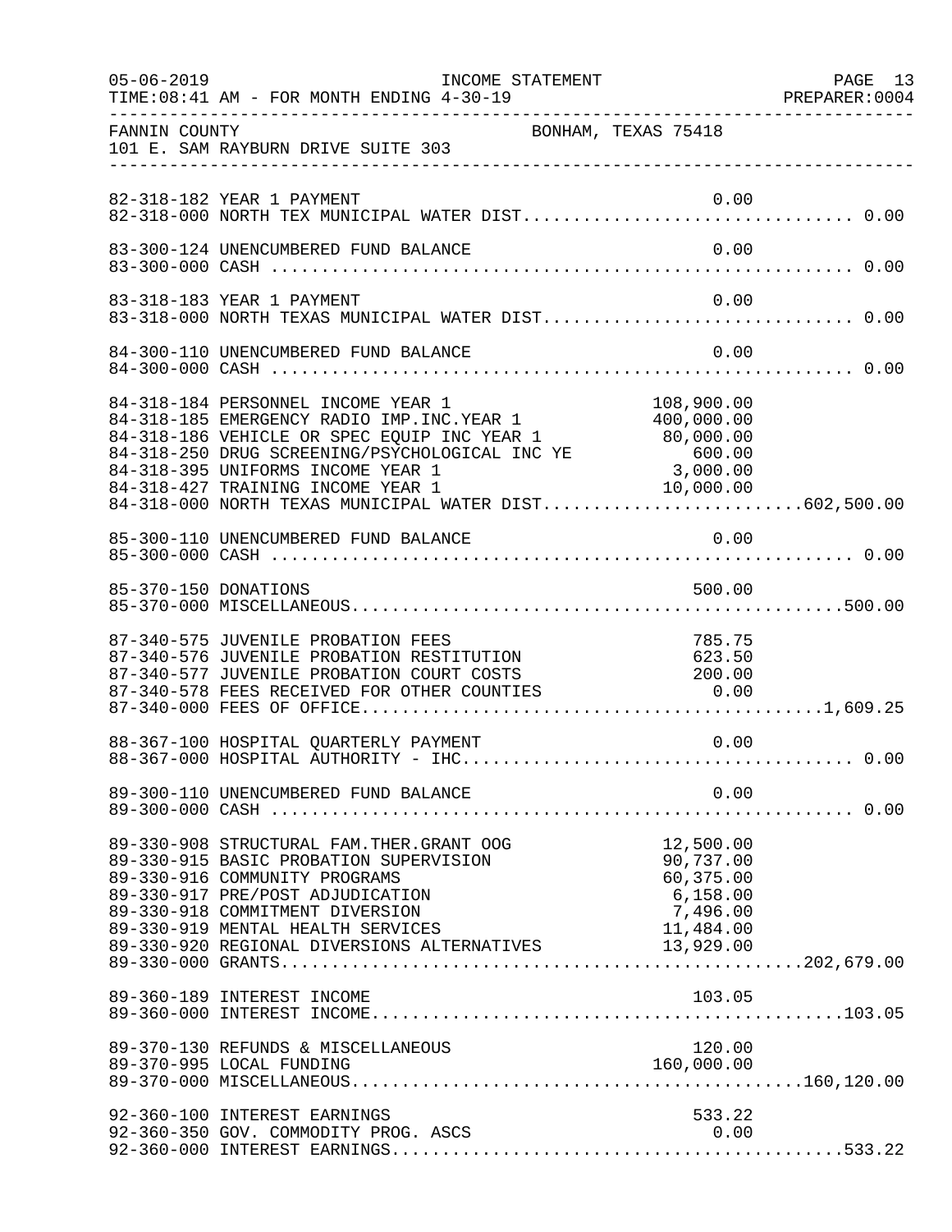FANNIN COUNTY BONHAM, TEXAS 75418
101 E. SAM RAYBURN DRIVE SUITE 303

INCOME STATEMENT
TIME:08:41 AM - FOR MONTH ENDING 4-30-19

| Account | Description | Amount | Total |
|---|---|---|---|
| 82-318-182 | YEAR 1 PAYMENT | 0.00 | |
| 82-318-000 | NORTH TEX MUNICIPAL WATER DIST | | 0.00 |
| 83-300-124 | UNENCUMBERED FUND BALANCE | 0.00 | |
| 83-300-000 | CASH | | 0.00 |
| 83-318-183 | YEAR 1 PAYMENT | 0.00 | |
| 83-318-000 | NORTH TEXAS MUNICIPAL WATER DIST | | 0.00 |
| 84-300-110 | UNENCUMBERED FUND BALANCE | 0.00 | |
| 84-300-000 | CASH | | 0.00 |
| 84-318-184 | PERSONNEL INCOME YEAR 1 | 108,900.00 | |
| 84-318-185 | EMERGENCY RADIO IMP.INC.YEAR 1 | 400,000.00 | |
| 84-318-186 | VEHICLE OR SPEC EQUIP INC YEAR 1 | 80,000.00 | |
| 84-318-250 | DRUG SCREENING/PSYCHOLOGICAL INC YE | 600.00 | |
| 84-318-395 | UNIFORMS INCOME YEAR 1 | 3,000.00 | |
| 84-318-427 | TRAINING INCOME YEAR 1 | 10,000.00 | |
| 84-318-000 | NORTH TEXAS MUNICIPAL WATER DIST | | 602,500.00 |
| 85-300-110 | UNENCUMBERED FUND BALANCE | 0.00 | |
| 85-300-000 | CASH | | 0.00 |
| 85-370-150 | DONATIONS | 500.00 | |
| 85-370-000 | MISCELLANEOUS | | 500.00 |
| 87-340-575 | JUVENILE PROBATION FEES | 785.75 | |
| 87-340-576 | JUVENILE PROBATION RESTITUTION | 623.50 | |
| 87-340-577 | JUVENILE PROBATION COURT COSTS | 200.00 | |
| 87-340-578 | FEES RECEIVED FOR OTHER COUNTIES | 0.00 | |
| 87-340-000 | FEES OF OFFICE | | 1,609.25 |
| 88-367-100 | HOSPITAL QUARTERLY PAYMENT | 0.00 | |
| 88-367-000 | HOSPITAL AUTHORITY - IHC | | 0.00 |
| 89-300-110 | UNENCUMBERED FUND BALANCE | 0.00 | |
| 89-300-000 | CASH | | 0.00 |
| 89-330-908 | STRUCTURAL FAM.THER.GRANT OOG | 12,500.00 | |
| 89-330-915 | BASIC PROBATION SUPERVISION | 90,737.00 | |
| 89-330-916 | COMMUNITY PROGRAMS | 60,375.00 | |
| 89-330-917 | PRE/POST ADJUDICATION | 6,158.00 | |
| 89-330-918 | COMMITMENT DIVERSION | 7,496.00 | |
| 89-330-919 | MENTAL HEALTH SERVICES | 11,484.00 | |
| 89-330-920 | REGIONAL DIVERSIONS ALTERNATIVES | 13,929.00 | |
| 89-330-000 | GRANTS | | 202,679.00 |
| 89-360-189 | INTEREST INCOME | 103.05 | |
| 89-360-000 | INTEREST INCOME | | 103.05 |
| 89-370-130 | REFUNDS & MISCELLANEOUS | 120.00 | |
| 89-370-995 | LOCAL FUNDING | 160,000.00 | |
| 89-370-000 | MISCELLANEOUS | | 160,120.00 |
| 92-360-100 | INTEREST EARNINGS | 533.22 | |
| 92-360-350 | GOV. COMMODITY PROG. ASCS | 0.00 | |
| 92-360-000 | INTEREST EARNINGS | | 533.22 |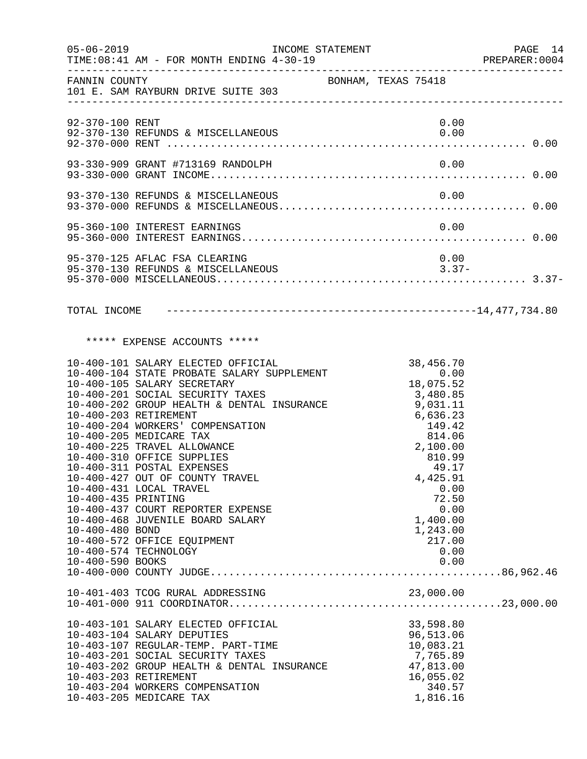FANNIN COUNTY BONHAM, TEXAS 75418
101 E. SAM RAYBURN DRIVE SUITE 303

INCOME STATEMENT — FOR MONTH ENDING 4-30-19

| Account | Description | Amount | Total |
|---|---|---|---|
| 92-370-100 | RENT | 0.00 | |
| 92-370-130 | REFUNDS & MISCELLANEOUS | 0.00 | |
| 92-370-000 | RENT | | 0.00 |
| 93-330-909 | GRANT #713169 RANDOLPH | 0.00 | |
| 93-330-000 | GRANT INCOME | | 0.00 |
| 93-370-130 | REFUNDS & MISCELLANEOUS | 0.00 | |
| 93-370-000 | REFUNDS & MISCELLANEOUS | | 0.00 |
| 95-360-100 | INTEREST EARNINGS | 0.00 | |
| 95-360-000 | INTEREST EARNINGS | | 0.00 |
| 95-370-125 | AFLAC FSA CLEARING | 0.00 | |
| 95-370-130 | REFUNDS & MISCELLANEOUS | 3.37- | |
| 95-370-000 | MISCELLANEOUS | | 3.37- |

TOTAL INCOME ---------------------------------------- 14,477,734.80

***** EXPENSE ACCOUNTS *****

| Account | Description | Amount | Total |
|---|---|---|---|
| 10-400-101 | SALARY ELECTED OFFICIAL | 38,456.70 | |
| 10-400-104 | STATE PROBATE SALARY SUPPLEMENT | 0.00 | |
| 10-400-105 | SALARY SECRETARY | 18,075.52 | |
| 10-400-201 | SOCIAL SECURITY TAXES | 3,480.85 | |
| 10-400-202 | GROUP HEALTH & DENTAL INSURANCE | 9,031.11 | |
| 10-400-203 | RETIREMENT | 6,636.23 | |
| 10-400-204 | WORKERS' COMPENSATION | 149.42 | |
| 10-400-205 | MEDICARE TAX | 814.06 | |
| 10-400-225 | TRAVEL ALLOWANCE | 2,100.00 | |
| 10-400-310 | OFFICE SUPPLIES | 810.99 | |
| 10-400-311 | POSTAL EXPENSES | 49.17 | |
| 10-400-427 | OUT OF COUNTY TRAVEL | 4,425.91 | |
| 10-400-431 | LOCAL TRAVEL | 0.00 | |
| 10-400-435 | PRINTING | 72.50 | |
| 10-400-437 | COURT REPORTER EXPENSE | 0.00 | |
| 10-400-468 | JUVENILE BOARD SALARY | 1,400.00 | |
| 10-400-480 | BOND | 1,243.00 | |
| 10-400-572 | OFFICE EQUIPMENT | 217.00 | |
| 10-400-574 | TECHNOLOGY | 0.00 | |
| 10-400-590 | BOOKS | 0.00 | |
| 10-400-000 | COUNTY JUDGE | | 86,962.46 |
| 10-401-403 | TCOG RURAL ADDRESSING | 23,000.00 | |
| 10-401-000 | 911 COORDINATOR | | 23,000.00 |
| 10-403-101 | SALARY ELECTED OFFICIAL | 33,598.80 | |
| 10-403-104 | SALARY DEPUTIES | 96,513.06 | |
| 10-403-107 | REGULAR-TEMP. PART-TIME | 10,083.21 | |
| 10-403-201 | SOCIAL SECURITY TAXES | 7,765.89 | |
| 10-403-202 | GROUP HEALTH & DENTAL INSURANCE | 47,813.00 | |
| 10-403-203 | RETIREMENT | 16,055.02 | |
| 10-403-204 | WORKERS COMPENSATION | 340.57 | |
| 10-403-205 | MEDICARE TAX | 1,816.16 | |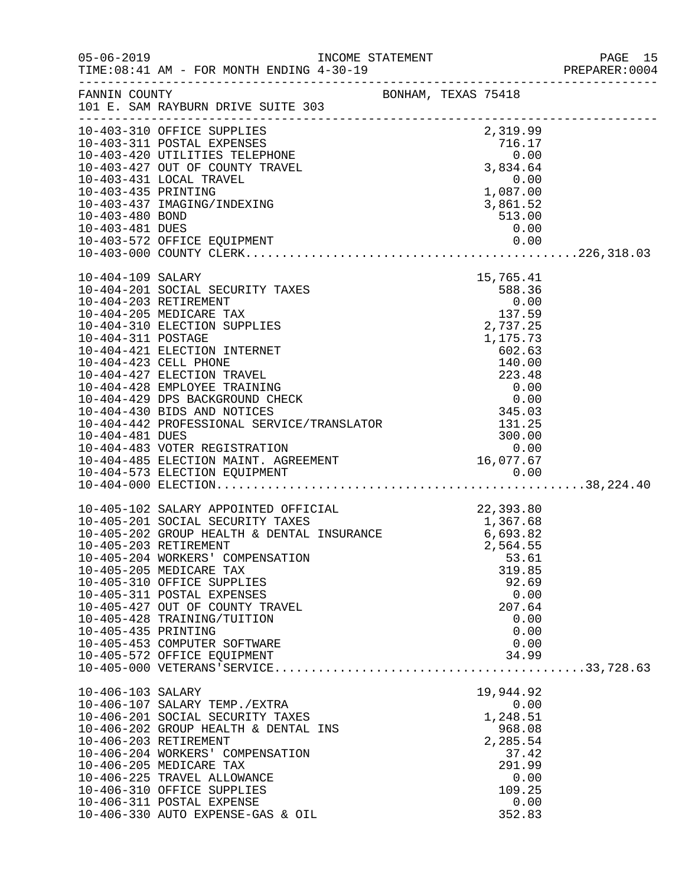INCOME STATEMENT

TIME:08:41 AM - FOR MONTH ENDING 4-30-19

FANNIN COUNTY — BONHAM, TEXAS 75418

101 E. SAM RAYBURN DRIVE SUITE 303

| Account | Description | Amount | Total |
|---|---|---|---|
| 10-403-310 | OFFICE SUPPLIES | 2,319.99 | |
| 10-403-311 | POSTAL EXPENSES | 716.17 | |
| 10-403-420 | UTILITIES TELEPHONE | 0.00 | |
| 10-403-427 | OUT OF COUNTY TRAVEL | 3,834.64 | |
| 10-403-431 | LOCAL TRAVEL | 0.00 | |
| 10-403-435 | PRINTING | 1,087.00 | |
| 10-403-437 | IMAGING/INDEXING | 3,861.52 | |
| 10-403-480 | BOND | 513.00 | |
| 10-403-481 | DUES | 0.00 | |
| 10-403-572 | OFFICE EQUIPMENT | 0.00 | |
| 10-403-000 | COUNTY CLERK | | 226,318.03 |
| 10-404-109 | SALARY | 15,765.41 | |
| 10-404-201 | SOCIAL SECURITY TAXES | 588.36 | |
| 10-404-203 | RETIREMENT | 0.00 | |
| 10-404-205 | MEDICARE TAX | 137.59 | |
| 10-404-310 | ELECTION SUPPLIES | 2,737.25 | |
| 10-404-311 | POSTAGE | 1,175.73 | |
| 10-404-421 | ELECTION INTERNET | 602.63 | |
| 10-404-423 | CELL PHONE | 140.00 | |
| 10-404-427 | ELECTION TRAVEL | 223.48 | |
| 10-404-428 | EMPLOYEE TRAINING | 0.00 | |
| 10-404-429 | DPS BACKGROUND CHECK | 0.00 | |
| 10-404-430 | BIDS AND NOTICES | 345.03 | |
| 10-404-442 | PROFESSIONAL SERVICE/TRANSLATOR | 131.25 | |
| 10-404-481 | DUES | 300.00 | |
| 10-404-483 | VOTER REGISTRATION | 0.00 | |
| 10-404-485 | ELECTION MAINT. AGREEMENT | 16,077.67 | |
| 10-404-573 | ELECTION EQUIPMENT | 0.00 | |
| 10-404-000 | ELECTION | | 38,224.40 |
| 10-405-102 | SALARY APPOINTED OFFICIAL | 22,393.80 | |
| 10-405-201 | SOCIAL SECURITY TAXES | 1,367.68 | |
| 10-405-202 | GROUP HEALTH & DENTAL INSURANCE | 6,693.82 | |
| 10-405-203 | RETIREMENT | 2,564.55 | |
| 10-405-204 | WORKERS' COMPENSATION | 53.61 | |
| 10-405-205 | MEDICARE TAX | 319.85 | |
| 10-405-310 | OFFICE SUPPLIES | 92.69 | |
| 10-405-311 | POSTAL EXPENSES | 0.00 | |
| 10-405-427 | OUT OF COUNTY TRAVEL | 207.64 | |
| 10-405-428 | TRAINING/TUITION | 0.00 | |
| 10-405-435 | PRINTING | 0.00 | |
| 10-405-453 | COMPUTER SOFTWARE | 0.00 | |
| 10-405-572 | OFFICE EQUIPMENT | 34.99 | |
| 10-405-000 | VETERANS'SERVICE | | 33,728.63 |
| 10-406-103 | SALARY | 19,944.92 | |
| 10-406-107 | SALARY TEMP./EXTRA | 0.00 | |
| 10-406-201 | SOCIAL SECURITY TAXES | 1,248.51 | |
| 10-406-202 | GROUP HEALTH & DENTAL INS | 968.08 | |
| 10-406-203 | RETIREMENT | 2,285.54 | |
| 10-406-204 | WORKERS' COMPENSATION | 37.42 | |
| 10-406-205 | MEDICARE TAX | 291.99 | |
| 10-406-225 | TRAVEL ALLOWANCE | 0.00 | |
| 10-406-310 | OFFICE SUPPLIES | 109.25 | |
| 10-406-311 | POSTAL EXPENSE | 0.00 | |
| 10-406-330 | AUTO EXPENSE-GAS & OIL | 352.83 | |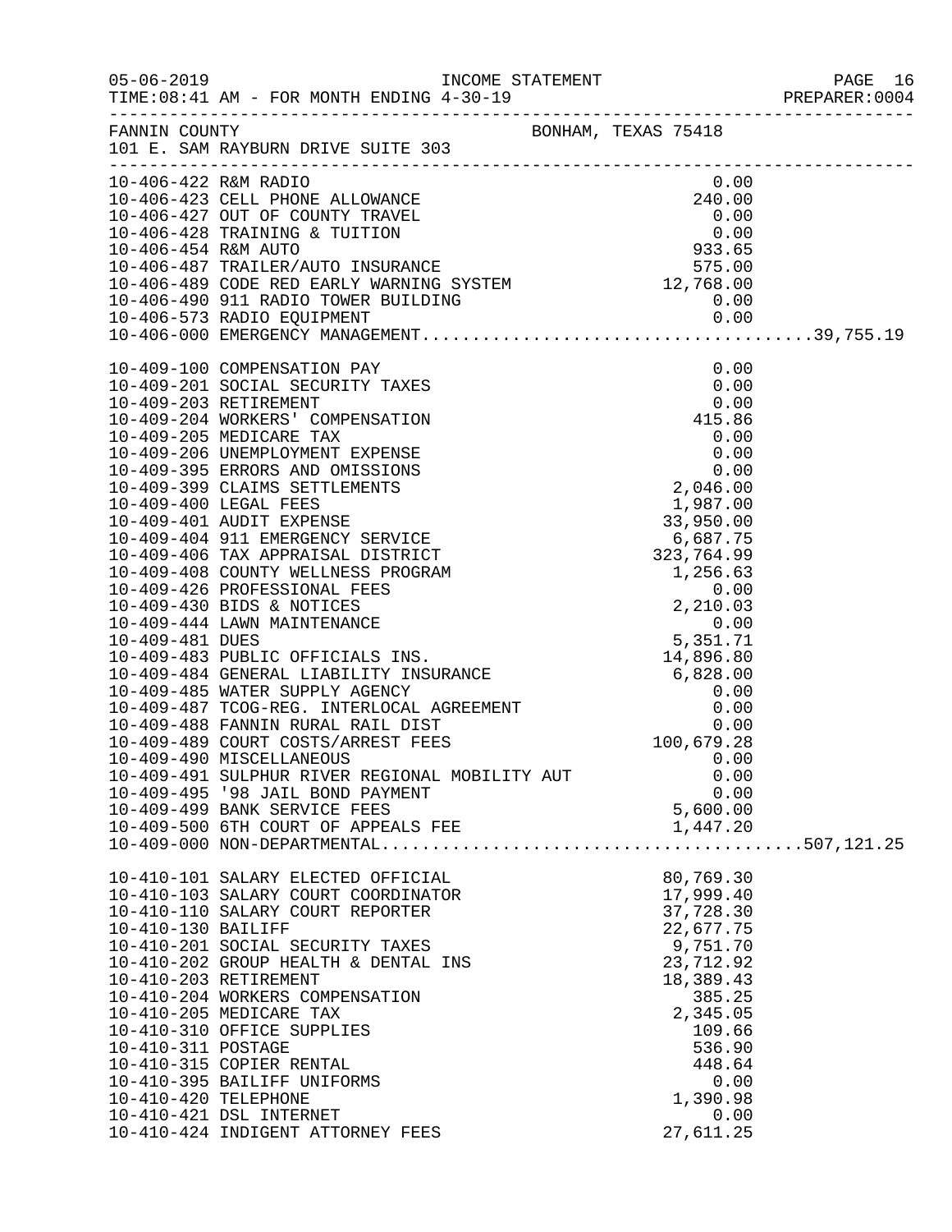FANNIN COUNTY — BONHAM, TEXAS 75418
101 E. SAM RAYBURN DRIVE SUITE 303

INCOME STATEMENT
TIME:08:41 AM - FOR MONTH ENDING 4-30-19

| Account | Description | Amount | Total |
|---|---|---|---|
| 10-406-422 | R&M RADIO | 0.00 | |
| 10-406-423 | CELL PHONE ALLOWANCE | 240.00 | |
| 10-406-427 | OUT OF COUNTY TRAVEL | 0.00 | |
| 10-406-428 | TRAINING & TUITION | 0.00 | |
| 10-406-454 | R&M AUTO | 933.65 | |
| 10-406-487 | TRAILER/AUTO INSURANCE | 575.00 | |
| 10-406-489 | CODE RED EARLY WARNING SYSTEM | 12,768.00 | |
| 10-406-490 | 911 RADIO TOWER BUILDING | 0.00 | |
| 10-406-573 | RADIO EQUIPMENT | 0.00 | |
| 10-406-000 | EMERGENCY MANAGEMENT | | 39,755.19 |
| 10-409-100 | COMPENSATION PAY | 0.00 | |
| 10-409-201 | SOCIAL SECURITY TAXES | 0.00 | |
| 10-409-203 | RETIREMENT | 0.00 | |
| 10-409-204 | WORKERS' COMPENSATION | 415.86 | |
| 10-409-205 | MEDICARE TAX | 0.00 | |
| 10-409-206 | UNEMPLOYMENT EXPENSE | 0.00 | |
| 10-409-395 | ERRORS AND OMISSIONS | 0.00 | |
| 10-409-399 | CLAIMS SETTLEMENTS | 2,046.00 | |
| 10-409-400 | LEGAL FEES | 1,987.00 | |
| 10-409-401 | AUDIT EXPENSE | 33,950.00 | |
| 10-409-404 | 911 EMERGENCY SERVICE | 6,687.75 | |
| 10-409-406 | TAX APPRAISAL DISTRICT | 323,764.99 | |
| 10-409-408 | COUNTY WELLNESS PROGRAM | 1,256.63 | |
| 10-409-426 | PROFESSIONAL FEES | 0.00 | |
| 10-409-430 | BIDS & NOTICES | 2,210.03 | |
| 10-409-444 | LAWN MAINTENANCE | 0.00 | |
| 10-409-481 | DUES | 5,351.71 | |
| 10-409-483 | PUBLIC OFFICIALS INS. | 14,896.80 | |
| 10-409-484 | GENERAL LIABILITY INSURANCE | 6,828.00 | |
| 10-409-485 | WATER SUPPLY AGENCY | 0.00 | |
| 10-409-487 | TCOG-REG. INTERLOCAL AGREEMENT | 0.00 | |
| 10-409-488 | FANNIN RURAL RAIL DIST | 0.00 | |
| 10-409-489 | COURT COSTS/ARREST FEES | 100,679.28 | |
| 10-409-490 | MISCELLANEOUS | 0.00 | |
| 10-409-491 | SULPHUR RIVER REGIONAL MOBILITY AUT | 0.00 | |
| 10-409-495 | '98 JAIL BOND PAYMENT | 0.00 | |
| 10-409-499 | BANK SERVICE FEES | 5,600.00 | |
| 10-409-500 | 6TH COURT OF APPEALS FEE | 1,447.20 | |
| 10-409-000 | NON-DEPARTMENTAL | | 507,121.25 |
| 10-410-101 | SALARY ELECTED OFFICIAL | 80,769.30 | |
| 10-410-103 | SALARY COURT COORDINATOR | 17,999.40 | |
| 10-410-110 | SALARY COURT REPORTER | 37,728.30 | |
| 10-410-130 | BAILIFF | 22,677.75 | |
| 10-410-201 | SOCIAL SECURITY TAXES | 9,751.70 | |
| 10-410-202 | GROUP HEALTH & DENTAL INS | 23,712.92 | |
| 10-410-203 | RETIREMENT | 18,389.43 | |
| 10-410-204 | WORKERS COMPENSATION | 385.25 | |
| 10-410-205 | MEDICARE TAX | 2,345.05 | |
| 10-410-310 | OFFICE SUPPLIES | 109.66 | |
| 10-410-311 | POSTAGE | 536.90 | |
| 10-410-315 | COPIER RENTAL | 448.64 | |
| 10-410-395 | BAILIFF UNIFORMS | 0.00 | |
| 10-410-420 | TELEPHONE | 1,390.98 | |
| 10-410-421 | DSL INTERNET | 0.00 | |
| 10-410-424 | INDIGENT ATTORNEY FEES | 27,611.25 | |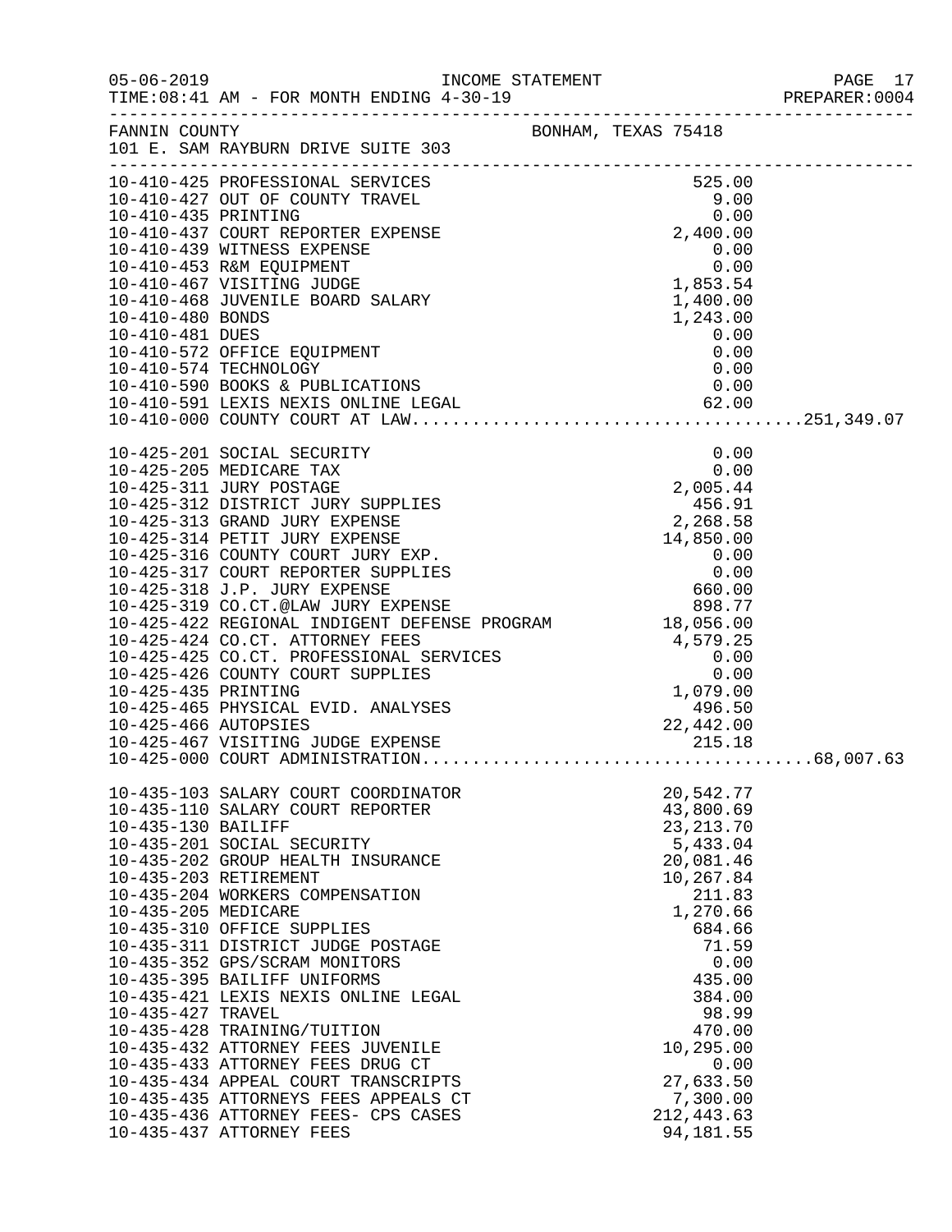INCOME STATEMENT

TIME:08:41 AM - FOR MONTH ENDING 4-30-19

FANNIN COUNTY — BONHAM, TEXAS 75418

101 E. SAM RAYBURN DRIVE SUITE 303

| Account | Description | Amount | Total |
|---|---|---|---|
| 10-410-425 | PROFESSIONAL SERVICES | 525.00 | |
| 10-410-427 | OUT OF COUNTY TRAVEL | 9.00 | |
| 10-410-435 | PRINTING | 0.00 | |
| 10-410-437 | COURT REPORTER EXPENSE | 2,400.00 | |
| 10-410-439 | WITNESS EXPENSE | 0.00 | |
| 10-410-453 | R&M EQUIPMENT | 0.00 | |
| 10-410-467 | VISITING JUDGE | 1,853.54 | |
| 10-410-468 | JUVENILE BOARD SALARY | 1,400.00 | |
| 10-410-480 | BONDS | 1,243.00 | |
| 10-410-481 | DUES | 0.00 | |
| 10-410-572 | OFFICE EQUIPMENT | 0.00 | |
| 10-410-574 | TECHNOLOGY | 0.00 | |
| 10-410-590 | BOOKS & PUBLICATIONS | 0.00 | |
| 10-410-591 | LEXIS NEXIS ONLINE LEGAL | 62.00 | |
| 10-410-000 | COUNTY COURT AT LAW | | 251,349.07 |
| 10-425-201 | SOCIAL SECURITY | 0.00 | |
| 10-425-205 | MEDICARE TAX | 0.00 | |
| 10-425-311 | JURY POSTAGE | 2,005.44 | |
| 10-425-312 | DISTRICT JURY SUPPLIES | 456.91 | |
| 10-425-313 | GRAND JURY EXPENSE | 2,268.58 | |
| 10-425-314 | PETIT JURY EXPENSE | 14,850.00 | |
| 10-425-316 | COUNTY COURT JURY EXP. | 0.00 | |
| 10-425-317 | COURT REPORTER SUPPLIES | 0.00 | |
| 10-425-318 | J.P. JURY EXPENSE | 660.00 | |
| 10-425-319 | CO.CT.@LAW JURY EXPENSE | 898.77 | |
| 10-425-422 | REGIONAL INDIGENT DEFENSE PROGRAM | 18,056.00 | |
| 10-425-424 | CO.CT. ATTORNEY FEES | 4,579.25 | |
| 10-425-425 | CO.CT. PROFESSIONAL SERVICES | 0.00 | |
| 10-425-426 | COUNTY COURT SUPPLIES | 0.00 | |
| 10-425-435 | PRINTING | 1,079.00 | |
| 10-425-465 | PHYSICAL EVID. ANALYSES | 496.50 | |
| 10-425-466 | AUTOPSIES | 22,442.00 | |
| 10-425-467 | VISITING JUDGE EXPENSE | 215.18 | |
| 10-425-000 | COURT ADMINISTRATION | | 68,007.63 |
| 10-435-103 | SALARY COURT COORDINATOR | 20,542.77 | |
| 10-435-110 | SALARY COURT REPORTER | 43,800.69 | |
| 10-435-130 | BAILIFF | 23,213.70 | |
| 10-435-201 | SOCIAL SECURITY | 5,433.04 | |
| 10-435-202 | GROUP HEALTH INSURANCE | 20,081.46 | |
| 10-435-203 | RETIREMENT | 10,267.84 | |
| 10-435-204 | WORKERS COMPENSATION | 211.83 | |
| 10-435-205 | MEDICARE | 1,270.66 | |
| 10-435-310 | OFFICE SUPPLIES | 684.66 | |
| 10-435-311 | DISTRICT JUDGE POSTAGE | 71.59 | |
| 10-435-352 | GPS/SCRAM MONITORS | 0.00 | |
| 10-435-395 | BAILIFF UNIFORMS | 435.00 | |
| 10-435-421 | LEXIS NEXIS ONLINE LEGAL | 384.00 | |
| 10-435-427 | TRAVEL | 98.99 | |
| 10-435-428 | TRAINING/TUITION | 470.00 | |
| 10-435-432 | ATTORNEY FEES JUVENILE | 10,295.00 | |
| 10-435-433 | ATTORNEY FEES DRUG CT | 0.00 | |
| 10-435-434 | APPEAL COURT TRANSCRIPTS | 27,633.50 | |
| 10-435-435 | ATTORNEYS FEES APPEALS CT | 7,300.00 | |
| 10-435-436 | ATTORNEY FEES- CPS CASES | 212,443.63 | |
| 10-435-437 | ATTORNEY FEES | 94,181.55 | |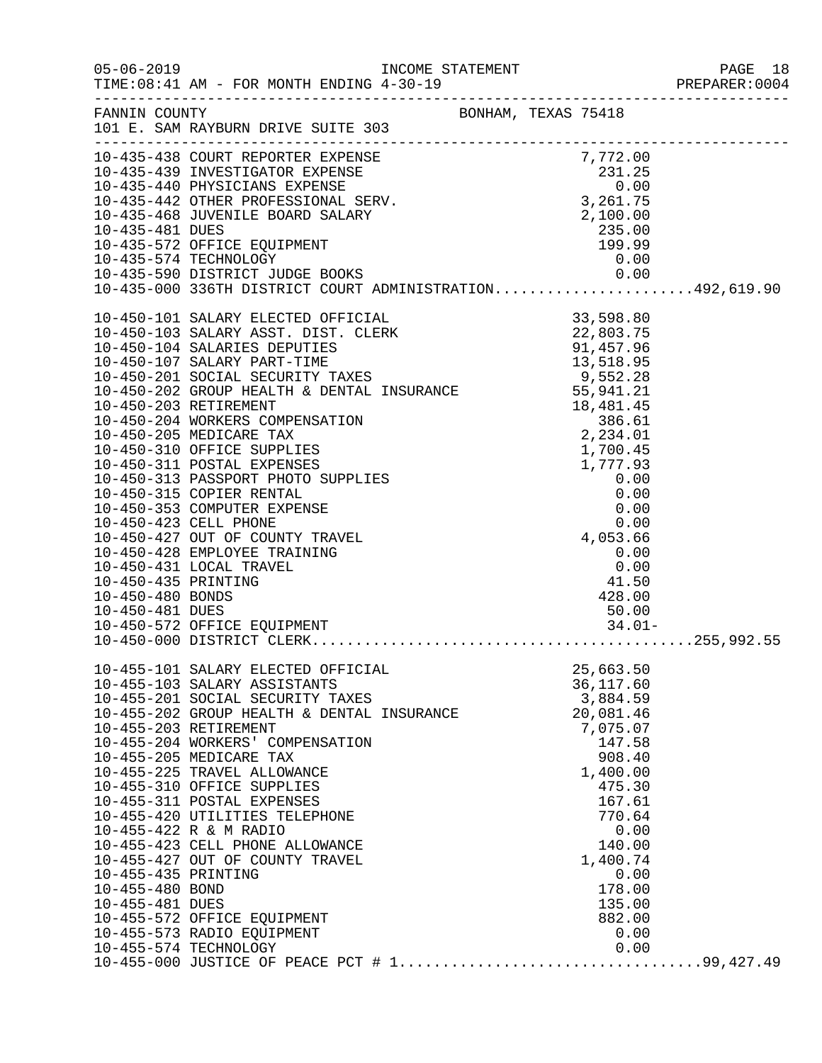FANNIN COUNTY — BONHAM, TEXAS 75418
101 E. SAM RAYBURN DRIVE SUITE 303

INCOME STATEMENT — FOR MONTH ENDING 4-30-19

| Account | Description | Amount | Total |
|---|---|---|---|
| 10-435-438 | COURT REPORTER EXPENSE | 7,772.00 | |
| 10-435-439 | INVESTIGATOR EXPENSE | 231.25 | |
| 10-435-440 | PHYSICIANS EXPENSE | 0.00 | |
| 10-435-442 | OTHER PROFESSIONAL SERV. | 3,261.75 | |
| 10-435-468 | JUVENILE BOARD SALARY | 2,100.00 | |
| 10-435-481 | DUES | 235.00 | |
| 10-435-572 | OFFICE EQUIPMENT | 199.99 | |
| 10-435-574 | TECHNOLOGY | 0.00 | |
| 10-435-590 | DISTRICT JUDGE BOOKS | 0.00 | |
| 10-435-000 | 336TH DISTRICT COURT ADMINISTRATION | | 492,619.90 |
| 10-450-101 | SALARY ELECTED OFFICIAL | 33,598.80 | |
| 10-450-103 | SALARY ASST. DIST. CLERK | 22,803.75 | |
| 10-450-104 | SALARIES DEPUTIES | 91,457.96 | |
| 10-450-107 | SALARY PART-TIME | 13,518.95 | |
| 10-450-201 | SOCIAL SECURITY TAXES | 9,552.28 | |
| 10-450-202 | GROUP HEALTH & DENTAL INSURANCE | 55,941.21 | |
| 10-450-203 | RETIREMENT | 18,481.45 | |
| 10-450-204 | WORKERS COMPENSATION | 386.61 | |
| 10-450-205 | MEDICARE TAX | 2,234.01 | |
| 10-450-310 | OFFICE SUPPLIES | 1,700.45 | |
| 10-450-311 | POSTAL EXPENSES | 1,777.93 | |
| 10-450-313 | PASSPORT PHOTO SUPPLIES | 0.00 | |
| 10-450-315 | COPIER RENTAL | 0.00 | |
| 10-450-353 | COMPUTER EXPENSE | 0.00 | |
| 10-450-423 | CELL PHONE | 0.00 | |
| 10-450-427 | OUT OF COUNTY TRAVEL | 4,053.66 | |
| 10-450-428 | EMPLOYEE TRAINING | 0.00 | |
| 10-450-431 | LOCAL TRAVEL | 0.00 | |
| 10-450-435 | PRINTING | 41.50 | |
| 10-450-480 | BONDS | 428.00 | |
| 10-450-481 | DUES | 50.00 | |
| 10-450-572 | OFFICE EQUIPMENT | 34.01- | |
| 10-450-000 | DISTRICT CLERK | | 255,992.55 |
| 10-455-101 | SALARY ELECTED OFFICIAL | 25,663.50 | |
| 10-455-103 | SALARY ASSISTANTS | 36,117.60 | |
| 10-455-201 | SOCIAL SECURITY TAXES | 3,884.59 | |
| 10-455-202 | GROUP HEALTH & DENTAL INSURANCE | 20,081.46 | |
| 10-455-203 | RETIREMENT | 7,075.07 | |
| 10-455-204 | WORKERS' COMPENSATION | 147.58 | |
| 10-455-205 | MEDICARE TAX | 908.40 | |
| 10-455-225 | TRAVEL ALLOWANCE | 1,400.00 | |
| 10-455-310 | OFFICE SUPPLIES | 475.30 | |
| 10-455-311 | POSTAL EXPENSES | 167.61 | |
| 10-455-420 | UTILITIES TELEPHONE | 770.64 | |
| 10-455-422 | R & M RADIO | 0.00 | |
| 10-455-423 | CELL PHONE ALLOWANCE | 140.00 | |
| 10-455-427 | OUT OF COUNTY TRAVEL | 1,400.74 | |
| 10-455-435 | PRINTING | 0.00 | |
| 10-455-480 | BOND | 178.00 | |
| 10-455-481 | DUES | 135.00 | |
| 10-455-572 | OFFICE EQUIPMENT | 882.00 | |
| 10-455-573 | RADIO EQUIPMENT | 0.00 | |
| 10-455-574 | TECHNOLOGY | 0.00 | |
| 10-455-000 | JUSTICE OF PEACE PCT # 1 | | 99,427.49 |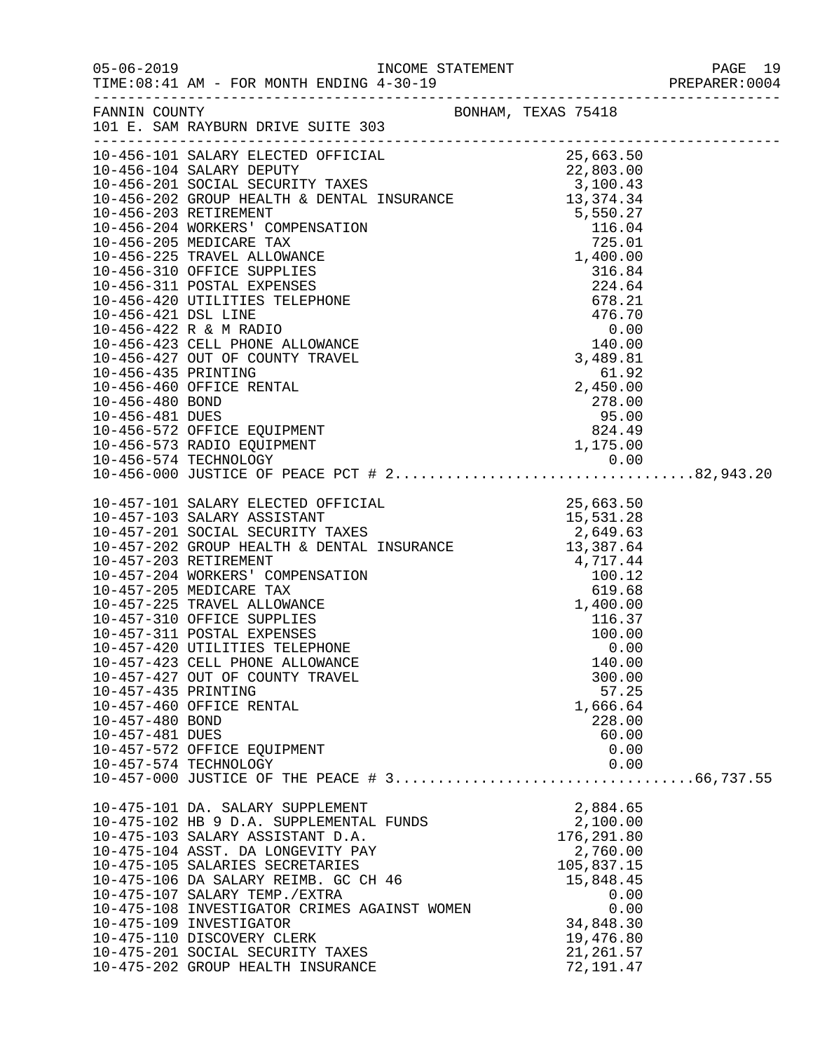INCOME STATEMENT

TIME:08:41 AM - FOR MONTH ENDING 4-30-19

FANNIN COUNTY　　BONHAM, TEXAS 75418

101 E. SAM RAYBURN DRIVE SUITE 303

| Account | Description | Amount | Total |
|---|---|---|---|
| 10-456-101 | SALARY ELECTED OFFICIAL | 25,663.50 | |
| 10-456-104 | SALARY DEPUTY | 22,803.00 | |
| 10-456-201 | SOCIAL SECURITY TAXES | 3,100.43 | |
| 10-456-202 | GROUP HEALTH & DENTAL INSURANCE | 13,374.34 | |
| 10-456-203 | RETIREMENT | 5,550.27 | |
| 10-456-204 | WORKERS' COMPENSATION | 116.04 | |
| 10-456-205 | MEDICARE TAX | 725.01 | |
| 10-456-225 | TRAVEL ALLOWANCE | 1,400.00 | |
| 10-456-310 | OFFICE SUPPLIES | 316.84 | |
| 10-456-311 | POSTAL EXPENSES | 224.64 | |
| 10-456-420 | UTILITIES TELEPHONE | 678.21 | |
| 10-456-421 | DSL LINE | 476.70 | |
| 10-456-422 | R & M RADIO | 0.00 | |
| 10-456-423 | CELL PHONE ALLOWANCE | 140.00 | |
| 10-456-427 | OUT OF COUNTY TRAVEL | 3,489.81 | |
| 10-456-435 | PRINTING | 61.92 | |
| 10-456-460 | OFFICE RENTAL | 2,450.00 | |
| 10-456-480 | BOND | 278.00 | |
| 10-456-481 | DUES | 95.00 | |
| 10-456-572 | OFFICE EQUIPMENT | 824.49 | |
| 10-456-573 | RADIO EQUIPMENT | 1,175.00 | |
| 10-456-574 | TECHNOLOGY | 0.00 | |
| 10-456-000 | JUSTICE OF PEACE PCT # 2 | | 82,943.20 |
| 10-457-101 | SALARY ELECTED OFFICIAL | 25,663.50 | |
| 10-457-103 | SALARY ASSISTANT | 15,531.28 | |
| 10-457-201 | SOCIAL SECURITY TAXES | 2,649.63 | |
| 10-457-202 | GROUP HEALTH & DENTAL INSURANCE | 13,387.64 | |
| 10-457-203 | RETIREMENT | 4,717.44 | |
| 10-457-204 | WORKERS' COMPENSATION | 100.12 | |
| 10-457-205 | MEDICARE TAX | 619.68 | |
| 10-457-225 | TRAVEL ALLOWANCE | 1,400.00 | |
| 10-457-310 | OFFICE SUPPLIES | 116.37 | |
| 10-457-311 | POSTAL EXPENSES | 100.00 | |
| 10-457-420 | UTILITIES TELEPHONE | 0.00 | |
| 10-457-423 | CELL PHONE ALLOWANCE | 140.00 | |
| 10-457-427 | OUT OF COUNTY TRAVEL | 300.00 | |
| 10-457-435 | PRINTING | 57.25 | |
| 10-457-460 | OFFICE RENTAL | 1,666.64 | |
| 10-457-480 | BOND | 228.00 | |
| 10-457-481 | DUES | 60.00 | |
| 10-457-572 | OFFICE EQUIPMENT | 0.00 | |
| 10-457-574 | TECHNOLOGY | 0.00 | |
| 10-457-000 | JUSTICE OF THE PEACE # 3 | | 66,737.55 |
| 10-475-101 | DA. SALARY SUPPLEMENT | 2,884.65 | |
| 10-475-102 | HB 9 D.A. SUPPLEMENTAL FUNDS | 2,100.00 | |
| 10-475-103 | SALARY ASSISTANT D.A. | 176,291.80 | |
| 10-475-104 | ASST. DA LONGEVITY PAY | 2,760.00 | |
| 10-475-105 | SALARIES SECRETARIES | 105,837.15 | |
| 10-475-106 | DA SALARY REIMB. GC CH 46 | 15,848.45 | |
| 10-475-107 | SALARY TEMP./EXTRA | 0.00 | |
| 10-475-108 | INVESTIGATOR CRIMES AGAINST WOMEN | 0.00 | |
| 10-475-109 | INVESTIGATOR | 34,848.30 | |
| 10-475-110 | DISCOVERY CLERK | 19,476.80 | |
| 10-475-201 | SOCIAL SECURITY TAXES | 21,261.57 | |
| 10-475-202 | GROUP HEALTH INSURANCE | 72,191.47 | |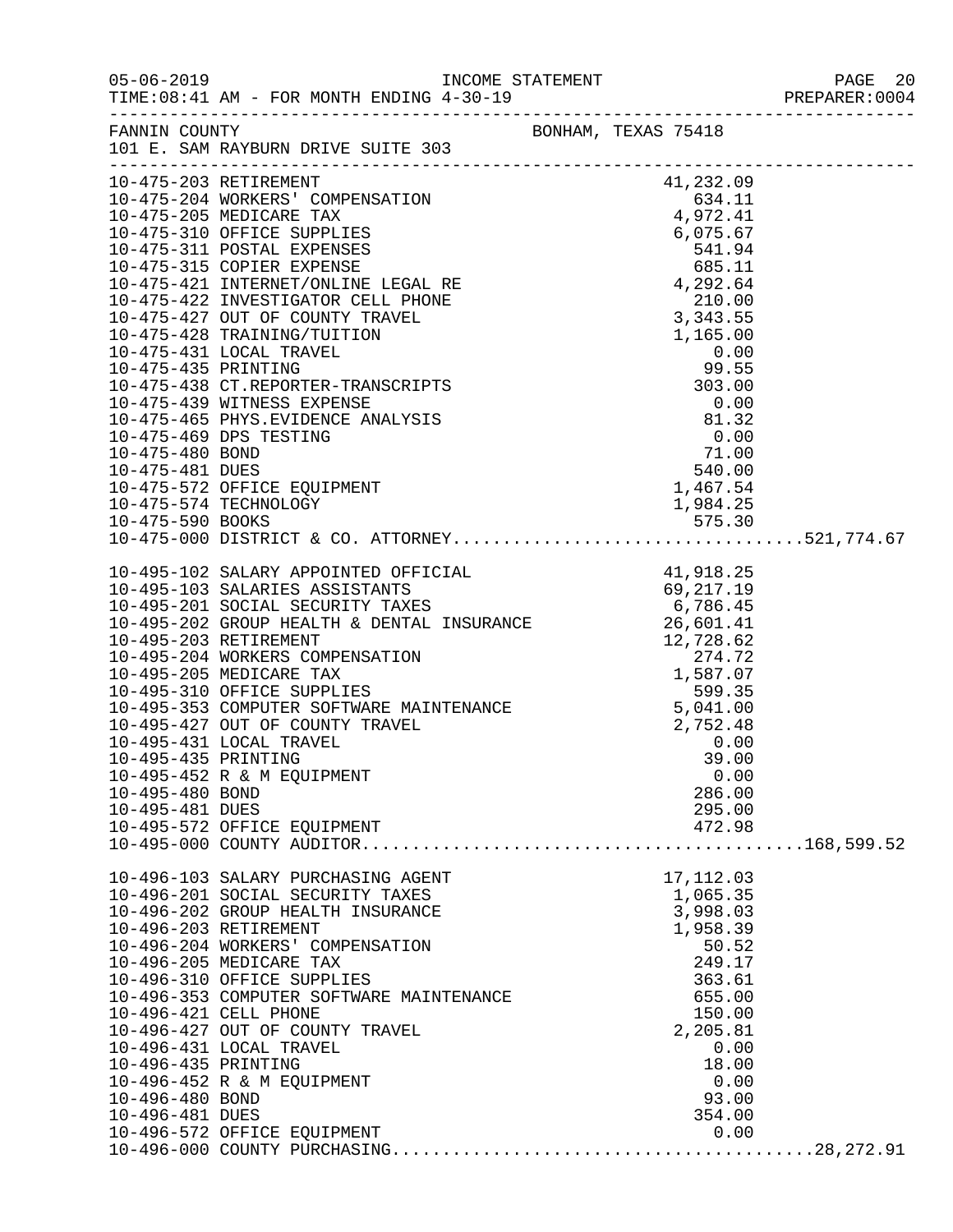FANNIN COUNTY BONHAM, TEXAS 75418
101 E. SAM RAYBURN DRIVE SUITE 303

| Account | Description | Amount | Total |
|---|---|---|---|
| 10-475-203 | RETIREMENT | 41,232.09 | |
| 10-475-204 | WORKERS' COMPENSATION | 634.11 | |
| 10-475-205 | MEDICARE TAX | 4,972.41 | |
| 10-475-310 | OFFICE SUPPLIES | 6,075.67 | |
| 10-475-311 | POSTAL EXPENSES | 541.94 | |
| 10-475-315 | COPIER EXPENSE | 685.11 | |
| 10-475-421 | INTERNET/ONLINE LEGAL RE | 4,292.64 | |
| 10-475-422 | INVESTIGATOR CELL PHONE | 210.00 | |
| 10-475-427 | OUT OF COUNTY TRAVEL | 3,343.55 | |
| 10-475-428 | TRAINING/TUITION | 1,165.00 | |
| 10-475-431 | LOCAL TRAVEL | 0.00 | |
| 10-475-435 | PRINTING | 99.55 | |
| 10-475-438 | CT.REPORTER-TRANSCRIPTS | 303.00 | |
| 10-475-439 | WITNESS EXPENSE | 0.00 | |
| 10-475-465 | PHYS.EVIDENCE ANALYSIS | 81.32 | |
| 10-475-469 | DPS TESTING | 0.00 | |
| 10-475-480 | BOND | 71.00 | |
| 10-475-481 | DUES | 540.00 | |
| 10-475-572 | OFFICE EQUIPMENT | 1,467.54 | |
| 10-475-574 | TECHNOLOGY | 1,984.25 | |
| 10-475-590 | BOOKS | 575.30 | |
| 10-475-000 | DISTRICT & CO. ATTORNEY | | 521,774.67 |
| 10-495-102 | SALARY APPOINTED OFFICIAL | 41,918.25 | |
| 10-495-103 | SALARIES ASSISTANTS | 69,217.19 | |
| 10-495-201 | SOCIAL SECURITY TAXES | 6,786.45 | |
| 10-495-202 | GROUP HEALTH & DENTAL INSURANCE | 26,601.41 | |
| 10-495-203 | RETIREMENT | 12,728.62 | |
| 10-495-204 | WORKERS COMPENSATION | 274.72 | |
| 10-495-205 | MEDICARE TAX | 1,587.07 | |
| 10-495-310 | OFFICE SUPPLIES | 599.35 | |
| 10-495-353 | COMPUTER SOFTWARE MAINTENANCE | 5,041.00 | |
| 10-495-427 | OUT OF COUNTY TRAVEL | 2,752.48 | |
| 10-495-431 | LOCAL TRAVEL | 0.00 | |
| 10-495-435 | PRINTING | 39.00 | |
| 10-495-452 | R & M EQUIPMENT | 0.00 | |
| 10-495-480 | BOND | 286.00 | |
| 10-495-481 | DUES | 295.00 | |
| 10-495-572 | OFFICE EQUIPMENT | 472.98 | |
| 10-495-000 | COUNTY AUDITOR | | 168,599.52 |
| 10-496-103 | SALARY PURCHASING AGENT | 17,112.03 | |
| 10-496-201 | SOCIAL SECURITY TAXES | 1,065.35 | |
| 10-496-202 | GROUP HEALTH INSURANCE | 3,998.03 | |
| 10-496-203 | RETIREMENT | 1,958.39 | |
| 10-496-204 | WORKERS' COMPENSATION | 50.52 | |
| 10-496-205 | MEDICARE TAX | 249.17 | |
| 10-496-310 | OFFICE SUPPLIES | 363.61 | |
| 10-496-353 | COMPUTER SOFTWARE MAINTENANCE | 655.00 | |
| 10-496-421 | CELL PHONE | 150.00 | |
| 10-496-427 | OUT OF COUNTY TRAVEL | 2,205.81 | |
| 10-496-431 | LOCAL TRAVEL | 0.00 | |
| 10-496-435 | PRINTING | 18.00 | |
| 10-496-452 | R & M EQUIPMENT | 0.00 | |
| 10-496-480 | BOND | 93.00 | |
| 10-496-481 | DUES | 354.00 | |
| 10-496-572 | OFFICE EQUIPMENT | 0.00 | |
| 10-496-000 | COUNTY PURCHASING | | 28,272.91 |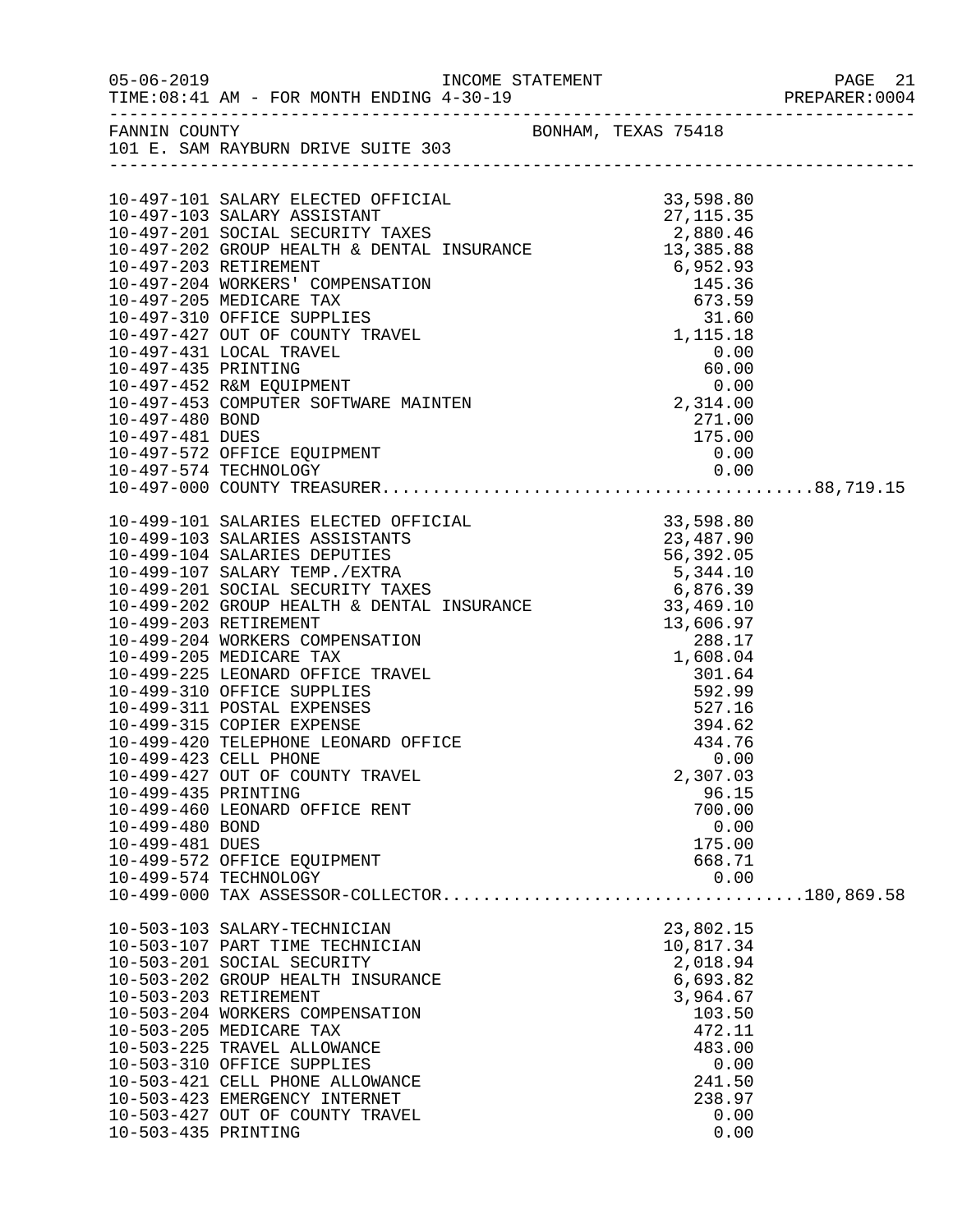05-06-2019 INCOME STATEMENT PAGE 21
TIME:08:41 AM - FOR MONTH ENDING 4-30-19 PREPARER:0004

FANNIN COUNTY BONHAM, TEXAS 75418
101 E. SAM RAYBURN DRIVE SUITE 303

| Account | Description | Amount | Total |
|---|---|---|---|
| 10-497-101 | SALARY ELECTED OFFICIAL | 33,598.80 | |
| 10-497-103 | SALARY ASSISTANT | 27,115.35 | |
| 10-497-201 | SOCIAL SECURITY TAXES | 2,880.46 | |
| 10-497-202 | GROUP HEALTH & DENTAL INSURANCE | 13,385.88 | |
| 10-497-203 | RETIREMENT | 6,952.93 | |
| 10-497-204 | WORKERS' COMPENSATION | 145.36 | |
| 10-497-205 | MEDICARE TAX | 673.59 | |
| 10-497-310 | OFFICE SUPPLIES | 31.60 | |
| 10-497-427 | OUT OF COUNTY TRAVEL | 1,115.18 | |
| 10-497-431 | LOCAL TRAVEL | 0.00 | |
| 10-497-435 | PRINTING | 60.00 | |
| 10-497-452 | R&M EQUIPMENT | 0.00 | |
| 10-497-453 | COMPUTER SOFTWARE MAINTEN | 2,314.00 | |
| 10-497-480 | BOND | 271.00 | |
| 10-497-481 | DUES | 175.00 | |
| 10-497-572 | OFFICE EQUIPMENT | 0.00 | |
| 10-497-574 | TECHNOLOGY | 0.00 | |
| 10-497-000 | COUNTY TREASURER | | 88,719.15 |
| 10-499-101 | SALARIES ELECTED OFFICIAL | 33,598.80 | |
| 10-499-103 | SALARIES ASSISTANTS | 23,487.90 | |
| 10-499-104 | SALARIES DEPUTIES | 56,392.05 | |
| 10-499-107 | SALARY TEMP./EXTRA | 5,344.10 | |
| 10-499-201 | SOCIAL SECURITY TAXES | 6,876.39 | |
| 10-499-202 | GROUP HEALTH & DENTAL INSURANCE | 33,469.10 | |
| 10-499-203 | RETIREMENT | 13,606.97 | |
| 10-499-204 | WORKERS COMPENSATION | 288.17 | |
| 10-499-205 | MEDICARE TAX | 1,608.04 | |
| 10-499-225 | LEONARD OFFICE TRAVEL | 301.64 | |
| 10-499-310 | OFFICE SUPPLIES | 592.99 | |
| 10-499-311 | POSTAL EXPENSES | 527.16 | |
| 10-499-315 | COPIER EXPENSE | 394.62 | |
| 10-499-420 | TELEPHONE LEONARD OFFICE | 434.76 | |
| 10-499-423 | CELL PHONE | 0.00 | |
| 10-499-427 | OUT OF COUNTY TRAVEL | 2,307.03 | |
| 10-499-435 | PRINTING | 96.15 | |
| 10-499-460 | LEONARD OFFICE RENT | 700.00 | |
| 10-499-480 | BOND | 0.00 | |
| 10-499-481 | DUES | 175.00 | |
| 10-499-572 | OFFICE EQUIPMENT | 668.71 | |
| 10-499-574 | TECHNOLOGY | 0.00 | |
| 10-499-000 | TAX ASSESSOR-COLLECTOR | | 180,869.58 |
| 10-503-103 | SALARY-TECHNICIAN | 23,802.15 | |
| 10-503-107 | PART TIME TECHNICIAN | 10,817.34 | |
| 10-503-201 | SOCIAL SECURITY | 2,018.94 | |
| 10-503-202 | GROUP HEALTH INSURANCE | 6,693.82 | |
| 10-503-203 | RETIREMENT | 3,964.67 | |
| 10-503-204 | WORKERS COMPENSATION | 103.50 | |
| 10-503-205 | MEDICARE TAX | 472.11 | |
| 10-503-225 | TRAVEL ALLOWANCE | 483.00 | |
| 10-503-310 | OFFICE SUPPLIES | 0.00 | |
| 10-503-421 | CELL PHONE ALLOWANCE | 241.50 | |
| 10-503-423 | EMERGENCY INTERNET | 238.97 | |
| 10-503-427 | OUT OF COUNTY TRAVEL | 0.00 | |
| 10-503-435 | PRINTING | 0.00 | |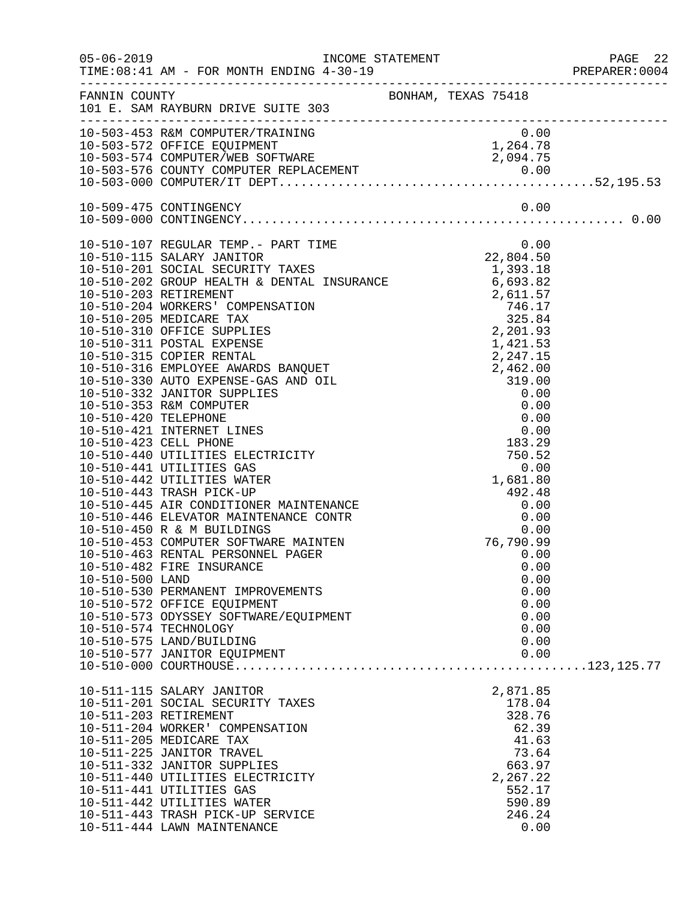05-06-2019 INCOME STATEMENT
TIME:08:41 AM - FOR MONTH ENDING 4-30-19 PREPARER:0004

FANNIN COUNTY BONHAM, TEXAS 75418
101 E. SAM RAYBURN DRIVE SUITE 303

| Account | Description | Amount | Total |
|---|---|---|---|
| 10-503-453 | R&M COMPUTER/TRAINING | 0.00 | |
| 10-503-572 | OFFICE EQUIPMENT | 1,264.78 | |
| 10-503-574 | COMPUTER/WEB SOFTWARE | 2,094.75 | |
| 10-503-576 | COUNTY COMPUTER REPLACEMENT | 0.00 | |
| 10-503-000 | COMPUTER/IT DEPT. | | 52,195.53 |
| 10-509-475 | CONTINGENCY | 0.00 | |
| 10-509-000 | CONTINGENCY | | 0.00 |
| 10-510-107 | REGULAR TEMP.- PART TIME | 0.00 | |
| 10-510-115 | SALARY JANITOR | 22,804.50 | |
| 10-510-201 | SOCIAL SECURITY TAXES | 1,393.18 | |
| 10-510-202 | GROUP HEALTH & DENTAL INSURANCE | 6,693.82 | |
| 10-510-203 | RETIREMENT | 2,611.57 | |
| 10-510-204 | WORKERS' COMPENSATION | 746.17 | |
| 10-510-205 | MEDICARE TAX | 325.84 | |
| 10-510-310 | OFFICE SUPPLIES | 2,201.93 | |
| 10-510-311 | POSTAL EXPENSE | 1,421.53 | |
| 10-510-315 | COPIER RENTAL | 2,247.15 | |
| 10-510-316 | EMPLOYEE AWARDS BANQUET | 2,462.00 | |
| 10-510-330 | AUTO EXPENSE-GAS AND OIL | 319.00 | |
| 10-510-332 | JANITOR SUPPLIES | 0.00 | |
| 10-510-353 | R&M COMPUTER | 0.00 | |
| 10-510-420 | TELEPHONE | 0.00 | |
| 10-510-421 | INTERNET LINES | 0.00 | |
| 10-510-423 | CELL PHONE | 183.29 | |
| 10-510-440 | UTILITIES ELECTRICITY | 750.52 | |
| 10-510-441 | UTILITIES GAS | 0.00 | |
| 10-510-442 | UTILITIES WATER | 1,681.80 | |
| 10-510-443 | TRASH PICK-UP | 492.48 | |
| 10-510-445 | AIR CONDITIONER MAINTENANCE | 0.00 | |
| 10-510-446 | ELEVATOR MAINTENANCE CONTR | 0.00 | |
| 10-510-450 | R & M BUILDINGS | 0.00 | |
| 10-510-453 | COMPUTER SOFTWARE MAINTEN | 76,790.99 | |
| 10-510-463 | RENTAL PERSONNEL PAGER | 0.00 | |
| 10-510-482 | FIRE INSURANCE | 0.00 | |
| 10-510-500 | LAND | 0.00 | |
| 10-510-530 | PERMANENT IMPROVEMENTS | 0.00 | |
| 10-510-572 | OFFICE EQUIPMENT | 0.00 | |
| 10-510-573 | ODYSSEY SOFTWARE/EQUIPMENT | 0.00 | |
| 10-510-574 | TECHNOLOGY | 0.00 | |
| 10-510-575 | LAND/BUILDING | 0.00 | |
| 10-510-577 | JANITOR EQUIPMENT | 0.00 | |
| 10-510-000 | COURTHOUSE | | 123,125.77 |
| 10-511-115 | SALARY JANITOR | 2,871.85 | |
| 10-511-201 | SOCIAL SECURITY TAXES | 178.04 | |
| 10-511-203 | RETIREMENT | 328.76 | |
| 10-511-204 | WORKER' COMPENSATION | 62.39 | |
| 10-511-205 | MEDICARE TAX | 41.63 | |
| 10-511-225 | JANITOR TRAVEL | 73.64 | |
| 10-511-332 | JANITOR SUPPLIES | 663.97 | |
| 10-511-440 | UTILITIES ELECTRICITY | 2,267.22 | |
| 10-511-441 | UTILITIES GAS | 552.17 | |
| 10-511-442 | UTILITIES WATER | 590.89 | |
| 10-511-443 | TRASH PICK-UP SERVICE | 246.24 | |
| 10-511-444 | LAWN MAINTENANCE | 0.00 | |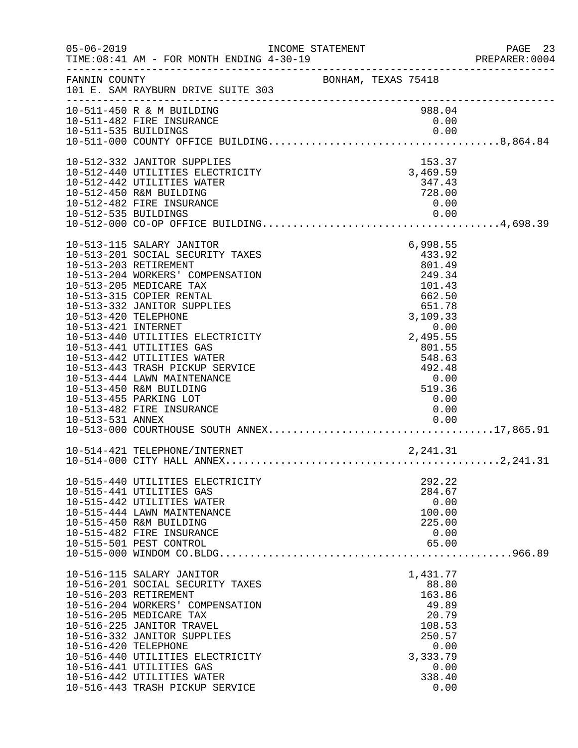FANNIN COUNTY — BONHAM, TEXAS 75418
101 E. SAM RAYBURN DRIVE SUITE 303

INCOME STATEMENT
05-06-2019 TIME:08:41 AM - FOR MONTH ENDING 4-30-19

| Account | Amount | Total |
|---|---|---|
| 10-511-450 R & M BUILDING | 988.04 | |
| 10-511-482 FIRE INSURANCE | 0.00 | |
| 10-511-535 BUILDINGS | 0.00 | |
| 10-511-000 COUNTY OFFICE BUILDING | | 8,864.84 |
| 10-512-332 JANITOR SUPPLIES | 153.37 | |
| 10-512-440 UTILITIES ELECTRICITY | 3,469.59 | |
| 10-512-442 UTILITIES WATER | 347.43 | |
| 10-512-450 R&M BUILDING | 728.00 | |
| 10-512-482 FIRE INSURANCE | 0.00 | |
| 10-512-535 BUILDINGS | 0.00 | |
| 10-512-000 CO-OP OFFICE BUILDING | | 4,698.39 |
| 10-513-115 SALARY JANITOR | 6,998.55 | |
| 10-513-201 SOCIAL SECURITY TAXES | 433.92 | |
| 10-513-203 RETIREMENT | 801.49 | |
| 10-513-204 WORKERS' COMPENSATION | 249.34 | |
| 10-513-205 MEDICARE TAX | 101.43 | |
| 10-513-315 COPIER RENTAL | 662.50 | |
| 10-513-332 JANITOR SUPPLIES | 651.78 | |
| 10-513-420 TELEPHONE | 3,109.33 | |
| 10-513-421 INTERNET | 0.00 | |
| 10-513-440 UTILITIES ELECTRICITY | 2,495.55 | |
| 10-513-441 UTILITIES GAS | 801.55 | |
| 10-513-442 UTILITIES WATER | 548.63 | |
| 10-513-443 TRASH PICKUP SERVICE | 492.48 | |
| 10-513-444 LAWN MAINTENANCE | 0.00 | |
| 10-513-450 R&M BUILDING | 519.36 | |
| 10-513-455 PARKING LOT | 0.00 | |
| 10-513-482 FIRE INSURANCE | 0.00 | |
| 10-513-531 ANNEX | 0.00 | |
| 10-513-000 COURTHOUSE SOUTH ANNEX | | 17,865.91 |
| 10-514-421 TELEPHONE/INTERNET | 2,241.31 | |
| 10-514-000 CITY HALL ANNEX | | 2,241.31 |
| 10-515-440 UTILITIES ELECTRICITY | 292.22 | |
| 10-515-441 UTILITIES GAS | 284.67 | |
| 10-515-442 UTILITIES WATER | 0.00 | |
| 10-515-444 LAWN MAINTENANCE | 100.00 | |
| 10-515-450 R&M BUILDING | 225.00 | |
| 10-515-482 FIRE INSURANCE | 0.00 | |
| 10-515-501 PEST CONTROL | 65.00 | |
| 10-515-000 WINDOM CO.BLDG | | 966.89 |
| 10-516-115 SALARY JANITOR | 1,431.77 | |
| 10-516-201 SOCIAL SECURITY TAXES | 88.80 | |
| 10-516-203 RETIREMENT | 163.86 | |
| 10-516-204 WORKERS' COMPENSATION | 49.89 | |
| 10-516-205 MEDICARE TAX | 20.79 | |
| 10-516-225 JANITOR TRAVEL | 108.53 | |
| 10-516-332 JANITOR SUPPLIES | 250.57 | |
| 10-516-420 TELEPHONE | 0.00 | |
| 10-516-440 UTILITIES ELECTRICITY | 3,333.79 | |
| 10-516-441 UTILITIES GAS | 0.00 | |
| 10-516-442 UTILITIES WATER | 338.40 | |
| 10-516-443 TRASH PICKUP SERVICE | 0.00 | |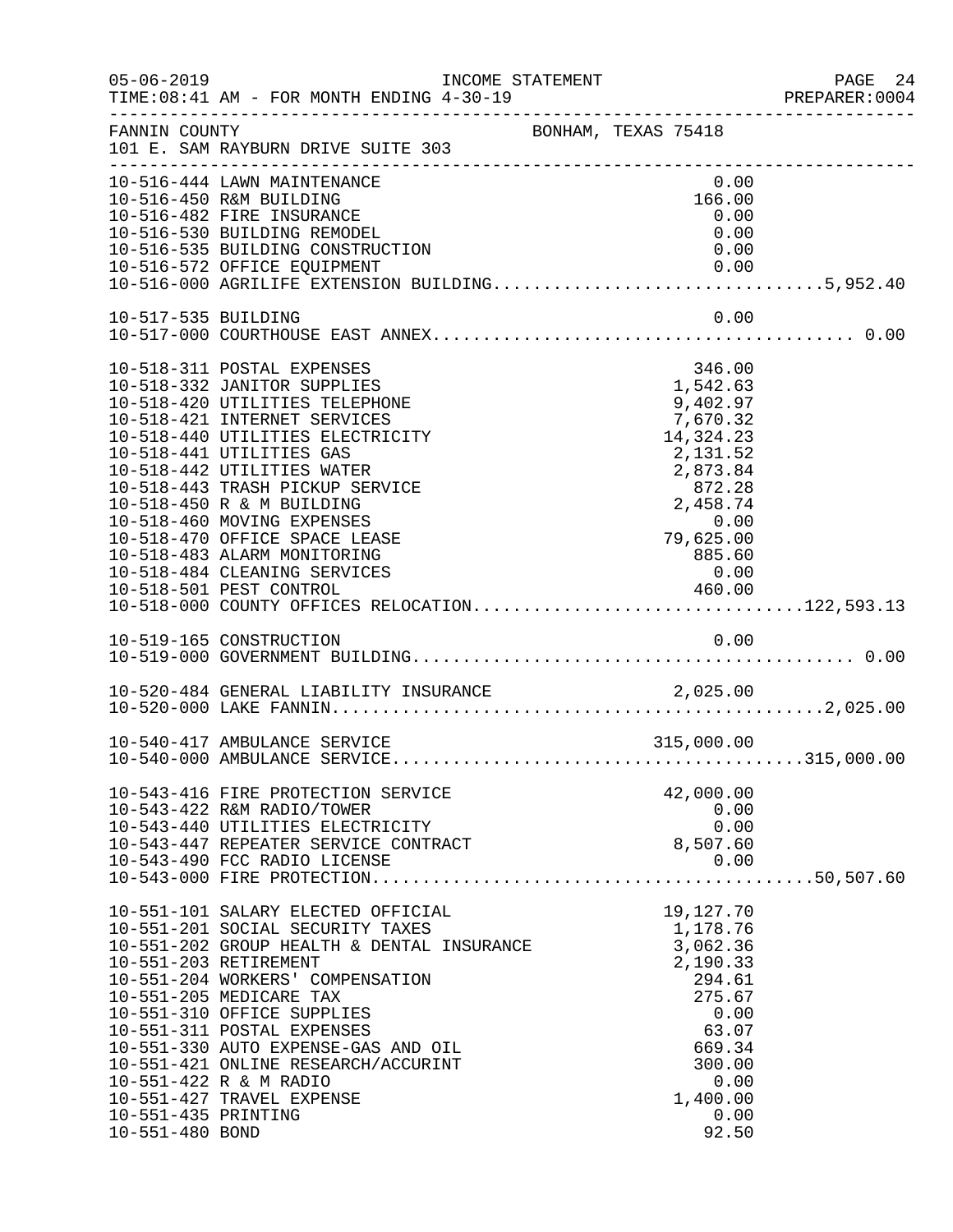05-06-2019 INCOME STATEMENT
TIME:08:41 AM - FOR MONTH ENDING 4-30-19

FANNIN COUNTY BONHAM, TEXAS 75418
101 E. SAM RAYBURN DRIVE SUITE 303

| Account | Description | Amount | Total |
|---|---|---|---|
| 10-516-444 | LAWN MAINTENANCE | 0.00 | |
| 10-516-450 | R&M BUILDING | 166.00 | |
| 10-516-482 | FIRE INSURANCE | 0.00 | |
| 10-516-530 | BUILDING REMODEL | 0.00 | |
| 10-516-535 | BUILDING CONSTRUCTION | 0.00 | |
| 10-516-572 | OFFICE EQUIPMENT | 0.00 | |
| 10-516-000 | AGRILIFE EXTENSION BUILDING | | 5,952.40 |
| 10-517-535 | BUILDING | 0.00 | |
| 10-517-000 | COURTHOUSE EAST ANNEX | | 0.00 |
| 10-518-311 | POSTAL EXPENSES | 346.00 | |
| 10-518-332 | JANITOR SUPPLIES | 1,542.63 | |
| 10-518-420 | UTILITIES TELEPHONE | 9,402.97 | |
| 10-518-421 | INTERNET SERVICES | 7,670.32 | |
| 10-518-440 | UTILITIES ELECTRICITY | 14,324.23 | |
| 10-518-441 | UTILITIES GAS | 2,131.52 | |
| 10-518-442 | UTILITIES WATER | 2,873.84 | |
| 10-518-443 | TRASH PICKUP SERVICE | 872.28 | |
| 10-518-450 | R & M BUILDING | 2,458.74 | |
| 10-518-460 | MOVING EXPENSES | 0.00 | |
| 10-518-470 | OFFICE SPACE LEASE | 79,625.00 | |
| 10-518-483 | ALARM MONITORING | 885.60 | |
| 10-518-484 | CLEANING SERVICES | 0.00 | |
| 10-518-501 | PEST CONTROL | 460.00 | |
| 10-518-000 | COUNTY OFFICES RELOCATION | | 122,593.13 |
| 10-519-165 | CONSTRUCTION | 0.00 | |
| 10-519-000 | GOVERNMENT BUILDING | | 0.00 |
| 10-520-484 | GENERAL LIABILITY INSURANCE | 2,025.00 | |
| 10-520-000 | LAKE FANNIN | | 2,025.00 |
| 10-540-417 | AMBULANCE SERVICE | 315,000.00 | |
| 10-540-000 | AMBULANCE SERVICE | | 315,000.00 |
| 10-543-416 | FIRE PROTECTION SERVICE | 42,000.00 | |
| 10-543-422 | R&M RADIO/TOWER | 0.00 | |
| 10-543-440 | UTILITIES ELECTRICITY | 0.00 | |
| 10-543-447 | REPEATER SERVICE CONTRACT | 8,507.60 | |
| 10-543-490 | FCC RADIO LICENSE | 0.00 | |
| 10-543-000 | FIRE PROTECTION | | 50,507.60 |
| 10-551-101 | SALARY ELECTED OFFICIAL | 19,127.70 | |
| 10-551-201 | SOCIAL SECURITY TAXES | 1,178.76 | |
| 10-551-202 | GROUP HEALTH & DENTAL INSURANCE | 3,062.36 | |
| 10-551-203 | RETIREMENT | 2,190.33 | |
| 10-551-204 | WORKERS' COMPENSATION | 294.61 | |
| 10-551-205 | MEDICARE TAX | 275.67 | |
| 10-551-310 | OFFICE SUPPLIES | 0.00 | |
| 10-551-311 | POSTAL EXPENSES | 63.07 | |
| 10-551-330 | AUTO EXPENSE-GAS AND OIL | 669.34 | |
| 10-551-421 | ONLINE RESEARCH/ACCURINT | 300.00 | |
| 10-551-422 | R & M RADIO | 0.00 | |
| 10-551-427 | TRAVEL EXPENSE | 1,400.00 | |
| 10-551-435 | PRINTING | 0.00 | |
| 10-551-480 | BOND | 92.50 | |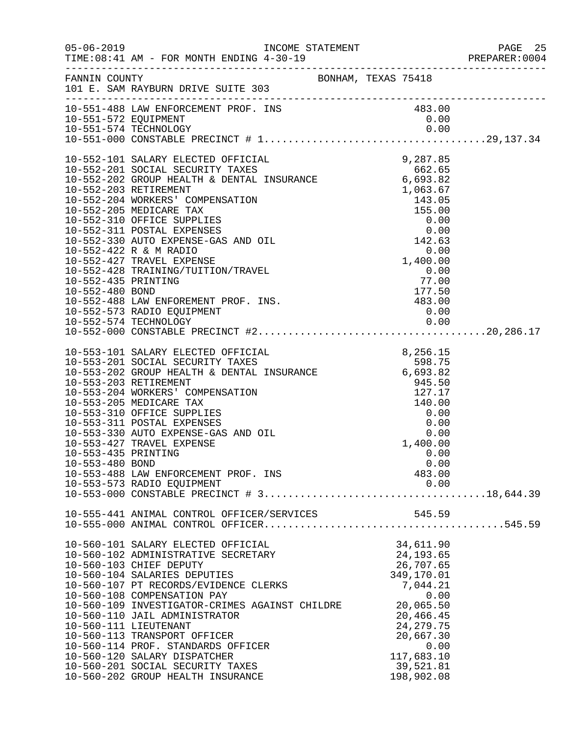05-06-2019 INCOME STATEMENT
TIME:08:41 AM - FOR MONTH ENDING 4-30-19

FANNIN COUNTY BONHAM, TEXAS 75418
101 E. SAM RAYBURN DRIVE SUITE 303

| Account | Description | Amount | Total |
|---|---|---|---|
| 10-551-488 | LAW ENFORCEMENT PROF. INS | 483.00 | |
| 10-551-572 | EQUIPMENT | 0.00 | |
| 10-551-574 | TECHNOLOGY | 0.00 | |
| 10-551-000 | CONSTABLE PRECINCT # 1 | | 29,137.34 |
| 10-552-101 | SALARY ELECTED OFFICIAL | 9,287.85 | |
| 10-552-201 | SOCIAL SECURITY TAXES | 662.65 | |
| 10-552-202 | GROUP HEALTH & DENTAL INSURANCE | 6,693.82 | |
| 10-552-203 | RETIREMENT | 1,063.67 | |
| 10-552-204 | WORKERS' COMPENSATION | 143.05 | |
| 10-552-205 | MEDICARE TAX | 155.00 | |
| 10-552-310 | OFFICE SUPPLIES | 0.00 | |
| 10-552-311 | POSTAL EXPENSES | 0.00 | |
| 10-552-330 | AUTO EXPENSE-GAS AND OIL | 142.63 | |
| 10-552-422 | R & M RADIO | 0.00 | |
| 10-552-427 | TRAVEL EXPENSE | 1,400.00 | |
| 10-552-428 | TRAINING/TUITION/TRAVEL | 0.00 | |
| 10-552-435 | PRINTING | 77.00 | |
| 10-552-480 | BOND | 177.50 | |
| 10-552-488 | LAW ENFOREMENT PROF. INS. | 483.00 | |
| 10-552-573 | RADIO EQUIPMENT | 0.00 | |
| 10-552-574 | TECHNOLOGY | 0.00 | |
| 10-552-000 | CONSTABLE PRECINCT #2 | | 20,286.17 |
| 10-553-101 | SALARY ELECTED OFFICIAL | 8,256.15 | |
| 10-553-201 | SOCIAL SECURITY TAXES | 598.75 | |
| 10-553-202 | GROUP HEALTH & DENTAL INSURANCE | 6,693.82 | |
| 10-553-203 | RETIREMENT | 945.50 | |
| 10-553-204 | WORKERS' COMPENSATION | 127.17 | |
| 10-553-205 | MEDICARE TAX | 140.00 | |
| 10-553-310 | OFFICE SUPPLIES | 0.00 | |
| 10-553-311 | POSTAL EXPENSES | 0.00 | |
| 10-553-330 | AUTO EXPENSE-GAS AND OIL | 0.00 | |
| 10-553-427 | TRAVEL EXPENSE | 1,400.00 | |
| 10-553-435 | PRINTING | 0.00 | |
| 10-553-480 | BOND | 0.00 | |
| 10-553-488 | LAW ENFORCEMENT PROF. INS | 483.00 | |
| 10-553-573 | RADIO EQUIPMENT | 0.00 | |
| 10-553-000 | CONSTABLE PRECINCT # 3 | | 18,644.39 |
| 10-555-441 | ANIMAL CONTROL OFFICER/SERVICES | 545.59 | |
| 10-555-000 | ANIMAL CONTROL OFFICER | | 545.59 |
| 10-560-101 | SALARY ELECTED OFFICIAL | 34,611.90 | |
| 10-560-102 | ADMINISTRATIVE SECRETARY | 24,193.65 | |
| 10-560-103 | CHIEF DEPUTY | 26,707.65 | |
| 10-560-104 | SALARIES DEPUTIES | 349,170.01 | |
| 10-560-107 | PT RECORDS/EVIDENCE CLERKS | 7,044.21 | |
| 10-560-108 | COMPENSATION PAY | 0.00 | |
| 10-560-109 | INVESTIGATOR-CRIMES AGAINST CHILDRE | 20,065.50 | |
| 10-560-110 | JAIL ADMINISTRATOR | 20,466.45 | |
| 10-560-111 | LIEUTENANT | 24,279.75 | |
| 10-560-113 | TRANSPORT OFFICER | 20,667.30 | |
| 10-560-114 | PROF. STANDARDS OFFICER | 0.00 | |
| 10-560-120 | SALARY DISPATCHER | 117,683.10 | |
| 10-560-201 | SOCIAL SECURITY TAXES | 39,521.81 | |
| 10-560-202 | GROUP HEALTH INSURANCE | 198,902.08 | |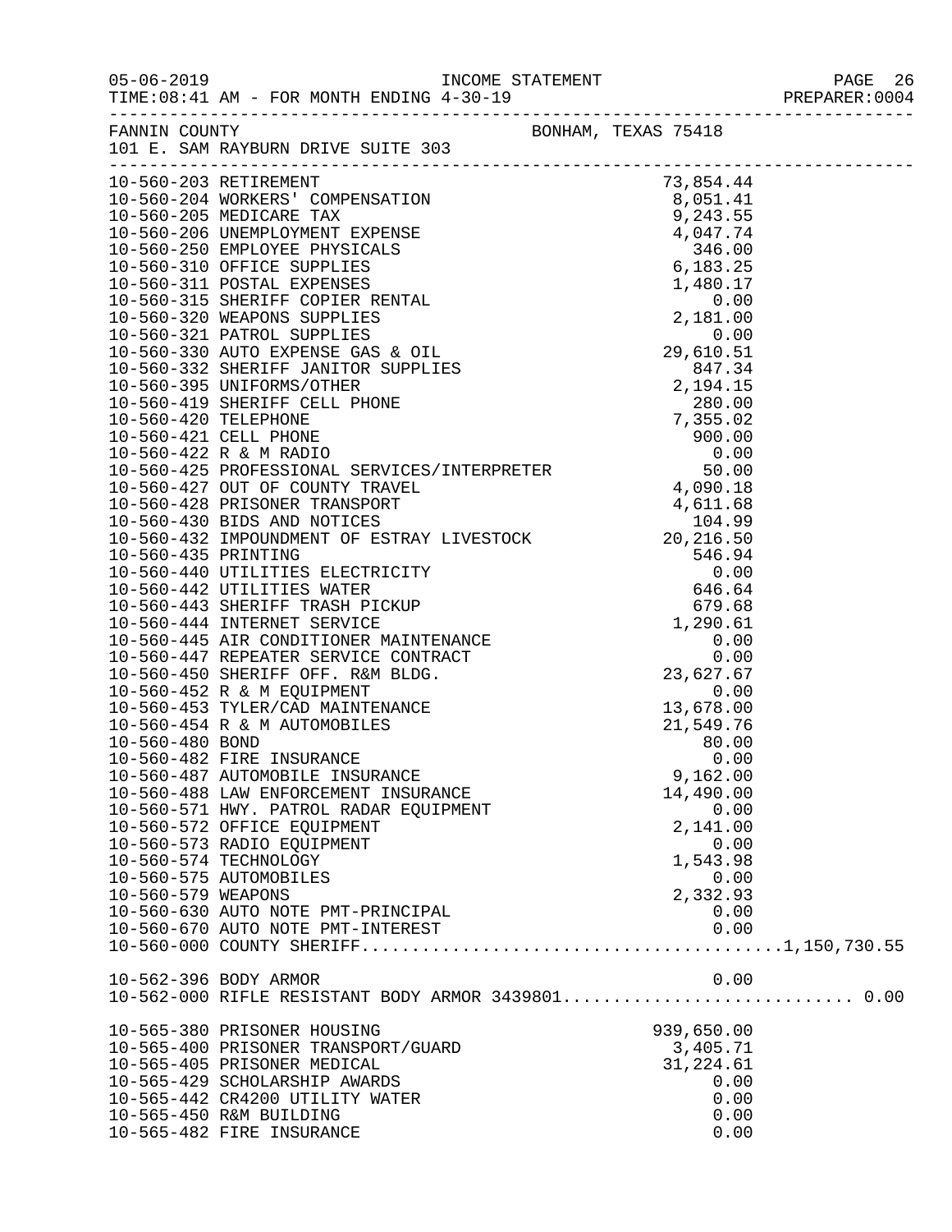FANNIN COUNTY BONHAM, TEXAS 75418
101 E. SAM RAYBURN DRIVE SUITE 303

INCOME STATEMENT
TIME:08:41 AM - FOR MONTH ENDING 4-30-19

| Account | Description | Amount | Total |
|---|---|---|---|
| 10-560-203 | RETIREMENT | 73,854.44 | |
| 10-560-204 | WORKERS' COMPENSATION | 8,051.41 | |
| 10-560-205 | MEDICARE TAX | 9,243.55 | |
| 10-560-206 | UNEMPLOYMENT EXPENSE | 4,047.74 | |
| 10-560-250 | EMPLOYEE PHYSICALS | 346.00 | |
| 10-560-310 | OFFICE SUPPLIES | 6,183.25 | |
| 10-560-311 | POSTAL EXPENSES | 1,480.17 | |
| 10-560-315 | SHERIFF COPIER RENTAL | 0.00 | |
| 10-560-320 | WEAPONS SUPPLIES | 2,181.00 | |
| 10-560-321 | PATROL SUPPLIES | 0.00 | |
| 10-560-330 | AUTO EXPENSE GAS & OIL | 29,610.51 | |
| 10-560-332 | SHERIFF JANITOR SUPPLIES | 847.34 | |
| 10-560-395 | UNIFORMS/OTHER | 2,194.15 | |
| 10-560-419 | SHERIFF CELL PHONE | 280.00 | |
| 10-560-420 | TELEPHONE | 7,355.02 | |
| 10-560-421 | CELL PHONE | 900.00 | |
| 10-560-422 | R & M RADIO | 0.00 | |
| 10-560-425 | PROFESSIONAL SERVICES/INTERPRETER | 50.00 | |
| 10-560-427 | OUT OF COUNTY TRAVEL | 4,090.18 | |
| 10-560-428 | PRISONER TRANSPORT | 4,611.68 | |
| 10-560-430 | BIDS AND NOTICES | 104.99 | |
| 10-560-432 | IMPOUNDMENT OF ESTRAY LIVESTOCK | 20,216.50 | |
| 10-560-435 | PRINTING | 546.94 | |
| 10-560-440 | UTILITIES ELECTRICITY | 0.00 | |
| 10-560-442 | UTILITIES WATER | 646.64 | |
| 10-560-443 | SHERIFF TRASH PICKUP | 679.68 | |
| 10-560-444 | INTERNET SERVICE | 1,290.61 | |
| 10-560-445 | AIR CONDITIONER MAINTENANCE | 0.00 | |
| 10-560-447 | REPEATER SERVICE CONTRACT | 0.00 | |
| 10-560-450 | SHERIFF OFF. R&M BLDG. | 23,627.67 | |
| 10-560-452 | R & M EQUIPMENT | 0.00 | |
| 10-560-453 | TYLER/CAD MAINTENANCE | 13,678.00 | |
| 10-560-454 | R & M AUTOMOBILES | 21,549.76 | |
| 10-560-480 | BOND | 80.00 | |
| 10-560-482 | FIRE INSURANCE | 0.00 | |
| 10-560-487 | AUTOMOBILE INSURANCE | 9,162.00 | |
| 10-560-488 | LAW ENFORCEMENT INSURANCE | 14,490.00 | |
| 10-560-571 | HWY. PATROL RADAR EQUIPMENT | 0.00 | |
| 10-560-572 | OFFICE EQUIPMENT | 2,141.00 | |
| 10-560-573 | RADIO EQUIPMENT | 0.00 | |
| 10-560-574 | TECHNOLOGY | 1,543.98 | |
| 10-560-575 | AUTOMOBILES | 0.00 | |
| 10-560-579 | WEAPONS | 2,332.93 | |
| 10-560-630 | AUTO NOTE PMT-PRINCIPAL | 0.00 | |
| 10-560-670 | AUTO NOTE PMT-INTEREST | 0.00 | |
| 10-560-000 | COUNTY SHERIFF | | 1,150,730.55 |
| 10-562-396 | BODY ARMOR | 0.00 | |
| 10-562-000 | RIFLE RESISTANT BODY ARMOR 3439801 | | 0.00 |
| 10-565-380 | PRISONER HOUSING | 939,650.00 | |
| 10-565-400 | PRISONER TRANSPORT/GUARD | 3,405.71 | |
| 10-565-405 | PRISONER MEDICAL | 31,224.61 | |
| 10-565-429 | SCHOLARSHIP AWARDS | 0.00 | |
| 10-565-442 | CR4200 UTILITY WATER | 0.00 | |
| 10-565-450 | R&M BUILDING | 0.00 | |
| 10-565-482 | FIRE INSURANCE | 0.00 | |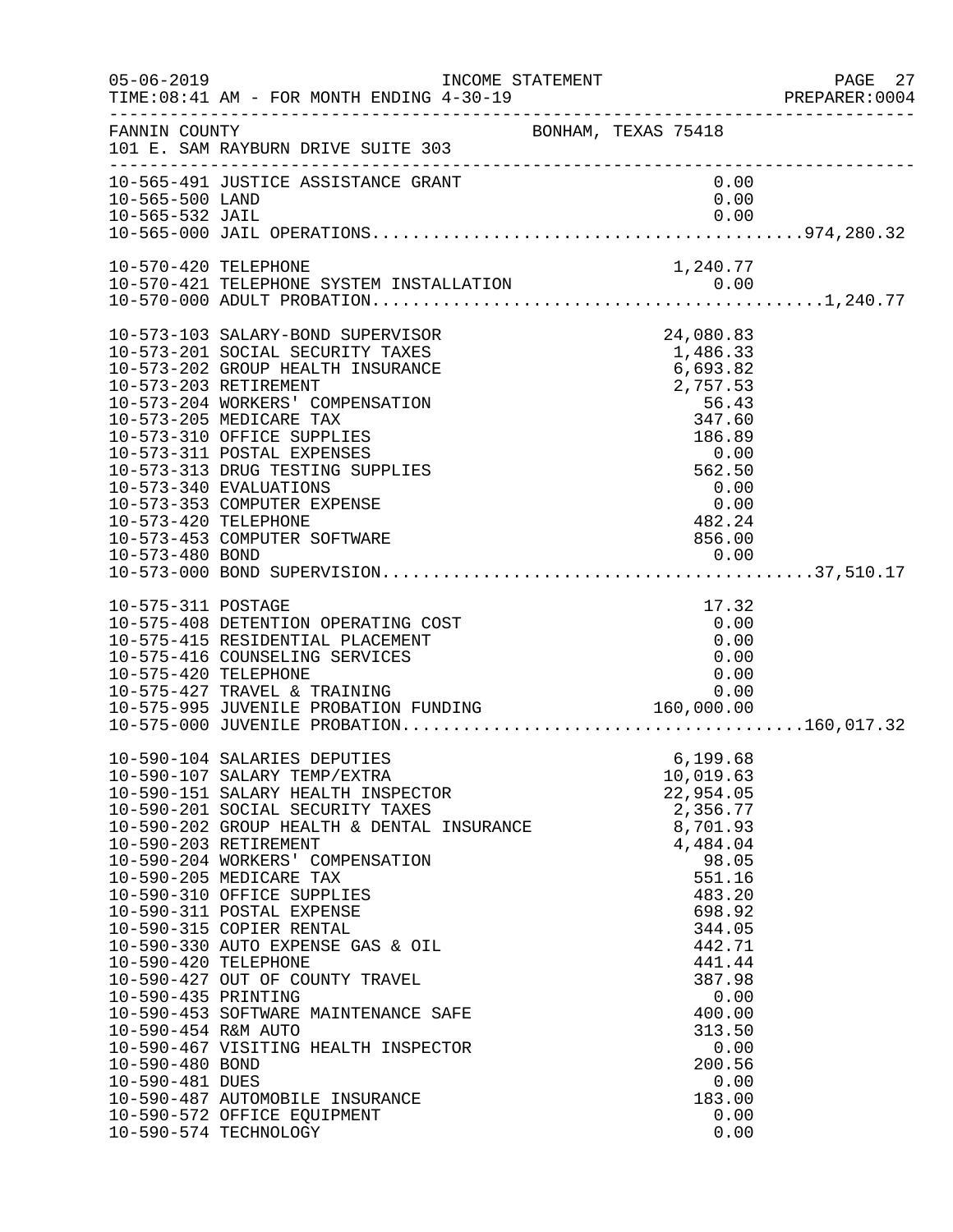FANNIN COUNTY — BONHAM, TEXAS 75418
101 E. SAM RAYBURN DRIVE SUITE 303

INCOME STATEMENT
TIME:08:41 AM - FOR MONTH ENDING 4-30-19

| Account | Description | Amount | Total |
|---|---|---|---|
| 10-565-491 | JUSTICE ASSISTANCE GRANT | 0.00 | |
| 10-565-500 | LAND | 0.00 | |
| 10-565-532 | JAIL | 0.00 | |
| 10-565-000 | JAIL OPERATIONS | | 974,280.32 |
| 10-570-420 | TELEPHONE | 1,240.77 | |
| 10-570-421 | TELEPHONE SYSTEM INSTALLATION | 0.00 | |
| 10-570-000 | ADULT PROBATION | | 1,240.77 |
| 10-573-103 | SALARY-BOND SUPERVISOR | 24,080.83 | |
| 10-573-201 | SOCIAL SECURITY TAXES | 1,486.33 | |
| 10-573-202 | GROUP HEALTH INSURANCE | 6,693.82 | |
| 10-573-203 | RETIREMENT | 2,757.53 | |
| 10-573-204 | WORKERS' COMPENSATION | 56.43 | |
| 10-573-205 | MEDICARE TAX | 347.60 | |
| 10-573-310 | OFFICE SUPPLIES | 186.89 | |
| 10-573-311 | POSTAL EXPENSES | 0.00 | |
| 10-573-313 | DRUG TESTING SUPPLIES | 562.50 | |
| 10-573-340 | EVALUATIONS | 0.00 | |
| 10-573-353 | COMPUTER EXPENSE | 0.00 | |
| 10-573-420 | TELEPHONE | 482.24 | |
| 10-573-453 | COMPUTER SOFTWARE | 856.00 | |
| 10-573-480 | BOND | 0.00 | |
| 10-573-000 | BOND SUPERVISION | | 37,510.17 |
| 10-575-311 | POSTAGE | 17.32 | |
| 10-575-408 | DETENTION OPERATING COST | 0.00 | |
| 10-575-415 | RESIDENTIAL PLACEMENT | 0.00 | |
| 10-575-416 | COUNSELING SERVICES | 0.00 | |
| 10-575-420 | TELEPHONE | 0.00 | |
| 10-575-427 | TRAVEL & TRAINING | 0.00 | |
| 10-575-995 | JUVENILE PROBATION FUNDING | 160,000.00 | |
| 10-575-000 | JUVENILE PROBATION | | 160,017.32 |
| 10-590-104 | SALARIES DEPUTIES | 6,199.68 | |
| 10-590-107 | SALARY TEMP/EXTRA | 10,019.63 | |
| 10-590-151 | SALARY HEALTH INSPECTOR | 22,954.05 | |
| 10-590-201 | SOCIAL SECURITY TAXES | 2,356.77 | |
| 10-590-202 | GROUP HEALTH & DENTAL INSURANCE | 8,701.93 | |
| 10-590-203 | RETIREMENT | 4,484.04 | |
| 10-590-204 | WORKERS' COMPENSATION | 98.05 | |
| 10-590-205 | MEDICARE TAX | 551.16 | |
| 10-590-310 | OFFICE SUPPLIES | 483.20 | |
| 10-590-311 | POSTAL EXPENSE | 698.92 | |
| 10-590-315 | COPIER RENTAL | 344.05 | |
| 10-590-330 | AUTO EXPENSE GAS & OIL | 442.71 | |
| 10-590-420 | TELEPHONE | 441.44 | |
| 10-590-427 | OUT OF COUNTY TRAVEL | 387.98 | |
| 10-590-435 | PRINTING | 0.00 | |
| 10-590-453 | SOFTWARE MAINTENANCE SAFE | 400.00 | |
| 10-590-454 | R&M AUTO | 313.50 | |
| 10-590-467 | VISITING HEALTH INSPECTOR | 0.00 | |
| 10-590-480 | BOND | 200.56 | |
| 10-590-481 | DUES | 0.00 | |
| 10-590-487 | AUTOMOBILE INSURANCE | 183.00 | |
| 10-590-572 | OFFICE EQUIPMENT | 0.00 | |
| 10-590-574 | TECHNOLOGY | 0.00 | |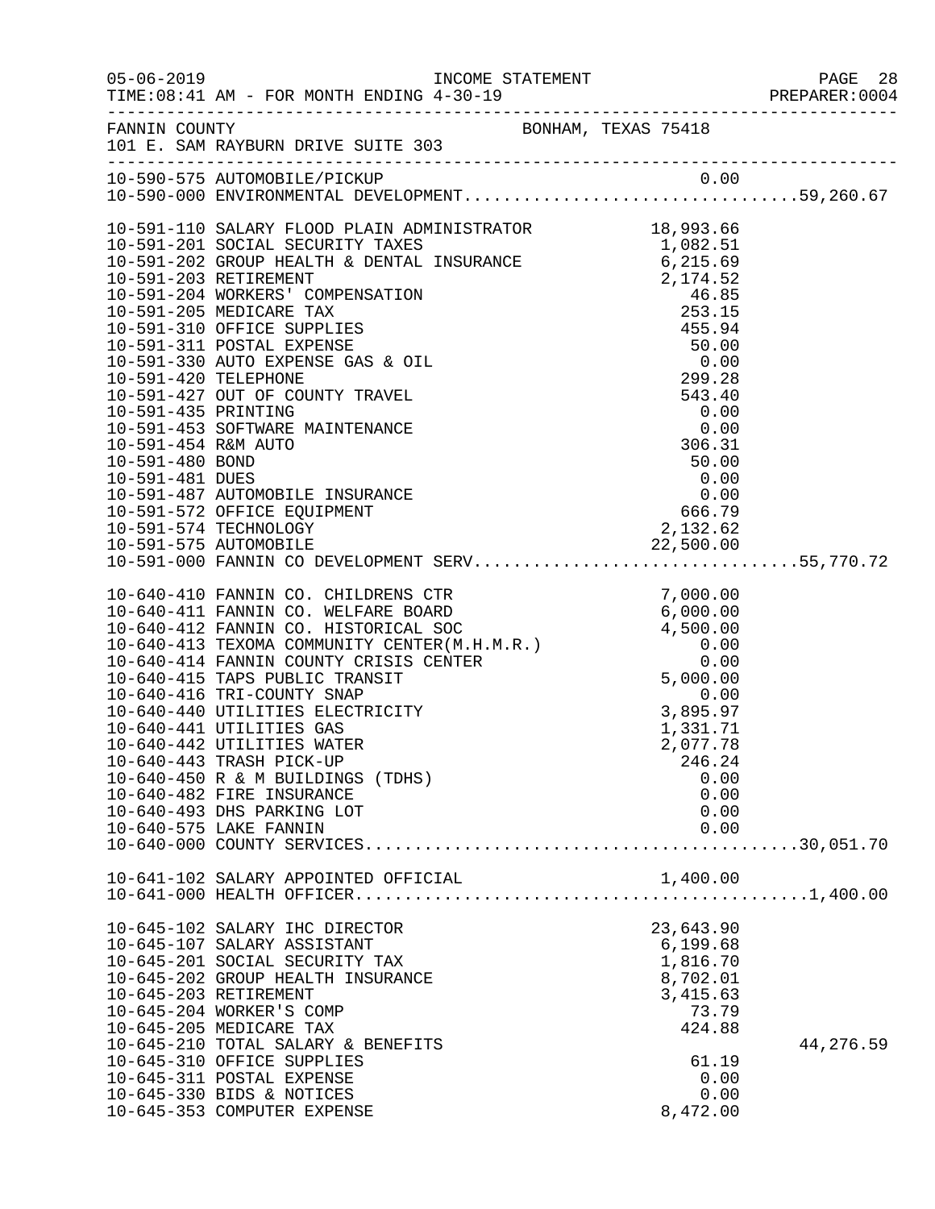FANNIN COUNTY BONHAM, TEXAS 75418
101 E. SAM RAYBURN DRIVE SUITE 303

INCOME STATEMENT
TIME:08:41 AM - FOR MONTH ENDING 4-30-19

| Account | Description | Amount | Total |
|---|---|---|---|
| 10-590-575 | AUTOMOBILE/PICKUP | 0.00 | |
| 10-590-000 | ENVIRONMENTAL DEVELOPMENT | | 59,260.67 |
| 10-591-110 | SALARY FLOOD PLAIN ADMINISTRATOR | 18,993.66 | |
| 10-591-201 | SOCIAL SECURITY TAXES | 1,082.51 | |
| 10-591-202 | GROUP HEALTH & DENTAL INSURANCE | 6,215.69 | |
| 10-591-203 | RETIREMENT | 2,174.52 | |
| 10-591-204 | WORKERS' COMPENSATION | 46.85 | |
| 10-591-205 | MEDICARE TAX | 253.15 | |
| 10-591-310 | OFFICE SUPPLIES | 455.94 | |
| 10-591-311 | POSTAL EXPENSE | 50.00 | |
| 10-591-330 | AUTO EXPENSE GAS & OIL | 0.00 | |
| 10-591-420 | TELEPHONE | 299.28 | |
| 10-591-427 | OUT OF COUNTY TRAVEL | 543.40 | |
| 10-591-435 | PRINTING | 0.00 | |
| 10-591-453 | SOFTWARE MAINTENANCE | 0.00 | |
| 10-591-454 | R&M AUTO | 306.31 | |
| 10-591-480 | BOND | 50.00 | |
| 10-591-481 | DUES | 0.00 | |
| 10-591-487 | AUTOMOBILE INSURANCE | 0.00 | |
| 10-591-572 | OFFICE EQUIPMENT | 666.79 | |
| 10-591-574 | TECHNOLOGY | 2,132.62 | |
| 10-591-575 | AUTOMOBILE | 22,500.00 | |
| 10-591-000 | FANNIN CO DEVELOPMENT SERV | | 55,770.72 |
| 10-640-410 | FANNIN CO. CHILDRENS CTR | 7,000.00 | |
| 10-640-411 | FANNIN CO. WELFARE BOARD | 6,000.00 | |
| 10-640-412 | FANNIN CO. HISTORICAL SOC | 4,500.00 | |
| 10-640-413 | TEXOMA COMMUNITY CENTER(M.H.M.R.) | 0.00 | |
| 10-640-414 | FANNIN COUNTY CRISIS CENTER | 0.00 | |
| 10-640-415 | TAPS PUBLIC TRANSIT | 5,000.00 | |
| 10-640-416 | TRI-COUNTY SNAP | 0.00 | |
| 10-640-440 | UTILITIES ELECTRICITY | 3,895.97 | |
| 10-640-441 | UTILITIES GAS | 1,331.71 | |
| 10-640-442 | UTILITIES WATER | 2,077.78 | |
| 10-640-443 | TRASH PICK-UP | 246.24 | |
| 10-640-450 | R & M BUILDINGS (TDHS) | 0.00 | |
| 10-640-482 | FIRE INSURANCE | 0.00 | |
| 10-640-493 | DHS PARKING LOT | 0.00 | |
| 10-640-575 | LAKE FANNIN | 0.00 | |
| 10-640-000 | COUNTY SERVICES | | 30,051.70 |
| 10-641-102 | SALARY APPOINTED OFFICIAL | 1,400.00 | |
| 10-641-000 | HEALTH OFFICER | | 1,400.00 |
| 10-645-102 | SALARY IHC DIRECTOR | 23,643.90 | |
| 10-645-107 | SALARY ASSISTANT | 6,199.68 | |
| 10-645-201 | SOCIAL SECURITY TAX | 1,816.70 | |
| 10-645-202 | GROUP HEALTH INSURANCE | 8,702.01 | |
| 10-645-203 | RETIREMENT | 3,415.63 | |
| 10-645-204 | WORKER'S COMP | 73.79 | |
| 10-645-205 | MEDICARE TAX | 424.88 | |
| 10-645-210 | TOTAL SALARY & BENEFITS | | 44,276.59 |
| 10-645-310 | OFFICE SUPPLIES | 61.19 | |
| 10-645-311 | POSTAL EXPENSE | 0.00 | |
| 10-645-330 | BIDS & NOTICES | 0.00 | |
| 10-645-353 | COMPUTER EXPENSE | 8,472.00 | |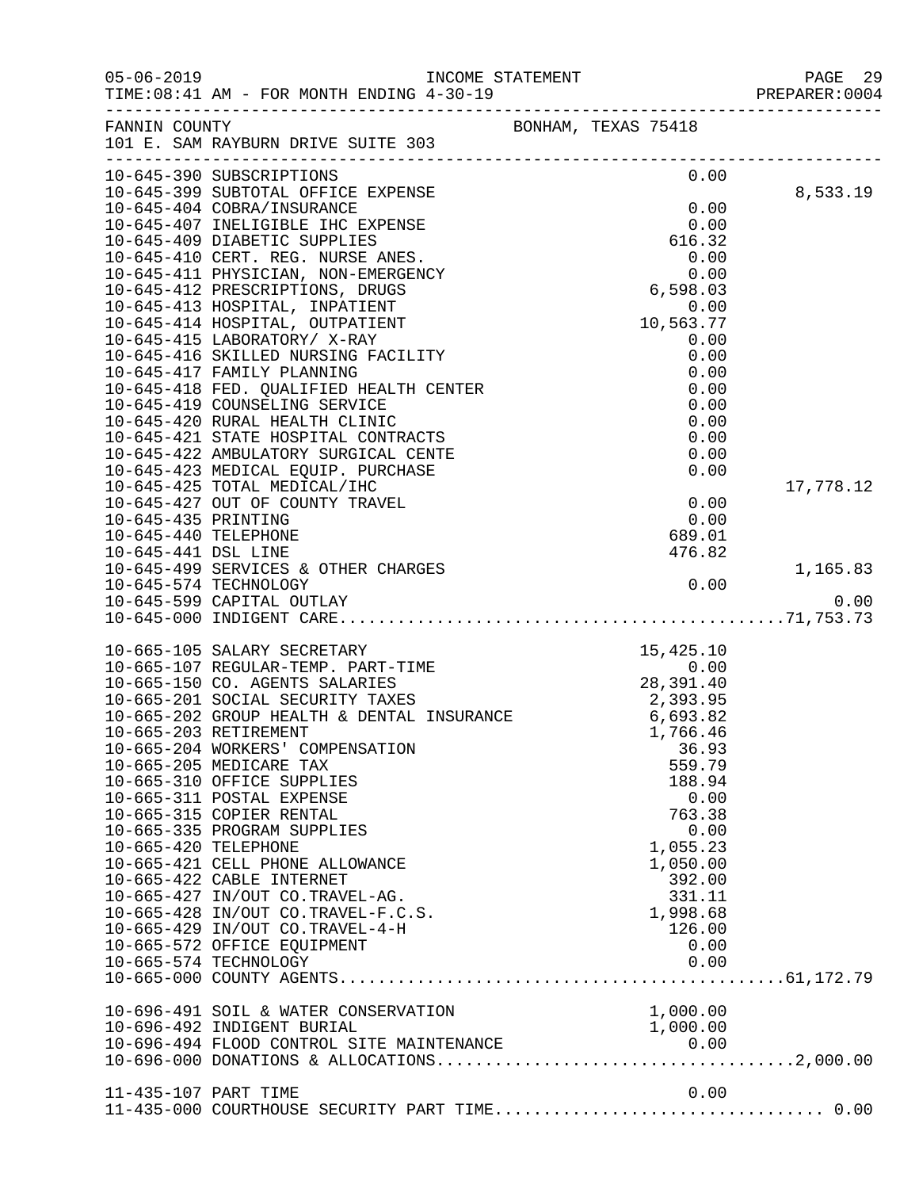05-06-2019 INCOME STATEMENT
TIME:08:41 AM - FOR MONTH ENDING 4-30-19

FANNIN COUNTY BONHAM, TEXAS 75418
101 E. SAM RAYBURN DRIVE SUITE 303

| Account | Description | Amount | Total |
|---|---|---|---|
| 10-645-390 | SUBSCRIPTIONS | 0.00 | |
| 10-645-399 | SUBTOTAL OFFICE EXPENSE | | 8,533.19 |
| 10-645-404 | COBRA/INSURANCE | 0.00 | |
| 10-645-407 | INELIGIBLE IHC EXPENSE | 0.00 | |
| 10-645-409 | DIABETIC SUPPLIES | 616.32 | |
| 10-645-410 | CERT. REG. NURSE ANES. | 0.00 | |
| 10-645-411 | PHYSICIAN, NON-EMERGENCY | 0.00 | |
| 10-645-412 | PRESCRIPTIONS, DRUGS | 6,598.03 | |
| 10-645-413 | HOSPITAL, INPATIENT | 0.00 | |
| 10-645-414 | HOSPITAL, OUTPATIENT | 10,563.77 | |
| 10-645-415 | LABORATORY/ X-RAY | 0.00 | |
| 10-645-416 | SKILLED NURSING FACILITY | 0.00 | |
| 10-645-417 | FAMILY PLANNING | 0.00 | |
| 10-645-418 | FED. QUALIFIED HEALTH CENTER | 0.00 | |
| 10-645-419 | COUNSELING SERVICE | 0.00 | |
| 10-645-420 | RURAL HEALTH CLINIC | 0.00 | |
| 10-645-421 | STATE HOSPITAL CONTRACTS | 0.00 | |
| 10-645-422 | AMBULATORY SURGICAL CENTE | 0.00 | |
| 10-645-423 | MEDICAL EQUIP. PURCHASE | 0.00 | |
| 10-645-425 | TOTAL MEDICAL/IHC | | 17,778.12 |
| 10-645-427 | OUT OF COUNTY TRAVEL | 0.00 | |
| 10-645-435 | PRINTING | 0.00 | |
| 10-645-440 | TELEPHONE | 689.01 | |
| 10-645-441 | DSL LINE | 476.82 | |
| 10-645-499 | SERVICES & OTHER CHARGES | | 1,165.83 |
| 10-645-574 | TECHNOLOGY | 0.00 | |
| 10-645-599 | CAPITAL OUTLAY | | 0.00 |
| 10-645-000 | INDIGENT CARE | | 71,753.73 |
| 10-665-105 | SALARY SECRETARY | 15,425.10 | |
| 10-665-107 | REGULAR-TEMP. PART-TIME | 0.00 | |
| 10-665-150 | CO. AGENTS SALARIES | 28,391.40 | |
| 10-665-201 | SOCIAL SECURITY TAXES | 2,393.95 | |
| 10-665-202 | GROUP HEALTH & DENTAL INSURANCE | 6,693.82 | |
| 10-665-203 | RETIREMENT | 1,766.46 | |
| 10-665-204 | WORKERS' COMPENSATION | 36.93 | |
| 10-665-205 | MEDICARE TAX | 559.79 | |
| 10-665-310 | OFFICE SUPPLIES | 188.94 | |
| 10-665-311 | POSTAL EXPENSE | 0.00 | |
| 10-665-315 | COPIER RENTAL | 763.38 | |
| 10-665-335 | PROGRAM SUPPLIES | 0.00 | |
| 10-665-420 | TELEPHONE | 1,055.23 | |
| 10-665-421 | CELL PHONE ALLOWANCE | 1,050.00 | |
| 10-665-422 | CABLE INTERNET | 392.00 | |
| 10-665-427 | IN/OUT CO.TRAVEL-AG. | 331.11 | |
| 10-665-428 | IN/OUT CO.TRAVEL-F.C.S. | 1,998.68 | |
| 10-665-429 | IN/OUT CO.TRAVEL-4-H | 126.00 | |
| 10-665-572 | OFFICE EQUIPMENT | 0.00 | |
| 10-665-574 | TECHNOLOGY | 0.00 | |
| 10-665-000 | COUNTY AGENTS | | 61,172.79 |
| 10-696-491 | SOIL & WATER CONSERVATION | 1,000.00 | |
| 10-696-492 | INDIGENT BURIAL | 1,000.00 | |
| 10-696-494 | FLOOD CONTROL SITE MAINTENANCE | 0.00 | |
| 10-696-000 | DONATIONS & ALLOCATIONS | | 2,000.00 |
| 11-435-107 | PART TIME | 0.00 | |
| 11-435-000 | COURTHOUSE SECURITY PART TIME | | 0.00 |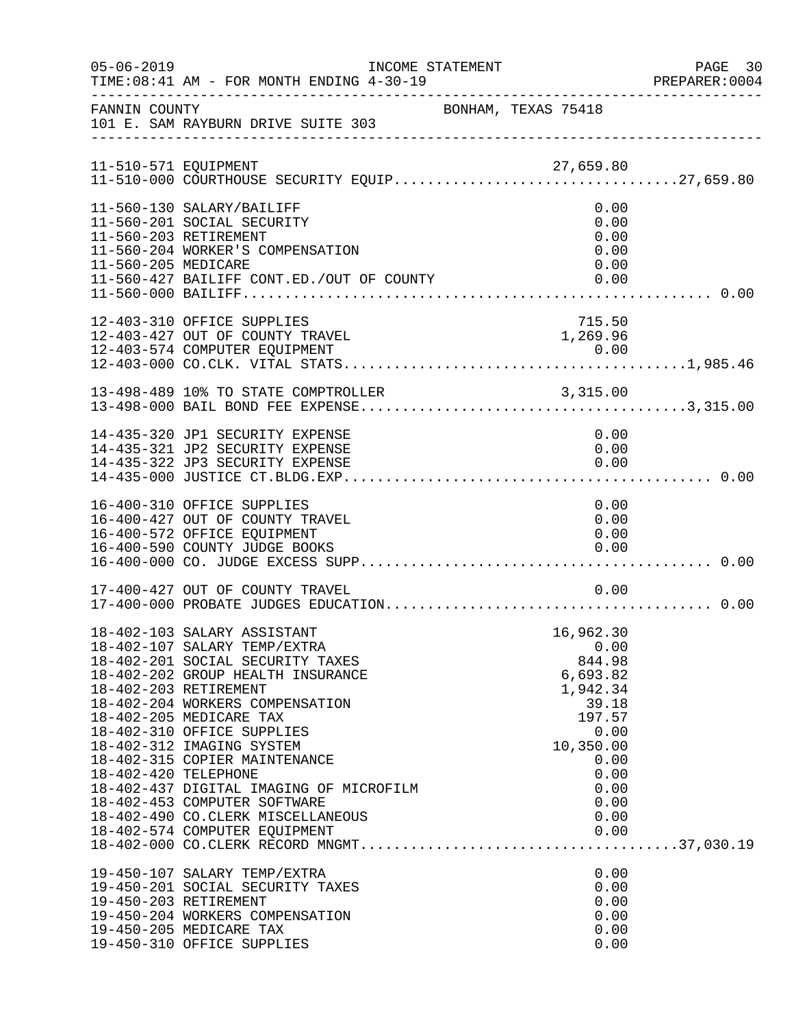FANNIN COUNTY BONHAM, TEXAS 75418
101 E. SAM RAYBURN DRIVE SUITE 303

| Account | Description | Amount | Total |
|---|---|---|---|
| 11-510-571 | EQUIPMENT | 27,659.80 | |
| 11-510-000 | COURTHOUSE SECURITY EQUIP | | 27,659.80 |
| 11-560-130 | SALARY/BAILIFF | 0.00 | |
| 11-560-201 | SOCIAL SECURITY | 0.00 | |
| 11-560-203 | RETIREMENT | 0.00 | |
| 11-560-204 | WORKER'S COMPENSATION | 0.00 | |
| 11-560-205 | MEDICARE | 0.00 | |
| 11-560-427 | BAILIFF CONT.ED./OUT OF COUNTY | 0.00 | |
| 11-560-000 | BAILIFF | | 0.00 |
| 12-403-310 | OFFICE SUPPLIES | 715.50 | |
| 12-403-427 | OUT OF COUNTY TRAVEL | 1,269.96 | |
| 12-403-574 | COMPUTER EQUIPMENT | 0.00 | |
| 12-403-000 | CO.CLK. VITAL STATS | | 1,985.46 |
| 13-498-489 | 10% TO STATE COMPTROLLER | 3,315.00 | |
| 13-498-000 | BAIL BOND FEE EXPENSE | | 3,315.00 |
| 14-435-320 | JP1 SECURITY EXPENSE | 0.00 | |
| 14-435-321 | JP2 SECURITY EXPENSE | 0.00 | |
| 14-435-322 | JP3 SECURITY EXPENSE | 0.00 | |
| 14-435-000 | JUSTICE CT.BLDG.EXP | | 0.00 |
| 16-400-310 | OFFICE SUPPLIES | 0.00 | |
| 16-400-427 | OUT OF COUNTY TRAVEL | 0.00 | |
| 16-400-572 | OFFICE EQUIPMENT | 0.00 | |
| 16-400-590 | COUNTY JUDGE BOOKS | 0.00 | |
| 16-400-000 | CO. JUDGE EXCESS SUPP | | 0.00 |
| 17-400-427 | OUT OF COUNTY TRAVEL | 0.00 | |
| 17-400-000 | PROBATE JUDGES EDUCATION | | 0.00 |
| 18-402-103 | SALARY ASSISTANT | 16,962.30 | |
| 18-402-107 | SALARY TEMP/EXTRA | 0.00 | |
| 18-402-201 | SOCIAL SECURITY TAXES | 844.98 | |
| 18-402-202 | GROUP HEALTH INSURANCE | 6,693.82 | |
| 18-402-203 | RETIREMENT | 1,942.34 | |
| 18-402-204 | WORKERS COMPENSATION | 39.18 | |
| 18-402-205 | MEDICARE TAX | 197.57 | |
| 18-402-310 | OFFICE SUPPLIES | 0.00 | |
| 18-402-312 | IMAGING SYSTEM | 10,350.00 | |
| 18-402-315 | COPIER MAINTENANCE | 0.00 | |
| 18-402-420 | TELEPHONE | 0.00 | |
| 18-402-437 | DIGITAL IMAGING OF MICROFILM | 0.00 | |
| 18-402-453 | COMPUTER SOFTWARE | 0.00 | |
| 18-402-490 | CO.CLERK MISCELLANEOUS | 0.00 | |
| 18-402-574 | COMPUTER EQUIPMENT | 0.00 | |
| 18-402-000 | CO.CLERK RECORD MNGMT | | 37,030.19 |
| 19-450-107 | SALARY TEMP/EXTRA | 0.00 | |
| 19-450-201 | SOCIAL SECURITY TAXES | 0.00 | |
| 19-450-203 | RETIREMENT | 0.00 | |
| 19-450-204 | WORKERS COMPENSATION | 0.00 | |
| 19-450-205 | MEDICARE TAX | 0.00 | |
| 19-450-310 | OFFICE SUPPLIES | 0.00 | |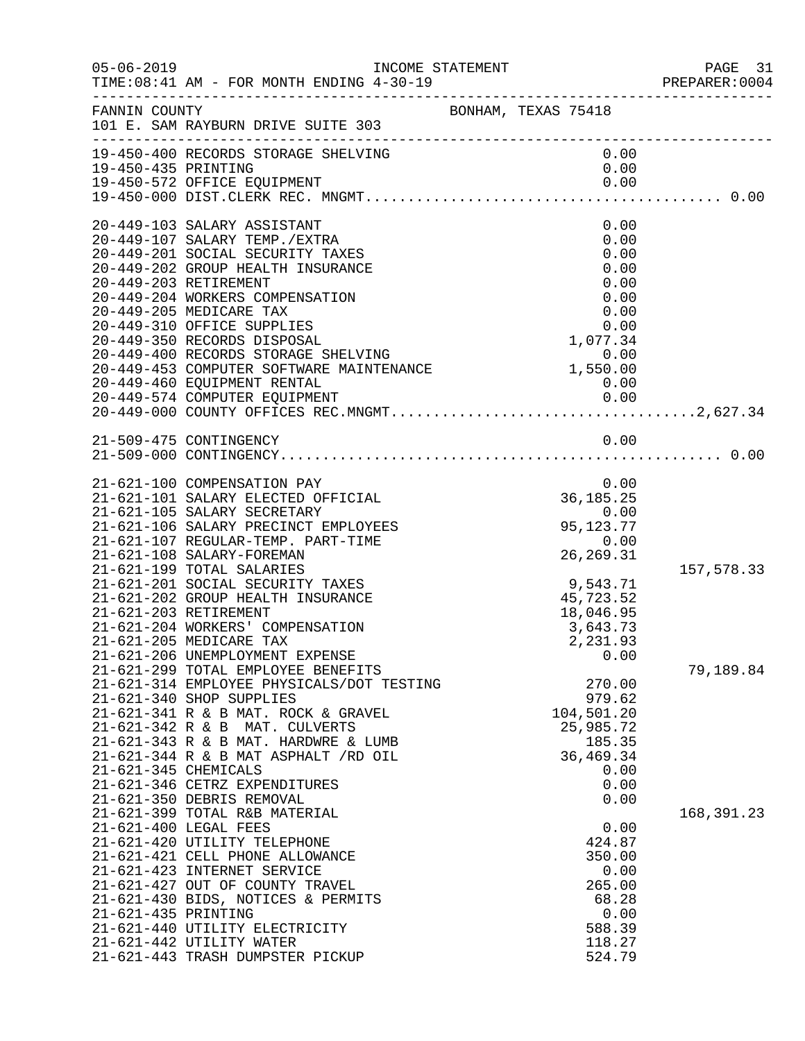05-06-2019 INCOME STATEMENT
TIME:08:41 AM - FOR MONTH ENDING 4-30-19

FANNIN COUNTY BONHAM, TEXAS 75418
101 E. SAM RAYBURN DRIVE SUITE 303

| Account | Description | Amount | Total |
|---|---|---|---|
| 19-450-400 | RECORDS STORAGE SHELVING | 0.00 | |
| 19-450-435 | PRINTING | 0.00 | |
| 19-450-572 | OFFICE EQUIPMENT | 0.00 | |
| 19-450-000 | DIST.CLERK REC. MNGMT. | | 0.00 |
| 20-449-103 | SALARY ASSISTANT | 0.00 | |
| 20-449-107 | SALARY TEMP./EXTRA | 0.00 | |
| 20-449-201 | SOCIAL SECURITY TAXES | 0.00 | |
| 20-449-202 | GROUP HEALTH INSURANCE | 0.00 | |
| 20-449-203 | RETIREMENT | 0.00 | |
| 20-449-204 | WORKERS COMPENSATION | 0.00 | |
| 20-449-205 | MEDICARE TAX | 0.00 | |
| 20-449-310 | OFFICE SUPPLIES | 0.00 | |
| 20-449-350 | RECORDS DISPOSAL | 1,077.34 | |
| 20-449-400 | RECORDS STORAGE SHELVING | 0.00 | |
| 20-449-453 | COMPUTER SOFTWARE MAINTENANCE | 1,550.00 | |
| 20-449-460 | EQUIPMENT RENTAL | 0.00 | |
| 20-449-574 | COMPUTER EQUIPMENT | 0.00 | |
| 20-449-000 | COUNTY OFFICES REC.MNGMT. | | 2,627.34 |
| 21-509-475 | CONTINGENCY | 0.00 | |
| 21-509-000 | CONTINGENCY | | 0.00 |
| 21-621-100 | COMPENSATION PAY | 0.00 | |
| 21-621-101 | SALARY ELECTED OFFICIAL | 36,185.25 | |
| 21-621-105 | SALARY SECRETARY | 0.00 | |
| 21-621-106 | SALARY PRECINCT EMPLOYEES | 95,123.77 | |
| 21-621-107 | REGULAR-TEMP. PART-TIME | 0.00 | |
| 21-621-108 | SALARY-FOREMAN | 26,269.31 | |
| 21-621-199 | TOTAL SALARIES | | 157,578.33 |
| 21-621-201 | SOCIAL SECURITY TAXES | 9,543.71 | |
| 21-621-202 | GROUP HEALTH INSURANCE | 45,723.52 | |
| 21-621-203 | RETIREMENT | 18,046.95 | |
| 21-621-204 | WORKERS' COMPENSATION | 3,643.73 | |
| 21-621-205 | MEDICARE TAX | 2,231.93 | |
| 21-621-206 | UNEMPLOYMENT EXPENSE | 0.00 | |
| 21-621-299 | TOTAL EMPLOYEE BENEFITS | | 79,189.84 |
| 21-621-314 | EMPLOYEE PHYSICALS/DOT TESTING | 270.00 | |
| 21-621-340 | SHOP SUPPLIES | 979.62 | |
| 21-621-341 | R & B MAT. ROCK & GRAVEL | 104,501.20 | |
| 21-621-342 | R & B MAT. CULVERTS | 25,985.72 | |
| 21-621-343 | R & B MAT. HARDWRE & LUMB | 185.35 | |
| 21-621-344 | R & B MAT ASPHALT /RD OIL | 36,469.34 | |
| 21-621-345 | CHEMICALS | 0.00 | |
| 21-621-346 | CETRZ EXPENDITURES | 0.00 | |
| 21-621-350 | DEBRIS REMOVAL | 0.00 | |
| 21-621-399 | TOTAL R&B MATERIAL | | 168,391.23 |
| 21-621-400 | LEGAL FEES | 0.00 | |
| 21-621-420 | UTILITY TELEPHONE | 424.87 | |
| 21-621-421 | CELL PHONE ALLOWANCE | 350.00 | |
| 21-621-423 | INTERNET SERVICE | 0.00 | |
| 21-621-427 | OUT OF COUNTY TRAVEL | 265.00 | |
| 21-621-430 | BIDS, NOTICES & PERMITS | 68.28 | |
| 21-621-435 | PRINTING | 0.00 | |
| 21-621-440 | UTILITY ELECTRICITY | 588.39 | |
| 21-621-442 | UTILITY WATER | 118.27 | |
| 21-621-443 | TRASH DUMPSTER PICKUP | 524.79 | |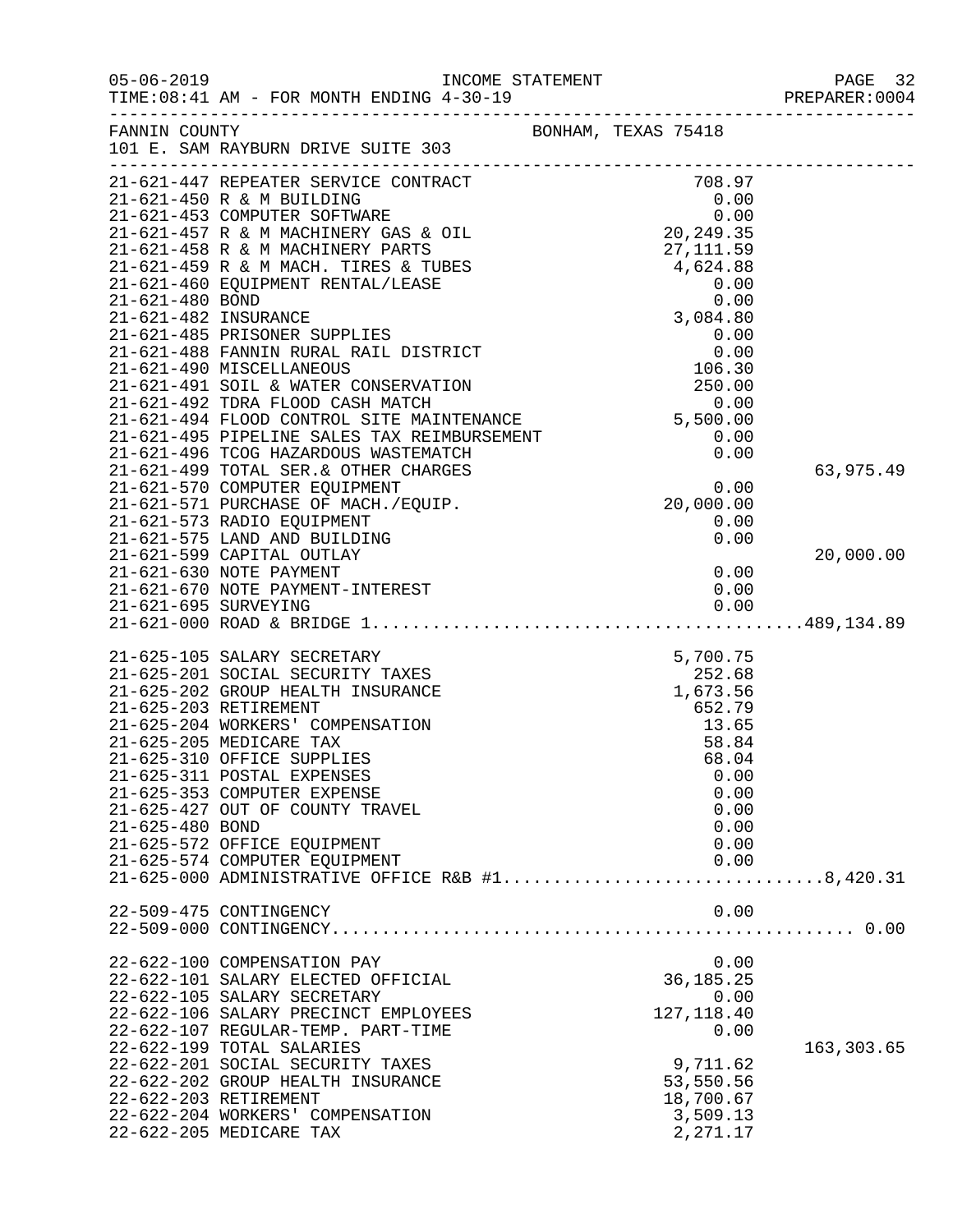FANNIN COUNTY — BONHAM, TEXAS 75418
101 E. SAM RAYBURN DRIVE SUITE 303

INCOME STATEMENT — FOR MONTH ENDING 4-30-19

| Account | Description | Amount | Total |
|---|---|---|---|
| 21-621-447 | REPEATER SERVICE CONTRACT | 708.97 | |
| 21-621-450 | R & M BUILDING | 0.00 | |
| 21-621-453 | COMPUTER SOFTWARE | 0.00 | |
| 21-621-457 | R & M MACHINERY GAS & OIL | 20,249.35 | |
| 21-621-458 | R & M MACHINERY PARTS | 27,111.59 | |
| 21-621-459 | R & M MACH. TIRES & TUBES | 4,624.88 | |
| 21-621-460 | EQUIPMENT RENTAL/LEASE | 0.00 | |
| 21-621-480 | BOND | 0.00 | |
| 21-621-482 | INSURANCE | 3,084.80 | |
| 21-621-485 | PRISONER SUPPLIES | 0.00 | |
| 21-621-488 | FANNIN RURAL RAIL DISTRICT | 0.00 | |
| 21-621-490 | MISCELLANEOUS | 106.30 | |
| 21-621-491 | SOIL & WATER CONSERVATION | 250.00 | |
| 21-621-492 | TDRA FLOOD CASH MATCH | 0.00 | |
| 21-621-494 | FLOOD CONTROL SITE MAINTENANCE | 5,500.00 | |
| 21-621-495 | PIPELINE SALES TAX REIMBURSEMENT | 0.00 | |
| 21-621-496 | TCOG HAZARDOUS WASTEMATCH | 0.00 | |
| 21-621-499 | TOTAL SER.& OTHER CHARGES | | 63,975.49 |
| 21-621-570 | COMPUTER EQUIPMENT | 0.00 | |
| 21-621-571 | PURCHASE OF MACH./EQUIP. | 20,000.00 | |
| 21-621-573 | RADIO EQUIPMENT | 0.00 | |
| 21-621-575 | LAND AND BUILDING | 0.00 | |
| 21-621-599 | CAPITAL OUTLAY | | 20,000.00 |
| 21-621-630 | NOTE PAYMENT | 0.00 | |
| 21-621-670 | NOTE PAYMENT-INTEREST | 0.00 | |
| 21-621-695 | SURVEYING | 0.00 | |
| 21-621-000 | ROAD & BRIDGE 1 | | 489,134.89 |
| 21-625-105 | SALARY SECRETARY | 5,700.75 | |
| 21-625-201 | SOCIAL SECURITY TAXES | 252.68 | |
| 21-625-202 | GROUP HEALTH INSURANCE | 1,673.56 | |
| 21-625-203 | RETIREMENT | 652.79 | |
| 21-625-204 | WORKERS' COMPENSATION | 13.65 | |
| 21-625-205 | MEDICARE TAX | 58.84 | |
| 21-625-310 | OFFICE SUPPLIES | 68.04 | |
| 21-625-311 | POSTAL EXPENSES | 0.00 | |
| 21-625-353 | COMPUTER EXPENSE | 0.00 | |
| 21-625-427 | OUT OF COUNTY TRAVEL | 0.00 | |
| 21-625-480 | BOND | 0.00 | |
| 21-625-572 | OFFICE EQUIPMENT | 0.00 | |
| 21-625-574 | COMPUTER EQUIPMENT | 0.00 | |
| 21-625-000 | ADMINISTRATIVE OFFICE R&B #1 | | 8,420.31 |
| 22-509-475 | CONTINGENCY | 0.00 | |
| 22-509-000 | CONTINGENCY | | 0.00 |
| 22-622-100 | COMPENSATION PAY | 0.00 | |
| 22-622-101 | SALARY ELECTED OFFICIAL | 36,185.25 | |
| 22-622-105 | SALARY SECRETARY | 0.00 | |
| 22-622-106 | SALARY PRECINCT EMPLOYEES | 127,118.40 | |
| 22-622-107 | REGULAR-TEMP. PART-TIME | 0.00 | |
| 22-622-199 | TOTAL SALARIES | | 163,303.65 |
| 22-622-201 | SOCIAL SECURITY TAXES | 9,711.62 | |
| 22-622-202 | GROUP HEALTH INSURANCE | 53,550.56 | |
| 22-622-203 | RETIREMENT | 18,700.67 | |
| 22-622-204 | WORKERS' COMPENSATION | 3,509.13 | |
| 22-622-205 | MEDICARE TAX | 2,271.17 | |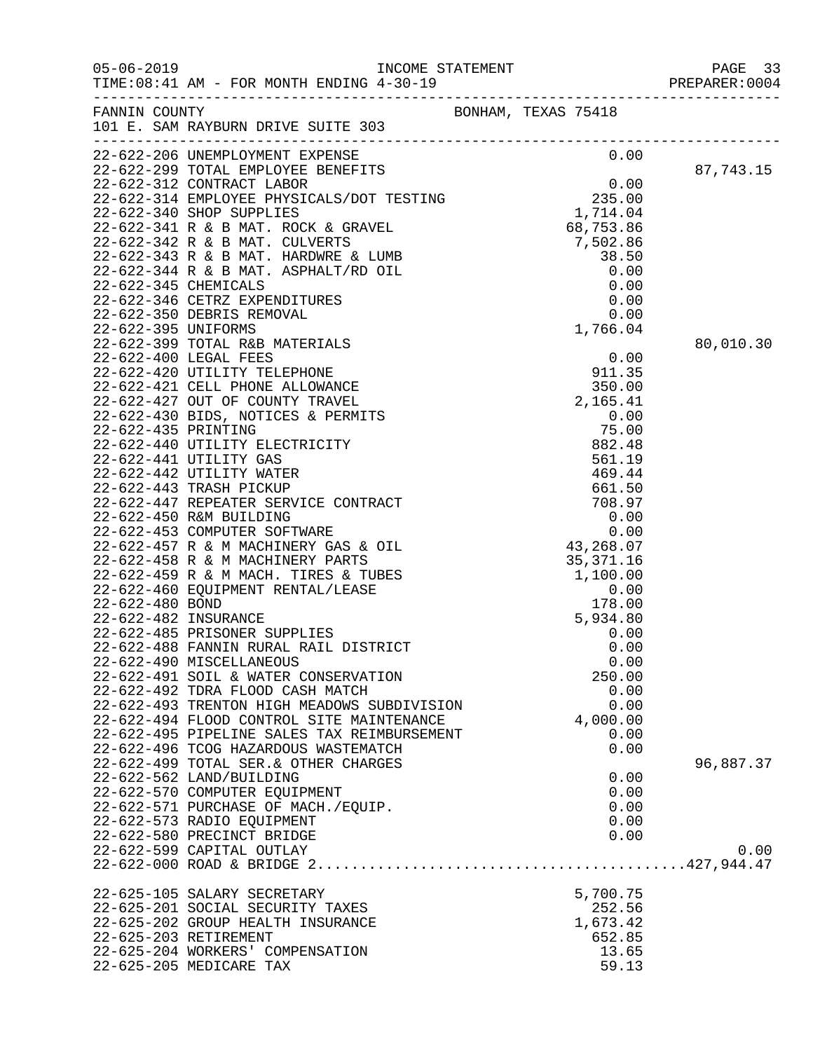05-06-2019 INCOME STATEMENT
TIME:08:41 AM - FOR MONTH ENDING 4-30-19

FANNIN COUNTY BONHAM, TEXAS 75418
101 E. SAM RAYBURN DRIVE SUITE 303

| Account | Description | Amount | Total |
|---|---|---|---|
| 22-622-206 | UNEMPLOYMENT EXPENSE | 0.00 | |
| 22-622-299 | TOTAL EMPLOYEE BENEFITS | | 87,743.15 |
| 22-622-312 | CONTRACT LABOR | 0.00 | |
| 22-622-314 | EMPLOYEE PHYSICALS/DOT TESTING | 235.00 | |
| 22-622-340 | SHOP SUPPLIES | 1,714.04 | |
| 22-622-341 | R & B MAT. ROCK & GRAVEL | 68,753.86 | |
| 22-622-342 | R & B MAT. CULVERTS | 7,502.86 | |
| 22-622-343 | R & B MAT. HARDWRE & LUMB | 38.50 | |
| 22-622-344 | R & B MAT. ASPHALT/RD OIL | 0.00 | |
| 22-622-345 | CHEMICALS | 0.00 | |
| 22-622-346 | CETRZ EXPENDITURES | 0.00 | |
| 22-622-350 | DEBRIS REMOVAL | 0.00 | |
| 22-622-395 | UNIFORMS | 1,766.04 | |
| 22-622-399 | TOTAL R&B MATERIALS | | 80,010.30 |
| 22-622-400 | LEGAL FEES | 0.00 | |
| 22-622-420 | UTILITY TELEPHONE | 911.35 | |
| 22-622-421 | CELL PHONE ALLOWANCE | 350.00 | |
| 22-622-427 | OUT OF COUNTY TRAVEL | 2,165.41 | |
| 22-622-430 | BIDS, NOTICES & PERMITS | 0.00 | |
| 22-622-435 | PRINTING | 75.00 | |
| 22-622-440 | UTILITY ELECTRICITY | 882.48 | |
| 22-622-441 | UTILITY GAS | 561.19 | |
| 22-622-442 | UTILITY WATER | 469.44 | |
| 22-622-443 | TRASH PICKUP | 661.50 | |
| 22-622-447 | REPEATER SERVICE CONTRACT | 708.97 | |
| 22-622-450 | R&M BUILDING | 0.00 | |
| 22-622-453 | COMPUTER SOFTWARE | 0.00 | |
| 22-622-457 | R & M MACHINERY GAS & OIL | 43,268.07 | |
| 22-622-458 | R & M MACHINERY PARTS | 35,371.16 | |
| 22-622-459 | R & M MACH. TIRES & TUBES | 1,100.00 | |
| 22-622-460 | EQUIPMENT RENTAL/LEASE | 0.00 | |
| 22-622-480 | BOND | 178.00 | |
| 22-622-482 | INSURANCE | 5,934.80 | |
| 22-622-485 | PRISONER SUPPLIES | 0.00 | |
| 22-622-488 | FANNIN RURAL RAIL DISTRICT | 0.00 | |
| 22-622-490 | MISCELLANEOUS | 0.00 | |
| 22-622-491 | SOIL & WATER CONSERVATION | 250.00 | |
| 22-622-492 | TDRA FLOOD CASH MATCH | 0.00 | |
| 22-622-493 | TRENTON HIGH MEADOWS SUBDIVISION | 0.00 | |
| 22-622-494 | FLOOD CONTROL SITE MAINTENANCE | 4,000.00 | |
| 22-622-495 | PIPELINE SALES TAX REIMBURSEMENT | 0.00 | |
| 22-622-496 | TCOG HAZARDOUS WASTEMATCH | 0.00 | |
| 22-622-499 | TOTAL SER.& OTHER CHARGES | | 96,887.37 |
| 22-622-562 | LAND/BUILDING | 0.00 | |
| 22-622-570 | COMPUTER EQUIPMENT | 0.00 | |
| 22-622-571 | PURCHASE OF MACH./EQUIP. | 0.00 | |
| 22-622-573 | RADIO EQUIPMENT | 0.00 | |
| 22-622-580 | PRECINCT BRIDGE | 0.00 | |
| 22-622-599 | CAPITAL OUTLAY | | 0.00 |
| 22-622-000 | ROAD & BRIDGE 2 | | 427,944.47 |
| | | | |
| 22-625-105 | SALARY SECRETARY | 5,700.75 | |
| 22-625-201 | SOCIAL SECURITY TAXES | 252.56 | |
| 22-625-202 | GROUP HEALTH INSURANCE | 1,673.42 | |
| 22-625-203 | RETIREMENT | 652.85 | |
| 22-625-204 | WORKERS' COMPENSATION | 13.65 | |
| 22-625-205 | MEDICARE TAX | 59.13 | |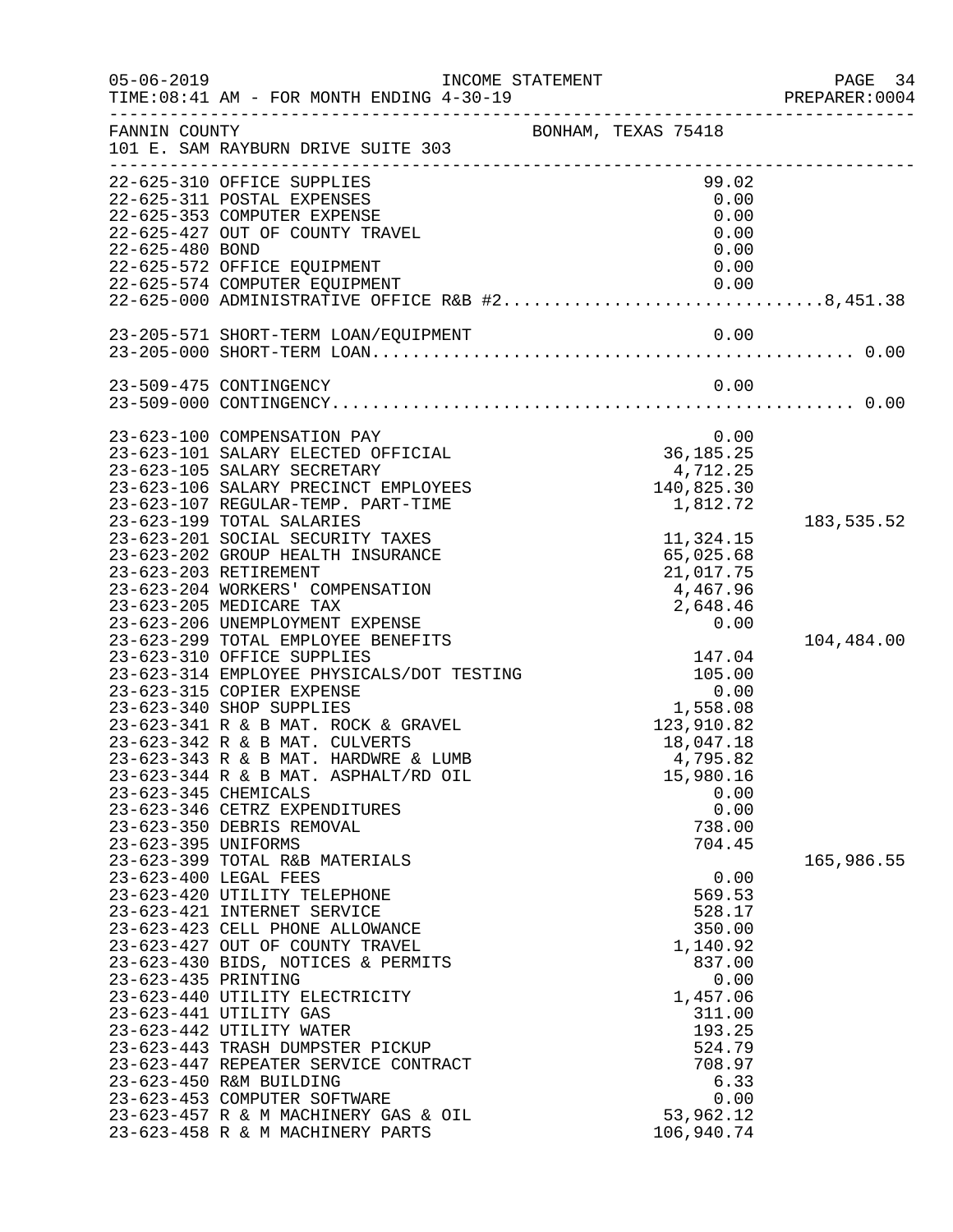FANNIN COUNTY — BONHAM, TEXAS 75418
101 E. SAM RAYBURN DRIVE SUITE 303

INCOME STATEMENT
TIME:08:41 AM - FOR MONTH ENDING 4-30-19

| Account | Description | Amount | Total |
|---|---|---|---|
| 22-625-310 | OFFICE SUPPLIES | 99.02 | |
| 22-625-311 | POSTAL EXPENSES | 0.00 | |
| 22-625-353 | COMPUTER EXPENSE | 0.00 | |
| 22-625-427 | OUT OF COUNTY TRAVEL | 0.00 | |
| 22-625-480 | BOND | 0.00 | |
| 22-625-572 | OFFICE EQUIPMENT | 0.00 | |
| 22-625-574 | COMPUTER EQUIPMENT | 0.00 | |
| 22-625-000 | ADMINISTRATIVE OFFICE R&B #2 | | 8,451.38 |
| 23-205-571 | SHORT-TERM LOAN/EQUIPMENT | 0.00 | |
| 23-205-000 | SHORT-TERM LOAN | | 0.00 |
| 23-509-475 | CONTINGENCY | 0.00 | |
| 23-509-000 | CONTINGENCY | | 0.00 |
| 23-623-100 | COMPENSATION PAY | 0.00 | |
| 23-623-101 | SALARY ELECTED OFFICIAL | 36,185.25 | |
| 23-623-105 | SALARY SECRETARY | 4,712.25 | |
| 23-623-106 | SALARY PRECINCT EMPLOYEES | 140,825.30 | |
| 23-623-107 | REGULAR-TEMP. PART-TIME | 1,812.72 | |
| 23-623-199 | TOTAL SALARIES | | 183,535.52 |
| 23-623-201 | SOCIAL SECURITY TAXES | 11,324.15 | |
| 23-623-202 | GROUP HEALTH INSURANCE | 65,025.68 | |
| 23-623-203 | RETIREMENT | 21,017.75 | |
| 23-623-204 | WORKERS' COMPENSATION | 4,467.96 | |
| 23-623-205 | MEDICARE TAX | 2,648.46 | |
| 23-623-206 | UNEMPLOYMENT EXPENSE | 0.00 | |
| 23-623-299 | TOTAL EMPLOYEE BENEFITS | | 104,484.00 |
| 23-623-310 | OFFICE SUPPLIES | 147.04 | |
| 23-623-314 | EMPLOYEE PHYSICALS/DOT TESTING | 105.00 | |
| 23-623-315 | COPIER EXPENSE | 0.00 | |
| 23-623-340 | SHOP SUPPLIES | 1,558.08 | |
| 23-623-341 | R & B MAT. ROCK & GRAVEL | 123,910.82 | |
| 23-623-342 | R & B MAT. CULVERTS | 18,047.18 | |
| 23-623-343 | R & B MAT. HARDWRE & LUMB | 4,795.82 | |
| 23-623-344 | R & B MAT. ASPHALT/RD OIL | 15,980.16 | |
| 23-623-345 | CHEMICALS | 0.00 | |
| 23-623-346 | CETRZ EXPENDITURES | 0.00 | |
| 23-623-350 | DEBRIS REMOVAL | 738.00 | |
| 23-623-395 | UNIFORMS | 704.45 | |
| 23-623-399 | TOTAL R&B MATERIALS | | 165,986.55 |
| 23-623-400 | LEGAL FEES | 0.00 | |
| 23-623-420 | UTILITY TELEPHONE | 569.53 | |
| 23-623-421 | INTERNET SERVICE | 528.17 | |
| 23-623-423 | CELL PHONE ALLOWANCE | 350.00 | |
| 23-623-427 | OUT OF COUNTY TRAVEL | 1,140.92 | |
| 23-623-430 | BIDS, NOTICES & PERMITS | 837.00 | |
| 23-623-435 | PRINTING | 0.00 | |
| 23-623-440 | UTILITY ELECTRICITY | 1,457.06 | |
| 23-623-441 | UTILITY GAS | 311.00 | |
| 23-623-442 | UTILITY WATER | 193.25 | |
| 23-623-443 | TRASH DUMPSTER PICKUP | 524.79 | |
| 23-623-447 | REPEATER SERVICE CONTRACT | 708.97 | |
| 23-623-450 | R&M BUILDING | 6.33 | |
| 23-623-453 | COMPUTER SOFTWARE | 0.00 | |
| 23-623-457 | R & M MACHINERY GAS & OIL | 53,962.12 | |
| 23-623-458 | R & M MACHINERY PARTS | 106,940.74 | |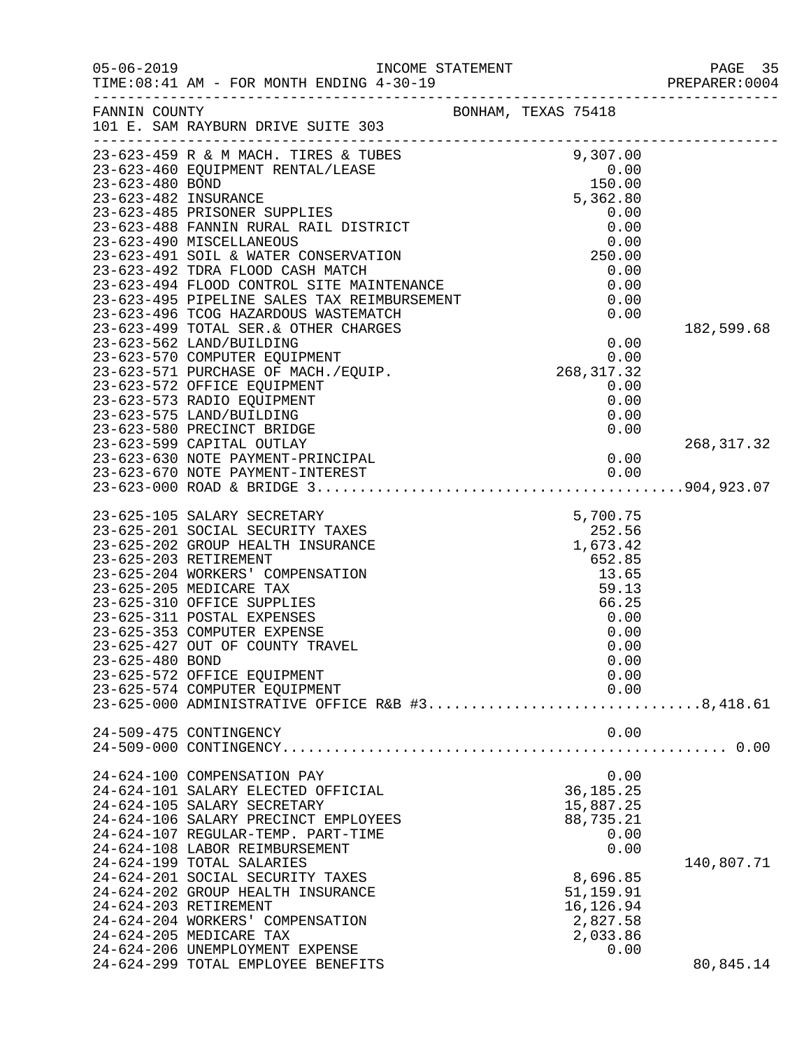INCOME STATEMENT

05-06-2019
TIME:08:41 AM - FOR MONTH ENDING 4-30-19
PREPARER:0004

FANNIN COUNTY　　　BONHAM, TEXAS 75418
101 E. SAM RAYBURN DRIVE SUITE 303

| Account | Description | Amount | Total |
|---|---|---|---|
| 23-623-459 | R & M MACH. TIRES & TUBES | 9,307.00 | |
| 23-623-460 | EQUIPMENT RENTAL/LEASE | 0.00 | |
| 23-623-480 | BOND | 150.00 | |
| 23-623-482 | INSURANCE | 5,362.80 | |
| 23-623-485 | PRISONER SUPPLIES | 0.00 | |
| 23-623-488 | FANNIN RURAL RAIL DISTRICT | 0.00 | |
| 23-623-490 | MISCELLANEOUS | 0.00 | |
| 23-623-491 | SOIL & WATER CONSERVATION | 250.00 | |
| 23-623-492 | TDRA FLOOD CASH MATCH | 0.00 | |
| 23-623-494 | FLOOD CONTROL SITE MAINTENANCE | 0.00 | |
| 23-623-495 | PIPELINE SALES TAX REIMBURSEMENT | 0.00 | |
| 23-623-496 | TCOG HAZARDOUS WASTEMATCH | 0.00 | |
| 23-623-499 | TOTAL SER.& OTHER CHARGES | | 182,599.68 |
| 23-623-562 | LAND/BUILDING | 0.00 | |
| 23-623-570 | COMPUTER EQUIPMENT | 0.00 | |
| 23-623-571 | PURCHASE OF MACH./EQUIP. | 268,317.32 | |
| 23-623-572 | OFFICE EQUIPMENT | 0.00 | |
| 23-623-573 | RADIO EQUIPMENT | 0.00 | |
| 23-623-575 | LAND/BUILDING | 0.00 | |
| 23-623-580 | PRECINCT BRIDGE | 0.00 | |
| 23-623-599 | CAPITAL OUTLAY | | 268,317.32 |
| 23-623-630 | NOTE PAYMENT-PRINCIPAL | 0.00 | |
| 23-623-670 | NOTE PAYMENT-INTEREST | 0.00 | |
| 23-623-000 | ROAD & BRIDGE 3 | | 904,923.07 |
| 23-625-105 | SALARY SECRETARY | 5,700.75 | |
| 23-625-201 | SOCIAL SECURITY TAXES | 252.56 | |
| 23-625-202 | GROUP HEALTH INSURANCE | 1,673.42 | |
| 23-625-203 | RETIREMENT | 652.85 | |
| 23-625-204 | WORKERS' COMPENSATION | 13.65 | |
| 23-625-205 | MEDICARE TAX | 59.13 | |
| 23-625-310 | OFFICE SUPPLIES | 66.25 | |
| 23-625-311 | POSTAL EXPENSES | 0.00 | |
| 23-625-353 | COMPUTER EXPENSE | 0.00 | |
| 23-625-427 | OUT OF COUNTY TRAVEL | 0.00 | |
| 23-625-480 | BOND | 0.00 | |
| 23-625-572 | OFFICE EQUIPMENT | 0.00 | |
| 23-625-574 | COMPUTER EQUIPMENT | 0.00 | |
| 23-625-000 | ADMINISTRATIVE OFFICE R&B #3 | | 8,418.61 |
| 24-509-475 | CONTINGENCY | 0.00 | |
| 24-509-000 | CONTINGENCY | | 0.00 |
| 24-624-100 | COMPENSATION PAY | 0.00 | |
| 24-624-101 | SALARY ELECTED OFFICIAL | 36,185.25 | |
| 24-624-105 | SALARY SECRETARY | 15,887.25 | |
| 24-624-106 | SALARY PRECINCT EMPLOYEES | 88,735.21 | |
| 24-624-107 | REGULAR-TEMP. PART-TIME | 0.00 | |
| 24-624-108 | LABOR REIMBURSEMENT | 0.00 | |
| 24-624-199 | TOTAL SALARIES | | 140,807.71 |
| 24-624-201 | SOCIAL SECURITY TAXES | 8,696.85 | |
| 24-624-202 | GROUP HEALTH INSURANCE | 51,159.91 | |
| 24-624-203 | RETIREMENT | 16,126.94 | |
| 24-624-204 | WORKERS' COMPENSATION | 2,827.58 | |
| 24-624-205 | MEDICARE TAX | 2,033.86 | |
| 24-624-206 | UNEMPLOYMENT EXPENSE | 0.00 | |
| 24-624-299 | TOTAL EMPLOYEE BENEFITS | | 80,845.14 |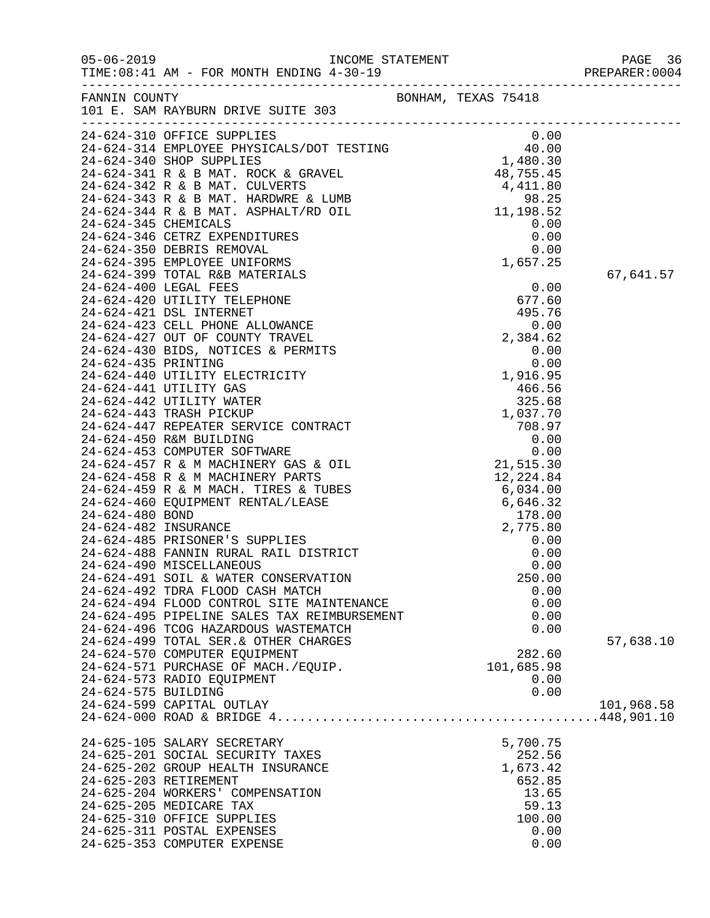05-06-2019 INCOME STATEMENT PAGE 36
TIME:08:41 AM - FOR MONTH ENDING 4-30-19 PREPARER:0004

FANNIN COUNTY BONHAM, TEXAS 75418
101 E. SAM RAYBURN DRIVE SUITE 303

| Account | Description | Amount | Total |
|---|---|---|---|
| 24-624-310 | OFFICE SUPPLIES | 0.00 | |
| 24-624-314 | EMPLOYEE PHYSICALS/DOT TESTING | 40.00 | |
| 24-624-340 | SHOP SUPPLIES | 1,480.30 | |
| 24-624-341 | R & B MAT. ROCK & GRAVEL | 48,755.45 | |
| 24-624-342 | R & B MAT. CULVERTS | 4,411.80 | |
| 24-624-343 | R & B MAT. HARDWRE & LUMB | 98.25 | |
| 24-624-344 | R & B MAT. ASPHALT/RD OIL | 11,198.52 | |
| 24-624-345 | CHEMICALS | 0.00 | |
| 24-624-346 | CETRZ EXPENDITURES | 0.00 | |
| 24-624-350 | DEBRIS REMOVAL | 0.00 | |
| 24-624-395 | EMPLOYEE UNIFORMS | 1,657.25 | |
| 24-624-399 | TOTAL R&B MATERIALS | | 67,641.57 |
| 24-624-400 | LEGAL FEES | 0.00 | |
| 24-624-420 | UTILITY TELEPHONE | 677.60 | |
| 24-624-421 | DSL INTERNET | 495.76 | |
| 24-624-423 | CELL PHONE ALLOWANCE | 0.00 | |
| 24-624-427 | OUT OF COUNTY TRAVEL | 2,384.62 | |
| 24-624-430 | BIDS, NOTICES & PERMITS | 0.00 | |
| 24-624-435 | PRINTING | 0.00 | |
| 24-624-440 | UTILITY ELECTRICITY | 1,916.95 | |
| 24-624-441 | UTILITY GAS | 466.56 | |
| 24-624-442 | UTILITY WATER | 325.68 | |
| 24-624-443 | TRASH PICKUP | 1,037.70 | |
| 24-624-447 | REPEATER SERVICE CONTRACT | 708.97 | |
| 24-624-450 | R&M BUILDING | 0.00 | |
| 24-624-453 | COMPUTER SOFTWARE | 0.00 | |
| 24-624-457 | R & M MACHINERY GAS & OIL | 21,515.30 | |
| 24-624-458 | R & M MACHINERY PARTS | 12,224.84 | |
| 24-624-459 | R & M MACH. TIRES & TUBES | 6,034.00 | |
| 24-624-460 | EQUIPMENT RENTAL/LEASE | 6,646.32 | |
| 24-624-480 | BOND | 178.00 | |
| 24-624-482 | INSURANCE | 2,775.80 | |
| 24-624-485 | PRISONER'S SUPPLIES | 0.00 | |
| 24-624-488 | FANNIN RURAL RAIL DISTRICT | 0.00 | |
| 24-624-490 | MISCELLANEOUS | 0.00 | |
| 24-624-491 | SOIL & WATER CONSERVATION | 250.00 | |
| 24-624-492 | TDRA FLOOD CASH MATCH | 0.00 | |
| 24-624-494 | FLOOD CONTROL SITE MAINTENANCE | 0.00 | |
| 24-624-495 | PIPELINE SALES TAX REIMBURSEMENT | 0.00 | |
| 24-624-496 | TCOG HAZARDOUS WASTEMATCH | 0.00 | |
| 24-624-499 | TOTAL SER.& OTHER CHARGES | | 57,638.10 |
| 24-624-570 | COMPUTER EQUIPMENT | 282.60 | |
| 24-624-571 | PURCHASE OF MACH./EQUIP. | 101,685.98 | |
| 24-624-573 | RADIO EQUIPMENT | 0.00 | |
| 24-624-575 | BUILDING | 0.00 | |
| 24-624-599 | CAPITAL OUTLAY | | 101,968.58 |
| 24-624-000 | ROAD & BRIDGE 4 | | 448,901.10 |
| 24-625-105 | SALARY SECRETARY | 5,700.75 | |
| 24-625-201 | SOCIAL SECURITY TAXES | 252.56 | |
| 24-625-202 | GROUP HEALTH INSURANCE | 1,673.42 | |
| 24-625-203 | RETIREMENT | 652.85 | |
| 24-625-204 | WORKERS' COMPENSATION | 13.65 | |
| 24-625-205 | MEDICARE TAX | 59.13 | |
| 24-625-310 | OFFICE SUPPLIES | 100.00 | |
| 24-625-311 | POSTAL EXPENSES | 0.00 | |
| 24-625-353 | COMPUTER EXPENSE | 0.00 | |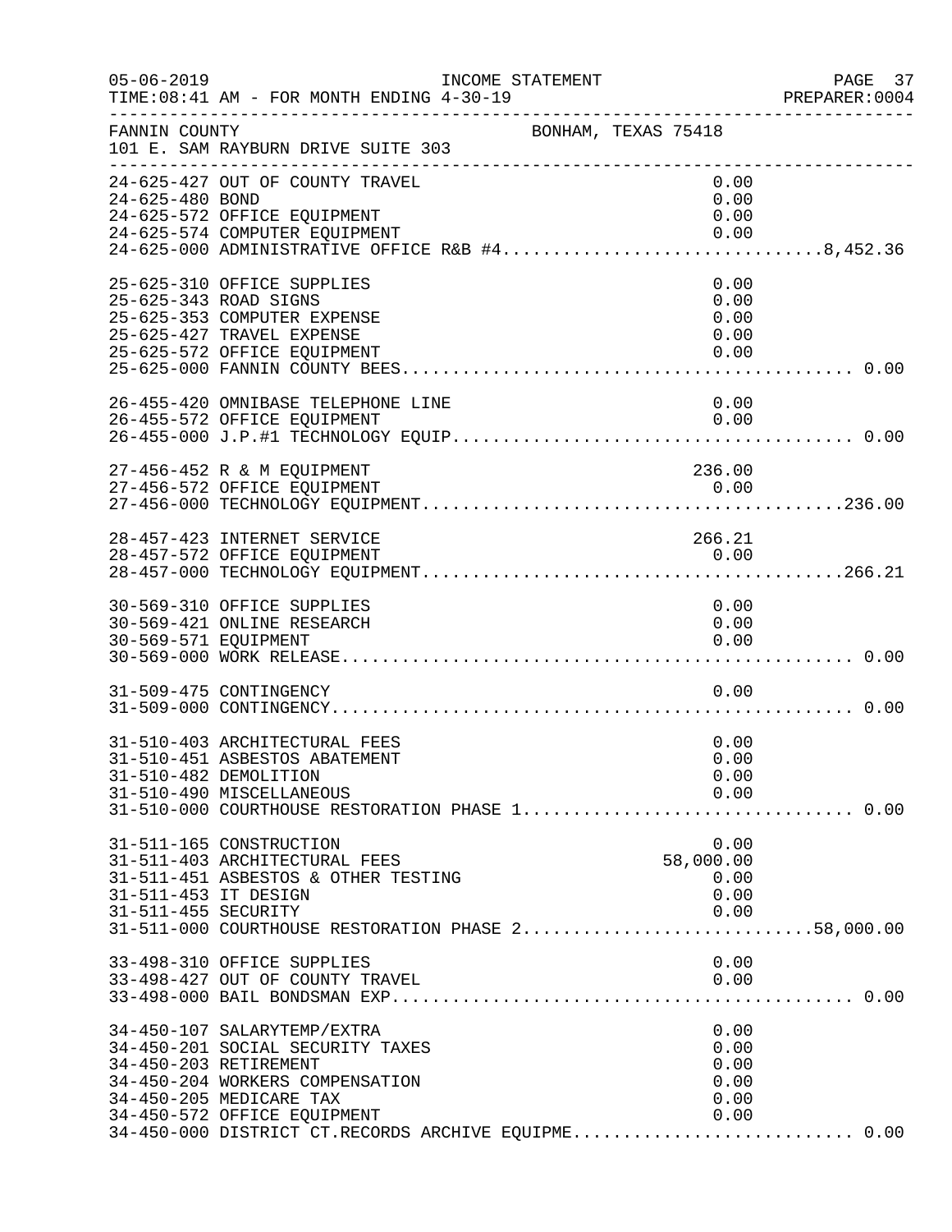FANNIN COUNTY BONHAM, TEXAS 75418
101 E. SAM RAYBURN DRIVE SUITE 303

| Account | Description | Amount | Total |
|---|---|---|---|
| 24-625-427 | OUT OF COUNTY TRAVEL | 0.00 | |
| 24-625-480 | BOND | 0.00 | |
| 24-625-572 | OFFICE EQUIPMENT | 0.00 | |
| 24-625-574 | COMPUTER EQUIPMENT | 0.00 | |
| 24-625-000 | ADMINISTRATIVE OFFICE R&B #4 | | 8,452.36 |
| 25-625-310 | OFFICE SUPPLIES | 0.00 | |
| 25-625-343 | ROAD SIGNS | 0.00 | |
| 25-625-353 | COMPUTER EXPENSE | 0.00 | |
| 25-625-427 | TRAVEL EXPENSE | 0.00 | |
| 25-625-572 | OFFICE EQUIPMENT | 0.00 | |
| 25-625-000 | FANNIN COUNTY BEES | | 0.00 |
| 26-455-420 | OMNIBASE TELEPHONE LINE | 0.00 | |
| 26-455-572 | OFFICE EQUIPMENT | 0.00 | |
| 26-455-000 | J.P.#1 TECHNOLOGY EQUIP | | 0.00 |
| 27-456-452 | R & M EQUIPMENT | 236.00 | |
| 27-456-572 | OFFICE EQUIPMENT | 0.00 | |
| 27-456-000 | TECHNOLOGY EQUIPMENT | | 236.00 |
| 28-457-423 | INTERNET SERVICE | 266.21 | |
| 28-457-572 | OFFICE EQUIPMENT | 0.00 | |
| 28-457-000 | TECHNOLOGY EQUIPMENT | | 266.21 |
| 30-569-310 | OFFICE SUPPLIES | 0.00 | |
| 30-569-421 | ONLINE RESEARCH | 0.00 | |
| 30-569-571 | EQUIPMENT | 0.00 | |
| 30-569-000 | WORK RELEASE | | 0.00 |
| 31-509-475 | CONTINGENCY | 0.00 | |
| 31-509-000 | CONTINGENCY | | 0.00 |
| 31-510-403 | ARCHITECTURAL FEES | 0.00 | |
| 31-510-451 | ASBESTOS ABATEMENT | 0.00 | |
| 31-510-482 | DEMOLITION | 0.00 | |
| 31-510-490 | MISCELLANEOUS | 0.00 | |
| 31-510-000 | COURTHOUSE RESTORATION PHASE 1 | | 0.00 |
| 31-511-165 | CONSTRUCTION | 0.00 | |
| 31-511-403 | ARCHITECTURAL FEES | 58,000.00 | |
| 31-511-451 | ASBESTOS & OTHER TESTING | 0.00 | |
| 31-511-453 | IT DESIGN | 0.00 | |
| 31-511-455 | SECURITY | 0.00 | |
| 31-511-000 | COURTHOUSE RESTORATION PHASE 2 | | 58,000.00 |
| 33-498-310 | OFFICE SUPPLIES | 0.00 | |
| 33-498-427 | OUT OF COUNTY TRAVEL | 0.00 | |
| 33-498-000 | BAIL BONDSMAN EXP | | 0.00 |
| 34-450-107 | SALARYTEMP/EXTRA | 0.00 | |
| 34-450-201 | SOCIAL SECURITY TAXES | 0.00 | |
| 34-450-203 | RETIREMENT | 0.00 | |
| 34-450-204 | WORKERS COMPENSATION | 0.00 | |
| 34-450-205 | MEDICARE TAX | 0.00 | |
| 34-450-572 | OFFICE EQUIPMENT | 0.00 | |
| 34-450-000 | DISTRICT CT.RECORDS ARCHIVE EQUIPME | | 0.00 |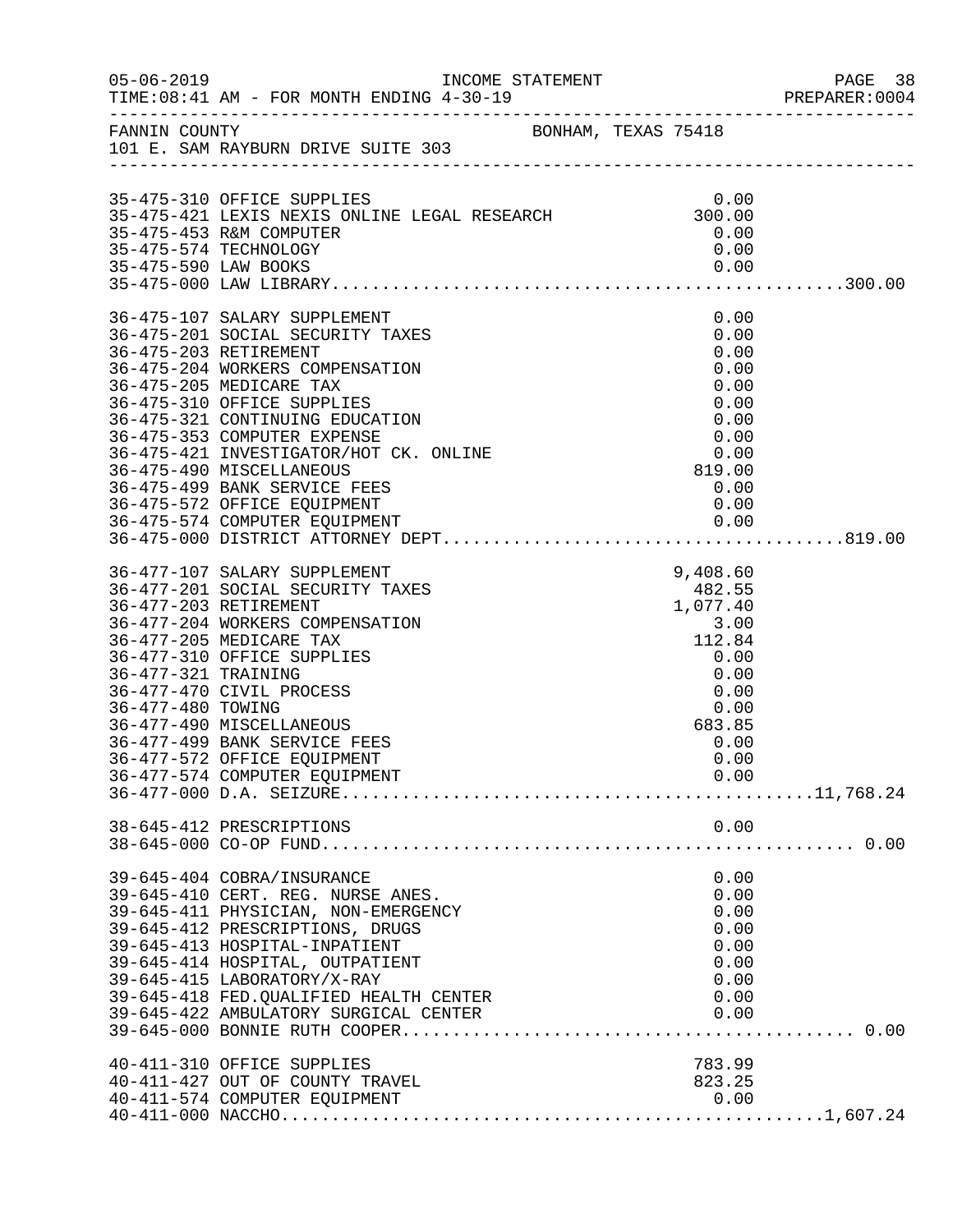FANNIN COUNTY BONHAM, TEXAS 75418
101 E. SAM RAYBURN DRIVE SUITE 303

| Account | Description | Amount | Total |
|---|---|---|---|
| 35-475-310 | OFFICE SUPPLIES | 0.00 | |
| 35-475-421 | LEXIS NEXIS ONLINE LEGAL RESEARCH | 300.00 | |
| 35-475-453 | R&M COMPUTER | 0.00 | |
| 35-475-574 | TECHNOLOGY | 0.00 | |
| 35-475-590 | LAW BOOKS | 0.00 | |
| 35-475-000 | LAW LIBRARY | | 300.00 |
| 36-475-107 | SALARY SUPPLEMENT | 0.00 | |
| 36-475-201 | SOCIAL SECURITY TAXES | 0.00 | |
| 36-475-203 | RETIREMENT | 0.00 | |
| 36-475-204 | WORKERS COMPENSATION | 0.00 | |
| 36-475-205 | MEDICARE TAX | 0.00 | |
| 36-475-310 | OFFICE SUPPLIES | 0.00 | |
| 36-475-321 | CONTINUING EDUCATION | 0.00 | |
| 36-475-353 | COMPUTER EXPENSE | 0.00 | |
| 36-475-421 | INVESTIGATOR/HOT CK. ONLINE | 0.00 | |
| 36-475-490 | MISCELLANEOUS | 819.00 | |
| 36-475-499 | BANK SERVICE FEES | 0.00 | |
| 36-475-572 | OFFICE EQUIPMENT | 0.00 | |
| 36-475-574 | COMPUTER EQUIPMENT | 0.00 | |
| 36-475-000 | DISTRICT ATTORNEY DEPT | | 819.00 |
| 36-477-107 | SALARY SUPPLEMENT | 9,408.60 | |
| 36-477-201 | SOCIAL SECURITY TAXES | 482.55 | |
| 36-477-203 | RETIREMENT | 1,077.40 | |
| 36-477-204 | WORKERS COMPENSATION | 3.00 | |
| 36-477-205 | MEDICARE TAX | 112.84 | |
| 36-477-310 | OFFICE SUPPLIES | 0.00 | |
| 36-477-321 | TRAINING | 0.00 | |
| 36-477-470 | CIVIL PROCESS | 0.00 | |
| 36-477-480 | TOWING | 0.00 | |
| 36-477-490 | MISCELLANEOUS | 683.85 | |
| 36-477-499 | BANK SERVICE FEES | 0.00 | |
| 36-477-572 | OFFICE EQUIPMENT | 0.00 | |
| 36-477-574 | COMPUTER EQUIPMENT | 0.00 | |
| 36-477-000 | D.A. SEIZURE | | 11,768.24 |
| 38-645-412 | PRESCRIPTIONS | 0.00 | |
| 38-645-000 | CO-OP FUND | | 0.00 |
| 39-645-404 | COBRA/INSURANCE | 0.00 | |
| 39-645-410 | CERT. REG. NURSE ANES. | 0.00 | |
| 39-645-411 | PHYSICIAN, NON-EMERGENCY | 0.00 | |
| 39-645-412 | PRESCRIPTIONS, DRUGS | 0.00 | |
| 39-645-413 | HOSPITAL-INPATIENT | 0.00 | |
| 39-645-414 | HOSPITAL, OUTPATIENT | 0.00 | |
| 39-645-415 | LABORATORY/X-RAY | 0.00 | |
| 39-645-418 | FED.QUALIFIED HEALTH CENTER | 0.00 | |
| 39-645-422 | AMBULATORY SURGICAL CENTER | 0.00 | |
| 39-645-000 | BONNIE RUTH COOPER | | 0.00 |
| 40-411-310 | OFFICE SUPPLIES | 783.99 | |
| 40-411-427 | OUT OF COUNTY TRAVEL | 823.25 | |
| 40-411-574 | COMPUTER EQUIPMENT | 0.00 | |
| 40-411-000 | NACCHO | | 1,607.24 |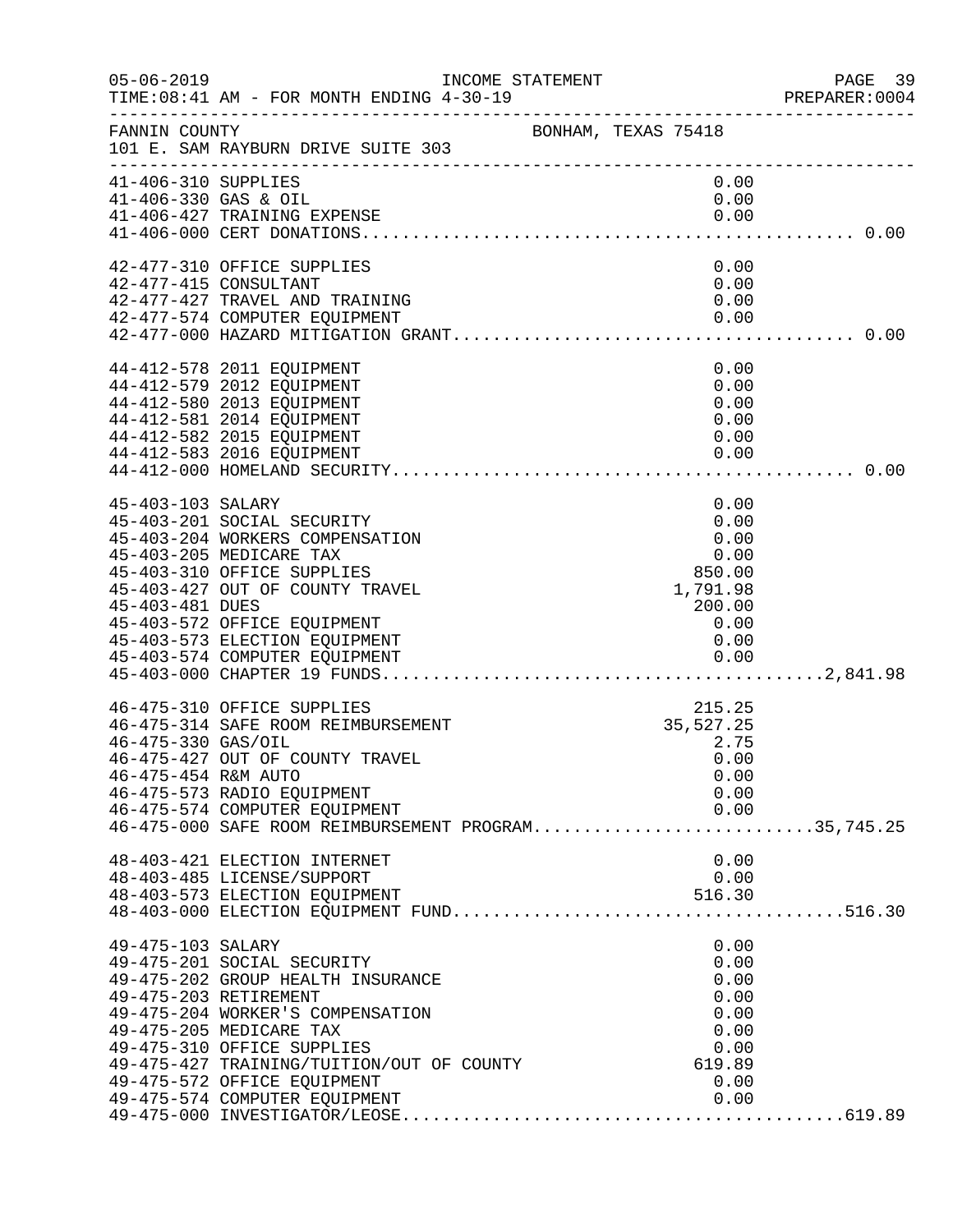05-06-2019 INCOME STATEMENT
TIME:08:41 AM - FOR MONTH ENDING 4-30-19

FANNIN COUNTY BONHAM, TEXAS 75418
101 E. SAM RAYBURN DRIVE SUITE 303

| Account | Description | Amount | Total |
|---|---|---|---|
| 41-406-310 | SUPPLIES | 0.00 | |
| 41-406-330 | GAS & OIL | 0.00 | |
| 41-406-427 | TRAINING EXPENSE | 0.00 | |
| 41-406-000 | CERT DONATIONS | | 0.00 |
| 42-477-310 | OFFICE SUPPLIES | 0.00 | |
| 42-477-415 | CONSULTANT | 0.00 | |
| 42-477-427 | TRAVEL AND TRAINING | 0.00 | |
| 42-477-574 | COMPUTER EQUIPMENT | 0.00 | |
| 42-477-000 | HAZARD MITIGATION GRANT | | 0.00 |
| 44-412-578 | 2011 EQUIPMENT | 0.00 | |
| 44-412-579 | 2012 EQUIPMENT | 0.00 | |
| 44-412-580 | 2013 EQUIPMENT | 0.00 | |
| 44-412-581 | 2014 EQUIPMENT | 0.00 | |
| 44-412-582 | 2015 EQUIPMENT | 0.00 | |
| 44-412-583 | 2016 EQUIPMENT | 0.00 | |
| 44-412-000 | HOMELAND SECURITY | | 0.00 |
| 45-403-103 | SALARY | 0.00 | |
| 45-403-201 | SOCIAL SECURITY | 0.00 | |
| 45-403-204 | WORKERS COMPENSATION | 0.00 | |
| 45-403-205 | MEDICARE TAX | 0.00 | |
| 45-403-310 | OFFICE SUPPLIES | 850.00 | |
| 45-403-427 | OUT OF COUNTY TRAVEL | 1,791.98 | |
| 45-403-481 | DUES | 200.00 | |
| 45-403-572 | OFFICE EQUIPMENT | 0.00 | |
| 45-403-573 | ELECTION EQUIPMENT | 0.00 | |
| 45-403-574 | COMPUTER EQUIPMENT | 0.00 | |
| 45-403-000 | CHAPTER 19 FUNDS | | 2,841.98 |
| 46-475-310 | OFFICE SUPPLIES | 215.25 | |
| 46-475-314 | SAFE ROOM REIMBURSEMENT | 35,527.25 | |
| 46-475-330 | GAS/OIL | 2.75 | |
| 46-475-427 | OUT OF COUNTY TRAVEL | 0.00 | |
| 46-475-454 | R&M AUTO | 0.00 | |
| 46-475-573 | RADIO EQUIPMENT | 0.00 | |
| 46-475-574 | COMPUTER EQUIPMENT | 0.00 | |
| 46-475-000 | SAFE ROOM REIMBURSEMENT PROGRAM | | 35,745.25 |
| 48-403-421 | ELECTION INTERNET | 0.00 | |
| 48-403-485 | LICENSE/SUPPORT | 0.00 | |
| 48-403-573 | ELECTION EQUIPMENT | 516.30 | |
| 48-403-000 | ELECTION EQUIPMENT FUND | | 516.30 |
| 49-475-103 | SALARY | 0.00 | |
| 49-475-201 | SOCIAL SECURITY | 0.00 | |
| 49-475-202 | GROUP HEALTH INSURANCE | 0.00 | |
| 49-475-203 | RETIREMENT | 0.00 | |
| 49-475-204 | WORKER'S COMPENSATION | 0.00 | |
| 49-475-205 | MEDICARE TAX | 0.00 | |
| 49-475-310 | OFFICE SUPPLIES | 0.00 | |
| 49-475-427 | TRAINING/TUITION/OUT OF COUNTY | 619.89 | |
| 49-475-572 | OFFICE EQUIPMENT | 0.00 | |
| 49-475-574 | COMPUTER EQUIPMENT | 0.00 | |
| 49-475-000 | INVESTIGATOR/LEOSE | | 619.89 |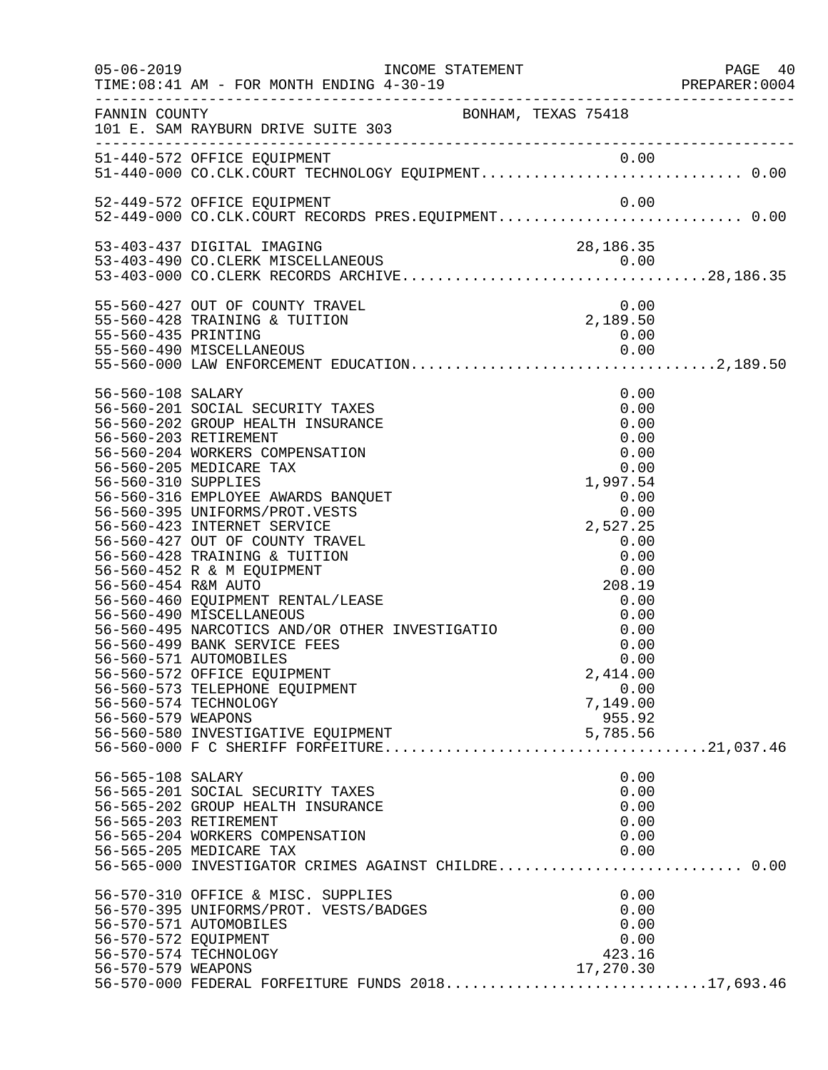FANNIN COUNTY — BONHAM, TEXAS 75418
101 E. SAM RAYBURN DRIVE SUITE 303

INCOME STATEMENT
TIME:08:41 AM - FOR MONTH ENDING 4-30-19

| Account | Description | Amount | Total |
|---|---|---|---|
| 51-440-572 | OFFICE EQUIPMENT | 0.00 | |
| 51-440-000 | CO.CLK.COURT TECHNOLOGY EQUIPMENT | | 0.00 |
| 52-449-572 | OFFICE EQUIPMENT | 0.00 | |
| 52-449-000 | CO.CLK.COURT RECORDS PRES.EQUIPMENT | | 0.00 |
| 53-403-437 | DIGITAL IMAGING | 28,186.35 | |
| 53-403-490 | CO.CLERK MISCELLANEOUS | 0.00 | |
| 53-403-000 | CO.CLERK RECORDS ARCHIVE | | 28,186.35 |
| 55-560-427 | OUT OF COUNTY TRAVEL | 0.00 | |
| 55-560-428 | TRAINING & TUITION | 2,189.50 | |
| 55-560-435 | PRINTING | 0.00 | |
| 55-560-490 | MISCELLANEOUS | 0.00 | |
| 55-560-000 | LAW ENFORCEMENT EDUCATION | | 2,189.50 |
| 56-560-108 | SALARY | 0.00 | |
| 56-560-201 | SOCIAL SECURITY TAXES | 0.00 | |
| 56-560-202 | GROUP HEALTH INSURANCE | 0.00 | |
| 56-560-203 | RETIREMENT | 0.00 | |
| 56-560-204 | WORKERS COMPENSATION | 0.00 | |
| 56-560-205 | MEDICARE TAX | 0.00 | |
| 56-560-310 | SUPPLIES | 1,997.54 | |
| 56-560-316 | EMPLOYEE AWARDS BANQUET | 0.00 | |
| 56-560-395 | UNIFORMS/PROT.VESTS | 0.00 | |
| 56-560-423 | INTERNET SERVICE | 2,527.25 | |
| 56-560-427 | OUT OF COUNTY TRAVEL | 0.00 | |
| 56-560-428 | TRAINING & TUITION | 0.00 | |
| 56-560-452 | R & M EQUIPMENT | 0.00 | |
| 56-560-454 | R&M AUTO | 208.19 | |
| 56-560-460 | EQUIPMENT RENTAL/LEASE | 0.00 | |
| 56-560-490 | MISCELLANEOUS | 0.00 | |
| 56-560-495 | NARCOTICS AND/OR OTHER INVESTIGATIO | 0.00 | |
| 56-560-499 | BANK SERVICE FEES | 0.00 | |
| 56-560-571 | AUTOMOBILES | 0.00 | |
| 56-560-572 | OFFICE EQUIPMENT | 2,414.00 | |
| 56-560-573 | TELEPHONE EQUIPMENT | 0.00 | |
| 56-560-574 | TECHNOLOGY | 7,149.00 | |
| 56-560-579 | WEAPONS | 955.92 | |
| 56-560-580 | INVESTIGATIVE EQUIPMENT | 5,785.56 | |
| 56-560-000 | F C SHERIFF FORFEITURE | | 21,037.46 |
| 56-565-108 | SALARY | 0.00 | |
| 56-565-201 | SOCIAL SECURITY TAXES | 0.00 | |
| 56-565-202 | GROUP HEALTH INSURANCE | 0.00 | |
| 56-565-203 | RETIREMENT | 0.00 | |
| 56-565-204 | WORKERS COMPENSATION | 0.00 | |
| 56-565-205 | MEDICARE TAX | 0.00 | |
| 56-565-000 | INVESTIGATOR CRIMES AGAINST CHILDRE | | 0.00 |
| 56-570-310 | OFFICE & MISC. SUPPLIES | 0.00 | |
| 56-570-395 | UNIFORMS/PROT. VESTS/BADGES | 0.00 | |
| 56-570-571 | AUTOMOBILES | 0.00 | |
| 56-570-572 | EQUIPMENT | 0.00 | |
| 56-570-574 | TECHNOLOGY | 423.16 | |
| 56-570-579 | WEAPONS | 17,270.30 | |
| 56-570-000 | FEDERAL FORFEITURE FUNDS 2018 | | 17,693.46 |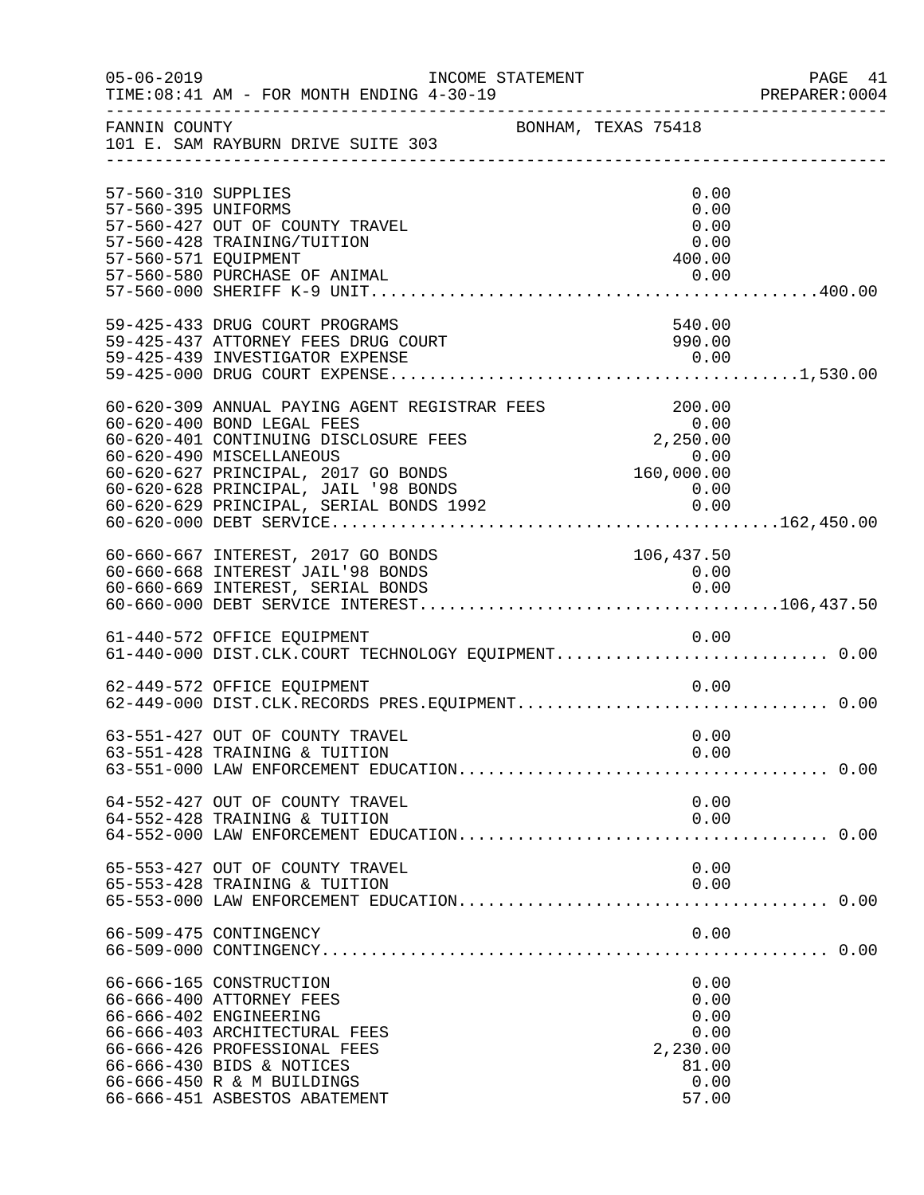FANNIN COUNTY — BONHAM, TEXAS 75418
101 E. SAM RAYBURN DRIVE SUITE 303

| Account | Description | Amount | Total |
|---|---|---|---|
| 57-560-310 | SUPPLIES | 0.00 | |
| 57-560-395 | UNIFORMS | 0.00 | |
| 57-560-427 | OUT OF COUNTY TRAVEL | 0.00 | |
| 57-560-428 | TRAINING/TUITION | 0.00 | |
| 57-560-571 | EQUIPMENT | 400.00 | |
| 57-560-580 | PURCHASE OF ANIMAL | 0.00 | |
| 57-560-000 | SHERIFF K-9 UNIT | | 400.00 |
| 59-425-433 | DRUG COURT PROGRAMS | 540.00 | |
| 59-425-437 | ATTORNEY FEES DRUG COURT | 990.00 | |
| 59-425-439 | INVESTIGATOR EXPENSE | 0.00 | |
| 59-425-000 | DRUG COURT EXPENSE | | 1,530.00 |
| 60-620-309 | ANNUAL PAYING AGENT REGISTRAR FEES | 200.00 | |
| 60-620-400 | BOND LEGAL FEES | 0.00 | |
| 60-620-401 | CONTINUING DISCLOSURE FEES | 2,250.00 | |
| 60-620-490 | MISCELLANEOUS | 0.00 | |
| 60-620-627 | PRINCIPAL, 2017 GO BONDS | 160,000.00 | |
| 60-620-628 | PRINCIPAL, JAIL '98 BONDS | 0.00 | |
| 60-620-629 | PRINCIPAL, SERIAL BONDS 1992 | 0.00 | |
| 60-620-000 | DEBT SERVICE | | 162,450.00 |
| 60-660-667 | INTEREST, 2017 GO BONDS | 106,437.50 | |
| 60-660-668 | INTEREST JAIL'98 BONDS | 0.00 | |
| 60-660-669 | INTEREST, SERIAL BONDS | 0.00 | |
| 60-660-000 | DEBT SERVICE INTEREST | | 106,437.50 |
| 61-440-572 | OFFICE EQUIPMENT | 0.00 | |
| 61-440-000 | DIST.CLK.COURT TECHNOLOGY EQUIPMENT | | 0.00 |
| 62-449-572 | OFFICE EQUIPMENT | 0.00 | |
| 62-449-000 | DIST.CLK.RECORDS PRES.EQUIPMENT | | 0.00 |
| 63-551-427 | OUT OF COUNTY TRAVEL | 0.00 | |
| 63-551-428 | TRAINING & TUITION | 0.00 | |
| 63-551-000 | LAW ENFORCEMENT EDUCATION | | 0.00 |
| 64-552-427 | OUT OF COUNTY TRAVEL | 0.00 | |
| 64-552-428 | TRAINING & TUITION | 0.00 | |
| 64-552-000 | LAW ENFORCEMENT EDUCATION | | 0.00 |
| 65-553-427 | OUT OF COUNTY TRAVEL | 0.00 | |
| 65-553-428 | TRAINING & TUITION | 0.00 | |
| 65-553-000 | LAW ENFORCEMENT EDUCATION | | 0.00 |
| 66-509-475 | CONTINGENCY | 0.00 | |
| 66-509-000 | CONTINGENCY | | 0.00 |
| 66-666-165 | CONSTRUCTION | 0.00 | |
| 66-666-400 | ATTORNEY FEES | 0.00 | |
| 66-666-402 | ENGINEERING | 0.00 | |
| 66-666-403 | ARCHITECTURAL FEES | 0.00 | |
| 66-666-426 | PROFESSIONAL FEES | 2,230.00 | |
| 66-666-430 | BIDS & NOTICES | 81.00 | |
| 66-666-450 | R & M BUILDINGS | 0.00 | |
| 66-666-451 | ASBESTOS ABATEMENT | 57.00 | |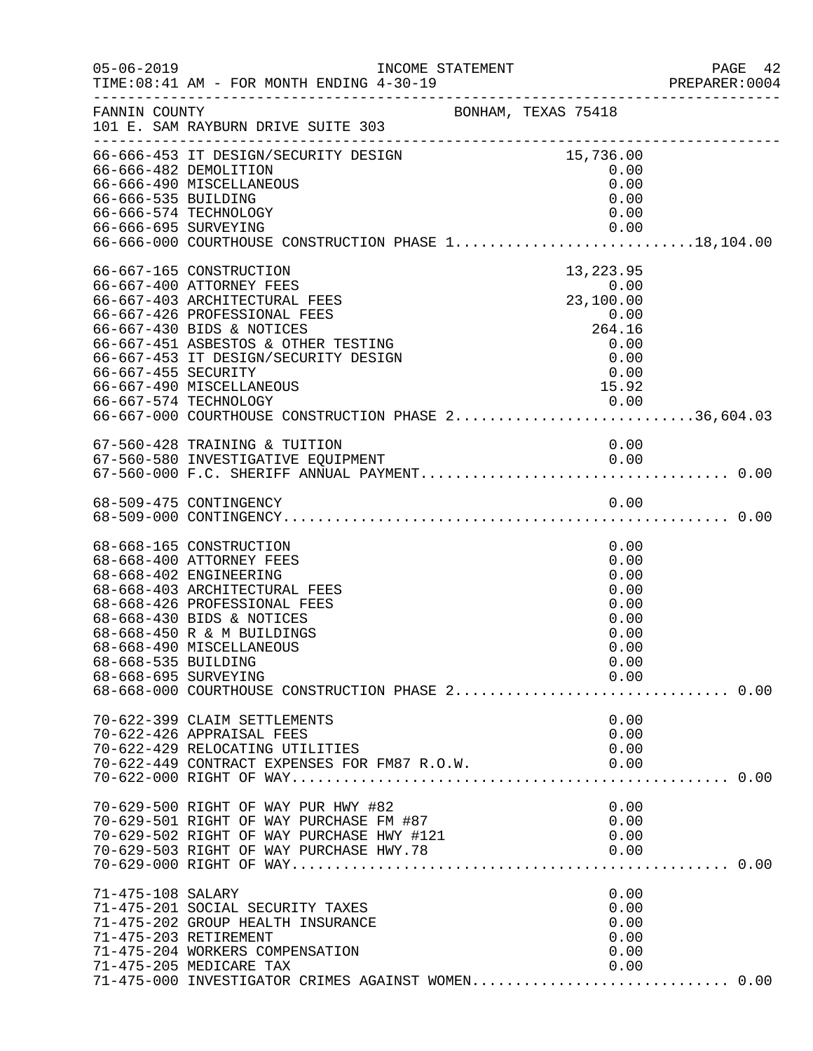FANNIN COUNTY BONHAM, TEXAS 75418
101 E. SAM RAYBURN DRIVE SUITE 303

INCOME STATEMENT
TIME:08:41 AM - FOR MONTH ENDING 4-30-19

| Account | Description | Amount | Total |
|---|---|---|---|
| 66-666-453 | IT DESIGN/SECURITY DESIGN | 15,736.00 | |
| 66-666-482 | DEMOLITION | 0.00 | |
| 66-666-490 | MISCELLANEOUS | 0.00 | |
| 66-666-535 | BUILDING | 0.00 | |
| 66-666-574 | TECHNOLOGY | 0.00 | |
| 66-666-695 | SURVEYING | 0.00 | |
| 66-666-000 | COURTHOUSE CONSTRUCTION PHASE 1 | | 18,104.00 |
| 66-667-165 | CONSTRUCTION | 13,223.95 | |
| 66-667-400 | ATTORNEY FEES | 0.00 | |
| 66-667-403 | ARCHITECTURAL FEES | 23,100.00 | |
| 66-667-426 | PROFESSIONAL FEES | 0.00 | |
| 66-667-430 | BIDS & NOTICES | 264.16 | |
| 66-667-451 | ASBESTOS & OTHER TESTING | 0.00 | |
| 66-667-453 | IT DESIGN/SECURITY DESIGN | 0.00 | |
| 66-667-455 | SECURITY | 0.00 | |
| 66-667-490 | MISCELLANEOUS | 15.92 | |
| 66-667-574 | TECHNOLOGY | 0.00 | |
| 66-667-000 | COURTHOUSE CONSTRUCTION PHASE 2 | | 36,604.03 |
| 67-560-428 | TRAINING & TUITION | 0.00 | |
| 67-560-580 | INVESTIGATIVE EQUIPMENT | 0.00 | |
| 67-560-000 | F.C. SHERIFF ANNUAL PAYMENT | | 0.00 |
| 68-509-475 | CONTINGENCY | 0.00 | |
| 68-509-000 | CONTINGENCY | | 0.00 |
| 68-668-165 | CONSTRUCTION | 0.00 | |
| 68-668-400 | ATTORNEY FEES | 0.00 | |
| 68-668-402 | ENGINEERING | 0.00 | |
| 68-668-403 | ARCHITECTURAL FEES | 0.00 | |
| 68-668-426 | PROFESSIONAL FEES | 0.00 | |
| 68-668-430 | BIDS & NOTICES | 0.00 | |
| 68-668-450 | R & M BUILDINGS | 0.00 | |
| 68-668-490 | MISCELLANEOUS | 0.00 | |
| 68-668-535 | BUILDING | 0.00 | |
| 68-668-695 | SURVEYING | 0.00 | |
| 68-668-000 | COURTHOUSE CONSTRUCTION PHASE 2 | | 0.00 |
| 70-622-399 | CLAIM SETTLEMENTS | 0.00 | |
| 70-622-426 | APPRAISAL FEES | 0.00 | |
| 70-622-429 | RELOCATING UTILITIES | 0.00 | |
| 70-622-449 | CONTRACT EXPENSES FOR FM87 R.O.W. | 0.00 | |
| 70-622-000 | RIGHT OF WAY | | 0.00 |
| 70-629-500 | RIGHT OF WAY PUR HWY #82 | 0.00 | |
| 70-629-501 | RIGHT OF WAY PURCHASE FM #87 | 0.00 | |
| 70-629-502 | RIGHT OF WAY PURCHASE HWY #121 | 0.00 | |
| 70-629-503 | RIGHT OF WAY PURCHASE HWY.78 | 0.00 | |
| 70-629-000 | RIGHT OF WAY | | 0.00 |
| 71-475-108 | SALARY | 0.00 | |
| 71-475-201 | SOCIAL SECURITY TAXES | 0.00 | |
| 71-475-202 | GROUP HEALTH INSURANCE | 0.00 | |
| 71-475-203 | RETIREMENT | 0.00 | |
| 71-475-204 | WORKERS COMPENSATION | 0.00 | |
| 71-475-205 | MEDICARE TAX | 0.00 | |
| 71-475-000 | INVESTIGATOR CRIMES AGAINST WOMEN | | 0.00 |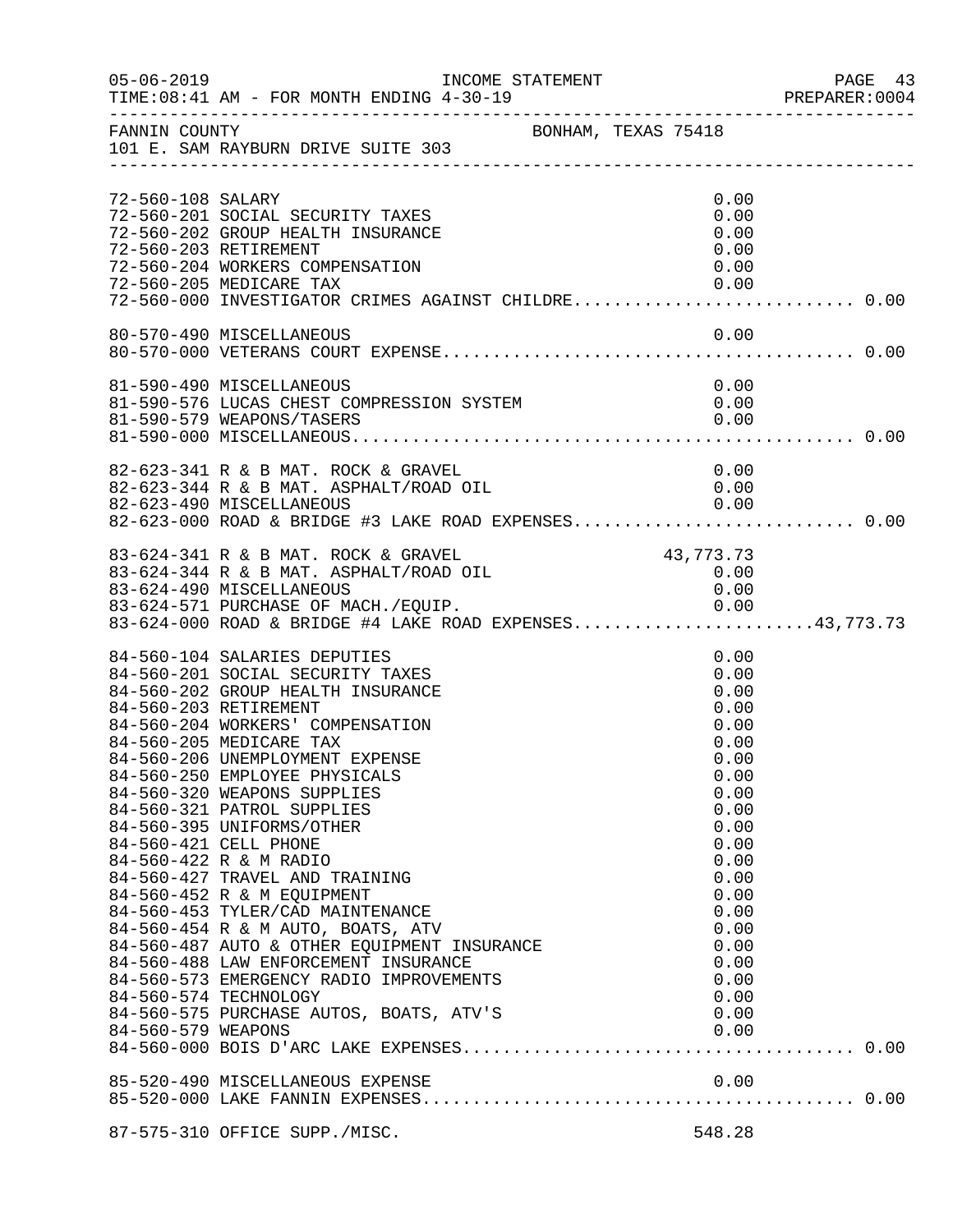FANNIN COUNTY BONHAM, TEXAS 75418
101 E. SAM RAYBURN DRIVE SUITE 303

INCOME STATEMENT
FOR MONTH ENDING 4-30-19

| Account | Description | Amount | Total |
|---|---|---|---|
| 72-560-108 | SALARY | 0.00 | |
| 72-560-201 | SOCIAL SECURITY TAXES | 0.00 | |
| 72-560-202 | GROUP HEALTH INSURANCE | 0.00 | |
| 72-560-203 | RETIREMENT | 0.00 | |
| 72-560-204 | WORKERS COMPENSATION | 0.00 | |
| 72-560-205 | MEDICARE TAX | 0.00 | |
| 72-560-000 | INVESTIGATOR CRIMES AGAINST CHILDRE | | 0.00 |
| 80-570-490 | MISCELLANEOUS | 0.00 | |
| 80-570-000 | VETERANS COURT EXPENSE | | 0.00 |
| 81-590-490 | MISCELLANEOUS | 0.00 | |
| 81-590-576 | LUCAS CHEST COMPRESSION SYSTEM | 0.00 | |
| 81-590-579 | WEAPONS/TASERS | 0.00 | |
| 81-590-000 | MISCELLANEOUS | | 0.00 |
| 82-623-341 | R & B MAT. ROCK & GRAVEL | 0.00 | |
| 82-623-344 | R & B MAT. ASPHALT/ROAD OIL | 0.00 | |
| 82-623-490 | MISCELLANEOUS | 0.00 | |
| 82-623-000 | ROAD & BRIDGE #3 LAKE ROAD EXPENSES | | 0.00 |
| 83-624-341 | R & B MAT. ROCK & GRAVEL | 43,773.73 | |
| 83-624-344 | R & B MAT. ASPHALT/ROAD OIL | 0.00 | |
| 83-624-490 | MISCELLANEOUS | 0.00 | |
| 83-624-571 | PURCHASE OF MACH./EQUIP. | 0.00 | |
| 83-624-000 | ROAD & BRIDGE #4 LAKE ROAD EXPENSES | | 43,773.73 |
| 84-560-104 | SALARIES DEPUTIES | 0.00 | |
| 84-560-201 | SOCIAL SECURITY TAXES | 0.00 | |
| 84-560-202 | GROUP HEALTH INSURANCE | 0.00 | |
| 84-560-203 | RETIREMENT | 0.00 | |
| 84-560-204 | WORKERS' COMPENSATION | 0.00 | |
| 84-560-205 | MEDICARE TAX | 0.00 | |
| 84-560-206 | UNEMPLOYMENT EXPENSE | 0.00 | |
| 84-560-250 | EMPLOYEE PHYSICALS | 0.00 | |
| 84-560-320 | WEAPONS SUPPLIES | 0.00 | |
| 84-560-321 | PATROL SUPPLIES | 0.00 | |
| 84-560-395 | UNIFORMS/OTHER | 0.00 | |
| 84-560-421 | CELL PHONE | 0.00 | |
| 84-560-422 | R & M RADIO | 0.00 | |
| 84-560-427 | TRAVEL AND TRAINING | 0.00 | |
| 84-560-452 | R & M EQUIPMENT | 0.00 | |
| 84-560-453 | TYLER/CAD MAINTENANCE | 0.00 | |
| 84-560-454 | R & M AUTO, BOATS, ATV | 0.00 | |
| 84-560-487 | AUTO & OTHER EQUIPMENT INSURANCE | 0.00 | |
| 84-560-488 | LAW ENFORCEMENT INSURANCE | 0.00 | |
| 84-560-573 | EMERGENCY RADIO IMPROVEMENTS | 0.00 | |
| 84-560-574 | TECHNOLOGY | 0.00 | |
| 84-560-575 | PURCHASE AUTOS, BOATS, ATV'S | 0.00 | |
| 84-560-579 | WEAPONS | 0.00 | |
| 84-560-000 | BOIS D'ARC LAKE EXPENSES | | 0.00 |
| 85-520-490 | MISCELLANEOUS EXPENSE | 0.00 | |
| 85-520-000 | LAKE FANNIN EXPENSES | | 0.00 |
| 87-575-310 | OFFICE SUPP./MISC. | 548.28 | |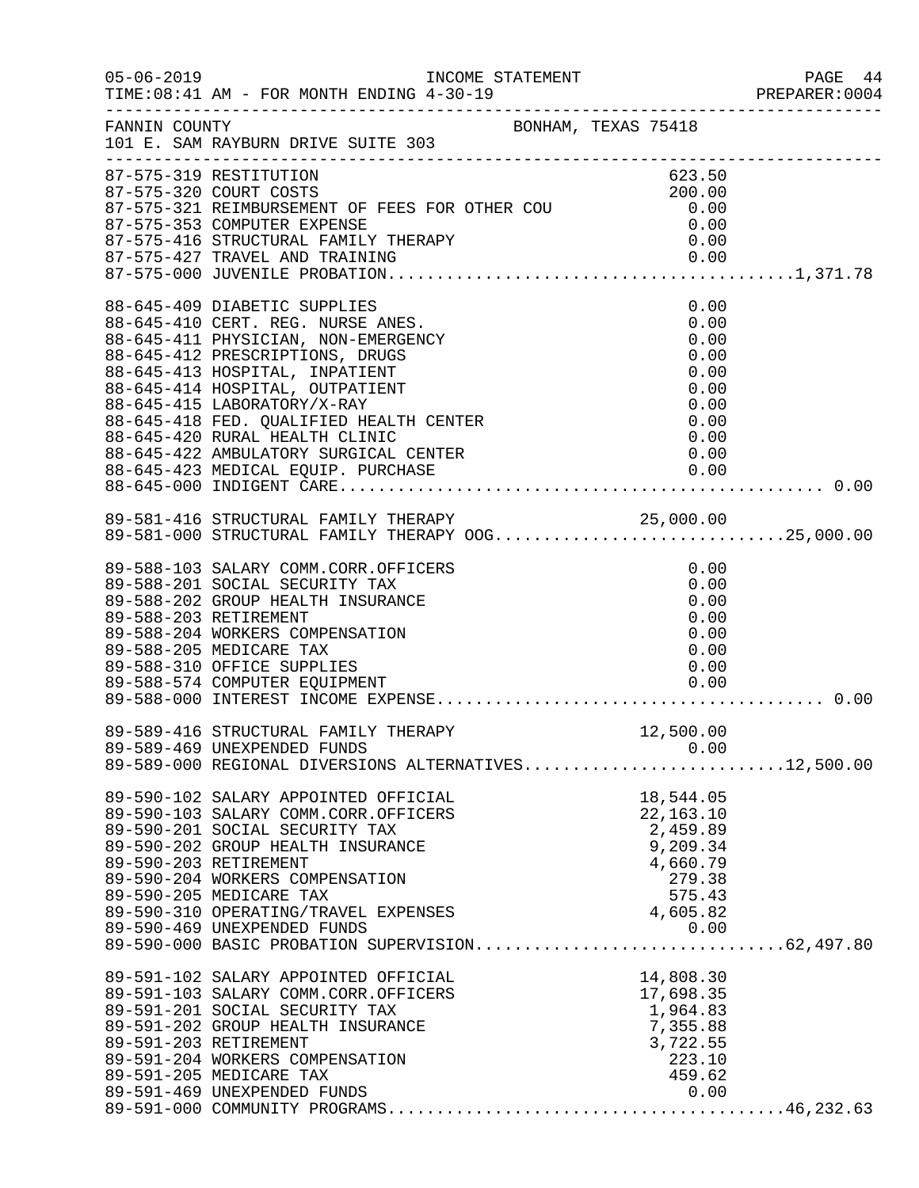05-06-2019 INCOME STATEMENT
TIME:08:41 AM - FOR MONTH ENDING 4-30-19

FANNIN COUNTY BONHAM, TEXAS 75418
101 E. SAM RAYBURN DRIVE SUITE 303

| Account | Description | Amount | Total |
|---|---|---|---|
| 87-575-319 | RESTITUTION | 623.50 | |
| 87-575-320 | COURT COSTS | 200.00 | |
| 87-575-321 | REIMBURSEMENT OF FEES FOR OTHER COU | 0.00 | |
| 87-575-353 | COMPUTER EXPENSE | 0.00 | |
| 87-575-416 | STRUCTURAL FAMILY THERAPY | 0.00 | |
| 87-575-427 | TRAVEL AND TRAINING | 0.00 | |
| 87-575-000 | JUVENILE PROBATION | | 1,371.78 |
| 88-645-409 | DIABETIC SUPPLIES | 0.00 | |
| 88-645-410 | CERT. REG. NURSE ANES. | 0.00 | |
| 88-645-411 | PHYSICIAN, NON-EMERGENCY | 0.00 | |
| 88-645-412 | PRESCRIPTIONS, DRUGS | 0.00 | |
| 88-645-413 | HOSPITAL, INPATIENT | 0.00 | |
| 88-645-414 | HOSPITAL, OUTPATIENT | 0.00 | |
| 88-645-415 | LABORATORY/X-RAY | 0.00 | |
| 88-645-418 | FED. QUALIFIED HEALTH CENTER | 0.00 | |
| 88-645-420 | RURAL HEALTH CLINIC | 0.00 | |
| 88-645-422 | AMBULATORY SURGICAL CENTER | 0.00 | |
| 88-645-423 | MEDICAL EQUIP. PURCHASE | 0.00 | |
| 88-645-000 | INDIGENT CARE | | 0.00 |
| 89-581-416 | STRUCTURAL FAMILY THERAPY | 25,000.00 | |
| 89-581-000 | STRUCTURAL FAMILY THERAPY OOG | | 25,000.00 |
| 89-588-103 | SALARY COMM.CORR.OFFICERS | 0.00 | |
| 89-588-201 | SOCIAL SECURITY TAX | 0.00 | |
| 89-588-202 | GROUP HEALTH INSURANCE | 0.00 | |
| 89-588-203 | RETIREMENT | 0.00 | |
| 89-588-204 | WORKERS COMPENSATION | 0.00 | |
| 89-588-205 | MEDICARE TAX | 0.00 | |
| 89-588-310 | OFFICE SUPPLIES | 0.00 | |
| 89-588-574 | COMPUTER EQUIPMENT | 0.00 | |
| 89-588-000 | INTEREST INCOME EXPENSE | | 0.00 |
| 89-589-416 | STRUCTURAL FAMILY THERAPY | 12,500.00 | |
| 89-589-469 | UNEXPENDED FUNDS | 0.00 | |
| 89-589-000 | REGIONAL DIVERSIONS ALTERNATIVES | | 12,500.00 |
| 89-590-102 | SALARY APPOINTED OFFICIAL | 18,544.05 | |
| 89-590-103 | SALARY COMM.CORR.OFFICERS | 22,163.10 | |
| 89-590-201 | SOCIAL SECURITY TAX | 2,459.89 | |
| 89-590-202 | GROUP HEALTH INSURANCE | 9,209.34 | |
| 89-590-203 | RETIREMENT | 4,660.79 | |
| 89-590-204 | WORKERS COMPENSATION | 279.38 | |
| 89-590-205 | MEDICARE TAX | 575.43 | |
| 89-590-310 | OPERATING/TRAVEL EXPENSES | 4,605.82 | |
| 89-590-469 | UNEXPENDED FUNDS | 0.00 | |
| 89-590-000 | BASIC PROBATION SUPERVISION | | 62,497.80 |
| 89-591-102 | SALARY APPOINTED OFFICIAL | 14,808.30 | |
| 89-591-103 | SALARY COMM.CORR.OFFICERS | 17,698.35 | |
| 89-591-201 | SOCIAL SECURITY TAX | 1,964.83 | |
| 89-591-202 | GROUP HEALTH INSURANCE | 7,355.88 | |
| 89-591-203 | RETIREMENT | 3,722.55 | |
| 89-591-204 | WORKERS COMPENSATION | 223.10 | |
| 89-591-205 | MEDICARE TAX | 459.62 | |
| 89-591-469 | UNEXPENDED FUNDS | 0.00 | |
| 89-591-000 | COMMUNITY PROGRAMS | | 46,232.63 |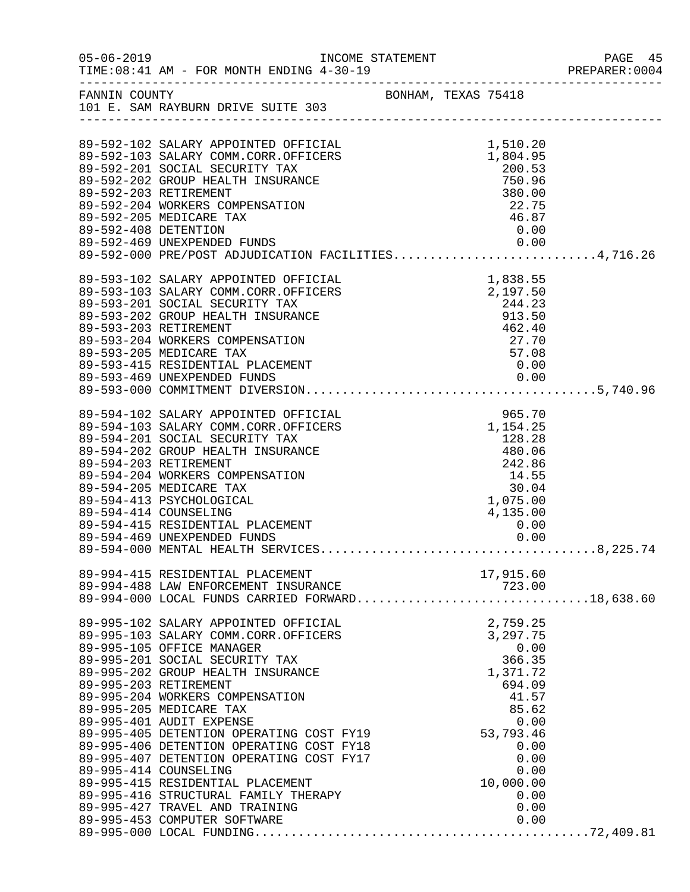FANNIN COUNTY BONHAM, TEXAS 75418
101 E. SAM RAYBURN DRIVE SUITE 303

INCOME STATEMENT
TIME:08:41 AM - FOR MONTH ENDING 4-30-19

| Account | Description | Amount | Total |
|---|---|---|---|
| 89-592-102 | SALARY APPOINTED OFFICIAL | 1,510.20 | |
| 89-592-103 | SALARY COMM.CORR.OFFICERS | 1,804.95 | |
| 89-592-201 | SOCIAL SECURITY TAX | 200.53 | |
| 89-592-202 | GROUP HEALTH INSURANCE | 750.96 | |
| 89-592-203 | RETIREMENT | 380.00 | |
| 89-592-204 | WORKERS COMPENSATION | 22.75 | |
| 89-592-205 | MEDICARE TAX | 46.87 | |
| 89-592-408 | DETENTION | 0.00 | |
| 89-592-469 | UNEXPENDED FUNDS | 0.00 | |
| 89-592-000 | PRE/POST ADJUDICATION FACILITIES | | 4,716.26 |
| 89-593-102 | SALARY APPOINTED OFFICIAL | 1,838.55 | |
| 89-593-103 | SALARY COMM.CORR.OFFICERS | 2,197.50 | |
| 89-593-201 | SOCIAL SECURITY TAX | 244.23 | |
| 89-593-202 | GROUP HEALTH INSURANCE | 913.50 | |
| 89-593-203 | RETIREMENT | 462.40 | |
| 89-593-204 | WORKERS COMPENSATION | 27.70 | |
| 89-593-205 | MEDICARE TAX | 57.08 | |
| 89-593-415 | RESIDENTIAL PLACEMENT | 0.00 | |
| 89-593-469 | UNEXPENDED FUNDS | 0.00 | |
| 89-593-000 | COMMITMENT DIVERSION | | 5,740.96 |
| 89-594-102 | SALARY APPOINTED OFFICIAL | 965.70 | |
| 89-594-103 | SALARY COMM.CORR.OFFICERS | 1,154.25 | |
| 89-594-201 | SOCIAL SECURITY TAX | 128.28 | |
| 89-594-202 | GROUP HEALTH INSURANCE | 480.06 | |
| 89-594-203 | RETIREMENT | 242.86 | |
| 89-594-204 | WORKERS COMPENSATION | 14.55 | |
| 89-594-205 | MEDICARE TAX | 30.04 | |
| 89-594-413 | PSYCHOLOGICAL | 1,075.00 | |
| 89-594-414 | COUNSELING | 4,135.00 | |
| 89-594-415 | RESIDENTIAL PLACEMENT | 0.00 | |
| 89-594-469 | UNEXPENDED FUNDS | 0.00 | |
| 89-594-000 | MENTAL HEALTH SERVICES | | 8,225.74 |
| 89-994-415 | RESIDENTIAL PLACEMENT | 17,915.60 | |
| 89-994-488 | LAW ENFORCEMENT INSURANCE | 723.00 | |
| 89-994-000 | LOCAL FUNDS CARRIED FORWARD | | 18,638.60 |
| 89-995-102 | SALARY APPOINTED OFFICIAL | 2,759.25 | |
| 89-995-103 | SALARY COMM.CORR.OFFICERS | 3,297.75 | |
| 89-995-105 | OFFICE MANAGER | 0.00 | |
| 89-995-201 | SOCIAL SECURITY TAX | 366.35 | |
| 89-995-202 | GROUP HEALTH INSURANCE | 1,371.72 | |
| 89-995-203 | RETIREMENT | 694.09 | |
| 89-995-204 | WORKERS COMPENSATION | 41.57 | |
| 89-995-205 | MEDICARE TAX | 85.62 | |
| 89-995-401 | AUDIT EXPENSE | 0.00 | |
| 89-995-405 | DETENTION OPERATING COST FY19 | 53,793.46 | |
| 89-995-406 | DETENTION OPERATING COST FY18 | 0.00 | |
| 89-995-407 | DETENTION OPERATING COST FY17 | 0.00 | |
| 89-995-414 | COUNSELING | 0.00 | |
| 89-995-415 | RESIDENTIAL PLACEMENT | 10,000.00 | |
| 89-995-416 | STRUCTURAL FAMILY THERAPY | 0.00 | |
| 89-995-427 | TRAVEL AND TRAINING | 0.00 | |
| 89-995-453 | COMPUTER SOFTWARE | 0.00 | |
| 89-995-000 | LOCAL FUNDING | | 72,409.81 |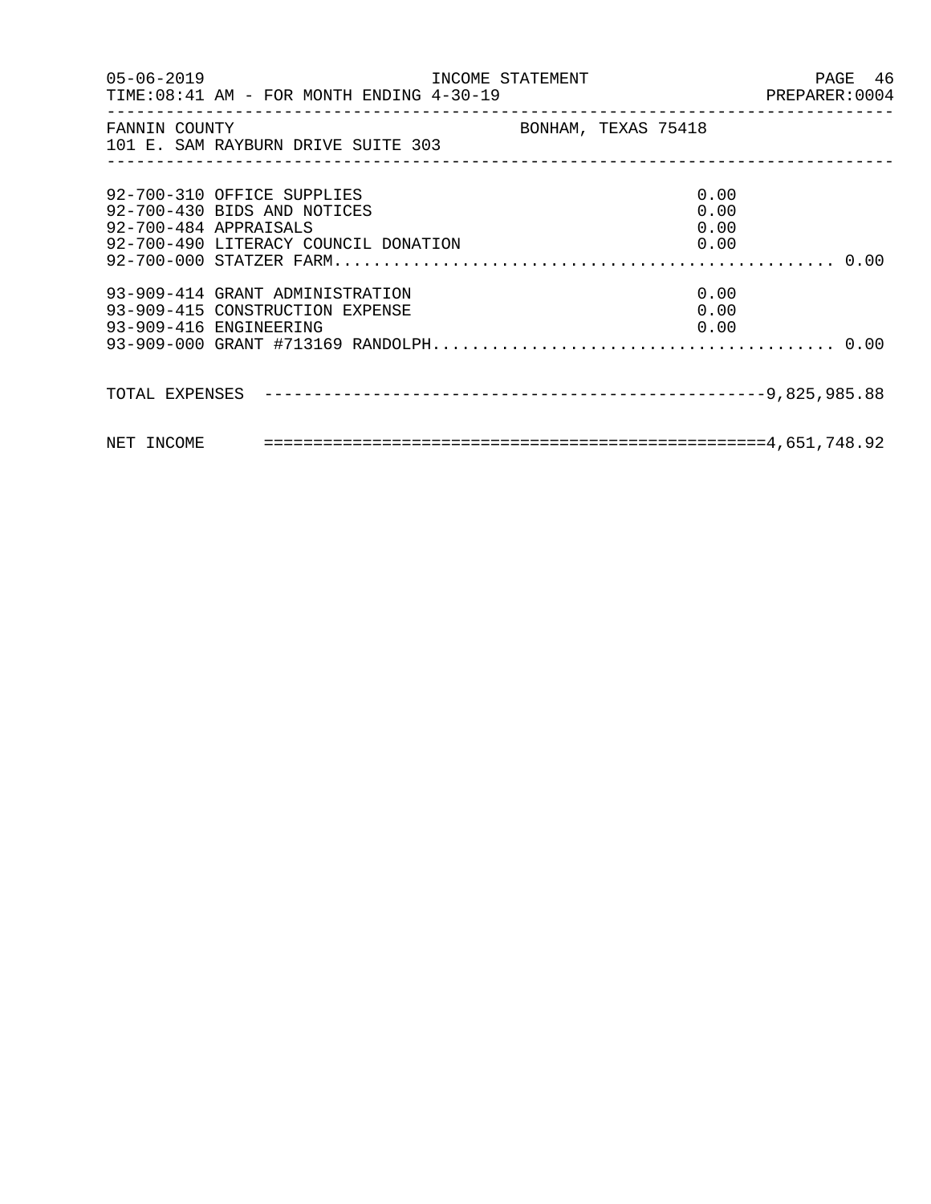FANNIN COUNTY — BONHAM, TEXAS 75418
101 E. SAM RAYBURN DRIVE SUITE 303

INCOME STATEMENT — FOR MONTH ENDING 4-30-19

| Account | Description | Amount | Total |
|---|---|---|---|
| 92-700-310 | OFFICE SUPPLIES | 0.00 | |
| 92-700-430 | BIDS AND NOTICES | 0.00 | |
| 92-700-484 | APPRAISALS | 0.00 | |
| 92-700-490 | LITERACY COUNCIL DONATION | 0.00 | |
| 92-700-000 | STATZER FARM | | 0.00 |
| 93-909-414 | GRANT ADMINISTRATION | 0.00 | |
| 93-909-415 | CONSTRUCTION EXPENSE | 0.00 | |
| 93-909-416 | ENGINEERING | 0.00 | |
| 93-909-000 | GRANT #713169 RANDOLPH | | 0.00 |

TOTAL EXPENSES — 9,825,985.88

NET INCOME — 4,651,748.92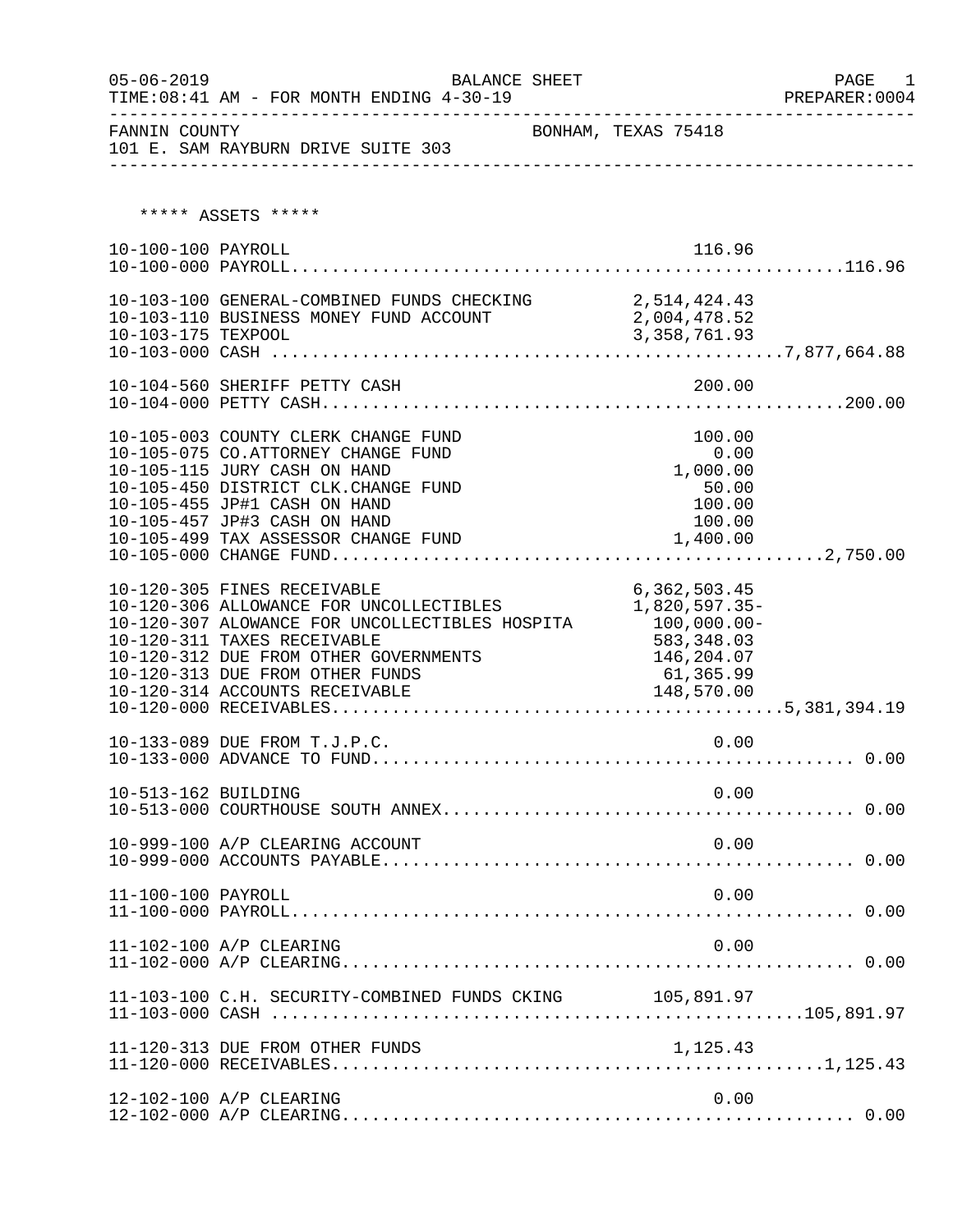FANNIN COUNTY — BONHAM, TEXAS 75418
101 E. SAM RAYBURN DRIVE SUITE 303

BALANCE SHEET — FOR MONTH ENDING 4-30-19

***** ASSETS *****

| Account | Description | Amount | Total |
|---|---|---|---|
| 10-100-100 | PAYROLL | 116.96 | |
| 10-100-000 | PAYROLL | | 116.96 |
| 10-103-100 | GENERAL-COMBINED FUNDS CHECKING | 2,514,424.43 | |
| 10-103-110 | BUSINESS MONEY FUND ACCOUNT | 2,004,478.52 | |
| 10-103-175 | TEXPOOL | 3,358,761.93 | |
| 10-103-000 | CASH | | 7,877,664.88 |
| 10-104-560 | SHERIFF PETTY CASH | 200.00 | |
| 10-104-000 | PETTY CASH | | 200.00 |
| 10-105-003 | COUNTY CLERK CHANGE FUND | 100.00 | |
| 10-105-075 | CO.ATTORNEY CHANGE FUND | 0.00 | |
| 10-105-115 | JURY CASH ON HAND | 1,000.00 | |
| 10-105-450 | DISTRICT CLK.CHANGE FUND | 50.00 | |
| 10-105-455 | JP#1 CASH ON HAND | 100.00 | |
| 10-105-457 | JP#3 CASH ON HAND | 100.00 | |
| 10-105-499 | TAX ASSESSOR CHANGE FUND | 1,400.00 | |
| 10-105-000 | CHANGE FUND | | 2,750.00 |
| 10-120-305 | FINES RECEIVABLE | 6,362,503.45 | |
| 10-120-306 | ALLOWANCE FOR UNCOLLECTIBLES | 1,820,597.35- | |
| 10-120-307 | ALOWANCE FOR UNCOLLECTIBLES HOSPITA | 100,000.00- | |
| 10-120-311 | TAXES RECEIVABLE | 583,348.03 | |
| 10-120-312 | DUE FROM OTHER GOVERNMENTS | 146,204.07 | |
| 10-120-313 | DUE FROM OTHER FUNDS | 61,365.99 | |
| 10-120-314 | ACCOUNTS RECEIVABLE | 148,570.00 | |
| 10-120-000 | RECEIVABLES | | 5,381,394.19 |
| 10-133-089 | DUE FROM T.J.P.C. | 0.00 | |
| 10-133-000 | ADVANCE TO FUND | | 0.00 |
| 10-513-162 | BUILDING | 0.00 | |
| 10-513-000 | COURTHOUSE SOUTH ANNEX | | 0.00 |
| 10-999-100 | A/P CLEARING ACCOUNT | 0.00 | |
| 10-999-000 | ACCOUNTS PAYABLE | | 0.00 |
| 11-100-100 | PAYROLL | 0.00 | |
| 11-100-000 | PAYROLL | | 0.00 |
| 11-102-100 | A/P CLEARING | 0.00 | |
| 11-102-000 | A/P CLEARING | | 0.00 |
| 11-103-100 | C.H. SECURITY-COMBINED FUNDS CKING | 105,891.97 | |
| 11-103-000 | CASH | | 105,891.97 |
| 11-120-313 | DUE FROM OTHER FUNDS | 1,125.43 | |
| 11-120-000 | RECEIVABLES | | 1,125.43 |
| 12-102-100 | A/P CLEARING | 0.00 | |
| 12-102-000 | A/P CLEARING | | 0.00 |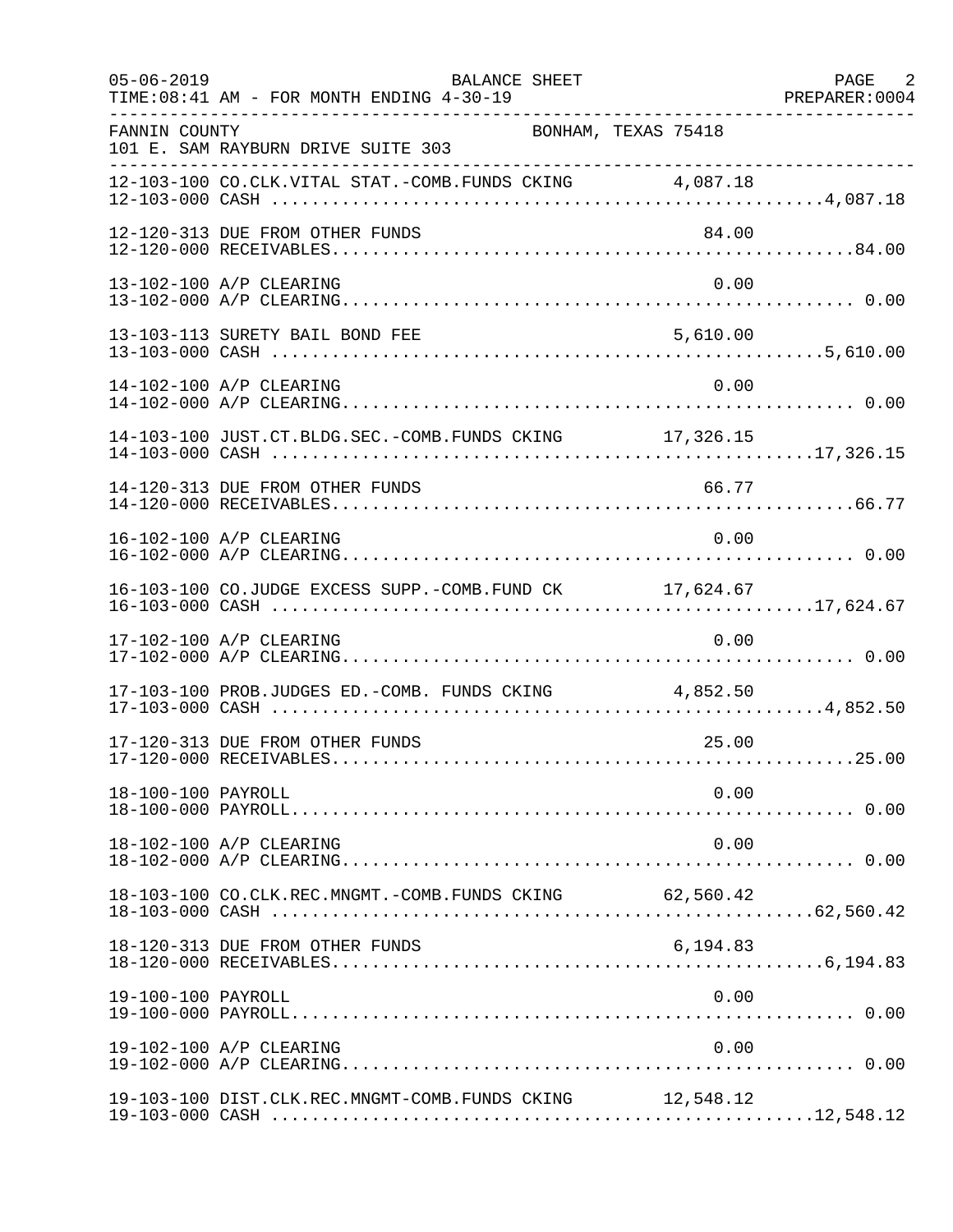FANNIN COUNTY — BONHAM, TEXAS 75418
101 E. SAM RAYBURN DRIVE SUITE 303

BALANCE SHEET — FOR MONTH ENDING 4-30-19

| Account | Description | Detail | Total |
|---|---|---|---|
| 12-103-100 | CO.CLK.VITAL STAT.-COMB.FUNDS CKING | 4,087.18 | |
| 12-103-000 | CASH | | 4,087.18 |
| 12-120-313 | DUE FROM OTHER FUNDS | 84.00 | |
| 12-120-000 | RECEIVABLES | | 84.00 |
| 13-102-100 | A/P CLEARING | 0.00 | |
| 13-102-000 | A/P CLEARING | | 0.00 |
| 13-103-113 | SURETY BAIL BOND FEE | 5,610.00 | |
| 13-103-000 | CASH | | 5,610.00 |
| 14-102-100 | A/P CLEARING | 0.00 | |
| 14-102-000 | A/P CLEARING | | 0.00 |
| 14-103-100 | JUST.CT.BLDG.SEC.-COMB.FUNDS CKING | 17,326.15 | |
| 14-103-000 | CASH | | 17,326.15 |
| 14-120-313 | DUE FROM OTHER FUNDS | 66.77 | |
| 14-120-000 | RECEIVABLES | | 66.77 |
| 16-102-100 | A/P CLEARING | 0.00 | |
| 16-102-000 | A/P CLEARING | | 0.00 |
| 16-103-100 | CO.JUDGE EXCESS SUPP.-COMB.FUND CK | 17,624.67 | |
| 16-103-000 | CASH | | 17,624.67 |
| 17-102-100 | A/P CLEARING | 0.00 | |
| 17-102-000 | A/P CLEARING | | 0.00 |
| 17-103-100 | PROB.JUDGES ED.-COMB. FUNDS CKING | 4,852.50 | |
| 17-103-000 | CASH | | 4,852.50 |
| 17-120-313 | DUE FROM OTHER FUNDS | 25.00 | |
| 17-120-000 | RECEIVABLES | | 25.00 |
| 18-100-100 | PAYROLL | 0.00 | |
| 18-100-000 | PAYROLL | | 0.00 |
| 18-102-100 | A/P CLEARING | 0.00 | |
| 18-102-000 | A/P CLEARING | | 0.00 |
| 18-103-100 | CO.CLK.REC.MNGMT.-COMB.FUNDS CKING | 62,560.42 | |
| 18-103-000 | CASH | | 62,560.42 |
| 18-120-313 | DUE FROM OTHER FUNDS | 6,194.83 | |
| 18-120-000 | RECEIVABLES | | 6,194.83 |
| 19-100-100 | PAYROLL | 0.00 | |
| 19-100-000 | PAYROLL | | 0.00 |
| 19-102-100 | A/P CLEARING | 0.00 | |
| 19-102-000 | A/P CLEARING | | 0.00 |
| 19-103-100 | DIST.CLK.REC.MNGMT-COMB.FUNDS CKING | 12,548.12 | |
| 19-103-000 | CASH | | 12,548.12 |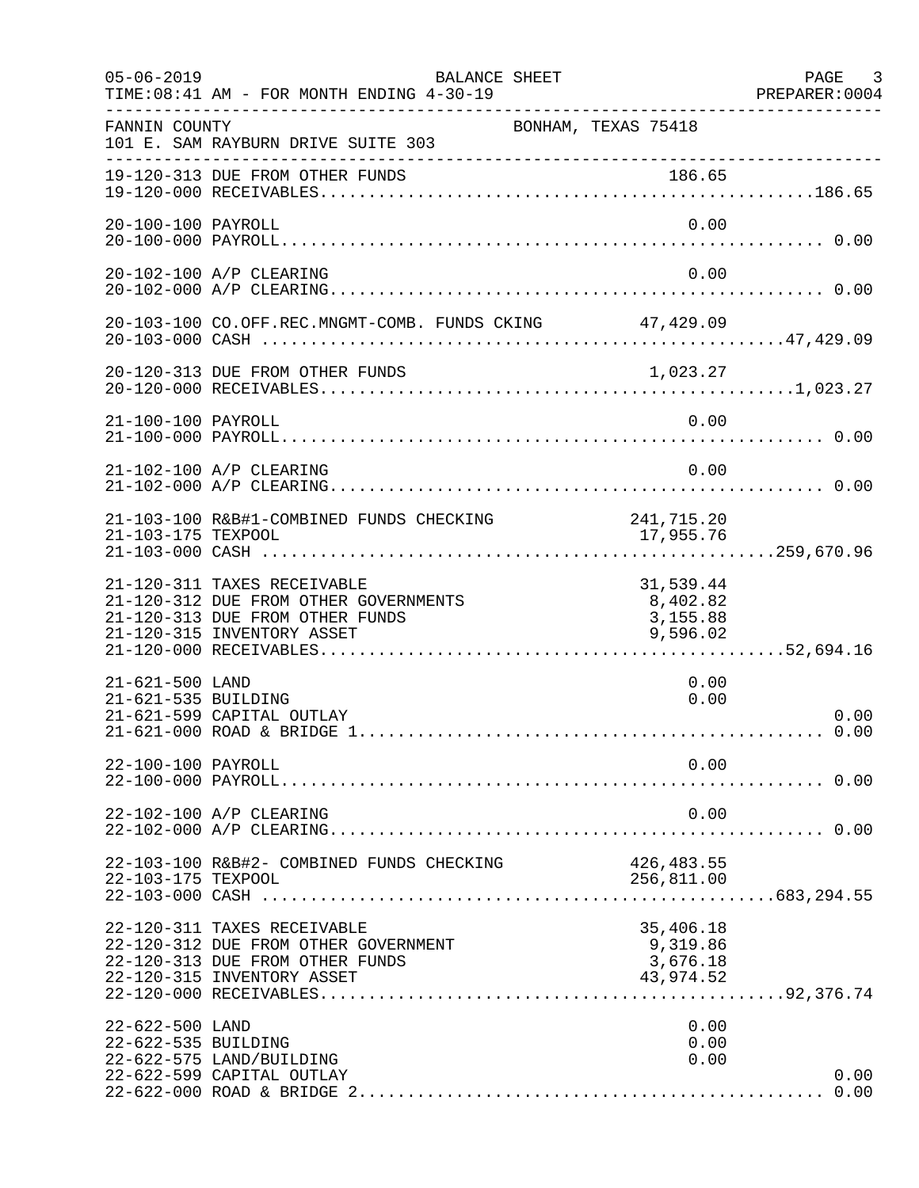FANNIN COUNTY — BONHAM, TEXAS 75418
101 E. SAM RAYBURN DRIVE SUITE 303

BALANCE SHEET — FOR MONTH ENDING 4-30-19

| Account | Description | Amount | Total |
|---|---|---|---|
| 19-120-313 | DUE FROM OTHER FUNDS | 186.65 | |
| 19-120-000 | RECEIVABLES | | 186.65 |
| 20-100-100 | PAYROLL | 0.00 | |
| 20-100-000 | PAYROLL | | 0.00 |
| 20-102-100 | A/P CLEARING | 0.00 | |
| 20-102-000 | A/P CLEARING | | 0.00 |
| 20-103-100 | CO.OFF.REC.MNGMT-COMB. FUNDS CKING | 47,429.09 | |
| 20-103-000 | CASH | | 47,429.09 |
| 20-120-313 | DUE FROM OTHER FUNDS | 1,023.27 | |
| 20-120-000 | RECEIVABLES | | 1,023.27 |
| 21-100-100 | PAYROLL | 0.00 | |
| 21-100-000 | PAYROLL | | 0.00 |
| 21-102-100 | A/P CLEARING | 0.00 | |
| 21-102-000 | A/P CLEARING | | 0.00 |
| 21-103-100 | R&B#1-COMBINED FUNDS CHECKING | 241,715.20 | |
| 21-103-175 | TEXPOOL | 17,955.76 | |
| 21-103-000 | CASH | | 259,670.96 |
| 21-120-311 | TAXES RECEIVABLE | 31,539.44 | |
| 21-120-312 | DUE FROM OTHER GOVERNMENTS | 8,402.82 | |
| 21-120-313 | DUE FROM OTHER FUNDS | 3,155.88 | |
| 21-120-315 | INVENTORY ASSET | 9,596.02 | |
| 21-120-000 | RECEIVABLES | | 52,694.16 |
| 21-621-500 | LAND | 0.00 | |
| 21-621-535 | BUILDING | 0.00 | |
| 21-621-599 | CAPITAL OUTLAY | | 0.00 |
| 21-621-000 | ROAD & BRIDGE 1 | | 0.00 |
| 22-100-100 | PAYROLL | 0.00 | |
| 22-100-000 | PAYROLL | | 0.00 |
| 22-102-100 | A/P CLEARING | 0.00 | |
| 22-102-000 | A/P CLEARING | | 0.00 |
| 22-103-100 | R&B#2- COMBINED FUNDS CHECKING | 426,483.55 | |
| 22-103-175 | TEXPOOL | 256,811.00 | |
| 22-103-000 | CASH | | 683,294.55 |
| 22-120-311 | TAXES RECEIVABLE | 35,406.18 | |
| 22-120-312 | DUE FROM OTHER GOVERNMENT | 9,319.86 | |
| 22-120-313 | DUE FROM OTHER FUNDS | 3,676.18 | |
| 22-120-315 | INVENTORY ASSET | 43,974.52 | |
| 22-120-000 | RECEIVABLES | | 92,376.74 |
| 22-622-500 | LAND | 0.00 | |
| 22-622-535 | BUILDING | 0.00 | |
| 22-622-575 | LAND/BUILDING | 0.00 | |
| 22-622-599 | CAPITAL OUTLAY | | 0.00 |
| 22-622-000 | ROAD & BRIDGE 2 | | 0.00 |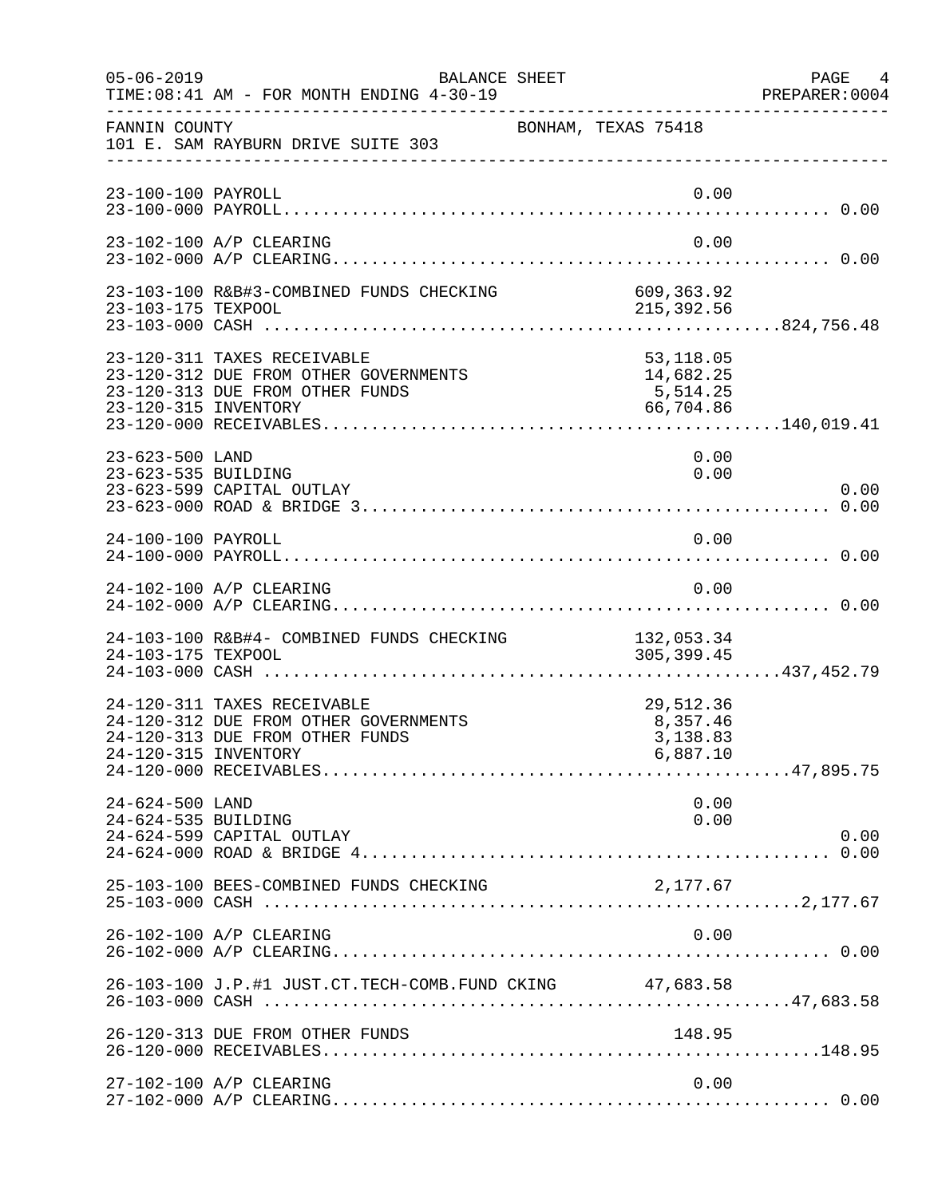05-06-2019 BALANCE SHEET PAGE 4
TIME:08:41 AM - FOR MONTH ENDING 4-30-19 PREPARER:0004

FANNIN COUNTY BONHAM, TEXAS 75418
101 E. SAM RAYBURN DRIVE SUITE 303

| Account | Detail | Total |
|---|---|---|
| 23-100-100 PAYROLL | 0.00 | |
| 23-100-000 PAYROLL | | 0.00 |
| 23-102-100 A/P CLEARING | 0.00 | |
| 23-102-000 A/P CLEARING | | 0.00 |
| 23-103-100 R&B#3-COMBINED FUNDS CHECKING | 609,363.92 | |
| 23-103-175 TEXPOOL | 215,392.56 | |
| 23-103-000 CASH | | 824,756.48 |
| 23-120-311 TAXES RECEIVABLE | 53,118.05 | |
| 23-120-312 DUE FROM OTHER GOVERNMENTS | 14,682.25 | |
| 23-120-313 DUE FROM OTHER FUNDS | 5,514.25 | |
| 23-120-315 INVENTORY | 66,704.86 | |
| 23-120-000 RECEIVABLES | | 140,019.41 |
| 23-623-500 LAND | 0.00 | |
| 23-623-535 BUILDING | 0.00 | |
| 23-623-599 CAPITAL OUTLAY | | 0.00 |
| 23-623-000 ROAD & BRIDGE 3 | | 0.00 |
| 24-100-100 PAYROLL | 0.00 | |
| 24-100-000 PAYROLL | | 0.00 |
| 24-102-100 A/P CLEARING | 0.00 | |
| 24-102-000 A/P CLEARING | | 0.00 |
| 24-103-100 R&B#4- COMBINED FUNDS CHECKING | 132,053.34 | |
| 24-103-175 TEXPOOL | 305,399.45 | |
| 24-103-000 CASH | | 437,452.79 |
| 24-120-311 TAXES RECEIVABLE | 29,512.36 | |
| 24-120-312 DUE FROM OTHER GOVERNMENTS | 8,357.46 | |
| 24-120-313 DUE FROM OTHER FUNDS | 3,138.83 | |
| 24-120-315 INVENTORY | 6,887.10 | |
| 24-120-000 RECEIVABLES | | 47,895.75 |
| 24-624-500 LAND | 0.00 | |
| 24-624-535 BUILDING | 0.00 | |
| 24-624-599 CAPITAL OUTLAY | | 0.00 |
| 24-624-000 ROAD & BRIDGE 4 | | 0.00 |
| 25-103-100 BEES-COMBINED FUNDS CHECKING | 2,177.67 | |
| 25-103-000 CASH | | 2,177.67 |
| 26-102-100 A/P CLEARING | 0.00 | |
| 26-102-000 A/P CLEARING | | 0.00 |
| 26-103-100 J.P.#1 JUST.CT.TECH-COMB.FUND CKING | 47,683.58 | |
| 26-103-000 CASH | | 47,683.58 |
| 26-120-313 DUE FROM OTHER FUNDS | 148.95 | |
| 26-120-000 RECEIVABLES | | 148.95 |
| 27-102-100 A/P CLEARING | 0.00 | |
| 27-102-000 A/P CLEARING | | 0.00 |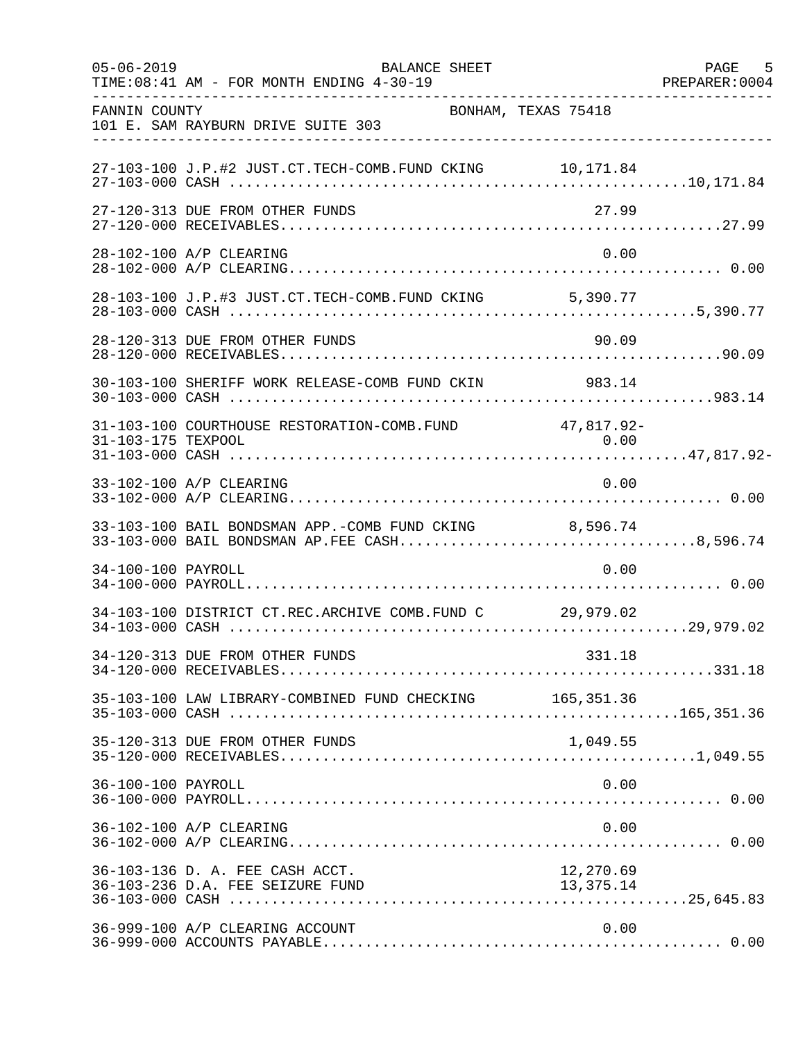05-06-2019 BALANCE SHEET PAGE 5
TIME:08:41 AM - FOR MONTH ENDING 4-30-19 PREPARER:0004

FANNIN COUNTY BONHAM, TEXAS 75418
101 E. SAM RAYBURN DRIVE SUITE 303

| Account | Description | Detail | Total |
|---|---|---|---|
| 27-103-100 | J.P.#2 JUST.CT.TECH-COMB.FUND CKING | 10,171.84 | |
| 27-103-000 | CASH | | 10,171.84 |
| 27-120-313 | DUE FROM OTHER FUNDS | 27.99 | |
| 27-120-000 | RECEIVABLES | | 27.99 |
| 28-102-100 | A/P CLEARING | 0.00 | |
| 28-102-000 | A/P CLEARING | | 0.00 |
| 28-103-100 | J.P.#3 JUST.CT.TECH-COMB.FUND CKING | 5,390.77 | |
| 28-103-000 | CASH | | 5,390.77 |
| 28-120-313 | DUE FROM OTHER FUNDS | 90.09 | |
| 28-120-000 | RECEIVABLES | | 90.09 |
| 30-103-100 | SHERIFF WORK RELEASE-COMB FUND CKIN | 983.14 | |
| 30-103-000 | CASH | | 983.14 |
| 31-103-100 | COURTHOUSE RESTORATION-COMB.FUND | 47,817.92- | |
| 31-103-175 | TEXPOOL | 0.00 | |
| 31-103-000 | CASH | | 47,817.92- |
| 33-102-100 | A/P CLEARING | 0.00 | |
| 33-102-000 | A/P CLEARING | | 0.00 |
| 33-103-100 | BAIL BONDSMAN APP.-COMB FUND CKING | 8,596.74 | |
| 33-103-000 | BAIL BONDSMAN AP.FEE CASH | | 8,596.74 |
| 34-100-100 | PAYROLL | 0.00 | |
| 34-100-000 | PAYROLL | | 0.00 |
| 34-103-100 | DISTRICT CT.REC.ARCHIVE COMB.FUND C | 29,979.02 | |
| 34-103-000 | CASH | | 29,979.02 |
| 34-120-313 | DUE FROM OTHER FUNDS | 331.18 | |
| 34-120-000 | RECEIVABLES | | 331.18 |
| 35-103-100 | LAW LIBRARY-COMBINED FUND CHECKING | 165,351.36 | |
| 35-103-000 | CASH | | 165,351.36 |
| 35-120-313 | DUE FROM OTHER FUNDS | 1,049.55 | |
| 35-120-000 | RECEIVABLES | | 1,049.55 |
| 36-100-100 | PAYROLL | 0.00 | |
| 36-100-000 | PAYROLL | | 0.00 |
| 36-102-100 | A/P CLEARING | 0.00 | |
| 36-102-000 | A/P CLEARING | | 0.00 |
| 36-103-136 | D. A. FEE CASH ACCT. | 12,270.69 | |
| 36-103-236 | D.A. FEE SEIZURE FUND | 13,375.14 | |
| 36-103-000 | CASH | | 25,645.83 |
| 36-999-100 | A/P CLEARING ACCOUNT | 0.00 | |
| 36-999-000 | ACCOUNTS PAYABLE | | 0.00 |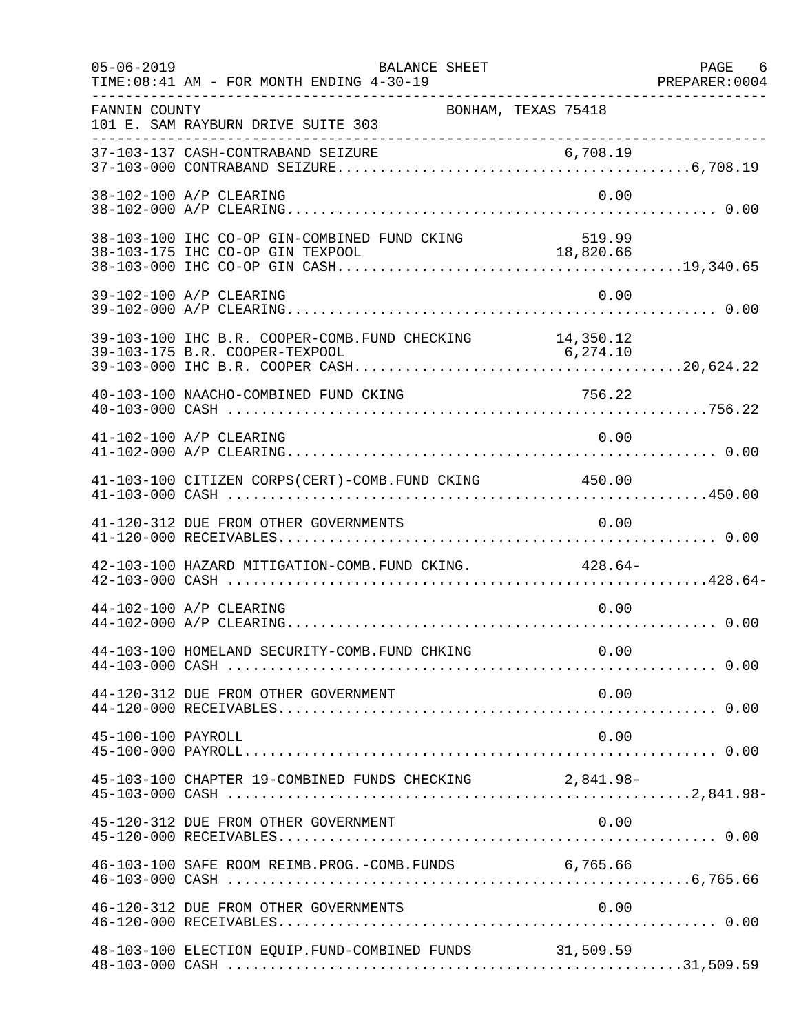FANNIN COUNTY BONHAM, TEXAS 75418
101 E. SAM RAYBURN DRIVE SUITE 303

BALANCE SHEET
FOR MONTH ENDING 4-30-19

| Account | Description | Amount | Total |
|---|---|---|---|
| 37-103-137 | CASH-CONTRABAND SEIZURE | 6,708.19 | |
| 37-103-000 | CONTRABAND SEIZURE | | 6,708.19 |
| 38-102-100 | A/P CLEARING | 0.00 | |
| 38-102-000 | A/P CLEARING | | 0.00 |
| 38-103-100 | IHC CO-OP GIN-COMBINED FUND CKING | 519.99 | |
| 38-103-175 | IHC CO-OP GIN TEXPOOL | 18,820.66 | |
| 38-103-000 | IHC CO-OP GIN CASH | | 19,340.65 |
| 39-102-100 | A/P CLEARING | 0.00 | |
| 39-102-000 | A/P CLEARING | | 0.00 |
| 39-103-100 | IHC B.R. COOPER-COMB.FUND CHECKING | 14,350.12 | |
| 39-103-175 | B.R. COOPER-TEXPOOL | 6,274.10 | |
| 39-103-000 | IHC B.R. COOPER CASH | | 20,624.22 |
| 40-103-100 | NAACHO-COMBINED FUND CKING | 756.22 | |
| 40-103-000 | CASH | | 756.22 |
| 41-102-100 | A/P CLEARING | 0.00 | |
| 41-102-000 | A/P CLEARING | | 0.00 |
| 41-103-100 | CITIZEN CORPS(CERT)-COMB.FUND CKING | 450.00 | |
| 41-103-000 | CASH | | 450.00 |
| 41-120-312 | DUE FROM OTHER GOVERNMENTS | 0.00 | |
| 41-120-000 | RECEIVABLES | | 0.00 |
| 42-103-100 | HAZARD MITIGATION-COMB.FUND CKING. | 428.64- | |
| 42-103-000 | CASH | | 428.64- |
| 44-102-100 | A/P CLEARING | 0.00 | |
| 44-102-000 | A/P CLEARING | | 0.00 |
| 44-103-100 | HOMELAND SECURITY-COMB.FUND CHKING | 0.00 | |
| 44-103-000 | CASH | | 0.00 |
| 44-120-312 | DUE FROM OTHER GOVERNMENT | 0.00 | |
| 44-120-000 | RECEIVABLES | | 0.00 |
| 45-100-100 | PAYROLL | 0.00 | |
| 45-100-000 | PAYROLL | | 0.00 |
| 45-103-100 | CHAPTER 19-COMBINED FUNDS CHECKING | 2,841.98- | |
| 45-103-000 | CASH | | 2,841.98- |
| 45-120-312 | DUE FROM OTHER GOVERNMENT | 0.00 | |
| 45-120-000 | RECEIVABLES | | 0.00 |
| 46-103-100 | SAFE ROOM REIMB.PROG.-COMB.FUNDS | 6,765.66 | |
| 46-103-000 | CASH | | 6,765.66 |
| 46-120-312 | DUE FROM OTHER GOVERNMENTS | 0.00 | |
| 46-120-000 | RECEIVABLES | | 0.00 |
| 48-103-100 | ELECTION EQUIP.FUND-COMBINED FUNDS | 31,509.59 | |
| 48-103-000 | CASH | | 31,509.59 |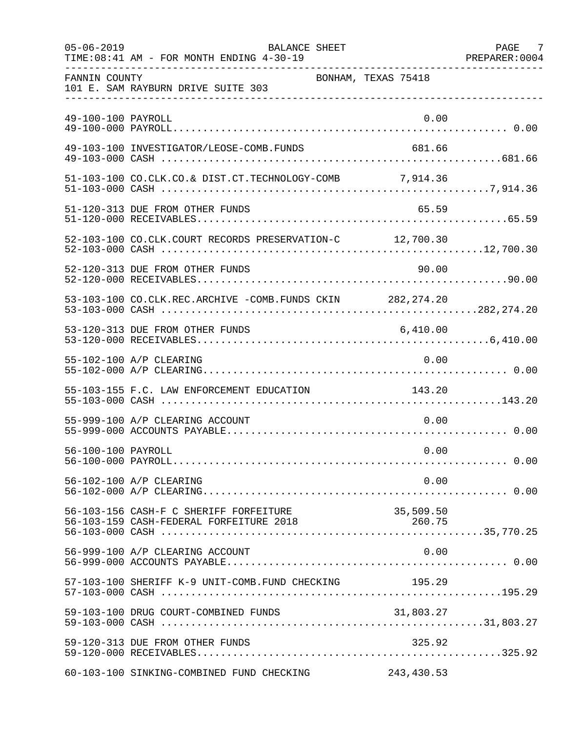FANNIN COUNTY BONHAM, TEXAS 75418
101 E. SAM RAYBURN DRIVE SUITE 303

BALANCE SHEET
TIME:08:41 AM - FOR MONTH ENDING 4-30-19

| Account | Description | Detail | Total |
|---|---|---|---|
| 49-100-100 | PAYROLL | 0.00 | |
| 49-100-000 | PAYROLL | | 0.00 |
| 49-103-100 | INVESTIGATOR/LEOSE-COMB.FUNDS | 681.66 | |
| 49-103-000 | CASH | | 681.66 |
| 51-103-100 | CO.CLK.CO.& DIST.CT.TECHNOLOGY-COMB | 7,914.36 | |
| 51-103-000 | CASH | | 7,914.36 |
| 51-120-313 | DUE FROM OTHER FUNDS | 65.59 | |
| 51-120-000 | RECEIVABLES | | 65.59 |
| 52-103-100 | CO.CLK.COURT RECORDS PRESERVATION-C | 12,700.30 | |
| 52-103-000 | CASH | | 12,700.30 |
| 52-120-313 | DUE FROM OTHER FUNDS | 90.00 | |
| 52-120-000 | RECEIVABLES | | 90.00 |
| 53-103-100 | CO.CLK.REC.ARCHIVE -COMB.FUNDS CKIN | 282,274.20 | |
| 53-103-000 | CASH | | 282,274.20 |
| 53-120-313 | DUE FROM OTHER FUNDS | 6,410.00 | |
| 53-120-000 | RECEIVABLES | | 6,410.00 |
| 55-102-100 | A/P CLEARING | 0.00 | |
| 55-102-000 | A/P CLEARING | | 0.00 |
| 55-103-155 | F.C. LAW ENFORCEMENT EDUCATION | 143.20 | |
| 55-103-000 | CASH | | 143.20 |
| 55-999-100 | A/P CLEARING ACCOUNT | 0.00 | |
| 55-999-000 | ACCOUNTS PAYABLE | | 0.00 |
| 56-100-100 | PAYROLL | 0.00 | |
| 56-100-000 | PAYROLL | | 0.00 |
| 56-102-100 | A/P CLEARING | 0.00 | |
| 56-102-000 | A/P CLEARING | | 0.00 |
| 56-103-156 | CASH-F C SHERIFF FORFEITURE | 35,509.50 | |
| 56-103-159 | CASH-FEDERAL FORFEITURE 2018 | 260.75 | |
| 56-103-000 | CASH | | 35,770.25 |
| 56-999-100 | A/P CLEARING ACCOUNT | 0.00 | |
| 56-999-000 | ACCOUNTS PAYABLE | | 0.00 |
| 57-103-100 | SHERIFF K-9 UNIT-COMB.FUND CHECKING | 195.29 | |
| 57-103-000 | CASH | | 195.29 |
| 59-103-100 | DRUG COURT-COMBINED FUNDS | 31,803.27 | |
| 59-103-000 | CASH | | 31,803.27 |
| 59-120-313 | DUE FROM OTHER FUNDS | 325.92 | |
| 59-120-000 | RECEIVABLES | | 325.92 |
| 60-103-100 | SINKING-COMBINED FUND CHECKING | 243,430.53 | |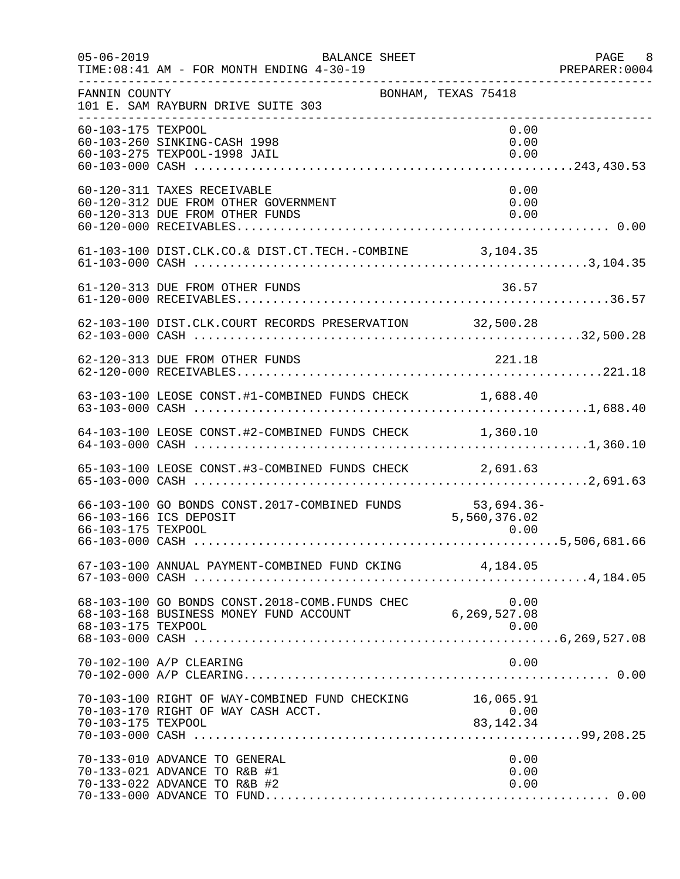05-06-2019 BALANCE SHEET PAGE 8
TIME:08:41 AM - FOR MONTH ENDING 4-30-19 PREPARER:0004

FANNIN COUNTY BONHAM, TEXAS 75418
101 E. SAM RAYBURN DRIVE SUITE 303

| Account | Description | Amount | Total |
|---|---|---|---|
| 60-103-175 | TEXPOOL | 0.00 | |
| 60-103-260 | SINKING-CASH 1998 | 0.00 | |
| 60-103-275 | TEXPOOL-1998 JAIL | 0.00 | |
| 60-103-000 | CASH | | 243,430.53 |
| 60-120-311 | TAXES RECEIVABLE | 0.00 | |
| 60-120-312 | DUE FROM OTHER GOVERNMENT | 0.00 | |
| 60-120-313 | DUE FROM OTHER FUNDS | 0.00 | |
| 60-120-000 | RECEIVABLES | | 0.00 |
| 61-103-100 | DIST.CLK.CO.& DIST.CT.TECH.-COMBINE | 3,104.35 | |
| 61-103-000 | CASH | | 3,104.35 |
| 61-120-313 | DUE FROM OTHER FUNDS | 36.57 | |
| 61-120-000 | RECEIVABLES | | 36.57 |
| 62-103-100 | DIST.CLK.COURT RECORDS PRESERVATION | 32,500.28 | |
| 62-103-000 | CASH | | 32,500.28 |
| 62-120-313 | DUE FROM OTHER FUNDS | 221.18 | |
| 62-120-000 | RECEIVABLES | | 221.18 |
| 63-103-100 | LEOSE CONST.#1-COMBINED FUNDS CHECK | 1,688.40 | |
| 63-103-000 | CASH | | 1,688.40 |
| 64-103-100 | LEOSE CONST.#2-COMBINED FUNDS CHECK | 1,360.10 | |
| 64-103-000 | CASH | | 1,360.10 |
| 65-103-100 | LEOSE CONST.#3-COMBINED FUNDS CHECK | 2,691.63 | |
| 65-103-000 | CASH | | 2,691.63 |
| 66-103-100 | GO BONDS CONST.2017-COMBINED FUNDS | 53,694.36- | |
| 66-103-166 | ICS DEPOSIT | 5,560,376.02 | |
| 66-103-175 | TEXPOOL | 0.00 | |
| 66-103-000 | CASH | | 5,506,681.66 |
| 67-103-100 | ANNUAL PAYMENT-COMBINED FUND CKING | 4,184.05 | |
| 67-103-000 | CASH | | 4,184.05 |
| 68-103-100 | GO BONDS CONST.2018-COMB.FUNDS CHEC | 0.00 | |
| 68-103-168 | BUSINESS MONEY FUND ACCOUNT | 6,269,527.08 | |
| 68-103-175 | TEXPOOL | 0.00 | |
| 68-103-000 | CASH | | 6,269,527.08 |
| 70-102-100 | A/P CLEARING | 0.00 | |
| 70-102-000 | A/P CLEARING | | 0.00 |
| 70-103-100 | RIGHT OF WAY-COMBINED FUND CHECKING | 16,065.91 | |
| 70-103-170 | RIGHT OF WAY CASH ACCT. | 0.00 | |
| 70-103-175 | TEXPOOL | 83,142.34 | |
| 70-103-000 | CASH | | 99,208.25 |
| 70-133-010 | ADVANCE TO GENERAL | 0.00 | |
| 70-133-021 | ADVANCE TO R&B #1 | 0.00 | |
| 70-133-022 | ADVANCE TO R&B #2 | 0.00 | |
| 70-133-000 | ADVANCE TO FUND | | 0.00 |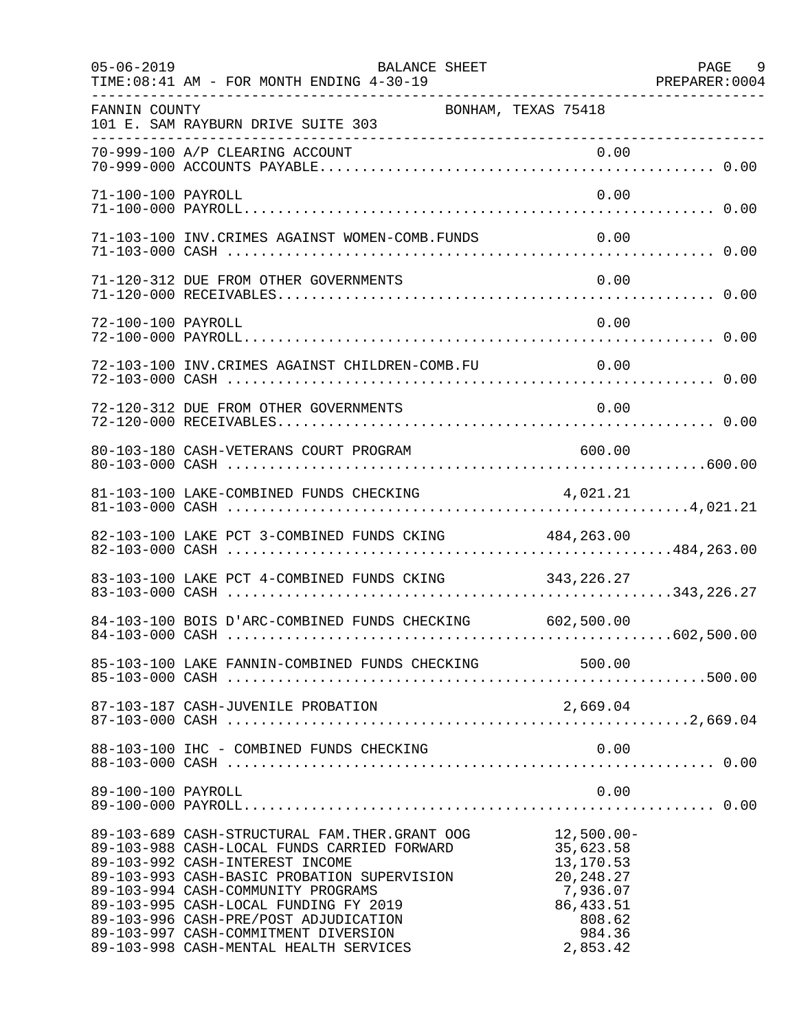FANNIN COUNTY BONHAM, TEXAS 75418
101 E. SAM RAYBURN DRIVE SUITE 303

| Account | Description | Detail | Total |
|---|---|---|---|
| 70-999-100 | A/P CLEARING ACCOUNT | 0.00 | |
| 70-999-000 | ACCOUNTS PAYABLE | | 0.00 |
| 71-100-100 | PAYROLL | 0.00 | |
| 71-100-000 | PAYROLL | | 0.00 |
| 71-103-100 | INV.CRIMES AGAINST WOMEN-COMB.FUNDS | 0.00 | |
| 71-103-000 | CASH | | 0.00 |
| 71-120-312 | DUE FROM OTHER GOVERNMENTS | 0.00 | |
| 71-120-000 | RECEIVABLES | | 0.00 |
| 72-100-100 | PAYROLL | 0.00 | |
| 72-100-000 | PAYROLL | | 0.00 |
| 72-103-100 | INV.CRIMES AGAINST CHILDREN-COMB.FU | 0.00 | |
| 72-103-000 | CASH | | 0.00 |
| 72-120-312 | DUE FROM OTHER GOVERNMENTS | 0.00 | |
| 72-120-000 | RECEIVABLES | | 0.00 |
| 80-103-180 | CASH-VETERANS COURT PROGRAM | 600.00 | |
| 80-103-000 | CASH | | 600.00 |
| 81-103-100 | LAKE-COMBINED FUNDS CHECKING | 4,021.21 | |
| 81-103-000 | CASH | | 4,021.21 |
| 82-103-100 | LAKE PCT 3-COMBINED FUNDS CKING | 484,263.00 | |
| 82-103-000 | CASH | | 484,263.00 |
| 83-103-100 | LAKE PCT 4-COMBINED FUNDS CKING | 343,226.27 | |
| 83-103-000 | CASH | | 343,226.27 |
| 84-103-100 | BOIS D'ARC-COMBINED FUNDS CHECKING | 602,500.00 | |
| 84-103-000 | CASH | | 602,500.00 |
| 85-103-100 | LAKE FANNIN-COMBINED FUNDS CHECKING | 500.00 | |
| 85-103-000 | CASH | | 500.00 |
| 87-103-187 | CASH-JUVENILE PROBATION | 2,669.04 | |
| 87-103-000 | CASH | | 2,669.04 |
| 88-103-100 | IHC - COMBINED FUNDS CHECKING | 0.00 | |
| 88-103-000 | CASH | | 0.00 |
| 89-100-100 | PAYROLL | 0.00 | |
| 89-100-000 | PAYROLL | | 0.00 |
| 89-103-689 | CASH-STRUCTURAL FAM.THER.GRANT OOG | 12,500.00- | |
| 89-103-988 | CASH-LOCAL FUNDS CARRIED FORWARD | 35,623.58 | |
| 89-103-992 | CASH-INTEREST INCOME | 13,170.53 | |
| 89-103-993 | CASH-BASIC PROBATION SUPERVISION | 20,248.27 | |
| 89-103-994 | CASH-COMMUNITY PROGRAMS | 7,936.07 | |
| 89-103-995 | CASH-LOCAL FUNDING FY 2019 | 86,433.51 | |
| 89-103-996 | CASH-PRE/POST ADJUDICATION | 808.62 | |
| 89-103-997 | CASH-COMMITMENT DIVERSION | 984.36 | |
| 89-103-998 | CASH-MENTAL HEALTH SERVICES | 2,853.42 | |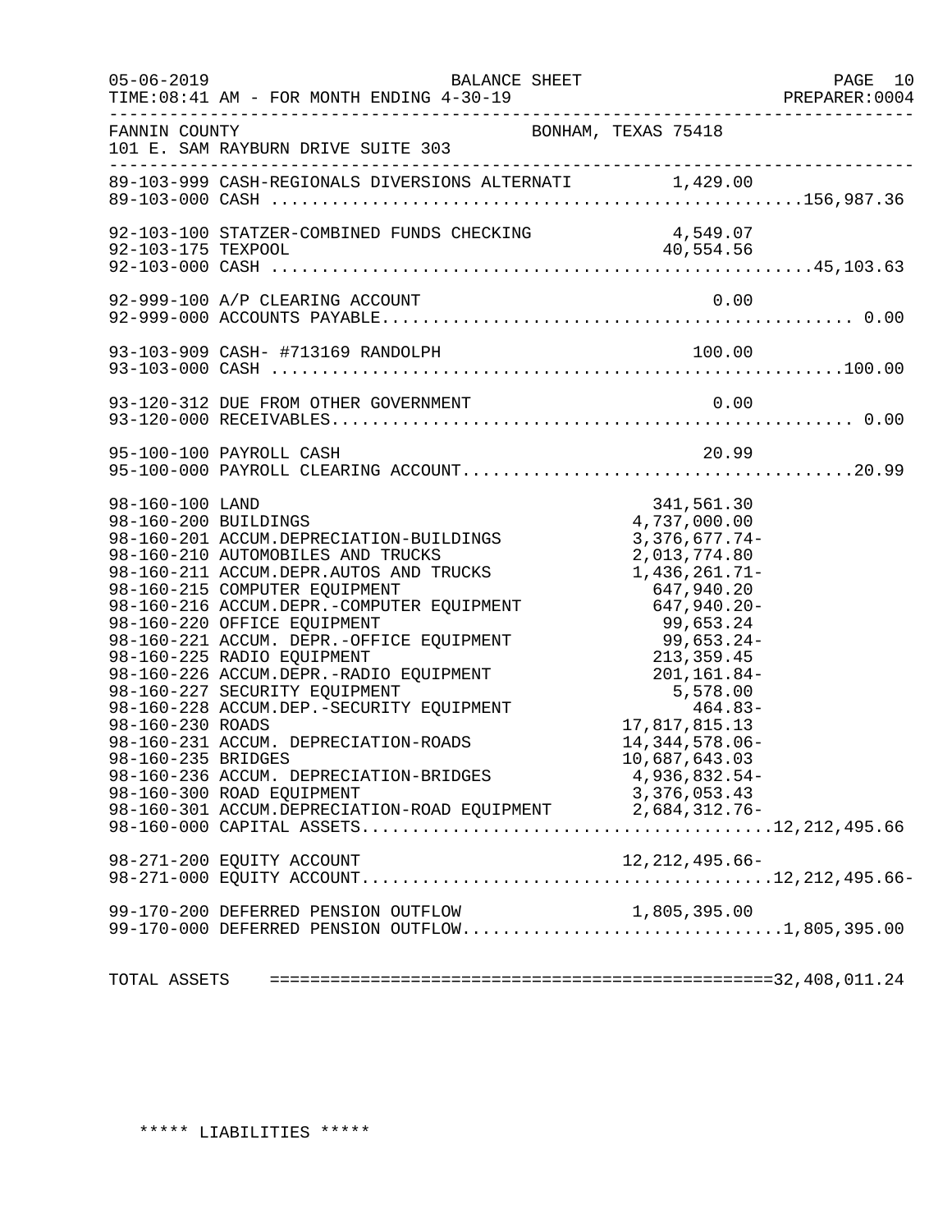BALANCE SHEET

FOR MONTH ENDING 4-30-19

FANNIN COUNTY
101 E. SAM RAYBURN DRIVE SUITE 303
BONHAM, TEXAS 75418

| Account | Description | Detail | Total |
|---|---|---|---|
| 89-103-999 | CASH-REGIONALS DIVERSIONS ALTERNATI | 1,429.00 | |
| 89-103-000 | CASH | | 156,987.36 |
| 92-103-100 | STATZER-COMBINED FUNDS CHECKING | 4,549.07 | |
| 92-103-175 | TEXPOOL | 40,554.56 | |
| 92-103-000 | CASH | | 45,103.63 |
| 92-999-100 | A/P CLEARING ACCOUNT | 0.00 | |
| 92-999-000 | ACCOUNTS PAYABLE | | 0.00 |
| 93-103-909 | CASH- #713169 RANDOLPH | 100.00 | |
| 93-103-000 | CASH | | 100.00 |
| 93-120-312 | DUE FROM OTHER GOVERNMENT | 0.00 | |
| 93-120-000 | RECEIVABLES | | 0.00 |
| 95-100-100 | PAYROLL CASH | 20.99 | |
| 95-100-000 | PAYROLL CLEARING ACCOUNT | | 20.99 |
| 98-160-100 | LAND | 341,561.30 | |
| 98-160-200 | BUILDINGS | 4,737,000.00 | |
| 98-160-201 | ACCUM.DEPRECIATION-BUILDINGS | 3,376,677.74- | |
| 98-160-210 | AUTOMOBILES AND TRUCKS | 2,013,774.80 | |
| 98-160-211 | ACCUM.DEPR.AUTOS AND TRUCKS | 1,436,261.71- | |
| 98-160-215 | COMPUTER EQUIPMENT | 647,940.20 | |
| 98-160-216 | ACCUM.DEPR.-COMPUTER EQUIPMENT | 647,940.20- | |
| 98-160-220 | OFFICE EQUIPMENT | 99,653.24 | |
| 98-160-221 | ACCUM. DEPR.-OFFICE EQUIPMENT | 99,653.24- | |
| 98-160-225 | RADIO EQUIPMENT | 213,359.45 | |
| 98-160-226 | ACCUM.DEPR.-RADIO EQUIPMENT | 201,161.84- | |
| 98-160-227 | SECURITY EQUIPMENT | 5,578.00 | |
| 98-160-228 | ACCUM.DEP.-SECURITY EQUIPMENT | 464.83- | |
| 98-160-230 | ROADS | 17,817,815.13 | |
| 98-160-231 | ACCUM. DEPRECIATION-ROADS | 14,344,578.06- | |
| 98-160-235 | BRIDGES | 10,687,643.03 | |
| 98-160-236 | ACCUM. DEPRECIATION-BRIDGES | 4,936,832.54- | |
| 98-160-300 | ROAD EQUIPMENT | 3,376,053.43 | |
| 98-160-301 | ACCUM.DEPRECIATION-ROAD EQUIPMENT | 2,684,312.76- | |
| 98-160-000 | CAPITAL ASSETS | | 12,212,495.66 |
| 98-271-200 | EQUITY ACCOUNT | 12,212,495.66- | |
| 98-271-000 | EQUITY ACCOUNT | | 12,212,495.66- |
| 99-170-200 | DEFERRED PENSION OUTFLOW | 1,805,395.00 | |
| 99-170-000 | DEFERRED PENSION OUTFLOW | | 1,805,395.00 |
| TOTAL ASSETS | | | 32,408,011.24 |

***** LIABILITIES *****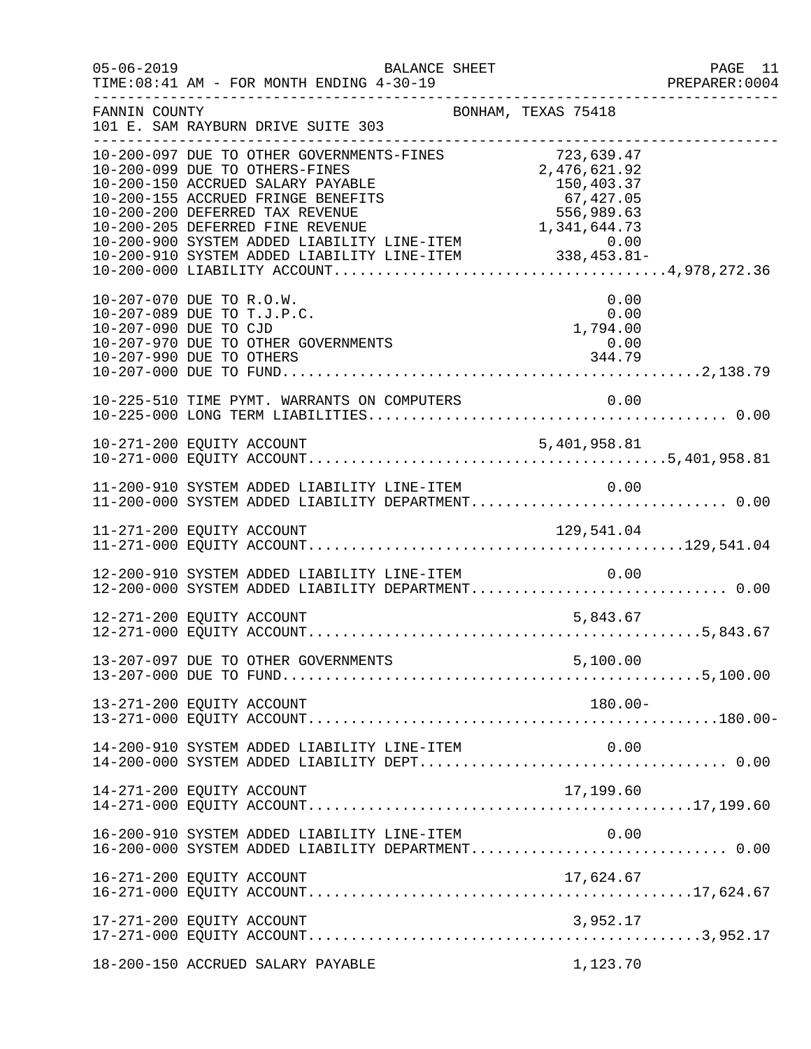FANNIN COUNTY BONHAM, TEXAS 75418
101 E. SAM RAYBURN DRIVE SUITE 303

BALANCE SHEET
FOR MONTH ENDING 4-30-19

| Account | Description | Amount | Total |
|---|---|---|---|
| 10-200-097 | DUE TO OTHER GOVERNMENTS-FINES | 723,639.47 | |
| 10-200-099 | DUE TO OTHERS-FINES | 2,476,621.92 | |
| 10-200-150 | ACCRUED SALARY PAYABLE | 150,403.37 | |
| 10-200-155 | ACCRUED FRINGE BENEFITS | 67,427.05 | |
| 10-200-200 | DEFERRED TAX REVENUE | 556,989.63 | |
| 10-200-205 | DEFERRED FINE REVENUE | 1,341,644.73 | |
| 10-200-900 | SYSTEM ADDED LIABILITY LINE-ITEM | 0.00 | |
| 10-200-910 | SYSTEM ADDED LIABILITY LINE-ITEM | 338,453.81- | |
| 10-200-000 | LIABILITY ACCOUNT | | 4,978,272.36 |
| 10-207-070 | DUE TO R.O.W. | 0.00 | |
| 10-207-089 | DUE TO T.J.P.C. | 0.00 | |
| 10-207-090 | DUE TO CJD | 1,794.00 | |
| 10-207-970 | DUE TO OTHER GOVERNMENTS | 0.00 | |
| 10-207-990 | DUE TO OTHERS | 344.79 | |
| 10-207-000 | DUE TO FUND | | 2,138.79 |
| 10-225-510 | TIME PYMT. WARRANTS ON COMPUTERS | 0.00 | |
| 10-225-000 | LONG TERM LIABILITIES | | 0.00 |
| 10-271-200 | EQUITY ACCOUNT | 5,401,958.81 | |
| 10-271-000 | EQUITY ACCOUNT | | 5,401,958.81 |
| 11-200-910 | SYSTEM ADDED LIABILITY LINE-ITEM | 0.00 | |
| 11-200-000 | SYSTEM ADDED LIABILITY DEPARTMENT | | 0.00 |
| 11-271-200 | EQUITY ACCOUNT | 129,541.04 | |
| 11-271-000 | EQUITY ACCOUNT | | 129,541.04 |
| 12-200-910 | SYSTEM ADDED LIABILITY LINE-ITEM | 0.00 | |
| 12-200-000 | SYSTEM ADDED LIABILITY DEPARTMENT | | 0.00 |
| 12-271-200 | EQUITY ACCOUNT | 5,843.67 | |
| 12-271-000 | EQUITY ACCOUNT | | 5,843.67 |
| 13-207-097 | DUE TO OTHER GOVERNMENTS | 5,100.00 | |
| 13-207-000 | DUE TO FUND | | 5,100.00 |
| 13-271-200 | EQUITY ACCOUNT | 180.00- | |
| 13-271-000 | EQUITY ACCOUNT | | 180.00- |
| 14-200-910 | SYSTEM ADDED LIABILITY LINE-ITEM | 0.00 | |
| 14-200-000 | SYSTEM ADDED LIABILITY DEPT | | 0.00 |
| 14-271-200 | EQUITY ACCOUNT | 17,199.60 | |
| 14-271-000 | EQUITY ACCOUNT | | 17,199.60 |
| 16-200-910 | SYSTEM ADDED LIABILITY LINE-ITEM | 0.00 | |
| 16-200-000 | SYSTEM ADDED LIABILITY DEPARTMENT | | 0.00 |
| 16-271-200 | EQUITY ACCOUNT | 17,624.67 | |
| 16-271-000 | EQUITY ACCOUNT | | 17,624.67 |
| 17-271-200 | EQUITY ACCOUNT | 3,952.17 | |
| 17-271-000 | EQUITY ACCOUNT | | 3,952.17 |
| 18-200-150 | ACCRUED SALARY PAYABLE | 1,123.70 | |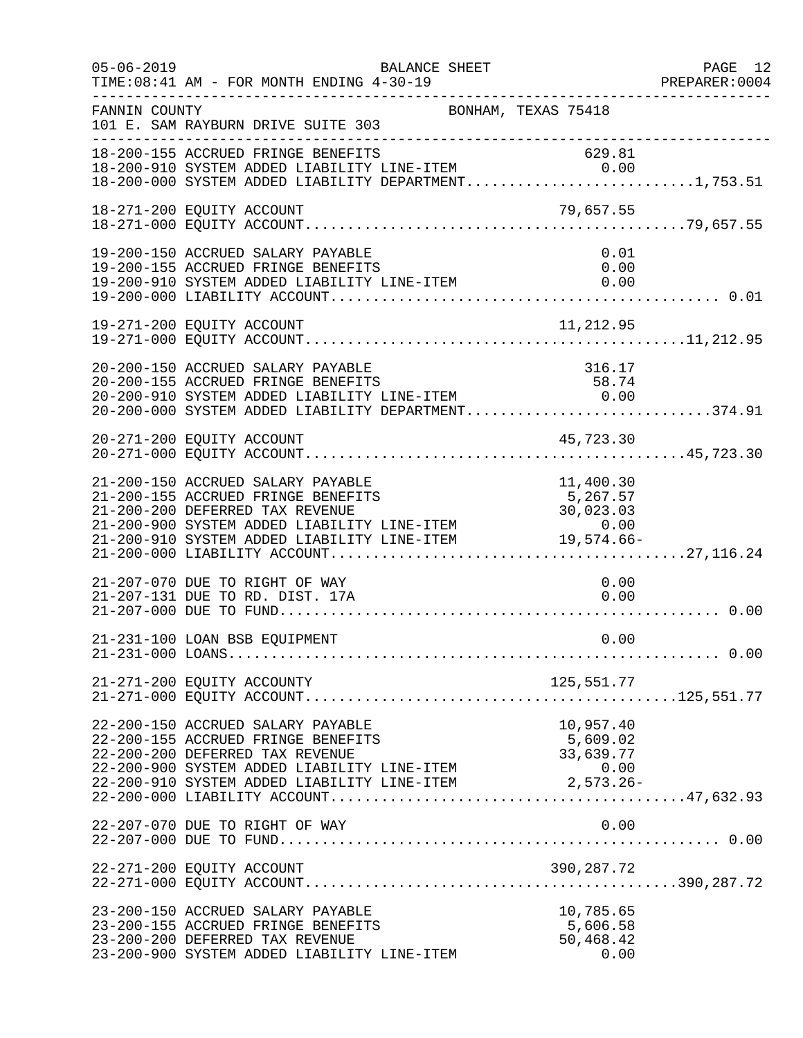FANNIN COUNTY BONHAM, TEXAS 75418
101 E. SAM RAYBURN DRIVE SUITE 303

BALANCE SHEET
FOR MONTH ENDING 4-30-19

| Account | Description | Amount | Total |
|---|---|---|---|
| 18-200-155 | ACCRUED FRINGE BENEFITS | 629.81 | |
| 18-200-910 | SYSTEM ADDED LIABILITY LINE-ITEM | 0.00 | |
| 18-200-000 | SYSTEM ADDED LIABILITY DEPARTMENT | | 1,753.51 |
| 18-271-200 | EQUITY ACCOUNT | 79,657.55 | |
| 18-271-000 | EQUITY ACCOUNT | | 79,657.55 |
| 19-200-150 | ACCRUED SALARY PAYABLE | 0.01 | |
| 19-200-155 | ACCRUED FRINGE BENEFITS | 0.00 | |
| 19-200-910 | SYSTEM ADDED LIABILITY LINE-ITEM | 0.00 | |
| 19-200-000 | LIABILITY ACCOUNT | | 0.01 |
| 19-271-200 | EQUITY ACCOUNT | 11,212.95 | |
| 19-271-000 | EQUITY ACCOUNT | | 11,212.95 |
| 20-200-150 | ACCRUED SALARY PAYABLE | 316.17 | |
| 20-200-155 | ACCRUED FRINGE BENEFITS | 58.74 | |
| 20-200-910 | SYSTEM ADDED LIABILITY LINE-ITEM | 0.00 | |
| 20-200-000 | SYSTEM ADDED LIABILITY DEPARTMENT | | 374.91 |
| 20-271-200 | EQUITY ACCOUNT | 45,723.30 | |
| 20-271-000 | EQUITY ACCOUNT | | 45,723.30 |
| 21-200-150 | ACCRUED SALARY PAYABLE | 11,400.30 | |
| 21-200-155 | ACCRUED FRINGE BENEFITS | 5,267.57 | |
| 21-200-200 | DEFERRED TAX REVENUE | 30,023.03 | |
| 21-200-900 | SYSTEM ADDED LIABILITY LINE-ITEM | 0.00 | |
| 21-200-910 | SYSTEM ADDED LIABILITY LINE-ITEM | 19,574.66- | |
| 21-200-000 | LIABILITY ACCOUNT | | 27,116.24 |
| 21-207-070 | DUE TO RIGHT OF WAY | 0.00 | |
| 21-207-131 | DUE TO RD. DIST. 17A | 0.00 | |
| 21-207-000 | DUE TO FUND | | 0.00 |
| 21-231-100 | LOAN BSB EQUIPMENT | 0.00 | |
| 21-231-000 | LOANS | | 0.00 |
| 21-271-200 | EQUITY ACCOUNTY | 125,551.77 | |
| 21-271-000 | EQUITY ACCOUNT | | 125,551.77 |
| 22-200-150 | ACCRUED SALARY PAYABLE | 10,957.40 | |
| 22-200-155 | ACCRUED FRINGE BENEFITS | 5,609.02 | |
| 22-200-200 | DEFERRED TAX REVENUE | 33,639.77 | |
| 22-200-900 | SYSTEM ADDED LIABILITY LINE-ITEM | 0.00 | |
| 22-200-910 | SYSTEM ADDED LIABILITY LINE-ITEM | 2,573.26- | |
| 22-200-000 | LIABILITY ACCOUNT | | 47,632.93 |
| 22-207-070 | DUE TO RIGHT OF WAY | 0.00 | |
| 22-207-000 | DUE TO FUND | | 0.00 |
| 22-271-200 | EQUITY ACCOUNT | 390,287.72 | |
| 22-271-000 | EQUITY ACCOUNT | | 390,287.72 |
| 23-200-150 | ACCRUED SALARY PAYABLE | 10,785.65 | |
| 23-200-155 | ACCRUED FRINGE BENEFITS | 5,606.58 | |
| 23-200-200 | DEFERRED TAX REVENUE | 50,468.42 | |
| 23-200-900 | SYSTEM ADDED LIABILITY LINE-ITEM | 0.00 | |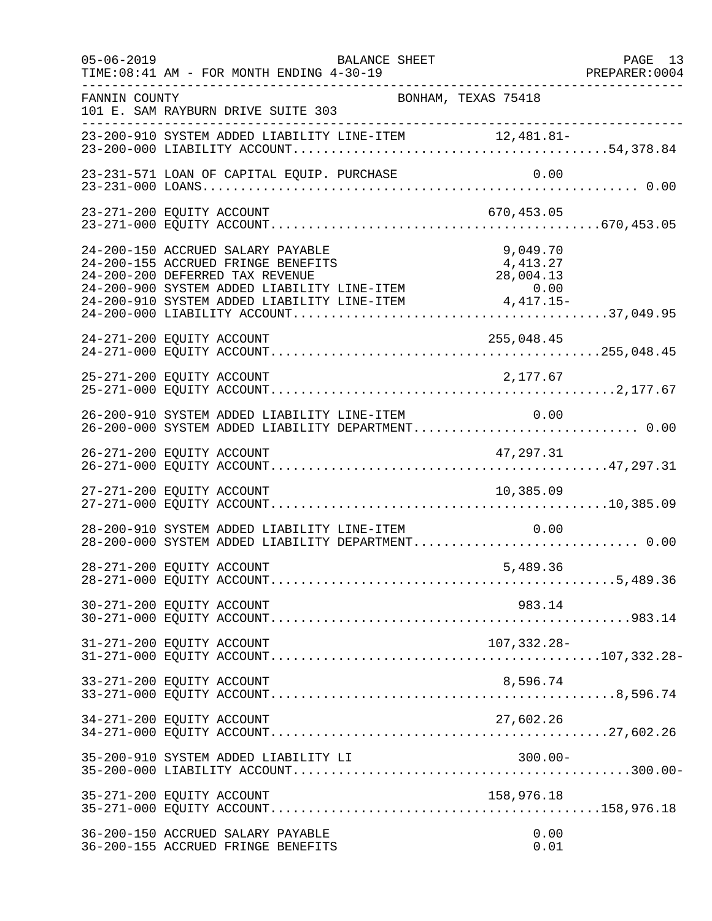05-06-2019 BALANCE SHEET PAGE 13
TIME:08:41 AM - FOR MONTH ENDING 4-30-19 PREPARER:0004

FANNIN COUNTY BONHAM, TEXAS 75418
101 E. SAM RAYBURN DRIVE SUITE 303

```
23-200-910 SYSTEM ADDED LIABILITY LINE-ITEM              12,481.81-
23-200-000 LIABILITY ACCOUNT.........................................54,378.84

23-231-571 LOAN OF CAPITAL EQUIP. PURCHASE                       0.00
23-231-000 LOANS........................................................... 0.00

23-271-200 EQUITY ACCOUNT                                   670,453.05
23-271-000 EQUITY ACCOUNT...........................................670,453.05

24-200-150 ACCRUED SALARY PAYABLE                             9,049.70
24-200-155 ACCRUED FRINGE BENEFITS                            4,413.27
24-200-200 DEFERRED TAX REVENUE                              28,004.13
24-200-900 SYSTEM ADDED LIABILITY LINE-ITEM                       0.00
24-200-910 SYSTEM ADDED LIABILITY LINE-ITEM                   4,417.15-
24-200-000 LIABILITY ACCOUNT.........................................37,049.95

24-271-200 EQUITY ACCOUNT                                   255,048.45
24-271-000 EQUITY ACCOUNT...........................................255,048.45

25-271-200 EQUITY ACCOUNT                                     2,177.67
25-271-000 EQUITY ACCOUNT.............................................2,177.67

26-200-910 SYSTEM ADDED LIABILITY LINE-ITEM                       0.00
26-200-000 SYSTEM ADDED LIABILITY DEPARTMENT............................. 0.00

26-271-200 EQUITY ACCOUNT                                    47,297.31
26-271-000 EQUITY ACCOUNT............................................47,297.31

27-271-200 EQUITY ACCOUNT                                    10,385.09
27-271-000 EQUITY ACCOUNT............................................10,385.09

28-200-910 SYSTEM ADDED LIABILITY LINE-ITEM                       0.00
28-200-000 SYSTEM ADDED LIABILITY DEPARTMENT............................. 0.00

28-271-200 EQUITY ACCOUNT                                     5,489.36
28-271-000 EQUITY ACCOUNT.............................................5,489.36

30-271-200 EQUITY ACCOUNT                                       983.14
30-271-000 EQUITY ACCOUNT...............................................983.14

31-271-200 EQUITY ACCOUNT                                   107,332.28-
31-271-000 EQUITY ACCOUNT...........................................107,332.28-

33-271-200 EQUITY ACCOUNT                                     8,596.74
33-271-000 EQUITY ACCOUNT.............................................8,596.74

34-271-200 EQUITY ACCOUNT                                    27,602.26
34-271-000 EQUITY ACCOUNT............................................27,602.26

35-200-910 SYSTEM ADDED LIABILITY LI                            300.00-
35-200-000 LIABILITY ACCOUNT...............................................300.00-

35-271-200 EQUITY ACCOUNT                                   158,976.18
35-271-000 EQUITY ACCOUNT...........................................158,976.18

36-200-150 ACCRUED SALARY PAYABLE                                 0.00
36-200-155 ACCRUED FRINGE BENEFITS                                0.01
```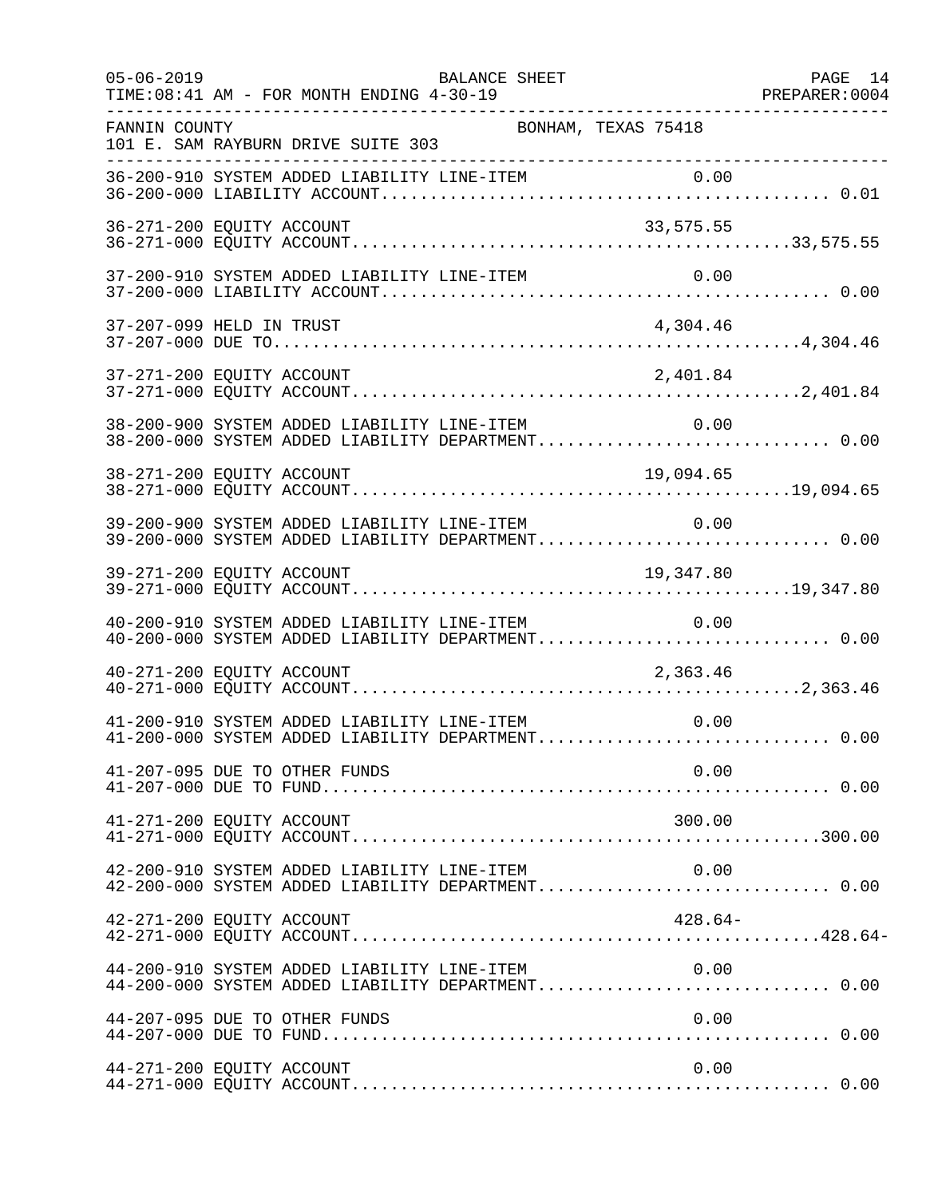FANNIN COUNTY — BONHAM, TEXAS 75418
101 E. SAM RAYBURN DRIVE SUITE 303

| Account | Description | Line-Item Amount | Total |
|---|---|---|---|
| 36-200-910 | SYSTEM ADDED LIABILITY LINE-ITEM | 0.00 | |
| 36-200-000 | LIABILITY ACCOUNT | | 0.01 |
| 36-271-200 | EQUITY ACCOUNT | 33,575.55 | |
| 36-271-000 | EQUITY ACCOUNT | | 33,575.55 |
| 37-200-910 | SYSTEM ADDED LIABILITY LINE-ITEM | 0.00 | |
| 37-200-000 | LIABILITY ACCOUNT | | 0.00 |
| 37-207-099 | HELD IN TRUST | 4,304.46 | |
| 37-207-000 | DUE TO | | 4,304.46 |
| 37-271-200 | EQUITY ACCOUNT | 2,401.84 | |
| 37-271-000 | EQUITY ACCOUNT | | 2,401.84 |
| 38-200-900 | SYSTEM ADDED LIABILITY LINE-ITEM | 0.00 | |
| 38-200-000 | SYSTEM ADDED LIABILITY DEPARTMENT | | 0.00 |
| 38-271-200 | EQUITY ACCOUNT | 19,094.65 | |
| 38-271-000 | EQUITY ACCOUNT | | 19,094.65 |
| 39-200-900 | SYSTEM ADDED LIABILITY LINE-ITEM | 0.00 | |
| 39-200-000 | SYSTEM ADDED LIABILITY DEPARTMENT | | 0.00 |
| 39-271-200 | EQUITY ACCOUNT | 19,347.80 | |
| 39-271-000 | EQUITY ACCOUNT | | 19,347.80 |
| 40-200-910 | SYSTEM ADDED LIABILITY LINE-ITEM | 0.00 | |
| 40-200-000 | SYSTEM ADDED LIABILITY DEPARTMENT | | 0.00 |
| 40-271-200 | EQUITY ACCOUNT | 2,363.46 | |
| 40-271-000 | EQUITY ACCOUNT | | 2,363.46 |
| 41-200-910 | SYSTEM ADDED LIABILITY LINE-ITEM | 0.00 | |
| 41-200-000 | SYSTEM ADDED LIABILITY DEPARTMENT | | 0.00 |
| 41-207-095 | DUE TO OTHER FUNDS | 0.00 | |
| 41-207-000 | DUE TO FUND | | 0.00 |
| 41-271-200 | EQUITY ACCOUNT | 300.00 | |
| 41-271-000 | EQUITY ACCOUNT | | 300.00 |
| 42-200-910 | SYSTEM ADDED LIABILITY LINE-ITEM | 0.00 | |
| 42-200-000 | SYSTEM ADDED LIABILITY DEPARTMENT | | 0.00 |
| 42-271-200 | EQUITY ACCOUNT | 428.64- | |
| 42-271-000 | EQUITY ACCOUNT | | 428.64- |
| 44-200-910 | SYSTEM ADDED LIABILITY LINE-ITEM | 0.00 | |
| 44-200-000 | SYSTEM ADDED LIABILITY DEPARTMENT | | 0.00 |
| 44-207-095 | DUE TO OTHER FUNDS | 0.00 | |
| 44-207-000 | DUE TO FUND | | 0.00 |
| 44-271-200 | EQUITY ACCOUNT | 0.00 | |
| 44-271-000 | EQUITY ACCOUNT | | 0.00 |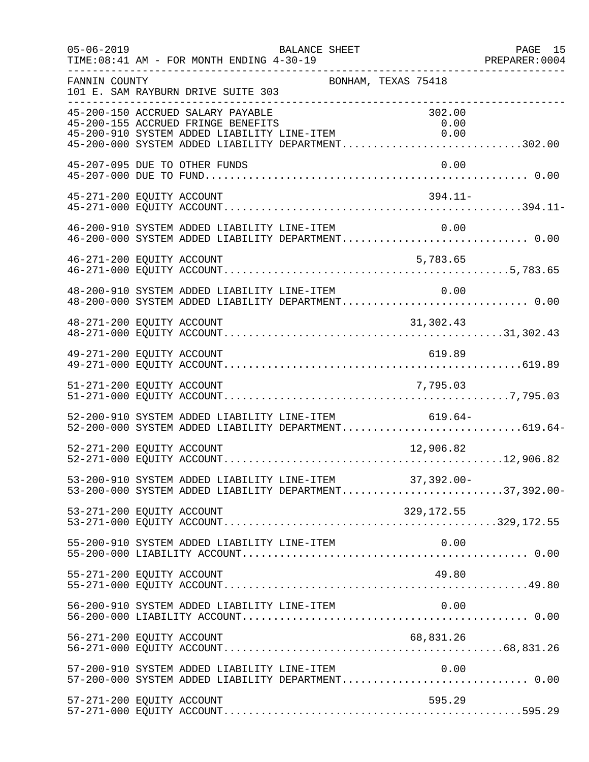FANNIN COUNTY    BONHAM, TEXAS 75418
101 E. SAM RAYBURN DRIVE SUITE 303

```
45-200-150 ACCRUED SALARY PAYABLE                         302.00
45-200-155 ACCRUED FRINGE BENEFITS                          0.00
45-200-910 SYSTEM ADDED LIABILITY LINE-ITEM                 0.00
45-200-000 SYSTEM ADDED LIABILITY DEPARTMENT............................302.00

45-207-095 DUE TO OTHER FUNDS                               0.00
45-207-000 DUE TO FUND.................................................. 0.00

45-271-200 EQUITY ACCOUNT                                 394.11-
45-271-000 EQUITY ACCOUNT...............................................394.11-

46-200-910 SYSTEM ADDED LIABILITY LINE-ITEM                 0.00
46-200-000 SYSTEM ADDED LIABILITY DEPARTMENT............................ 0.00

46-271-200 EQUITY ACCOUNT                               5,783.65
46-271-000 EQUITY ACCOUNT.............................................5,783.65

48-200-910 SYSTEM ADDED LIABILITY LINE-ITEM                 0.00
48-200-000 SYSTEM ADDED LIABILITY DEPARTMENT............................ 0.00

48-271-200 EQUITY ACCOUNT                              31,302.43
48-271-000 EQUITY ACCOUNT............................................31,302.43

49-271-200 EQUITY ACCOUNT                                 619.89
49-271-000 EQUITY ACCOUNT...............................................619.89

51-271-200 EQUITY ACCOUNT                               7,795.03
51-271-000 EQUITY ACCOUNT.............................................7,795.03

52-200-910 SYSTEM ADDED LIABILITY LINE-ITEM               619.64-
52-200-000 SYSTEM ADDED LIABILITY DEPARTMENT............................619.64-

52-271-200 EQUITY ACCOUNT                              12,906.82
52-271-000 EQUITY ACCOUNT............................................12,906.82

53-200-910 SYSTEM ADDED LIABILITY LINE-ITEM            37,392.00-
53-200-000 SYSTEM ADDED LIABILITY DEPARTMENT.........................37,392.00-

53-271-200 EQUITY ACCOUNT                             329,172.55
53-271-000 EQUITY ACCOUNT...........................................329,172.55

55-200-910 SYSTEM ADDED LIABILITY LINE-ITEM                 0.00
55-200-000 LIABILITY ACCOUNT............................................ 0.00

55-271-200 EQUITY ACCOUNT                                  49.80
55-271-000 EQUITY ACCOUNT................................................49.80

56-200-910 SYSTEM ADDED LIABILITY LINE-ITEM                 0.00
56-200-000 LIABILITY ACCOUNT............................................ 0.00

56-271-200 EQUITY ACCOUNT                              68,831.26
56-271-000 EQUITY ACCOUNT............................................68,831.26

57-200-910 SYSTEM ADDED LIABILITY LINE-ITEM                 0.00
57-200-000 SYSTEM ADDED LIABILITY DEPARTMENT............................ 0.00

57-271-200 EQUITY ACCOUNT                                 595.29
57-271-000 EQUITY ACCOUNT...............................................595.29
```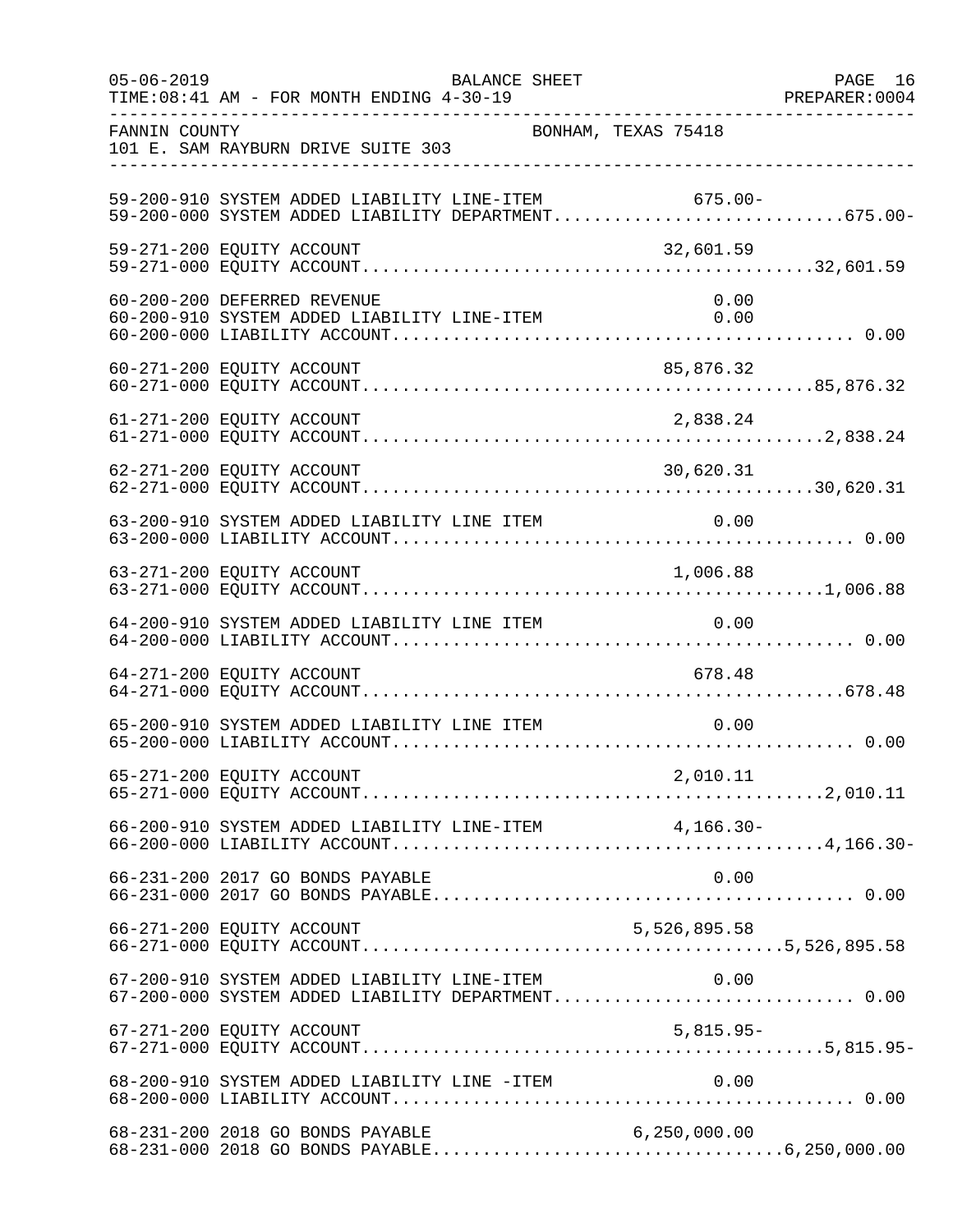FANNIN COUNTY BONHAM, TEXAS 75418

101 E. SAM RAYBURN DRIVE SUITE 303

| Account | Line Item | Total |
|---|---|---|
| 59-200-910 SYSTEM ADDED LIABILITY LINE-ITEM | 675.00- | |
| 59-200-000 SYSTEM ADDED LIABILITY DEPARTMENT | | 675.00- |
| 59-271-200 EQUITY ACCOUNT | 32,601.59 | |
| 59-271-000 EQUITY ACCOUNT | | 32,601.59 |
| 60-200-200 DEFERRED REVENUE | 0.00 | |
| 60-200-910 SYSTEM ADDED LIABILITY LINE-ITEM | 0.00 | |
| 60-200-000 LIABILITY ACCOUNT | | 0.00 |
| 60-271-200 EQUITY ACCOUNT | 85,876.32 | |
| 60-271-000 EQUITY ACCOUNT | | 85,876.32 |
| 61-271-200 EQUITY ACCOUNT | 2,838.24 | |
| 61-271-000 EQUITY ACCOUNT | | 2,838.24 |
| 62-271-200 EQUITY ACCOUNT | 30,620.31 | |
| 62-271-000 EQUITY ACCOUNT | | 30,620.31 |
| 63-200-910 SYSTEM ADDED LIABILITY LINE ITEM | 0.00 | |
| 63-200-000 LIABILITY ACCOUNT | | 0.00 |
| 63-271-200 EQUITY ACCOUNT | 1,006.88 | |
| 63-271-000 EQUITY ACCOUNT | | 1,006.88 |
| 64-200-910 SYSTEM ADDED LIABILITY LINE ITEM | 0.00 | |
| 64-200-000 LIABILITY ACCOUNT | | 0.00 |
| 64-271-200 EQUITY ACCOUNT | 678.48 | |
| 64-271-000 EQUITY ACCOUNT | | 678.48 |
| 65-200-910 SYSTEM ADDED LIABILITY LINE ITEM | 0.00 | |
| 65-200-000 LIABILITY ACCOUNT | | 0.00 |
| 65-271-200 EQUITY ACCOUNT | 2,010.11 | |
| 65-271-000 EQUITY ACCOUNT | | 2,010.11 |
| 66-200-910 SYSTEM ADDED LIABILITY LINE-ITEM | 4,166.30- | |
| 66-200-000 LIABILITY ACCOUNT | | 4,166.30- |
| 66-231-200 2017 GO BONDS PAYABLE | 0.00 | |
| 66-231-000 2017 GO BONDS PAYABLE | | 0.00 |
| 66-271-200 EQUITY ACCOUNT | 5,526,895.58 | |
| 66-271-000 EQUITY ACCOUNT | | 5,526,895.58 |
| 67-200-910 SYSTEM ADDED LIABILITY LINE-ITEM | 0.00 | |
| 67-200-000 SYSTEM ADDED LIABILITY DEPARTMENT | | 0.00 |
| 67-271-200 EQUITY ACCOUNT | 5,815.95- | |
| 67-271-000 EQUITY ACCOUNT | | 5,815.95- |
| 68-200-910 SYSTEM ADDED LIABILITY LINE -ITEM | 0.00 | |
| 68-200-000 LIABILITY ACCOUNT | | 0.00 |
| 68-231-200 2018 GO BONDS PAYABLE | 6,250,000.00 | |
| 68-231-000 2018 GO BONDS PAYABLE | | 6,250,000.00 |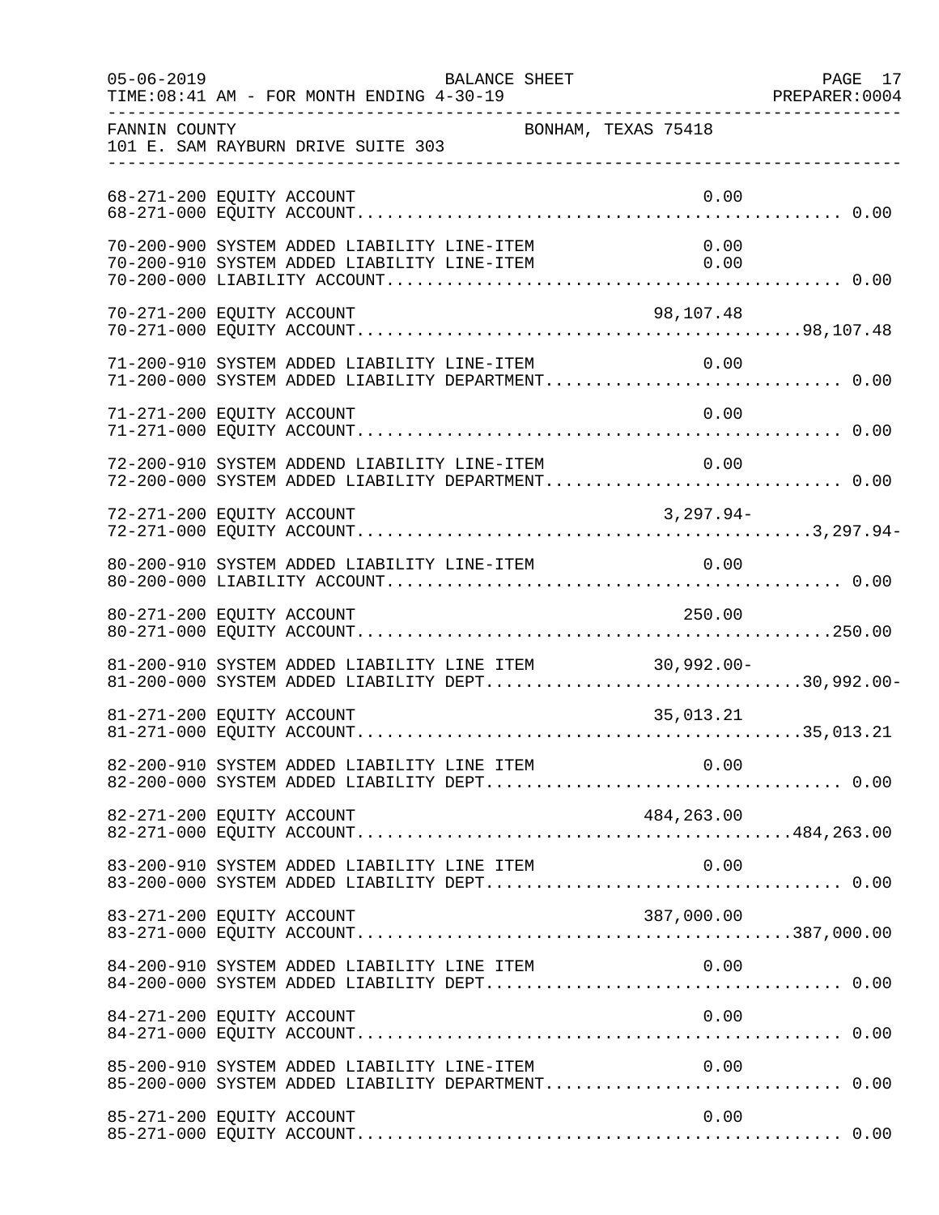FANNIN COUNTY BONHAM, TEXAS 75418
101 E. SAM RAYBURN DRIVE SUITE 303

| Account | Description | Line Amount | Total |
|---|---|---|---|
| 68-271-200 | EQUITY ACCOUNT | 0.00 | |
| 68-271-000 | EQUITY ACCOUNT | | 0.00 |
| 70-200-900 | SYSTEM ADDED LIABILITY LINE-ITEM | 0.00 | |
| 70-200-910 | SYSTEM ADDED LIABILITY LINE-ITEM | 0.00 | |
| 70-200-000 | LIABILITY ACCOUNT | | 0.00 |
| 70-271-200 | EQUITY ACCOUNT | 98,107.48 | |
| 70-271-000 | EQUITY ACCOUNT | | 98,107.48 |
| 71-200-910 | SYSTEM ADDED LIABILITY LINE-ITEM | 0.00 | |
| 71-200-000 | SYSTEM ADDED LIABILITY DEPARTMENT | | 0.00 |
| 71-271-200 | EQUITY ACCOUNT | 0.00 | |
| 71-271-000 | EQUITY ACCOUNT | | 0.00 |
| 72-200-910 | SYSTEM ADDEND LIABILITY LINE-ITEM | 0.00 | |
| 72-200-000 | SYSTEM ADDED LIABILITY DEPARTMENT | | 0.00 |
| 72-271-200 | EQUITY ACCOUNT | 3,297.94- | |
| 72-271-000 | EQUITY ACCOUNT | | 3,297.94- |
| 80-200-910 | SYSTEM ADDED LIABILITY LINE-ITEM | 0.00 | |
| 80-200-000 | LIABILITY ACCOUNT | | 0.00 |
| 80-271-200 | EQUITY ACCOUNT | 250.00 | |
| 80-271-000 | EQUITY ACCOUNT | | 250.00 |
| 81-200-910 | SYSTEM ADDED LIABILITY LINE ITEM | 30,992.00- | |
| 81-200-000 | SYSTEM ADDED LIABILITY DEPT | | 30,992.00- |
| 81-271-200 | EQUITY ACCOUNT | 35,013.21 | |
| 81-271-000 | EQUITY ACCOUNT | | 35,013.21 |
| 82-200-910 | SYSTEM ADDED LIABILITY LINE ITEM | 0.00 | |
| 82-200-000 | SYSTEM ADDED LIABILITY DEPT | | 0.00 |
| 82-271-200 | EQUITY ACCOUNT | 484,263.00 | |
| 82-271-000 | EQUITY ACCOUNT | | 484,263.00 |
| 83-200-910 | SYSTEM ADDED LIABILITY LINE ITEM | 0.00 | |
| 83-200-000 | SYSTEM ADDED LIABILITY DEPT | | 0.00 |
| 83-271-200 | EQUITY ACCOUNT | 387,000.00 | |
| 83-271-000 | EQUITY ACCOUNT | | 387,000.00 |
| 84-200-910 | SYSTEM ADDED LIABILITY LINE ITEM | 0.00 | |
| 84-200-000 | SYSTEM ADDED LIABILITY DEPT | | 0.00 |
| 84-271-200 | EQUITY ACCOUNT | 0.00 | |
| 84-271-000 | EQUITY ACCOUNT | | 0.00 |
| 85-200-910 | SYSTEM ADDED LIABILITY LINE-ITEM | 0.00 | |
| 85-200-000 | SYSTEM ADDED LIABILITY DEPARTMENT | | 0.00 |
| 85-271-200 | EQUITY ACCOUNT | 0.00 | |
| 85-271-000 | EQUITY ACCOUNT | | 0.00 |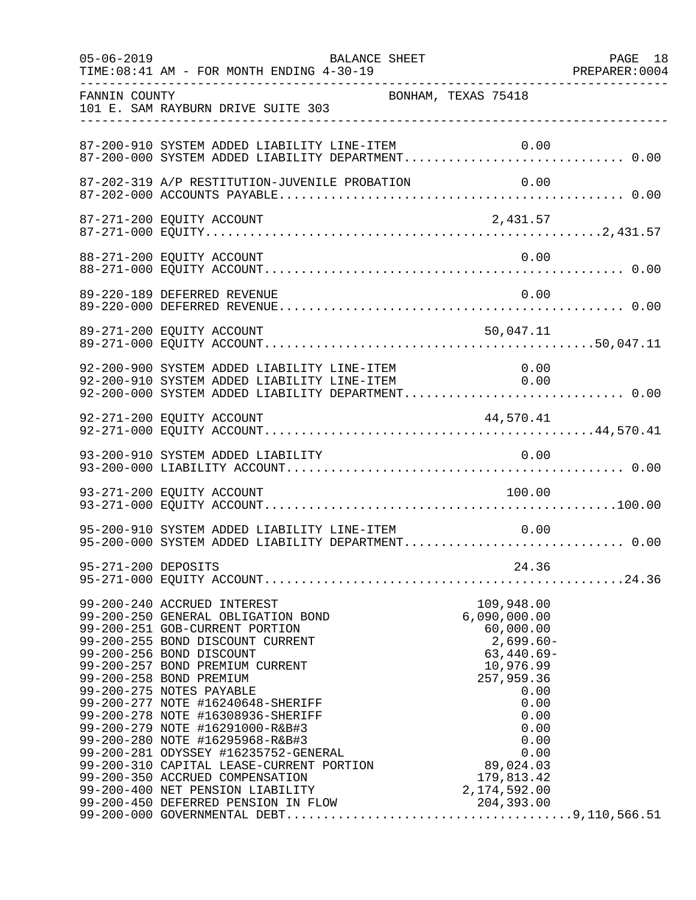FANNIN COUNTY BONHAM, TEXAS 75418
101 E. SAM RAYBURN DRIVE SUITE 303

| Account | Description | Line Item | Total |
|---|---|---|---|
| 87-200-910 | SYSTEM ADDED LIABILITY LINE-ITEM | 0.00 | |
| 87-200-000 | SYSTEM ADDED LIABILITY DEPARTMENT | | 0.00 |
| 87-202-319 | A/P RESTITUTION-JUVENILE PROBATION | 0.00 | |
| 87-202-000 | ACCOUNTS PAYABLE | | 0.00 |
| 87-271-200 | EQUITY ACCOUNT | 2,431.57 | |
| 87-271-000 | EQUITY | | 2,431.57 |
| 88-271-200 | EQUITY ACCOUNT | 0.00 | |
| 88-271-000 | EQUITY ACCOUNT | | 0.00 |
| 89-220-189 | DEFERRED REVENUE | 0.00 | |
| 89-220-000 | DEFERRED REVENUE | | 0.00 |
| 89-271-200 | EQUITY ACCOUNT | 50,047.11 | |
| 89-271-000 | EQUITY ACCOUNT | | 50,047.11 |
| 92-200-900 | SYSTEM ADDED LIABILITY LINE-ITEM | 0.00 | |
| 92-200-910 | SYSTEM ADDED LIABILITY LINE-ITEM | 0.00 | |
| 92-200-000 | SYSTEM ADDED LIABILITY DEPARTMENT | | 0.00 |
| 92-271-200 | EQUITY ACCOUNT | 44,570.41 | |
| 92-271-000 | EQUITY ACCOUNT | | 44,570.41 |
| 93-200-910 | SYSTEM ADDED LIABILITY | 0.00 | |
| 93-200-000 | LIABILITY ACCOUNT | | 0.00 |
| 93-271-200 | EQUITY ACCOUNT | 100.00 | |
| 93-271-000 | EQUITY ACCOUNT | | 100.00 |
| 95-200-910 | SYSTEM ADDED LIABILITY LINE-ITEM | 0.00 | |
| 95-200-000 | SYSTEM ADDED LIABILITY DEPARTMENT | | 0.00 |
| 95-271-200 | DEPOSITS | 24.36 | |
| 95-271-000 | EQUITY ACCOUNT | | 24.36 |
| 99-200-240 | ACCRUED INTEREST | 109,948.00 | |
| 99-200-250 | GENERAL OBLIGATION BOND | 6,090,000.00 | |
| 99-200-251 | GOB-CURRENT PORTION | 60,000.00 | |
| 99-200-255 | BOND DISCOUNT CURRENT | 2,699.60- | |
| 99-200-256 | BOND DISCOUNT | 63,440.69- | |
| 99-200-257 | BOND PREMIUM CURRENT | 10,976.99 | |
| 99-200-258 | BOND PREMIUM | 257,959.36 | |
| 99-200-275 | NOTES PAYABLE | 0.00 | |
| 99-200-277 | NOTE #16240648-SHERIFF | 0.00 | |
| 99-200-278 | NOTE #16308936-SHERIFF | 0.00 | |
| 99-200-279 | NOTE #16291000-R&B#3 | 0.00 | |
| 99-200-280 | NOTE #16295968-R&B#3 | 0.00 | |
| 99-200-281 | ODYSSEY #16235752-GENERAL | 0.00 | |
| 99-200-310 | CAPITAL LEASE-CURRENT PORTION | 89,024.03 | |
| 99-200-350 | ACCRUED COMPENSATION | 179,813.42 | |
| 99-200-400 | NET PENSION LIABILITY | 2,174,592.00 | |
| 99-200-450 | DEFERRED PENSION IN FLOW | 204,393.00 | |
| 99-200-000 | GOVERNMENTAL DEBT | | 9,110,566.51 |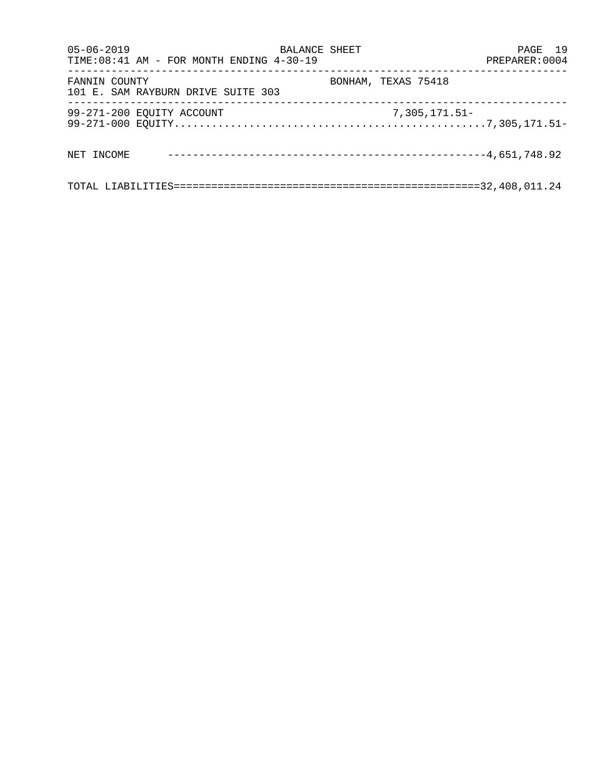05-06-2019 BALANCE SHEET
TIME:08:41 AM - FOR MONTH ENDING 4-30-19 PREPARER:0004

FANNIN COUNTY BONHAM, TEXAS 75418
101 E. SAM RAYBURN DRIVE SUITE 303

| | | |
|---|---|---|
| 99-271-200 EQUITY ACCOUNT | 7,305,171.51- | |
| 99-271-000 EQUITY | | 7,305,171.51- |
| NET INCOME | | -4,651,748.92 |
| TOTAL LIABILITIES | | 32,408,011.24 |